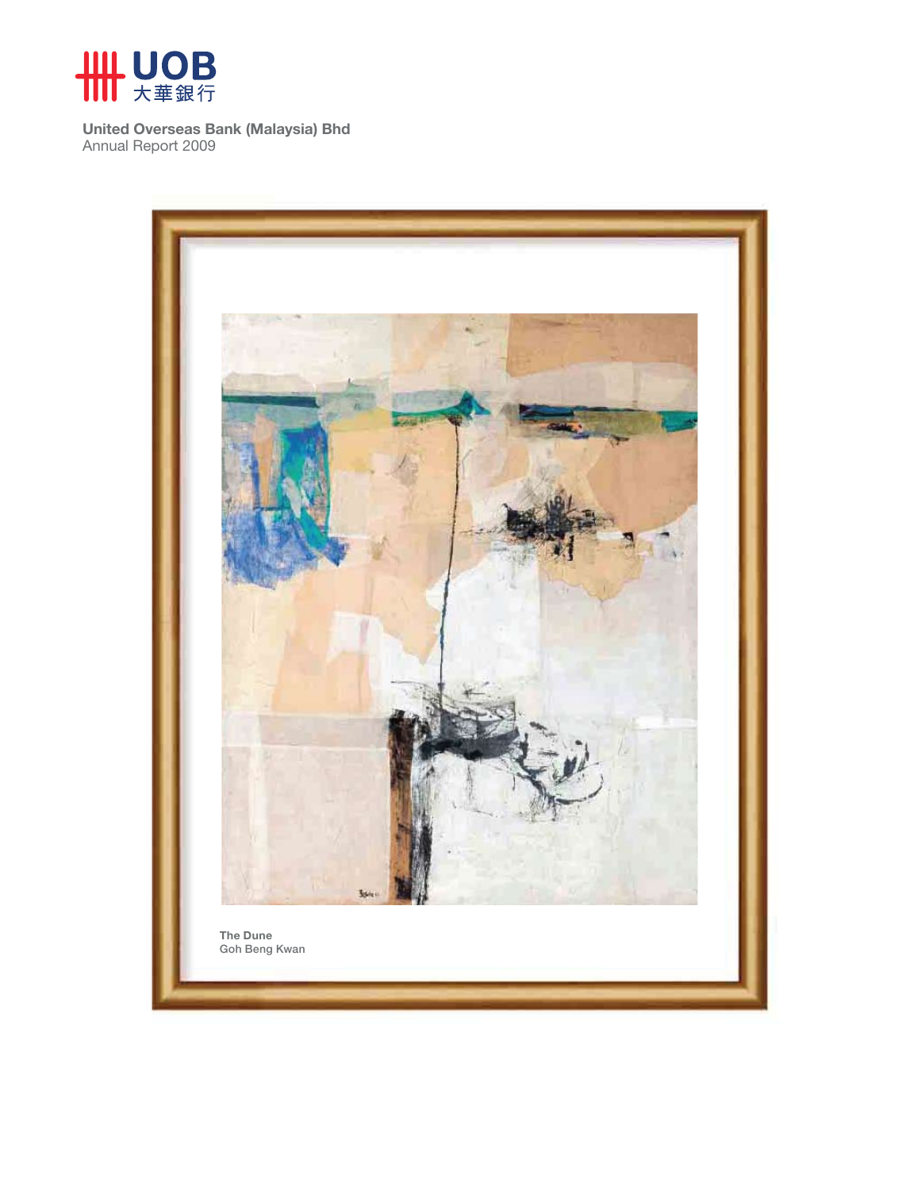UOB 大華銀行

**United Overseas Bank (Malaysia) Bhd**
Annual Report 2009

**The Dune**
Goh Beng Kwan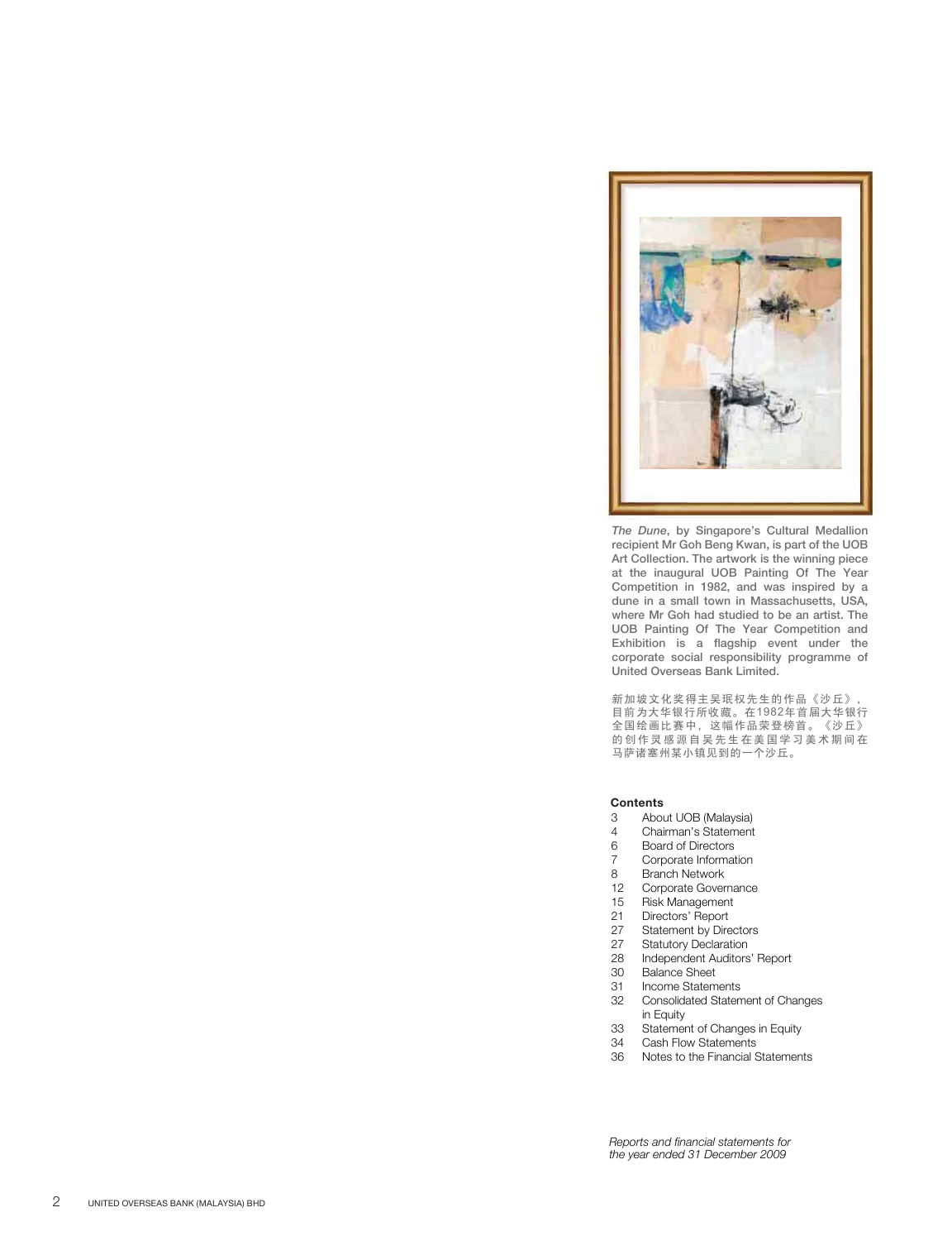*The Dune*, by Singapore's Cultural Medallion recipient Mr Goh Beng Kwan, is part of the UOB Art Collection. The artwork is the winning piece at the inaugural UOB Painting Of The Year Competition in 1982, and was inspired by a dune in a small town in Massachusetts, USA, where Mr Goh had studied to be an artist. The UOB Painting Of The Year Competition and Exhibition is a flagship event under the corporate social responsibility programme of United Overseas Bank Limited.

新加坡文化奖得主吴珉权先生的作品《沙丘》，目前为大华银行所收藏。在1982年首届大华银行全国绘画比赛中，这幅作品荣登榜首。《沙丘》的创作灵感源自吴先生在美国学习美术期间在马萨诸塞州某小镇见到的一个沙丘。

**Contents**

| | |
|---|---|
| 3 | About UOB (Malaysia) |
| 4 | Chairman's Statement |
| 6 | Board of Directors |
| 7 | Corporate Information |
| 8 | Branch Network |
| 12 | Corporate Governance |
| 15 | Risk Management |
| 21 | Directors' Report |
| 27 | Statement by Directors |
| 27 | Statutory Declaration |
| 28 | Independent Auditors' Report |
| 30 | Balance Sheet |
| 31 | Income Statements |
| 32 | Consolidated Statement of Changes in Equity |
| 33 | Statement of Changes in Equity |
| 34 | Cash Flow Statements |
| 36 | Notes to the Financial Statements |

*Reports and financial statements for the year ended 31 December 2009*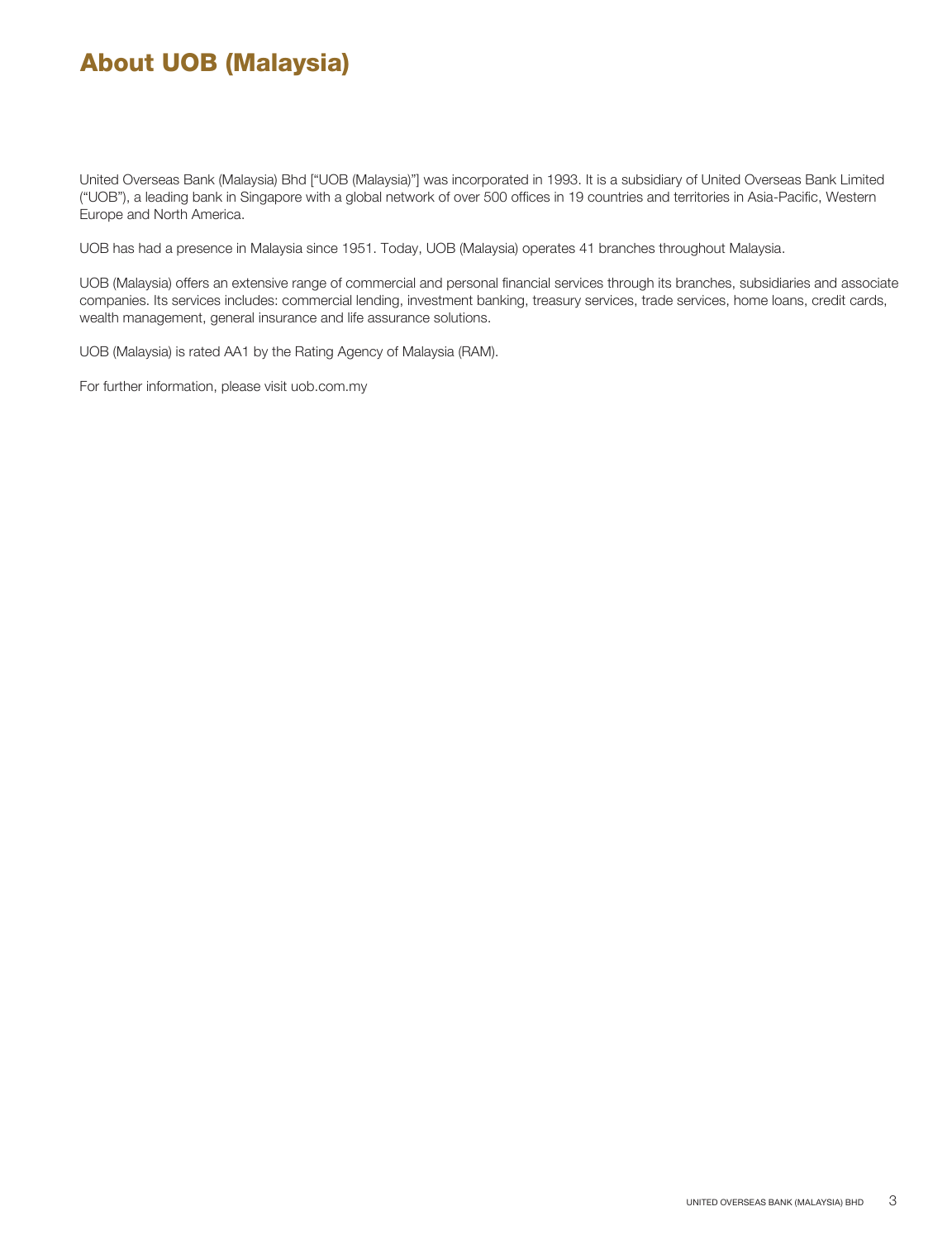# About UOB (Malaysia)

United Overseas Bank (Malaysia) Bhd ["UOB (Malaysia)"] was incorporated in 1993. It is a subsidiary of United Overseas Bank Limited ("UOB"), a leading bank in Singapore with a global network of over 500 offices in 19 countries and territories in Asia-Pacific, Western Europe and North America.

UOB has had a presence in Malaysia since 1951. Today, UOB (Malaysia) operates 41 branches throughout Malaysia.

UOB (Malaysia) offers an extensive range of commercial and personal financial services through its branches, subsidiaries and associate companies. Its services includes: commercial lending, investment banking, treasury services, trade services, home loans, credit cards, wealth management, general insurance and life assurance solutions.

UOB (Malaysia) is rated AA1 by the Rating Agency of Malaysia (RAM).

For further information, please visit uob.com.my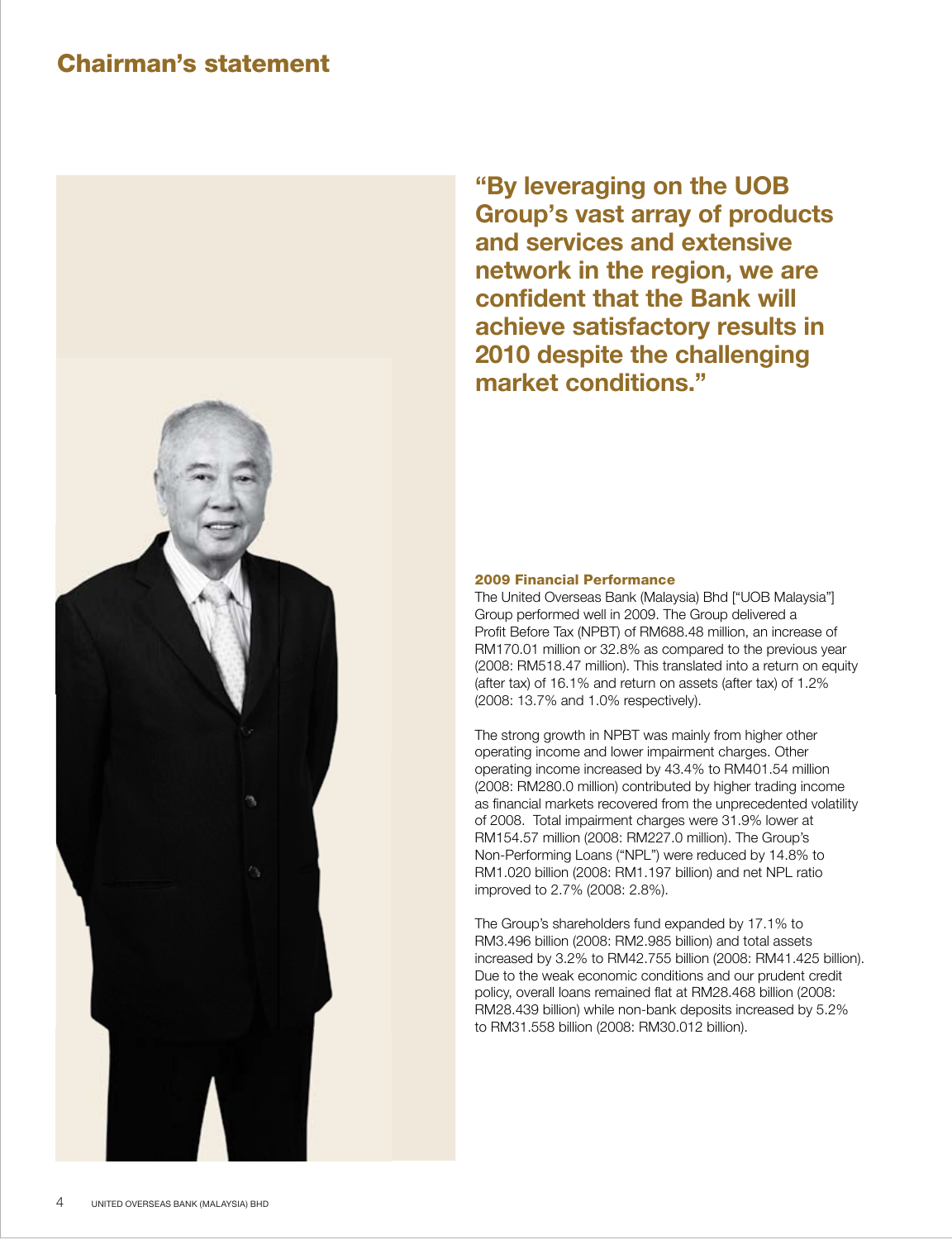# Chairman's statement

**"By leveraging on the UOB Group's vast array of products and services and extensive network in the region, we are confident that the Bank will achieve satisfactory results in 2010 despite the challenging market conditions."**

### 2009 Financial Performance

The United Overseas Bank (Malaysia) Bhd ["UOB Malaysia"] Group performed well in 2009. The Group delivered a Profit Before Tax (NPBT) of RM688.48 million, an increase of RM170.01 million or 32.8% as compared to the previous year (2008: RM518.47 million). This translated into a return on equity (after tax) of 16.1% and return on assets (after tax) of 1.2% (2008: 13.7% and 1.0% respectively).

The strong growth in NPBT was mainly from higher other operating income and lower impairment charges. Other operating income increased by 43.4% to RM401.54 million (2008: RM280.0 million) contributed by higher trading income as financial markets recovered from the unprecedented volatility of 2008. Total impairment charges were 31.9% lower at RM154.57 million (2008: RM227.0 million). The Group's Non-Performing Loans ("NPL") were reduced by 14.8% to RM1.020 billion (2008: RM1.197 billion) and net NPL ratio improved to 2.7% (2008: 2.8%).

The Group's shareholders fund expanded by 17.1% to RM3.496 billion (2008: RM2.985 billion) and total assets increased by 3.2% to RM42.755 billion (2008: RM41.425 billion). Due to the weak economic conditions and our prudent credit policy, overall loans remained flat at RM28.468 billion (2008: RM28.439 billion) while non-bank deposits increased by 5.2% to RM31.558 billion (2008: RM30.012 billion).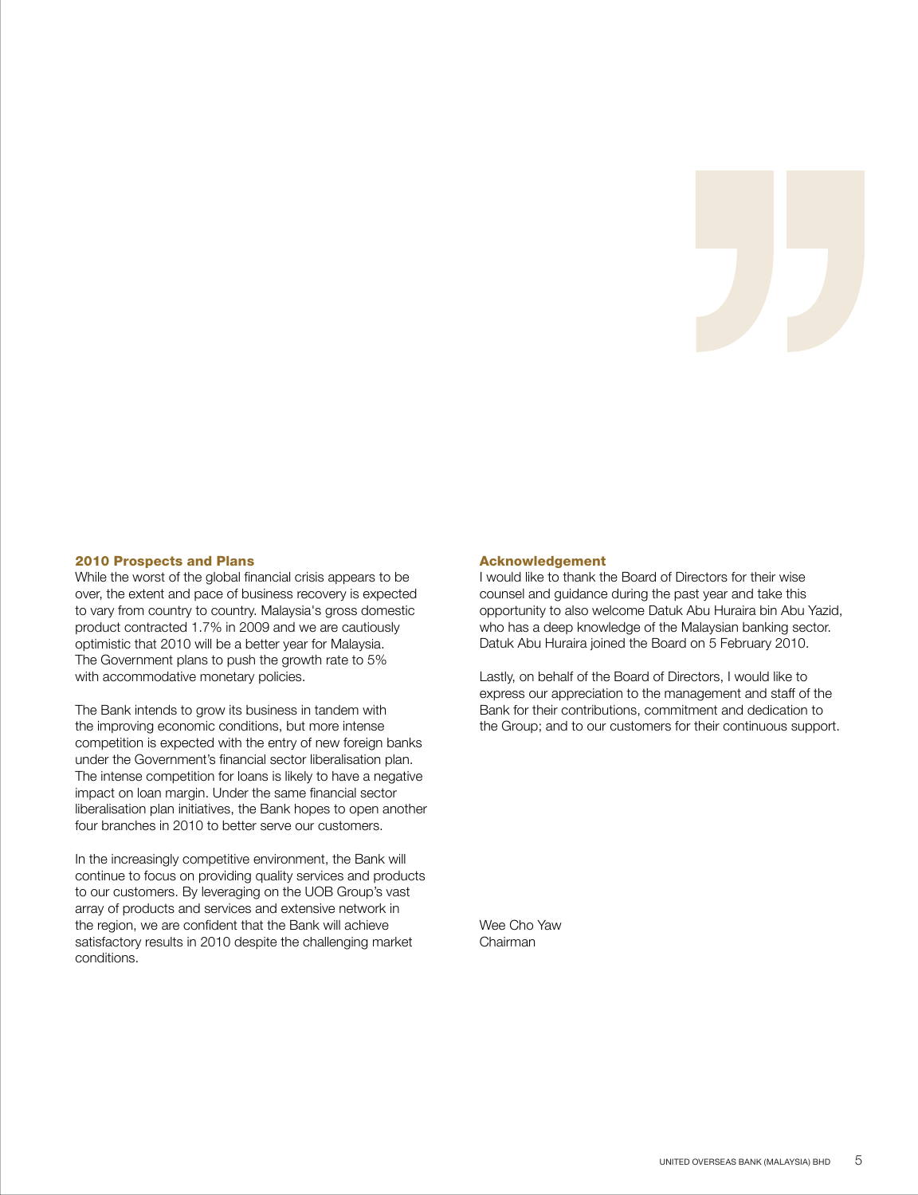## 2010 Prospects and Plans

While the worst of the global financial crisis appears to be over, the extent and pace of business recovery is expected to vary from country to country. Malaysia's gross domestic product contracted 1.7% in 2009 and we are cautiously optimistic that 2010 will be a better year for Malaysia. The Government plans to push the growth rate to 5% with accommodative monetary policies.

The Bank intends to grow its business in tandem with the improving economic conditions, but more intense competition is expected with the entry of new foreign banks under the Government's financial sector liberalisation plan. The intense competition for loans is likely to have a negative impact on loan margin. Under the same financial sector liberalisation plan initiatives, the Bank hopes to open another four branches in 2010 to better serve our customers.

In the increasingly competitive environment, the Bank will continue to focus on providing quality services and products to our customers. By leveraging on the UOB Group's vast array of products and services and extensive network in the region, we are confident that the Bank will achieve satisfactory results in 2010 despite the challenging market conditions.

## Acknowledgement

I would like to thank the Board of Directors for their wise counsel and guidance during the past year and take this opportunity to also welcome Datuk Abu Huraira bin Abu Yazid, who has a deep knowledge of the Malaysian banking sector. Datuk Abu Huraira joined the Board on 5 February 2010.

Lastly, on behalf of the Board of Directors, I would like to express our appreciation to the management and staff of the Bank for their contributions, commitment and dedication to the Group; and to our customers for their continuous support.

Wee Cho Yaw
Chairman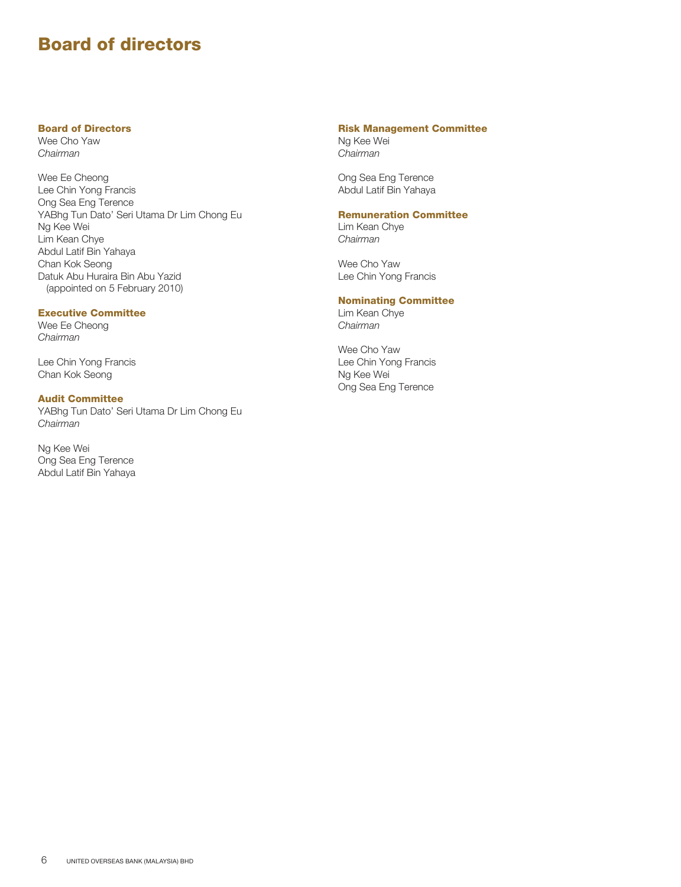# Board of directors

### Board of Directors

Wee Cho Yaw
*Chairman*

Wee Ee Cheong
Lee Chin Yong Francis
Ong Sea Eng Terence
YABhg Tun Dato' Seri Utama Dr Lim Chong Eu
Ng Kee Wei
Lim Kean Chye
Abdul Latif Bin Yahaya
Chan Kok Seong
Datuk Abu Huraira Bin Abu Yazid
(appointed on 5 February 2010)

### Executive Committee

Wee Ee Cheong
*Chairman*

Lee Chin Yong Francis
Chan Kok Seong

### Audit Committee

YABhg Tun Dato' Seri Utama Dr Lim Chong Eu
*Chairman*

Ng Kee Wei
Ong Sea Eng Terence
Abdul Latif Bin Yahaya

### Risk Management Committee

Ng Kee Wei
*Chairman*

Ong Sea Eng Terence
Abdul Latif Bin Yahaya

### Remuneration Committee

Lim Kean Chye
*Chairman*

Wee Cho Yaw
Lee Chin Yong Francis

### Nominating Committee

Lim Kean Chye
*Chairman*

Wee Cho Yaw
Lee Chin Yong Francis
Ng Kee Wei
Ong Sea Eng Terence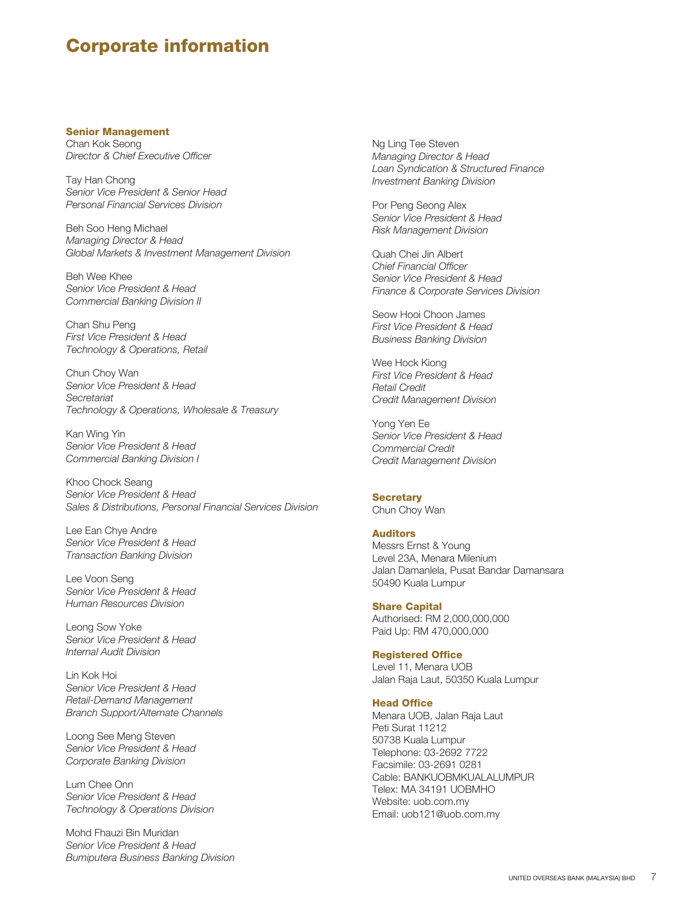# Corporate information

### Senior Management

Chan Kok Seong
*Director & Chief Executive Officer*

Tay Han Chong
*Senior Vice President & Senior Head*
*Personal Financial Services Division*

Beh Soo Heng Michael
*Managing Director & Head*
*Global Markets & Investment Management Division*

Beh Wee Khee
*Senior Vice President & Head*
*Commercial Banking Division II*

Chan Shu Peng
*First Vice President & Head*
*Technology & Operations, Retail*

Chun Choy Wan
*Senior Vice President & Head*
*Secretariat*
*Technology & Operations, Wholesale & Treasury*

Kan Wing Yin
*Senior Vice President & Head*
*Commercial Banking Division I*

Khoo Chock Seang
*Senior Vice President & Head*
*Sales & Distributions, Personal Financial Services Division*

Lee Ean Chye Andre
*Senior Vice President & Head*
*Transaction Banking Division*

Lee Voon Seng
*Senior Vice President & Head*
*Human Resources Division*

Leong Sow Yoke
*Senior Vice President & Head*
*Internal Audit Division*

Lin Kok Hoi
*Senior Vice President & Head*
*Retail-Demand Management*
*Branch Support/Alternate Channels*

Loong See Meng Steven
*Senior Vice President & Head*
*Corporate Banking Division*

Lum Chee Onn
*Senior Vice President & Head*
*Technology & Operations Division*

Mohd Fhauzi Bin Muridan
*Senior Vice President & Head*
*Bumiputera Business Banking Division*

Ng Ling Tee Steven
*Managing Director & Head*
*Loan Syndication & Structured Finance*
*Investment Banking Division*

Por Peng Seong Alex
*Senior Vice President & Head*
*Risk Management Division*

Quah Chei Jin Albert
*Chief Financial Officer*
*Senior Vice President & Head*
*Finance & Corporate Services Division*

Seow Hooi Choon James
*First Vice President & Head*
*Business Banking Division*

Wee Hock Kiong
*First Vice President & Head*
*Retail Credit*
*Credit Management Division*

Yong Yen Ee
*Senior Vice President & Head*
*Commercial Credit*
*Credit Management Division*

### Secretary

Chun Choy Wan

### Auditors

Messrs Ernst & Young
Level 23A, Menara Milenium
Jalan Damanlela, Pusat Bandar Damansara
50490 Kuala Lumpur

### Share Capital

Authorised: RM 2,000,000,000
Paid Up: RM 470,000,000

### Registered Office

Level 11, Menara UOB
Jalan Raja Laut, 50350 Kuala Lumpur

### Head Office

Menara UOB, Jalan Raja Laut
Peti Surat 11212
50738 Kuala Lumpur
Telephone: 03-2692 7722
Facsimile: 03-2691 0281
Cable: BANKUOBMKUALALUMPUR
Telex: MA 34191 UOBMHO
Website: uob.com.my
Email: uob121@uob.com.my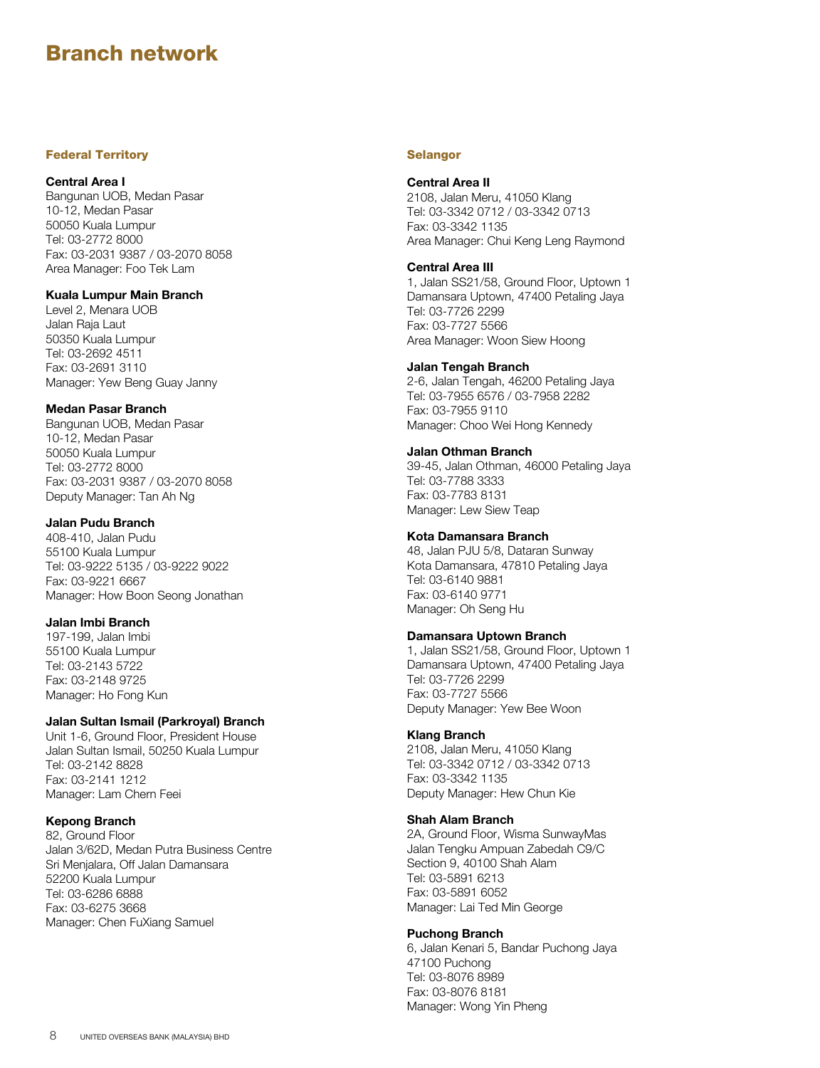# Branch network

## Federal Territory

**Central Area I**
Bangunan UOB, Medan Pasar
10-12, Medan Pasar
50050 Kuala Lumpur
Tel: 03-2772 8000
Fax: 03-2031 9387 / 03-2070 8058
Area Manager: Foo Tek Lam

**Kuala Lumpur Main Branch**
Level 2, Menara UOB
Jalan Raja Laut
50350 Kuala Lumpur
Tel: 03-2692 4511
Fax: 03-2691 3110
Manager: Yew Beng Guay Janny

**Medan Pasar Branch**
Bangunan UOB, Medan Pasar
10-12, Medan Pasar
50050 Kuala Lumpur
Tel: 03-2772 8000
Fax: 03-2031 9387 / 03-2070 8058
Deputy Manager: Tan Ah Ng

**Jalan Pudu Branch**
408-410, Jalan Pudu
55100 Kuala Lumpur
Tel: 03-9222 5135 / 03-9222 9022
Fax: 03-9221 6667
Manager: How Boon Seong Jonathan

**Jalan Imbi Branch**
197-199, Jalan Imbi
55100 Kuala Lumpur
Tel: 03-2143 5722
Fax: 03-2148 9725
Manager: Ho Fong Kun

**Jalan Sultan Ismail (Parkroyal) Branch**
Unit 1-6, Ground Floor, President House
Jalan Sultan Ismail, 50250 Kuala Lumpur
Tel: 03-2142 8828
Fax: 03-2141 1212
Manager: Lam Chern Feei

**Kepong Branch**
82, Ground Floor
Jalan 3/62D, Medan Putra Business Centre
Sri Menjalara, Off Jalan Damansara
52200 Kuala Lumpur
Tel: 03-6286 6888
Fax: 03-6275 3668
Manager: Chen FuXiang Samuel

## Selangor

**Central Area II**
2108, Jalan Meru, 41050 Klang
Tel: 03-3342 0712 / 03-3342 0713
Fax: 03-3342 1135
Area Manager: Chui Keng Leng Raymond

**Central Area III**
1, Jalan SS21/58, Ground Floor, Uptown 1
Damansara Uptown, 47400 Petaling Jaya
Tel: 03-7726 2299
Fax: 03-7727 5566
Area Manager: Woon Siew Hoong

**Jalan Tengah Branch**
2-6, Jalan Tengah, 46200 Petaling Jaya
Tel: 03-7955 6576 / 03-7958 2282
Fax: 03-7955 9110
Manager: Choo Wei Hong Kennedy

**Jalan Othman Branch**
39-45, Jalan Othman, 46000 Petaling Jaya
Tel: 03-7788 3333
Fax: 03-7783 8131
Manager: Lew Siew Teap

**Kota Damansara Branch**
48, Jalan PJU 5/8, Dataran Sunway
Kota Damansara, 47810 Petaling Jaya
Tel: 03-6140 9881
Fax: 03-6140 9771
Manager: Oh Seng Hu

**Damansara Uptown Branch**
1, Jalan SS21/58, Ground Floor, Uptown 1
Damansara Uptown, 47400 Petaling Jaya
Tel: 03-7726 2299
Fax: 03-7727 5566
Deputy Manager: Yew Bee Woon

**Klang Branch**
2108, Jalan Meru, 41050 Klang
Tel: 03-3342 0712 / 03-3342 0713
Fax: 03-3342 1135
Deputy Manager: Hew Chun Kie

**Shah Alam Branch**
2A, Ground Floor, Wisma SunwayMas
Jalan Tengku Ampuan Zabedah C9/C
Section 9, 40100 Shah Alam
Tel: 03-5891 6213
Fax: 03-5891 6052
Manager: Lai Ted Min George

**Puchong Branch**
6, Jalan Kenari 5, Bandar Puchong Jaya
47100 Puchong
Tel: 03-8076 8989
Fax: 03-8076 8181
Manager: Wong Yin Pheng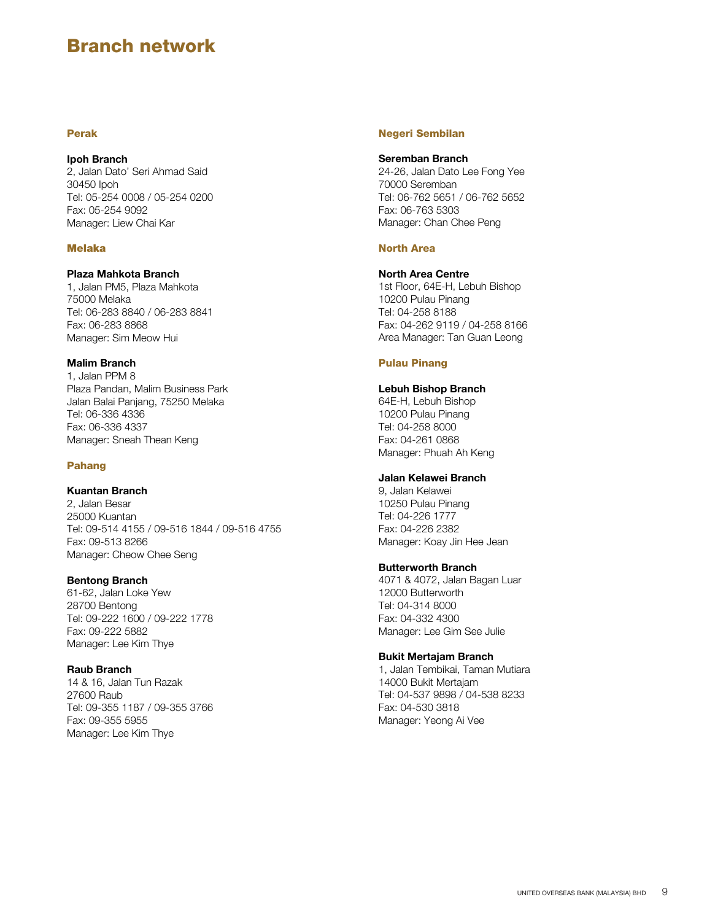# Branch network

## Perak

**Ipoh Branch**
2, Jalan Dato' Seri Ahmad Said
30450 Ipoh
Tel: 05-254 0008 / 05-254 0200
Fax: 05-254 9092
Manager: Liew Chai Kar

## Melaka

**Plaza Mahkota Branch**
1, Jalan PM5, Plaza Mahkota
75000 Melaka
Tel: 06-283 8840 / 06-283 8841
Fax: 06-283 8868
Manager: Sim Meow Hui

**Malim Branch**
1, Jalan PPM 8
Plaza Pandan, Malim Business Park
Jalan Balai Panjang, 75250 Melaka
Tel: 06-336 4336
Fax: 06-336 4337
Manager: Sneah Thean Keng

## Pahang

**Kuantan Branch**
2, Jalan Besar
25000 Kuantan
Tel: 09-514 4155 / 09-516 1844 / 09-516 4755
Fax: 09-513 8266
Manager: Cheow Chee Seng

**Bentong Branch**
61-62, Jalan Loke Yew
28700 Bentong
Tel: 09-222 1600 / 09-222 1778
Fax: 09-222 5882
Manager: Lee Kim Thye

**Raub Branch**
14 & 16, Jalan Tun Razak
27600 Raub
Tel: 09-355 1187 / 09-355 3766
Fax: 09-355 5955
Manager: Lee Kim Thye

## Negeri Sembilan

**Seremban Branch**
24-26, Jalan Dato Lee Fong Yee
70000 Seremban
Tel: 06-762 5651 / 06-762 5652
Fax: 06-763 5303
Manager: Chan Chee Peng

## North Area

**North Area Centre**
1st Floor, 64E-H, Lebuh Bishop
10200 Pulau Pinang
Tel: 04-258 8188
Fax: 04-262 9119 / 04-258 8166
Area Manager: Tan Guan Leong

## Pulau Pinang

**Lebuh Bishop Branch**
64E-H, Lebuh Bishop
10200 Pulau Pinang
Tel: 04-258 8000
Fax: 04-261 0868
Manager: Phuah Ah Keng

**Jalan Kelawei Branch**
9, Jalan Kelawei
10250 Pulau Pinang
Tel: 04-226 1777
Fax: 04-226 2382
Manager: Koay Jin Hee Jean

**Butterworth Branch**
4071 & 4072, Jalan Bagan Luar
12000 Butterworth
Tel: 04-314 8000
Fax: 04-332 4300
Manager: Lee Gim See Julie

**Bukit Mertajam Branch**
1, Jalan Tembikai, Taman Mutiara
14000 Bukit Mertajam
Tel: 04-537 9898 / 04-538 8233
Fax: 04-530 3818
Manager: Yeong Ai Vee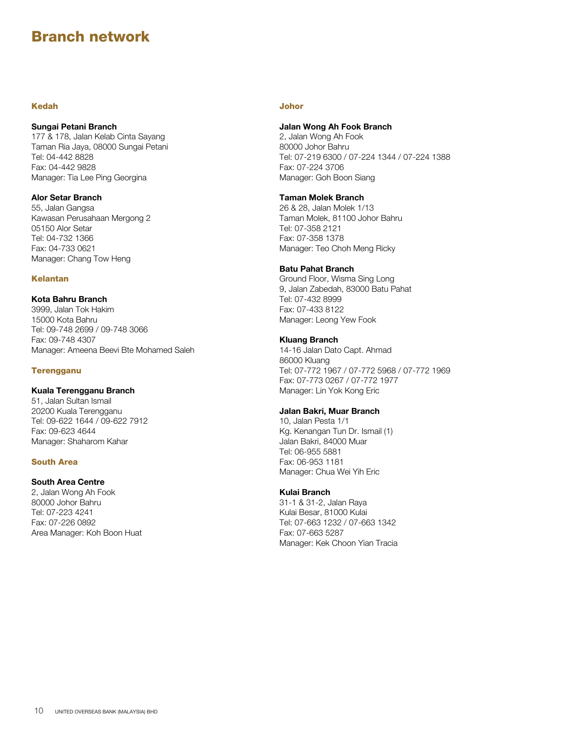# Branch network

## Kedah

**Sungai Petani Branch**
177 & 178, Jalan Kelab Cinta Sayang
Taman Ria Jaya, 08000 Sungai Petani
Tel: 04-442 8828
Fax: 04-442 9828
Manager: Tia Lee Ping Georgina

**Alor Setar Branch**
55, Jalan Gangsa
Kawasan Perusahaan Mergong 2
05150 Alor Setar
Tel: 04-732 1366
Fax: 04-733 0621
Manager: Chang Tow Heng

## Kelantan

**Kota Bahru Branch**
3999, Jalan Tok Hakim
15000 Kota Bahru
Tel: 09-748 2699 / 09-748 3066
Fax: 09-748 4307
Manager: Ameena Beevi Bte Mohamed Saleh

## Terengganu

**Kuala Terengganu Branch**
51, Jalan Sultan Ismail
20200 Kuala Terengganu
Tel: 09-622 1644 / 09-622 7912
Fax: 09-623 4644
Manager: Shaharom Kahar

## South Area

**South Area Centre**
2, Jalan Wong Ah Fook
80000 Johor Bahru
Tel: 07-223 4241
Fax: 07-226 0892
Area Manager: Koh Boon Huat

## Johor

**Jalan Wong Ah Fook Branch**
2, Jalan Wong Ah Fook
80000 Johor Bahru
Tel: 07-219 6300 / 07-224 1344 / 07-224 1388
Fax: 07-224 3706
Manager: Goh Boon Siang

**Taman Molek Branch**
26 & 28, Jalan Molek 1/13
Taman Molek, 81100 Johor Bahru
Tel: 07-358 2121
Fax: 07-358 1378
Manager: Teo Choh Meng Ricky

**Batu Pahat Branch**
Ground Floor, Wisma Sing Long
9, Jalan Zabedah, 83000 Batu Pahat
Tel: 07-432 8999
Fax: 07-433 8122
Manager: Leong Yew Fook

**Kluang Branch**
14-16 Jalan Dato Capt. Ahmad
86000 Kluang
Tel: 07-772 1967 / 07-772 5968 / 07-772 1969
Fax: 07-773 0267 / 07-772 1977
Manager: Lin Yok Kong Eric

**Jalan Bakri, Muar Branch**
10, Jalan Pesta 1/1
Kg. Kenangan Tun Dr. Ismail (1)
Jalan Bakri, 84000 Muar
Tel: 06-955 5881
Fax: 06-953 1181
Manager: Chua Wei Yih Eric

**Kulai Branch**
31-1 & 31-2, Jalan Raya
Kulai Besar, 81000 Kulai
Tel: 07-663 1232 / 07-663 1342
Fax: 07-663 5287
Manager: Kek Choon Yian Tracia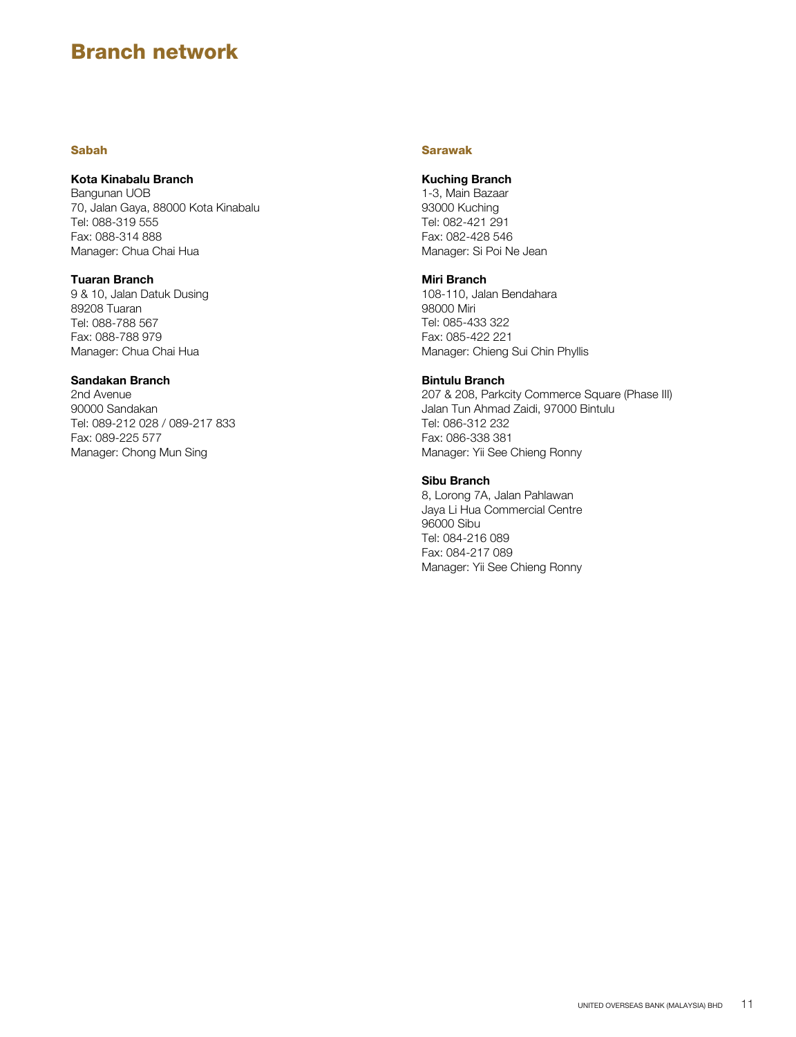# Branch network

## Sabah

**Kota Kinabalu Branch**
Bangunan UOB
70, Jalan Gaya, 88000 Kota Kinabalu
Tel: 088-319 555
Fax: 088-314 888
Manager: Chua Chai Hua

**Tuaran Branch**
9 & 10, Jalan Datuk Dusing
89208 Tuaran
Tel: 088-788 567
Fax: 088-788 979
Manager: Chua Chai Hua

**Sandakan Branch**
2nd Avenue
90000 Sandakan
Tel: 089-212 028 / 089-217 833
Fax: 089-225 577
Manager: Chong Mun Sing

## Sarawak

**Kuching Branch**
1-3, Main Bazaar
93000 Kuching
Tel: 082-421 291
Fax: 082-428 546
Manager: Si Poi Ne Jean

**Miri Branch**
108-110, Jalan Bendahara
98000 Miri
Tel: 085-433 322
Fax: 085-422 221
Manager: Chieng Sui Chin Phyllis

**Bintulu Branch**
207 & 208, Parkcity Commerce Square (Phase III)
Jalan Tun Ahmad Zaidi, 97000 Bintulu
Tel: 086-312 232
Fax: 086-338 381
Manager: Yii See Chieng Ronny

**Sibu Branch**
8, Lorong 7A, Jalan Pahlawan
Jaya Li Hua Commercial Centre
96000 Sibu
Tel: 084-216 089
Fax: 084-217 089
Manager: Yii See Chieng Ronny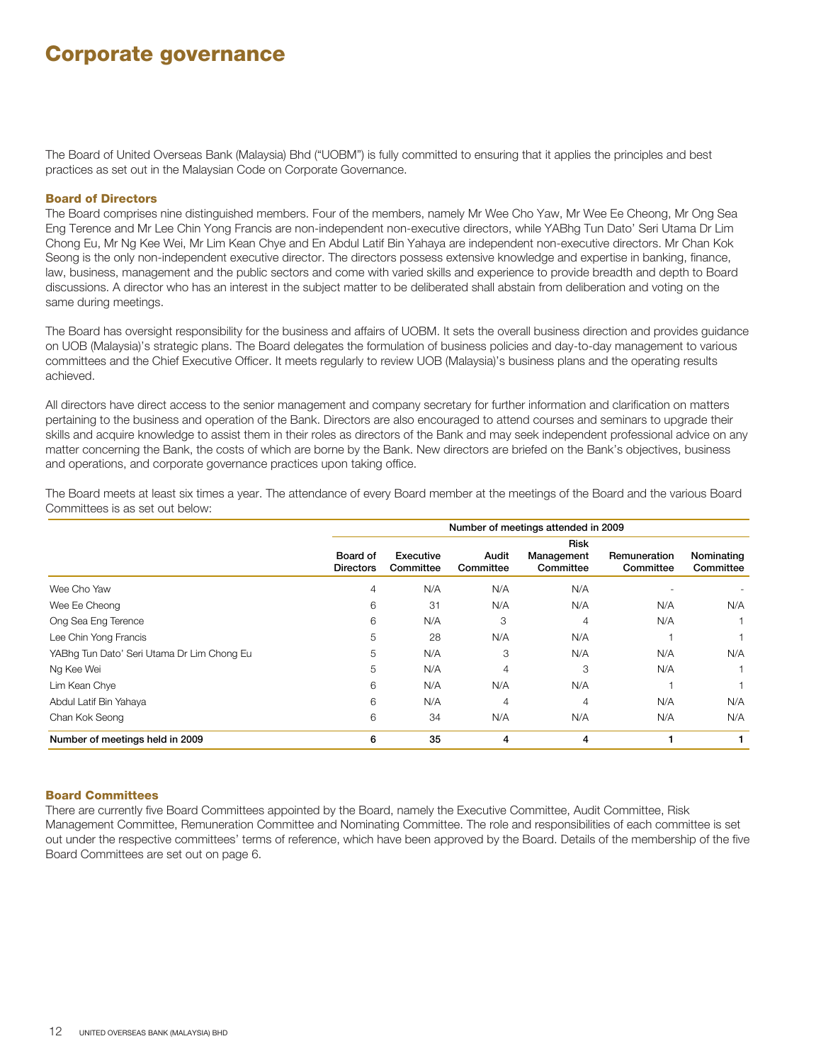# Corporate governance

The Board of United Overseas Bank (Malaysia) Bhd ("UOBM") is fully committed to ensuring that it applies the principles and best practices as set out in the Malaysian Code on Corporate Governance.

## Board of Directors

The Board comprises nine distinguished members. Four of the members, namely Mr Wee Cho Yaw, Mr Wee Ee Cheong, Mr Ong Sea Eng Terence and Mr Lee Chin Yong Francis are non-independent non-executive directors, while YABhg Tun Dato' Seri Utama Dr Lim Chong Eu, Mr Ng Kee Wei, Mr Lim Kean Chye and En Abdul Latif Bin Yahaya are independent non-executive directors. Mr Chan Kok Seong is the only non-independent executive director. The directors possess extensive knowledge and expertise in banking, finance, law, business, management and the public sectors and come with varied skills and experience to provide breadth and depth to Board discussions. A director who has an interest in the subject matter to be deliberated shall abstain from deliberation and voting on the same during meetings.

The Board has oversight responsibility for the business and affairs of UOBM. It sets the overall business direction and provides guidance on UOB (Malaysia)'s strategic plans. The Board delegates the formulation of business policies and day-to-day management to various committees and the Chief Executive Officer. It meets regularly to review UOB (Malaysia)'s business plans and the operating results achieved.

All directors have direct access to the senior management and company secretary for further information and clarification on matters pertaining to the business and operation of the Bank. Directors are also encouraged to attend courses and seminars to upgrade their skills and acquire knowledge to assist them in their roles as directors of the Bank and may seek independent professional advice on any matter concerning the Bank, the costs of which are borne by the Bank. New directors are briefed on the Bank's objectives, business and operations, and corporate governance practices upon taking office.

The Board meets at least six times a year. The attendance of every Board member at the meetings of the Board and the various Board Committees is as set out below:

| | Number of meetings attended in 2009 | | | | | |
|---|---|---|---|---|---|---|
| | Board of Directors | Executive Committee | Audit Committee | Risk Management Committee | Remuneration Committee | Nominating Committee |
| Wee Cho Yaw | 4 | N/A | N/A | N/A | - | - |
| Wee Ee Cheong | 6 | 31 | N/A | N/A | N/A | N/A |
| Ong Sea Eng Terence | 6 | N/A | 3 | 4 | N/A | 1 |
| Lee Chin Yong Francis | 5 | 28 | N/A | N/A | 1 | 1 |
| YABhg Tun Dato' Seri Utama Dr Lim Chong Eu | 5 | N/A | 3 | N/A | N/A | N/A |
| Ng Kee Wei | 5 | N/A | 4 | 3 | N/A | 1 |
| Lim Kean Chye | 6 | N/A | N/A | N/A | 1 | 1 |
| Abdul Latif Bin Yahaya | 6 | N/A | 4 | 4 | N/A | N/A |
| Chan Kok Seong | 6 | 34 | N/A | N/A | N/A | N/A |
| **Number of meetings held in 2009** | **6** | **35** | **4** | **4** | **1** | **1** |

## Board Committees

There are currently five Board Committees appointed by the Board, namely the Executive Committee, Audit Committee, Risk Management Committee, Remuneration Committee and Nominating Committee. The role and responsibilities of each committee is set out under the respective committees' terms of reference, which have been approved by the Board. Details of the membership of the five Board Committees are set out on page 6.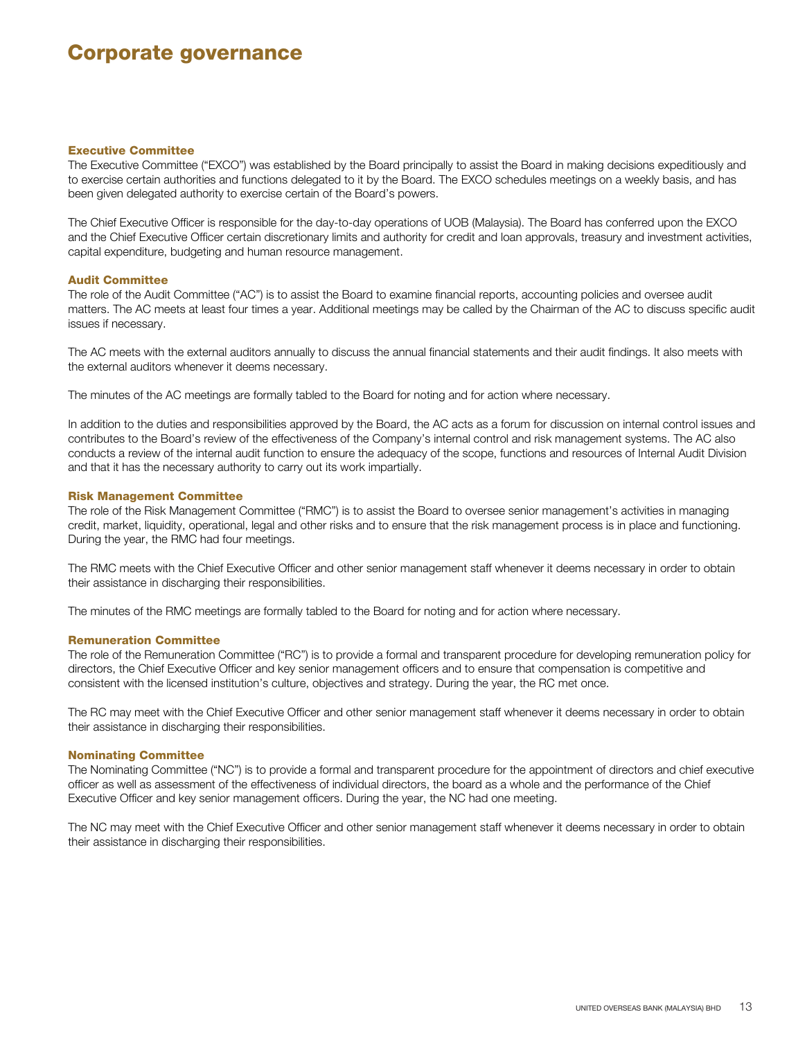# Corporate governance

### Executive Committee

The Executive Committee ("EXCO") was established by the Board principally to assist the Board in making decisions expeditiously and to exercise certain authorities and functions delegated to it by the Board. The EXCO schedules meetings on a weekly basis, and has been given delegated authority to exercise certain of the Board's powers.

The Chief Executive Officer is responsible for the day-to-day operations of UOB (Malaysia). The Board has conferred upon the EXCO and the Chief Executive Officer certain discretionary limits and authority for credit and loan approvals, treasury and investment activities, capital expenditure, budgeting and human resource management.

### Audit Committee

The role of the Audit Committee ("AC") is to assist the Board to examine financial reports, accounting policies and oversee audit matters. The AC meets at least four times a year. Additional meetings may be called by the Chairman of the AC to discuss specific audit issues if necessary.

The AC meets with the external auditors annually to discuss the annual financial statements and their audit findings. It also meets with the external auditors whenever it deems necessary.

The minutes of the AC meetings are formally tabled to the Board for noting and for action where necessary.

In addition to the duties and responsibilities approved by the Board, the AC acts as a forum for discussion on internal control issues and contributes to the Board's review of the effectiveness of the Company's internal control and risk management systems. The AC also conducts a review of the internal audit function to ensure the adequacy of the scope, functions and resources of Internal Audit Division and that it has the necessary authority to carry out its work impartially.

### Risk Management Committee

The role of the Risk Management Committee ("RMC") is to assist the Board to oversee senior management's activities in managing credit, market, liquidity, operational, legal and other risks and to ensure that the risk management process is in place and functioning. During the year, the RMC had four meetings.

The RMC meets with the Chief Executive Officer and other senior management staff whenever it deems necessary in order to obtain their assistance in discharging their responsibilities.

The minutes of the RMC meetings are formally tabled to the Board for noting and for action where necessary.

### Remuneration Committee

The role of the Remuneration Committee ("RC") is to provide a formal and transparent procedure for developing remuneration policy for directors, the Chief Executive Officer and key senior management officers and to ensure that compensation is competitive and consistent with the licensed institution's culture, objectives and strategy. During the year, the RC met once.

The RC may meet with the Chief Executive Officer and other senior management staff whenever it deems necessary in order to obtain their assistance in discharging their responsibilities.

### Nominating Committee

The Nominating Committee ("NC") is to provide a formal and transparent procedure for the appointment of directors and chief executive officer as well as assessment of the effectiveness of individual directors, the board as a whole and the performance of the Chief Executive Officer and key senior management officers. During the year, the NC had one meeting.

The NC may meet with the Chief Executive Officer and other senior management staff whenever it deems necessary in order to obtain their assistance in discharging their responsibilities.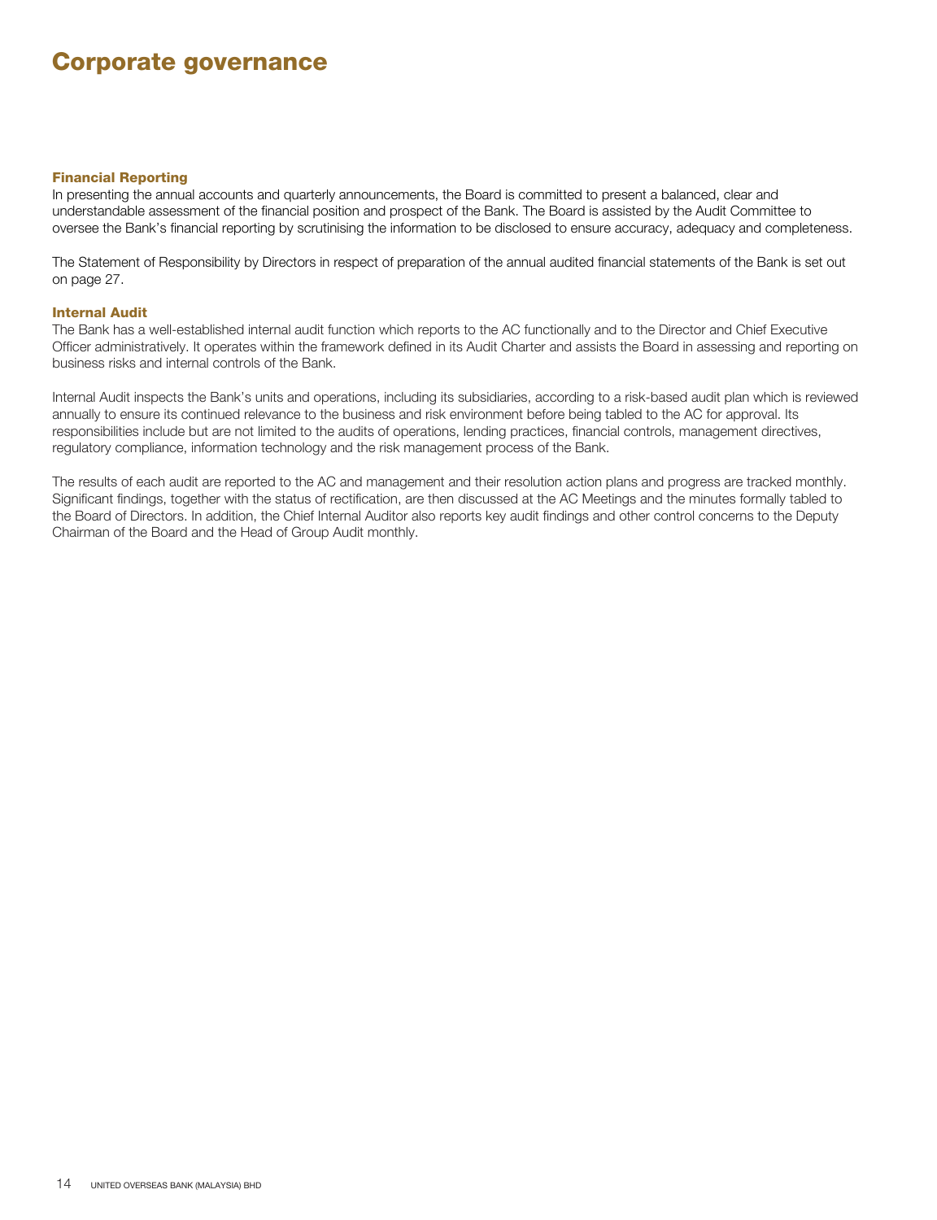# Corporate governance

### Financial Reporting

In presenting the annual accounts and quarterly announcements, the Board is committed to present a balanced, clear and understandable assessment of the financial position and prospect of the Bank. The Board is assisted by the Audit Committee to oversee the Bank's financial reporting by scrutinising the information to be disclosed to ensure accuracy, adequacy and completeness.

The Statement of Responsibility by Directors in respect of preparation of the annual audited financial statements of the Bank is set out on page 27.

### Internal Audit

The Bank has a well-established internal audit function which reports to the AC functionally and to the Director and Chief Executive Officer administratively. It operates within the framework defined in its Audit Charter and assists the Board in assessing and reporting on business risks and internal controls of the Bank.

Internal Audit inspects the Bank's units and operations, including its subsidiaries, according to a risk-based audit plan which is reviewed annually to ensure its continued relevance to the business and risk environment before being tabled to the AC for approval. Its responsibilities include but are not limited to the audits of operations, lending practices, financial controls, management directives, regulatory compliance, information technology and the risk management process of the Bank.

The results of each audit are reported to the AC and management and their resolution action plans and progress are tracked monthly. Significant findings, together with the status of rectification, are then discussed at the AC Meetings and the minutes formally tabled to the Board of Directors. In addition, the Chief Internal Auditor also reports key audit findings and other control concerns to the Deputy Chairman of the Board and the Head of Group Audit monthly.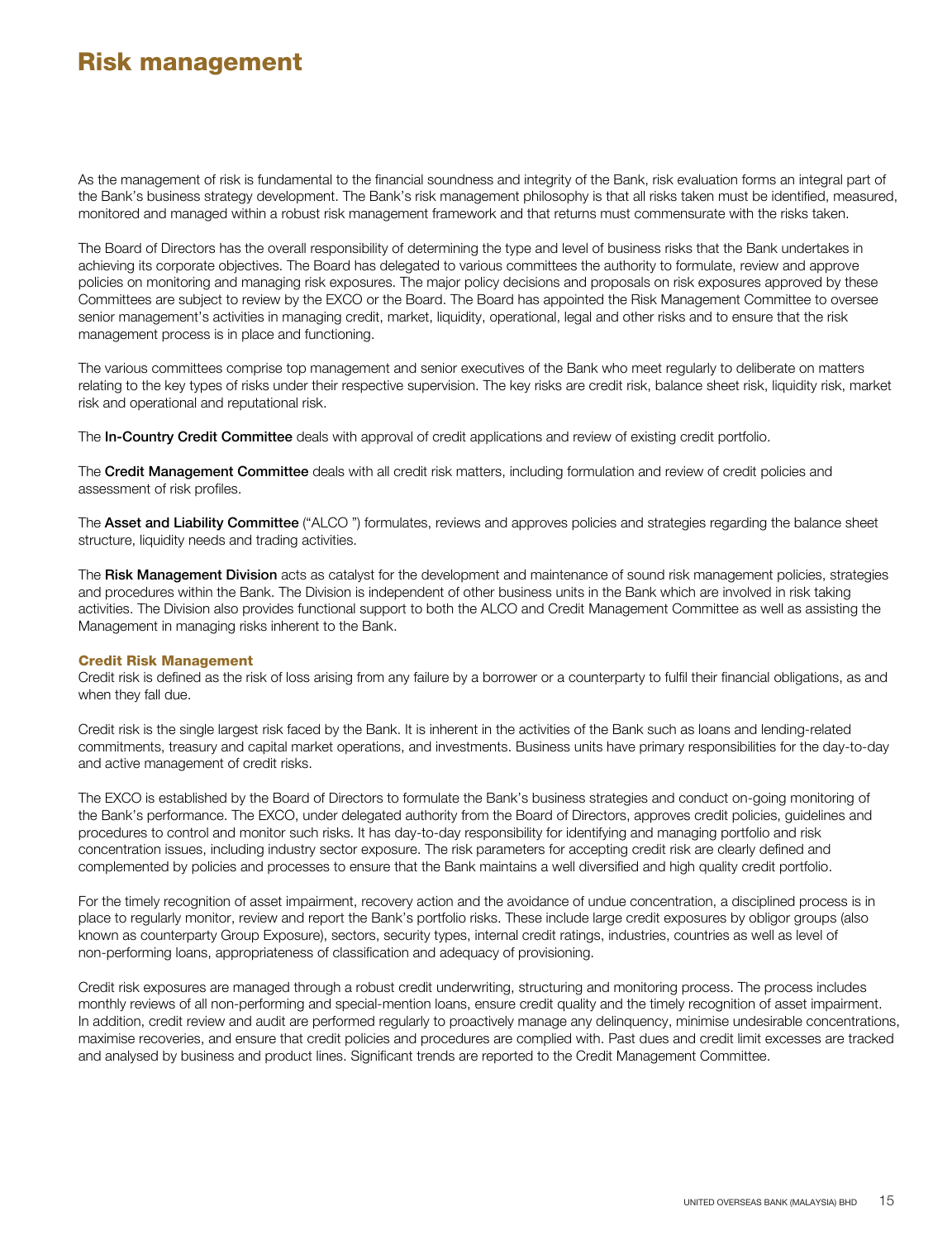# Risk management

As the management of risk is fundamental to the financial soundness and integrity of the Bank, risk evaluation forms an integral part of the Bank's business strategy development. The Bank's risk management philosophy is that all risks taken must be identified, measured, monitored and managed within a robust risk management framework and that returns must commensurate with the risks taken.

The Board of Directors has the overall responsibility of determining the type and level of business risks that the Bank undertakes in achieving its corporate objectives. The Board has delegated to various committees the authority to formulate, review and approve policies on monitoring and managing risk exposures. The major policy decisions and proposals on risk exposures approved by these Committees are subject to review by the EXCO or the Board. The Board has appointed the Risk Management Committee to oversee senior management's activities in managing credit, market, liquidity, operational, legal and other risks and to ensure that the risk management process is in place and functioning.

The various committees comprise top management and senior executives of the Bank who meet regularly to deliberate on matters relating to the key types of risks under their respective supervision. The key risks are credit risk, balance sheet risk, liquidity risk, market risk and operational and reputational risk.

The **In-Country Credit Committee** deals with approval of credit applications and review of existing credit portfolio.

The **Credit Management Committee** deals with all credit risk matters, including formulation and review of credit policies and assessment of risk profiles.

The **Asset and Liability Committee** ("ALCO ") formulates, reviews and approves policies and strategies regarding the balance sheet structure, liquidity needs and trading activities.

The **Risk Management Division** acts as catalyst for the development and maintenance of sound risk management policies, strategies and procedures within the Bank. The Division is independent of other business units in the Bank which are involved in risk taking activities. The Division also provides functional support to both the ALCO and Credit Management Committee as well as assisting the Management in managing risks inherent to the Bank.

## Credit Risk Management

Credit risk is defined as the risk of loss arising from any failure by a borrower or a counterparty to fulfil their financial obligations, as and when they fall due.

Credit risk is the single largest risk faced by the Bank. It is inherent in the activities of the Bank such as loans and lending-related commitments, treasury and capital market operations, and investments. Business units have primary responsibilities for the day-to-day and active management of credit risks.

The EXCO is established by the Board of Directors to formulate the Bank's business strategies and conduct on-going monitoring of the Bank's performance. The EXCO, under delegated authority from the Board of Directors, approves credit policies, guidelines and procedures to control and monitor such risks. It has day-to-day responsibility for identifying and managing portfolio and risk concentration issues, including industry sector exposure. The risk parameters for accepting credit risk are clearly defined and complemented by policies and processes to ensure that the Bank maintains a well diversified and high quality credit portfolio.

For the timely recognition of asset impairment, recovery action and the avoidance of undue concentration, a disciplined process is in place to regularly monitor, review and report the Bank's portfolio risks. These include large credit exposures by obligor groups (also known as counterparty Group Exposure), sectors, security types, internal credit ratings, industries, countries as well as level of non-performing loans, appropriateness of classification and adequacy of provisioning.

Credit risk exposures are managed through a robust credit underwriting, structuring and monitoring process. The process includes monthly reviews of all non-performing and special-mention loans, ensure credit quality and the timely recognition of asset impairment. In addition, credit review and audit are performed regularly to proactively manage any delinquency, minimise undesirable concentrations, maximise recoveries, and ensure that credit policies and procedures are complied with. Past dues and credit limit excesses are tracked and analysed by business and product lines. Significant trends are reported to the Credit Management Committee.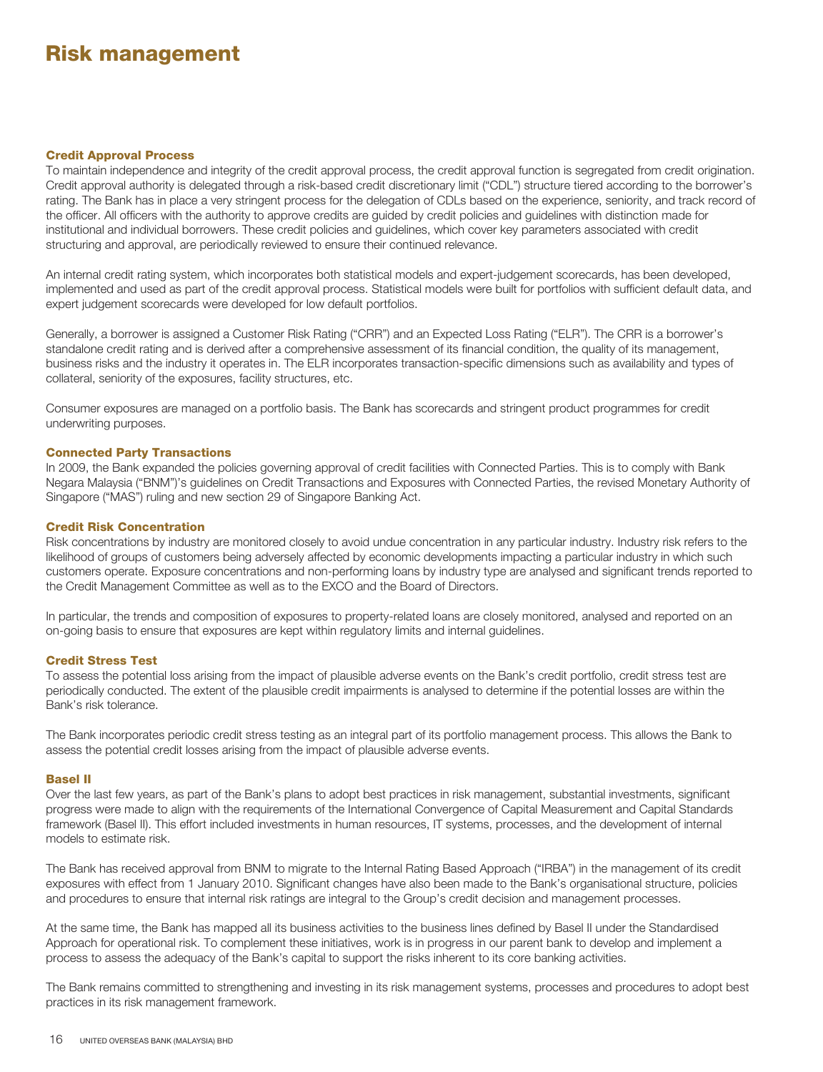# Risk management

### Credit Approval Process

To maintain independence and integrity of the credit approval process, the credit approval function is segregated from credit origination. Credit approval authority is delegated through a risk-based credit discretionary limit ("CDL") structure tiered according to the borrower's rating. The Bank has in place a very stringent process for the delegation of CDLs based on the experience, seniority, and track record of the officer. All officers with the authority to approve credits are guided by credit policies and guidelines with distinction made for institutional and individual borrowers. These credit policies and guidelines, which cover key parameters associated with credit structuring and approval, are periodically reviewed to ensure their continued relevance.

An internal credit rating system, which incorporates both statistical models and expert-judgement scorecards, has been developed, implemented and used as part of the credit approval process. Statistical models were built for portfolios with sufficient default data, and expert judgement scorecards were developed for low default portfolios.

Generally, a borrower is assigned a Customer Risk Rating ("CRR") and an Expected Loss Rating ("ELR"). The CRR is a borrower's standalone credit rating and is derived after a comprehensive assessment of its financial condition, the quality of its management, business risks and the industry it operates in. The ELR incorporates transaction-specific dimensions such as availability and types of collateral, seniority of the exposures, facility structures, etc.

Consumer exposures are managed on a portfolio basis. The Bank has scorecards and stringent product programmes for credit underwriting purposes.

### Connected Party Transactions

In 2009, the Bank expanded the policies governing approval of credit facilities with Connected Parties. This is to comply with Bank Negara Malaysia ("BNM")'s guidelines on Credit Transactions and Exposures with Connected Parties, the revised Monetary Authority of Singapore ("MAS") ruling and new section 29 of Singapore Banking Act.

### Credit Risk Concentration

Risk concentrations by industry are monitored closely to avoid undue concentration in any particular industry. Industry risk refers to the likelihood of groups of customers being adversely affected by economic developments impacting a particular industry in which such customers operate. Exposure concentrations and non-performing loans by industry type are analysed and significant trends reported to the Credit Management Committee as well as to the EXCO and the Board of Directors.

In particular, the trends and composition of exposures to property-related loans are closely monitored, analysed and reported on an on-going basis to ensure that exposures are kept within regulatory limits and internal guidelines.

### Credit Stress Test

To assess the potential loss arising from the impact of plausible adverse events on the Bank's credit portfolio, credit stress test are periodically conducted. The extent of the plausible credit impairments is analysed to determine if the potential losses are within the Bank's risk tolerance.

The Bank incorporates periodic credit stress testing as an integral part of its portfolio management process. This allows the Bank to assess the potential credit losses arising from the impact of plausible adverse events.

### Basel II

Over the last few years, as part of the Bank's plans to adopt best practices in risk management, substantial investments, significant progress were made to align with the requirements of the International Convergence of Capital Measurement and Capital Standards framework (Basel II). This effort included investments in human resources, IT systems, processes, and the development of internal models to estimate risk.

The Bank has received approval from BNM to migrate to the Internal Rating Based Approach ("IRBA") in the management of its credit exposures with effect from 1 January 2010. Significant changes have also been made to the Bank's organisational structure, policies and procedures to ensure that internal risk ratings are integral to the Group's credit decision and management processes.

At the same time, the Bank has mapped all its business activities to the business lines defined by Basel II under the Standardised Approach for operational risk. To complement these initiatives, work is in progress in our parent bank to develop and implement a process to assess the adequacy of the Bank's capital to support the risks inherent to its core banking activities.

The Bank remains committed to strengthening and investing in its risk management systems, processes and procedures to adopt best practices in its risk management framework.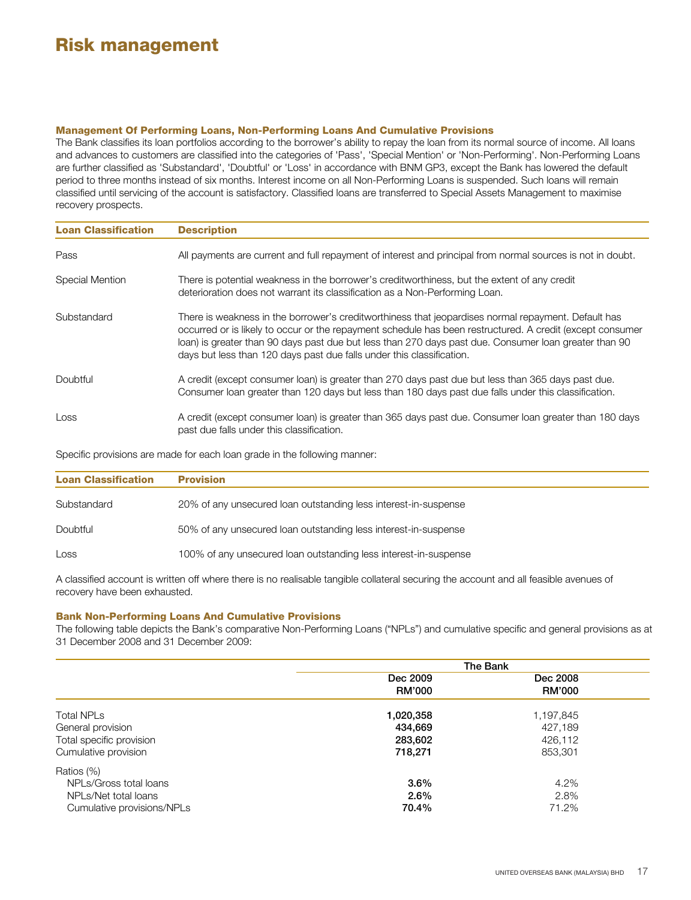# Risk management

### Management Of Performing Loans, Non-Performing Loans And Cumulative Provisions

The Bank classifies its loan portfolios according to the borrower's ability to repay the loan from its normal source of income. All loans and advances to customers are classified into the categories of 'Pass', 'Special Mention' or 'Non-Performing'. Non-Performing Loans are further classified as 'Substandard', 'Doubtful' or 'Loss' in accordance with BNM GP3, except the Bank has lowered the default period to three months instead of six months. Interest income on all Non-Performing Loans is suspended. Such loans will remain classified until servicing of the account is satisfactory. Classified loans are transferred to Special Assets Management to maximise recovery prospects.

| Loan Classification | Description |
|---|---|
| Pass | All payments are current and full repayment of interest and principal from normal sources is not in doubt. |
| Special Mention | There is potential weakness in the borrower's creditworthiness, but the extent of any credit deterioration does not warrant its classification as a Non-Performing Loan. |
| Substandard | There is weakness in the borrower's creditworthiness that jeopardises normal repayment. Default has occurred or is likely to occur or the repayment schedule has been restructured. A credit (except consumer loan) is greater than 90 days past due but less than 270 days past due. Consumer loan greater than 90 days but less than 120 days past due falls under this classification. |
| Doubtful | A credit (except consumer loan) is greater than 270 days past due but less than 365 days past due. Consumer loan greater than 120 days but less than 180 days past due falls under this classification. |
| Loss | A credit (except consumer loan) is greater than 365 days past due. Consumer loan greater than 180 days past due falls under this classification. |

Specific provisions are made for each loan grade in the following manner:

| Loan Classification | Provision |
|---|---|
| Substandard | 20% of any unsecured loan outstanding less interest-in-suspense |
| Doubtful | 50% of any unsecured loan outstanding less interest-in-suspense |
| Loss | 100% of any unsecured loan outstanding less interest-in-suspense |

A classified account is written off where there is no realisable tangible collateral securing the account and all feasible avenues of recovery have been exhausted.

### Bank Non-Performing Loans And Cumulative Provisions

The following table depicts the Bank's comparative Non-Performing Loans ("NPLs") and cumulative specific and general provisions as at 31 December 2008 and 31 December 2009:

| | The Bank | |
|---|---|---|
| | Dec 2009 RM'000 | Dec 2008 RM'000 |
| Total NPLs | **1,020,358** | 1,197,845 |
| General provision | **434,669** | 427,189 |
| Total specific provision | **283,602** | 426,112 |
| Cumulative provision | **718,271** | 853,301 |
| Ratios (%) | | |
| NPLs/Gross total loans | **3.6%** | 4.2% |
| NPLs/Net total loans | **2.6%** | 2.8% |
| Cumulative provisions/NPLs | **70.4%** | 71.2% |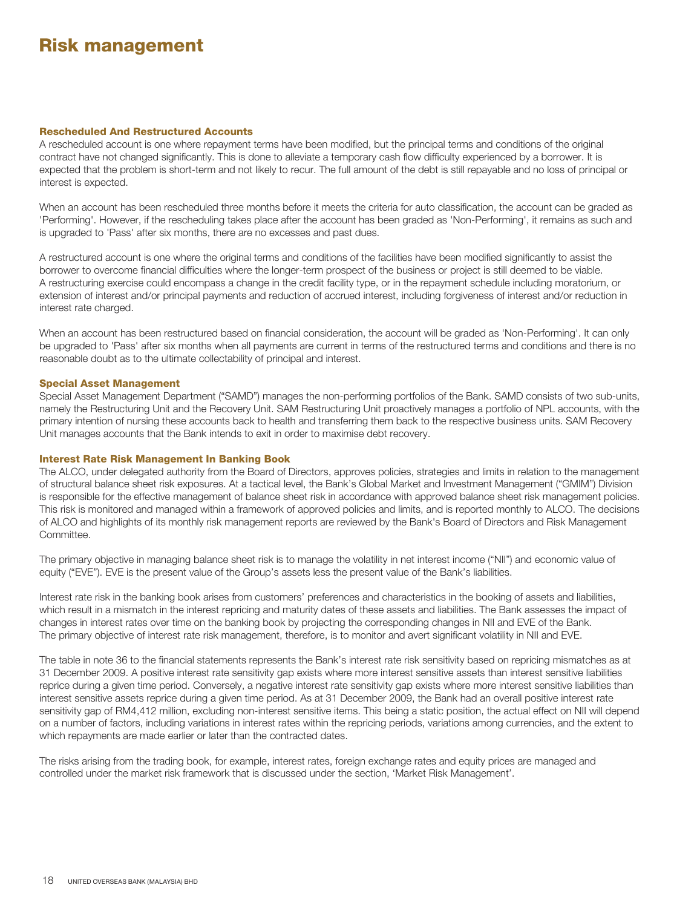# Risk management

### Rescheduled And Restructured Accounts

A rescheduled account is one where repayment terms have been modified, but the principal terms and conditions of the original contract have not changed significantly. This is done to alleviate a temporary cash flow difficulty experienced by a borrower. It is expected that the problem is short-term and not likely to recur. The full amount of the debt is still repayable and no loss of principal or interest is expected.

When an account has been rescheduled three months before it meets the criteria for auto classification, the account can be graded as 'Performing'. However, if the rescheduling takes place after the account has been graded as 'Non-Performing', it remains as such and is upgraded to 'Pass' after six months, there are no excesses and past dues.

A restructured account is one where the original terms and conditions of the facilities have been modified significantly to assist the borrower to overcome financial difficulties where the longer-term prospect of the business or project is still deemed to be viable. A restructuring exercise could encompass a change in the credit facility type, or in the repayment schedule including moratorium, or extension of interest and/or principal payments and reduction of accrued interest, including forgiveness of interest and/or reduction in interest rate charged.

When an account has been restructured based on financial consideration, the account will be graded as 'Non-Performing'. It can only be upgraded to 'Pass' after six months when all payments are current in terms of the restructured terms and conditions and there is no reasonable doubt as to the ultimate collectability of principal and interest.

### Special Asset Management

Special Asset Management Department ("SAMD") manages the non-performing portfolios of the Bank. SAMD consists of two sub-units, namely the Restructuring Unit and the Recovery Unit. SAM Restructuring Unit proactively manages a portfolio of NPL accounts, with the primary intention of nursing these accounts back to health and transferring them back to the respective business units. SAM Recovery Unit manages accounts that the Bank intends to exit in order to maximise debt recovery.

### Interest Rate Risk Management In Banking Book

The ALCO, under delegated authority from the Board of Directors, approves policies, strategies and limits in relation to the management of structural balance sheet risk exposures. At a tactical level, the Bank's Global Market and Investment Management ("GMIM") Division is responsible for the effective management of balance sheet risk in accordance with approved balance sheet risk management policies. This risk is monitored and managed within a framework of approved policies and limits, and is reported monthly to ALCO. The decisions of ALCO and highlights of its monthly risk management reports are reviewed by the Bank's Board of Directors and Risk Management Committee.

The primary objective in managing balance sheet risk is to manage the volatility in net interest income ("NII") and economic value of equity ("EVE"). EVE is the present value of the Group's assets less the present value of the Bank's liabilities.

Interest rate risk in the banking book arises from customers' preferences and characteristics in the booking of assets and liabilities, which result in a mismatch in the interest repricing and maturity dates of these assets and liabilities. The Bank assesses the impact of changes in interest rates over time on the banking book by projecting the corresponding changes in NII and EVE of the Bank. The primary objective of interest rate risk management, therefore, is to monitor and avert significant volatility in NII and EVE.

The table in note 36 to the financial statements represents the Bank's interest rate risk sensitivity based on repricing mismatches as at 31 December 2009. A positive interest rate sensitivity gap exists where more interest sensitive assets than interest sensitive liabilities reprice during a given time period. Conversely, a negative interest rate sensitivity gap exists where more interest sensitive liabilities than interest sensitive assets reprice during a given time period. As at 31 December 2009, the Bank had an overall positive interest rate sensitivity gap of RM4,412 million, excluding non-interest sensitive items. This being a static position, the actual effect on NII will depend on a number of factors, including variations in interest rates within the repricing periods, variations among currencies, and the extent to which repayments are made earlier or later than the contracted dates.

The risks arising from the trading book, for example, interest rates, foreign exchange rates and equity prices are managed and controlled under the market risk framework that is discussed under the section, 'Market Risk Management'.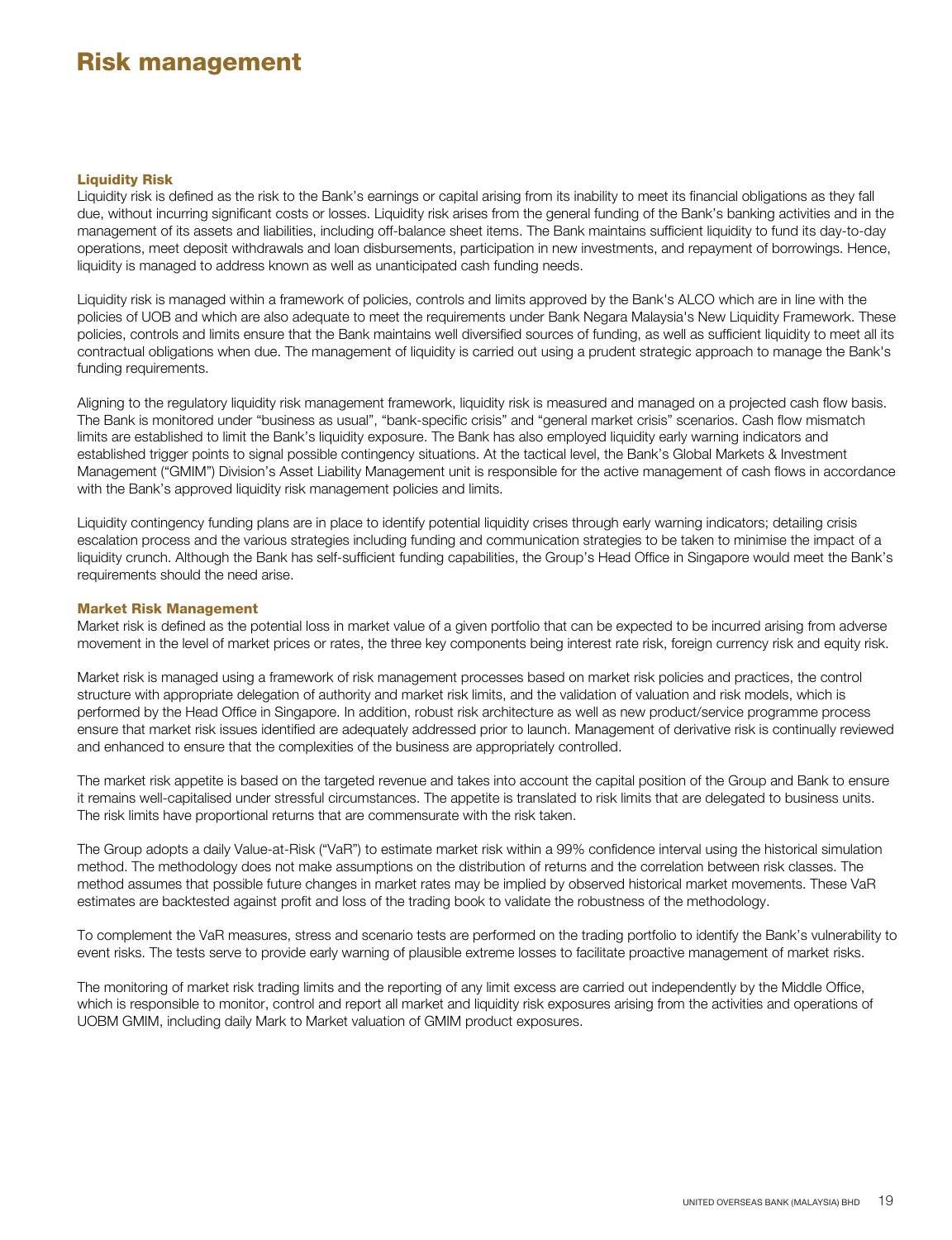# Risk management

### Liquidity Risk

Liquidity risk is defined as the risk to the Bank's earnings or capital arising from its inability to meet its financial obligations as they fall due, without incurring significant costs or losses. Liquidity risk arises from the general funding of the Bank's banking activities and in the management of its assets and liabilities, including off-balance sheet items. The Bank maintains sufficient liquidity to fund its day-to-day operations, meet deposit withdrawals and loan disbursements, participation in new investments, and repayment of borrowings. Hence, liquidity is managed to address known as well as unanticipated cash funding needs.

Liquidity risk is managed within a framework of policies, controls and limits approved by the Bank's ALCO which are in line with the policies of UOB and which are also adequate to meet the requirements under Bank Negara Malaysia's New Liquidity Framework. These policies, controls and limits ensure that the Bank maintains well diversified sources of funding, as well as sufficient liquidity to meet all its contractual obligations when due. The management of liquidity is carried out using a prudent strategic approach to manage the Bank's funding requirements.

Aligning to the regulatory liquidity risk management framework, liquidity risk is measured and managed on a projected cash flow basis. The Bank is monitored under "business as usual", "bank-specific crisis" and "general market crisis" scenarios. Cash flow mismatch limits are established to limit the Bank's liquidity exposure. The Bank has also employed liquidity early warning indicators and established trigger points to signal possible contingency situations. At the tactical level, the Bank's Global Markets & Investment Management ("GMIM") Division's Asset Liability Management unit is responsible for the active management of cash flows in accordance with the Bank's approved liquidity risk management policies and limits.

Liquidity contingency funding plans are in place to identify potential liquidity crises through early warning indicators; detailing crisis escalation process and the various strategies including funding and communication strategies to be taken to minimise the impact of a liquidity crunch. Although the Bank has self-sufficient funding capabilities, the Group's Head Office in Singapore would meet the Bank's requirements should the need arise.

### Market Risk Management

Market risk is defined as the potential loss in market value of a given portfolio that can be expected to be incurred arising from adverse movement in the level of market prices or rates, the three key components being interest rate risk, foreign currency risk and equity risk.

Market risk is managed using a framework of risk management processes based on market risk policies and practices, the control structure with appropriate delegation of authority and market risk limits, and the validation of valuation and risk models, which is performed by the Head Office in Singapore. In addition, robust risk architecture as well as new product/service programme process ensure that market risk issues identified are adequately addressed prior to launch. Management of derivative risk is continually reviewed and enhanced to ensure that the complexities of the business are appropriately controlled.

The market risk appetite is based on the targeted revenue and takes into account the capital position of the Group and Bank to ensure it remains well-capitalised under stressful circumstances. The appetite is translated to risk limits that are delegated to business units. The risk limits have proportional returns that are commensurate with the risk taken.

The Group adopts a daily Value-at-Risk ("VaR") to estimate market risk within a 99% confidence interval using the historical simulation method. The methodology does not make assumptions on the distribution of returns and the correlation between risk classes. The method assumes that possible future changes in market rates may be implied by observed historical market movements. These VaR estimates are backtested against profit and loss of the trading book to validate the robustness of the methodology.

To complement the VaR measures, stress and scenario tests are performed on the trading portfolio to identify the Bank's vulnerability to event risks. The tests serve to provide early warning of plausible extreme losses to facilitate proactive management of market risks.

The monitoring of market risk trading limits and the reporting of any limit excess are carried out independently by the Middle Office, which is responsible to monitor, control and report all market and liquidity risk exposures arising from the activities and operations of UOBM GMIM, including daily Mark to Market valuation of GMIM product exposures.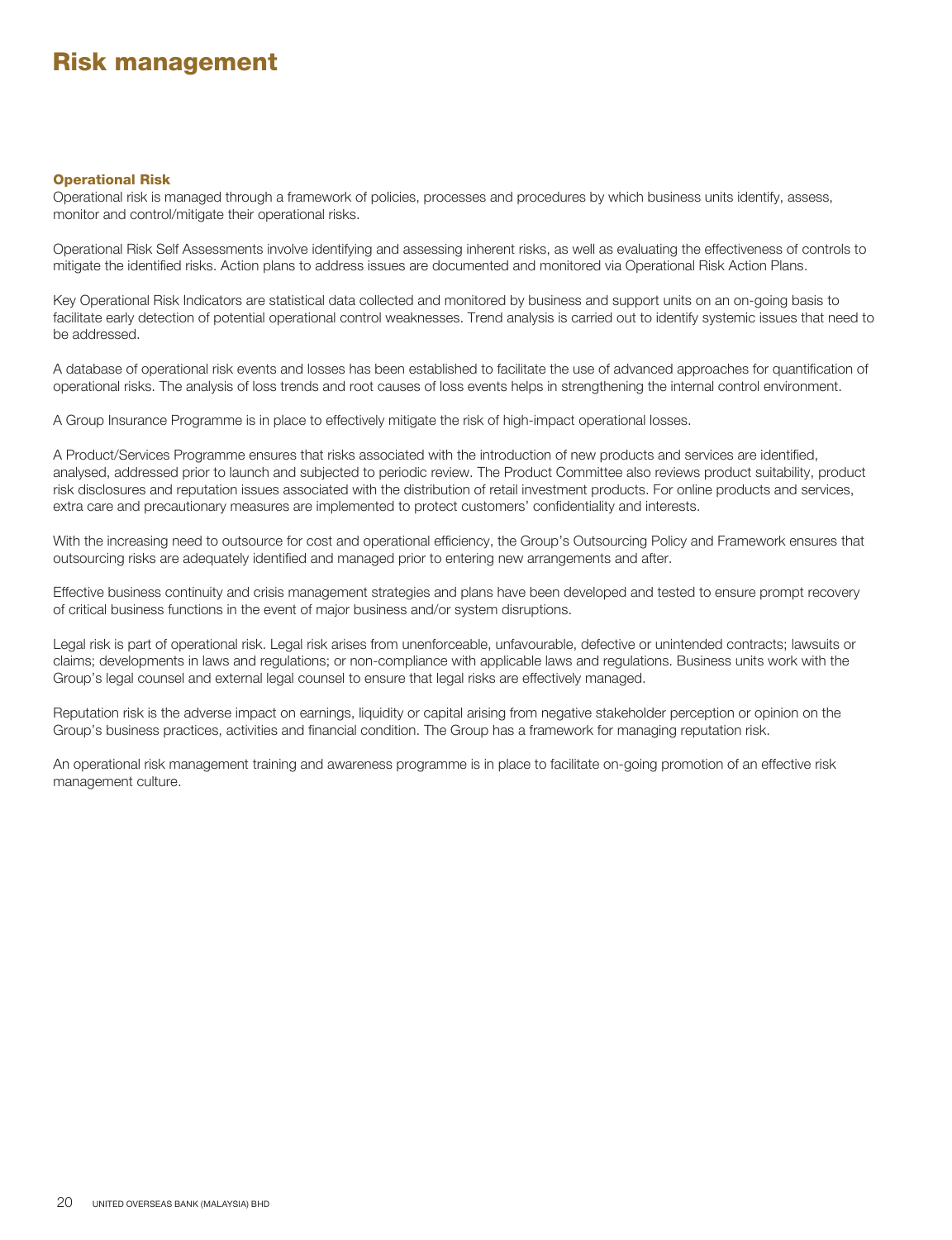# Risk management

### Operational Risk

Operational risk is managed through a framework of policies, processes and procedures by which business units identify, assess, monitor and control/mitigate their operational risks.

Operational Risk Self Assessments involve identifying and assessing inherent risks, as well as evaluating the effectiveness of controls to mitigate the identified risks. Action plans to address issues are documented and monitored via Operational Risk Action Plans.

Key Operational Risk Indicators are statistical data collected and monitored by business and support units on an on-going basis to facilitate early detection of potential operational control weaknesses. Trend analysis is carried out to identify systemic issues that need to be addressed.

A database of operational risk events and losses has been established to facilitate the use of advanced approaches for quantification of operational risks. The analysis of loss trends and root causes of loss events helps in strengthening the internal control environment.

A Group Insurance Programme is in place to effectively mitigate the risk of high-impact operational losses.

A Product/Services Programme ensures that risks associated with the introduction of new products and services are identified, analysed, addressed prior to launch and subjected to periodic review. The Product Committee also reviews product suitability, product risk disclosures and reputation issues associated with the distribution of retail investment products. For online products and services, extra care and precautionary measures are implemented to protect customers' confidentiality and interests.

With the increasing need to outsource for cost and operational efficiency, the Group's Outsourcing Policy and Framework ensures that outsourcing risks are adequately identified and managed prior to entering new arrangements and after.

Effective business continuity and crisis management strategies and plans have been developed and tested to ensure prompt recovery of critical business functions in the event of major business and/or system disruptions.

Legal risk is part of operational risk. Legal risk arises from unenforceable, unfavourable, defective or unintended contracts; lawsuits or claims; developments in laws and regulations; or non-compliance with applicable laws and regulations. Business units work with the Group's legal counsel and external legal counsel to ensure that legal risks are effectively managed.

Reputation risk is the adverse impact on earnings, liquidity or capital arising from negative stakeholder perception or opinion on the Group's business practices, activities and financial condition. The Group has a framework for managing reputation risk.

An operational risk management training and awareness programme is in place to facilitate on-going promotion of an effective risk management culture.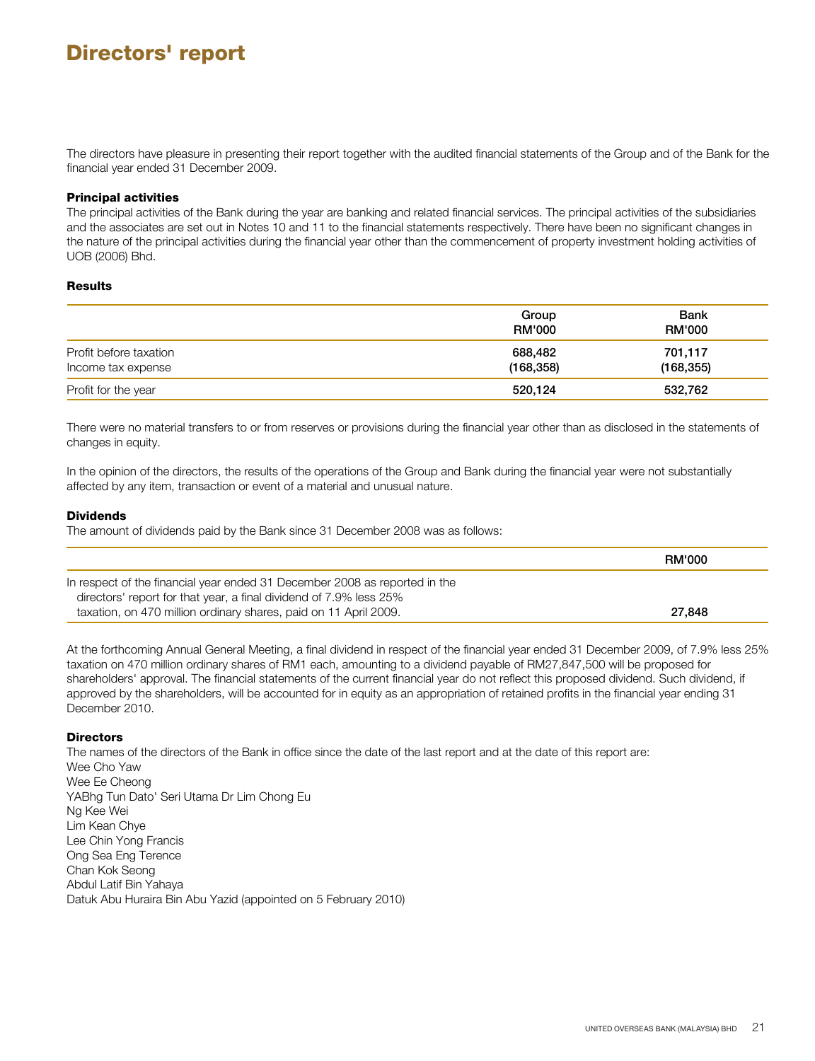# Directors' report

The directors have pleasure in presenting their report together with the audited financial statements of the Group and of the Bank for the financial year ended 31 December 2009.

### Principal activities

The principal activities of the Bank during the year are banking and related financial services. The principal activities of the subsidiaries and the associates are set out in Notes 10 and 11 to the financial statements respectively. There have been no significant changes in the nature of the principal activities during the financial year other than the commencement of property investment holding activities of UOB (2006) Bhd.

### Results

| | Group RM'000 | Bank RM'000 |
|---|---|---|
| Profit before taxation | 688,482 | 701,117 |
| Income tax expense | (168,358) | (168,355) |
| Profit for the year | 520,124 | 532,762 |

There were no material transfers to or from reserves or provisions during the financial year other than as disclosed in the statements of changes in equity.

In the opinion of the directors, the results of the operations of the Group and Bank during the financial year were not substantially affected by any item, transaction or event of a material and unusual nature.

### Dividends

The amount of dividends paid by the Bank since 31 December 2008 was as follows:

| | RM'000 |
|---|---|
| In respect of the financial year ended 31 December 2008 as reported in the directors' report for that year, a final dividend of 7.9% less 25% taxation, on 470 million ordinary shares, paid on 11 April 2009. | 27,848 |

At the forthcoming Annual General Meeting, a final dividend in respect of the financial year ended 31 December 2009, of 7.9% less 25% taxation on 470 million ordinary shares of RM1 each, amounting to a dividend payable of RM27,847,500 will be proposed for shareholders' approval. The financial statements of the current financial year do not reflect this proposed dividend. Such dividend, if approved by the shareholders, will be accounted for in equity as an appropriation of retained profits in the financial year ending 31 December 2010.

### Directors

The names of the directors of the Bank in office since the date of the last report and at the date of this report are:

Wee Cho Yaw
Wee Ee Cheong
YABhg Tun Dato' Seri Utama Dr Lim Chong Eu
Ng Kee Wei
Lim Kean Chye
Lee Chin Yong Francis
Ong Sea Eng Terence
Chan Kok Seong
Abdul Latif Bin Yahaya
Datuk Abu Huraira Bin Abu Yazid (appointed on 5 February 2010)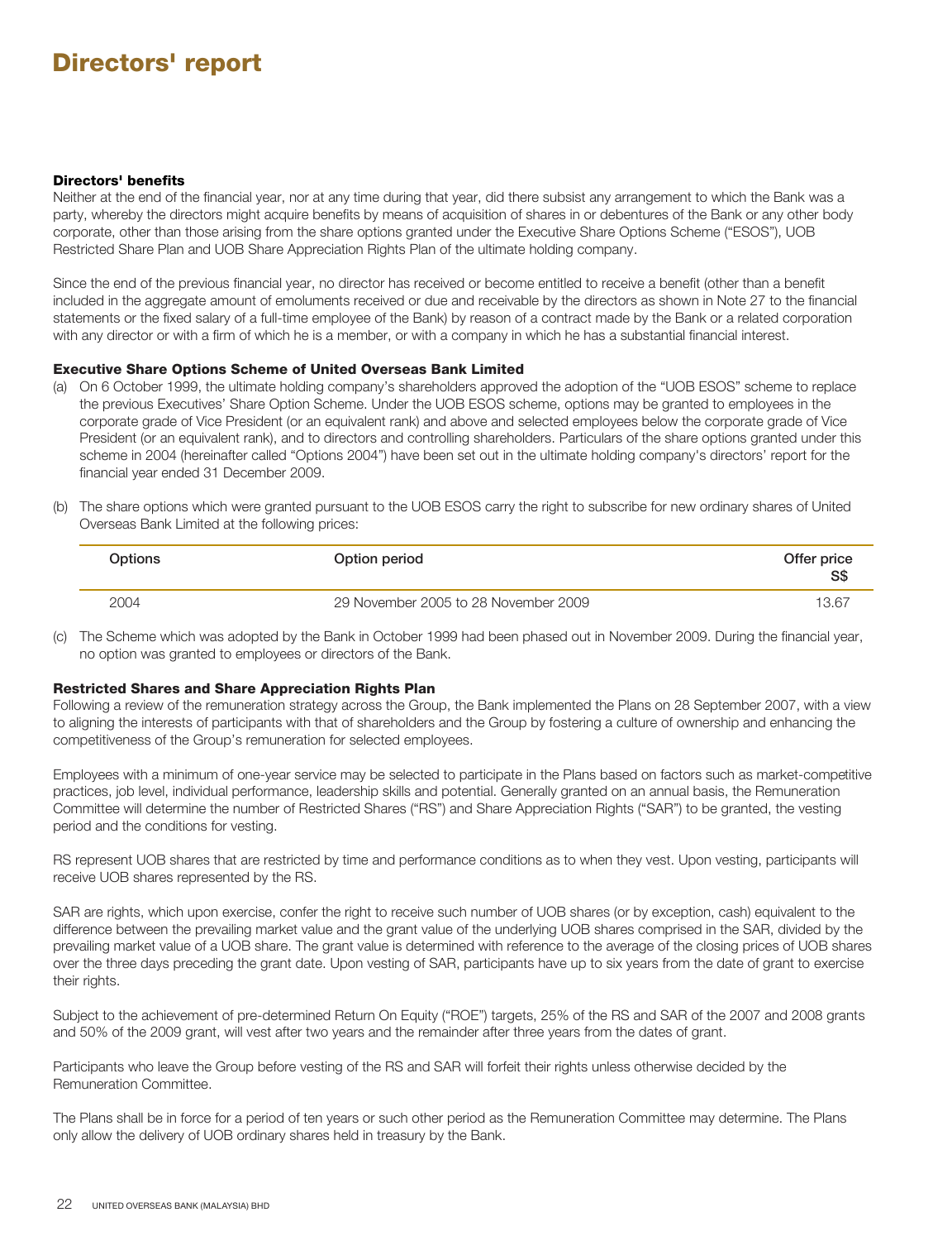# Directors' report

### Directors' benefits

Neither at the end of the financial year, nor at any time during that year, did there subsist any arrangement to which the Bank was a party, whereby the directors might acquire benefits by means of acquisition of shares in or debentures of the Bank or any other body corporate, other than those arising from the share options granted under the Executive Share Options Scheme ("ESOS"), UOB Restricted Share Plan and UOB Share Appreciation Rights Plan of the ultimate holding company.

Since the end of the previous financial year, no director has received or become entitled to receive a benefit (other than a benefit included in the aggregate amount of emoluments received or due and receivable by the directors as shown in Note 27 to the financial statements or the fixed salary of a full-time employee of the Bank) by reason of a contract made by the Bank or a related corporation with any director or with a firm of which he is a member, or with a company in which he has a substantial financial interest.

### Executive Share Options Scheme of United Overseas Bank Limited

(a) On 6 October 1999, the ultimate holding company's shareholders approved the adoption of the "UOB ESOS" scheme to replace the previous Executives' Share Option Scheme. Under the UOB ESOS scheme, options may be granted to employees in the corporate grade of Vice President (or an equivalent rank) and above and selected employees below the corporate grade of Vice President (or an equivalent rank), and to directors and controlling shareholders. Particulars of the share options granted under this scheme in 2004 (hereinafter called "Options 2004") have been set out in the ultimate holding company's directors' report for the financial year ended 31 December 2009.

(b) The share options which were granted pursuant to the UOB ESOS carry the right to subscribe for new ordinary shares of United Overseas Bank Limited at the following prices:

| Options | Option period | Offer price S$ |
|---|---|---|
| 2004 | 29 November 2005 to 28 November 2009 | 13.67 |

(c) The Scheme which was adopted by the Bank in October 1999 had been phased out in November 2009. During the financial year, no option was granted to employees or directors of the Bank.

### Restricted Shares and Share Appreciation Rights Plan

Following a review of the remuneration strategy across the Group, the Bank implemented the Plans on 28 September 2007, with a view to aligning the interests of participants with that of shareholders and the Group by fostering a culture of ownership and enhancing the competitiveness of the Group's remuneration for selected employees.

Employees with a minimum of one-year service may be selected to participate in the Plans based on factors such as market-competitive practices, job level, individual performance, leadership skills and potential. Generally granted on an annual basis, the Remuneration Committee will determine the number of Restricted Shares ("RS") and Share Appreciation Rights ("SAR") to be granted, the vesting period and the conditions for vesting.

RS represent UOB shares that are restricted by time and performance conditions as to when they vest. Upon vesting, participants will receive UOB shares represented by the RS.

SAR are rights, which upon exercise, confer the right to receive such number of UOB shares (or by exception, cash) equivalent to the difference between the prevailing market value and the grant value of the underlying UOB shares comprised in the SAR, divided by the prevailing market value of a UOB share. The grant value is determined with reference to the average of the closing prices of UOB shares over the three days preceding the grant date. Upon vesting of SAR, participants have up to six years from the date of grant to exercise their rights.

Subject to the achievement of pre-determined Return On Equity ("ROE") targets, 25% of the RS and SAR of the 2007 and 2008 grants and 50% of the 2009 grant, will vest after two years and the remainder after three years from the dates of grant.

Participants who leave the Group before vesting of the RS and SAR will forfeit their rights unless otherwise decided by the Remuneration Committee.

The Plans shall be in force for a period of ten years or such other period as the Remuneration Committee may determine. The Plans only allow the delivery of UOB ordinary shares held in treasury by the Bank.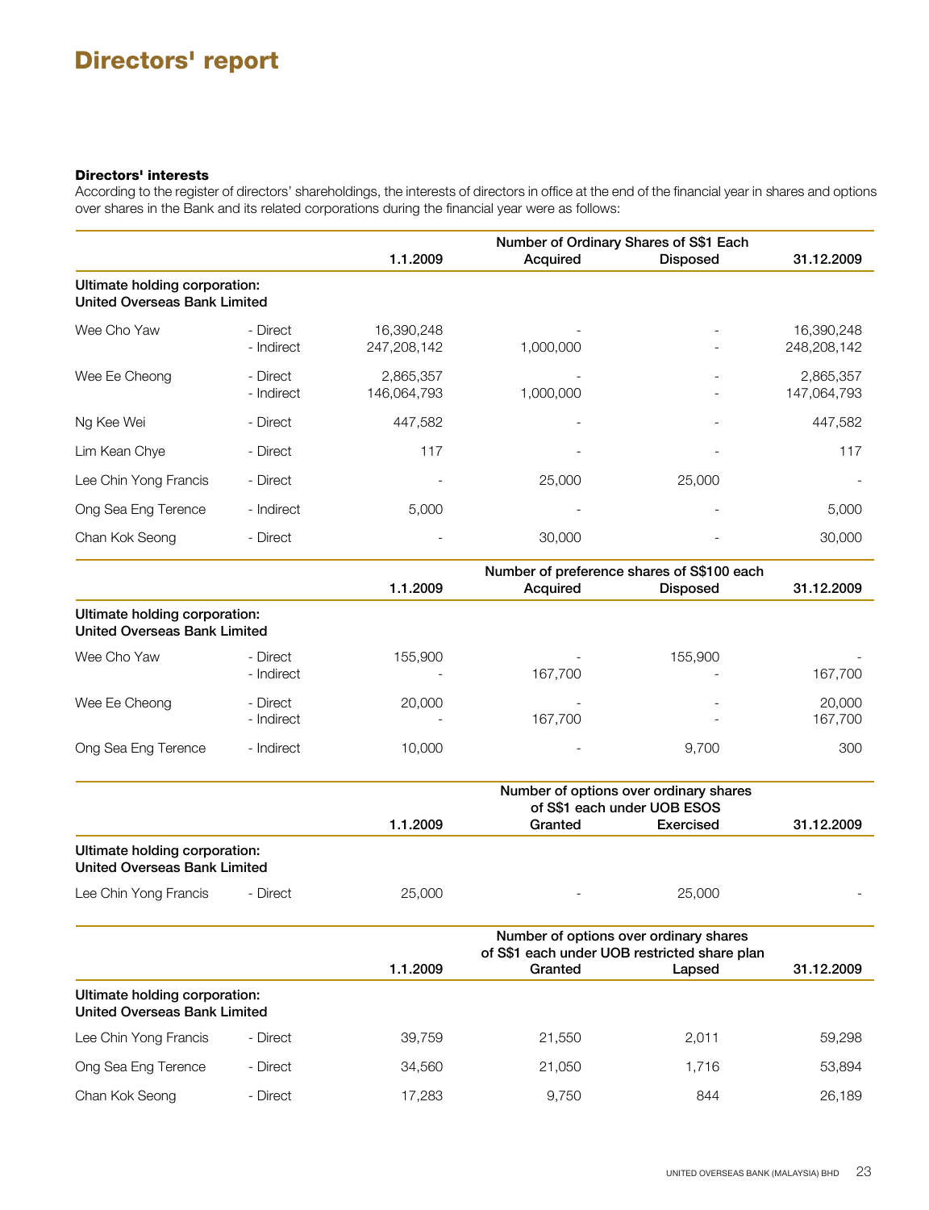# Directors' report

**Directors' interests**

According to the register of directors' shareholdings, the interests of directors in office at the end of the financial year in shares and options over shares in the Bank and its related corporations during the financial year were as follows:

| | | Number of Ordinary Shares of S$1 Each | | | |
|---|---|---|---|---|---|
| | | 1.1.2009 | Acquired | Disposed | 31.12.2009 |
| **Ultimate holding corporation: United Overseas Bank Limited** | | | | | |
| Wee Cho Yaw | - Direct | 16,390,248 | - | - | 16,390,248 |
| | - Indirect | 247,208,142 | 1,000,000 | - | 248,208,142 |
| Wee Ee Cheong | - Direct | 2,865,357 | - | - | 2,865,357 |
| | - Indirect | 146,064,793 | 1,000,000 | - | 147,064,793 |
| Ng Kee Wei | - Direct | 447,582 | - | - | 447,582 |
| Lim Kean Chye | - Direct | 117 | - | - | 117 |
| Lee Chin Yong Francis | - Direct | - | 25,000 | 25,000 | - |
| Ong Sea Eng Terence | - Indirect | 5,000 | - | - | 5,000 |
| Chan Kok Seong | - Direct | - | 30,000 | - | 30,000 |

| | | Number of preference shares of S$100 each | | | |
|---|---|---|---|---|---|
| | | 1.1.2009 | Acquired | Disposed | 31.12.2009 |
| **Ultimate holding corporation: United Overseas Bank Limited** | | | | | |
| Wee Cho Yaw | - Direct | 155,900 | - | 155,900 | - |
| | - Indirect | - | 167,700 | - | 167,700 |
| Wee Ee Cheong | - Direct | 20,000 | - | - | 20,000 |
| | - Indirect | - | 167,700 | - | 167,700 |
| Ong Sea Eng Terence | - Indirect | 10,000 | - | 9,700 | 300 |

| | | Number of options over ordinary shares of S$1 each under UOB ESOS | | | |
|---|---|---|---|---|---|
| | | 1.1.2009 | Granted | Exercised | 31.12.2009 |
| **Ultimate holding corporation: United Overseas Bank Limited** | | | | | |
| Lee Chin Yong Francis | - Direct | 25,000 | - | 25,000 | - |

| | | Number of options over ordinary shares of S$1 each under UOB restricted share plan | | | |
|---|---|---|---|---|---|
| | | 1.1.2009 | Granted | Lapsed | 31.12.2009 |
| **Ultimate holding corporation: United Overseas Bank Limited** | | | | | |
| Lee Chin Yong Francis | - Direct | 39,759 | 21,550 | 2,011 | 59,298 |
| Ong Sea Eng Terence | - Direct | 34,560 | 21,050 | 1,716 | 53,894 |
| Chan Kok Seong | - Direct | 17,283 | 9,750 | 844 | 26,189 |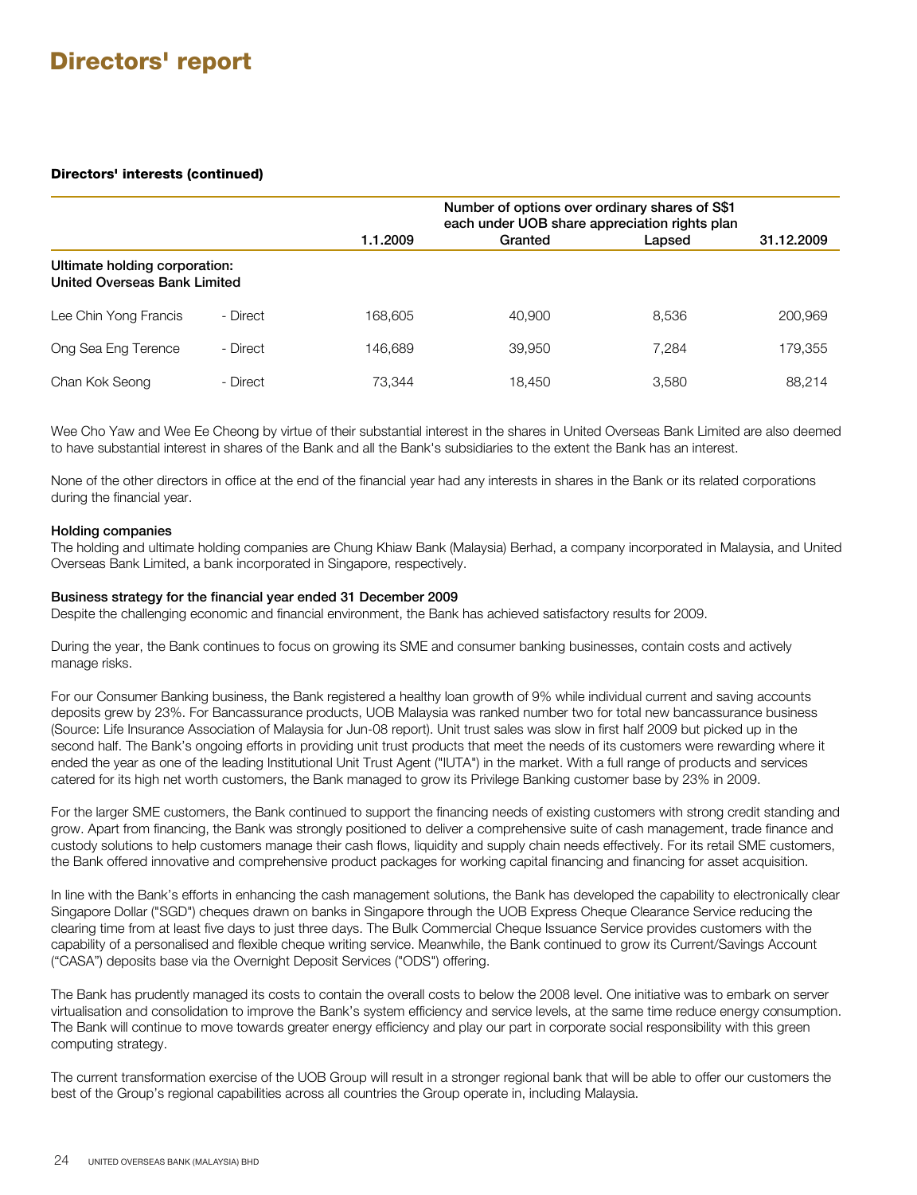# Directors' report

### Directors' interests (continued)

| | | Number of options over ordinary shares of S$1 each under UOB share appreciation rights plan | | | |
|---|---|---|---|---|---|
| | | 1.1.2009 | Granted | Lapsed | 31.12.2009 |
| **Ultimate holding corporation: United Overseas Bank Limited** | | | | | |
| Lee Chin Yong Francis | - Direct | 168,605 | 40,900 | 8,536 | 200,969 |
| Ong Sea Eng Terence | - Direct | 146,689 | 39,950 | 7,284 | 179,355 |
| Chan Kok Seong | - Direct | 73,344 | 18,450 | 3,580 | 88,214 |

Wee Cho Yaw and Wee Ee Cheong by virtue of their substantial interest in the shares in United Overseas Bank Limited are also deemed to have substantial interest in shares of the Bank and all the Bank's subsidiaries to the extent the Bank has an interest.

None of the other directors in office at the end of the financial year had any interests in shares in the Bank or its related corporations during the financial year.

**Holding companies**

The holding and ultimate holding companies are Chung Khiaw Bank (Malaysia) Berhad, a company incorporated in Malaysia, and United Overseas Bank Limited, a bank incorporated in Singapore, respectively.

**Business strategy for the financial year ended 31 December 2009**

Despite the challenging economic and financial environment, the Bank has achieved satisfactory results for 2009.

During the year, the Bank continues to focus on growing its SME and consumer banking businesses, contain costs and actively manage risks.

For our Consumer Banking business, the Bank registered a healthy loan growth of 9% while individual current and saving accounts deposits grew by 23%. For Bancassurance products, UOB Malaysia was ranked number two for total new bancassurance business (Source: Life Insurance Association of Malaysia for Jun-08 report). Unit trust sales was slow in first half 2009 but picked up in the second half. The Bank's ongoing efforts in providing unit trust products that meet the needs of its customers were rewarding where it ended the year as one of the leading Institutional Unit Trust Agent ("IUTA") in the market. With a full range of products and services catered for its high net worth customers, the Bank managed to grow its Privilege Banking customer base by 23% in 2009.

For the larger SME customers, the Bank continued to support the financing needs of existing customers with strong credit standing and grow. Apart from financing, the Bank was strongly positioned to deliver a comprehensive suite of cash management, trade finance and custody solutions to help customers manage their cash flows, liquidity and supply chain needs effectively. For its retail SME customers, the Bank offered innovative and comprehensive product packages for working capital financing and financing for asset acquisition.

In line with the Bank's efforts in enhancing the cash management solutions, the Bank has developed the capability to electronically clear Singapore Dollar ("SGD") cheques drawn on banks in Singapore through the UOB Express Cheque Clearance Service reducing the clearing time from at least five days to just three days. The Bulk Commercial Cheque Issuance Service provides customers with the capability of a personalised and flexible cheque writing service. Meanwhile, the Bank continued to grow its Current/Savings Account ("CASA") deposits base via the Overnight Deposit Services ("ODS") offering.

The Bank has prudently managed its costs to contain the overall costs to below the 2008 level. One initiative was to embark on server virtualisation and consolidation to improve the Bank's system efficiency and service levels, at the same time reduce energy consumption. The Bank will continue to move towards greater energy efficiency and play our part in corporate social responsibility with this green computing strategy.

The current transformation exercise of the UOB Group will result in a stronger regional bank that will be able to offer our customers the best of the Group's regional capabilities across all countries the Group operate in, including Malaysia.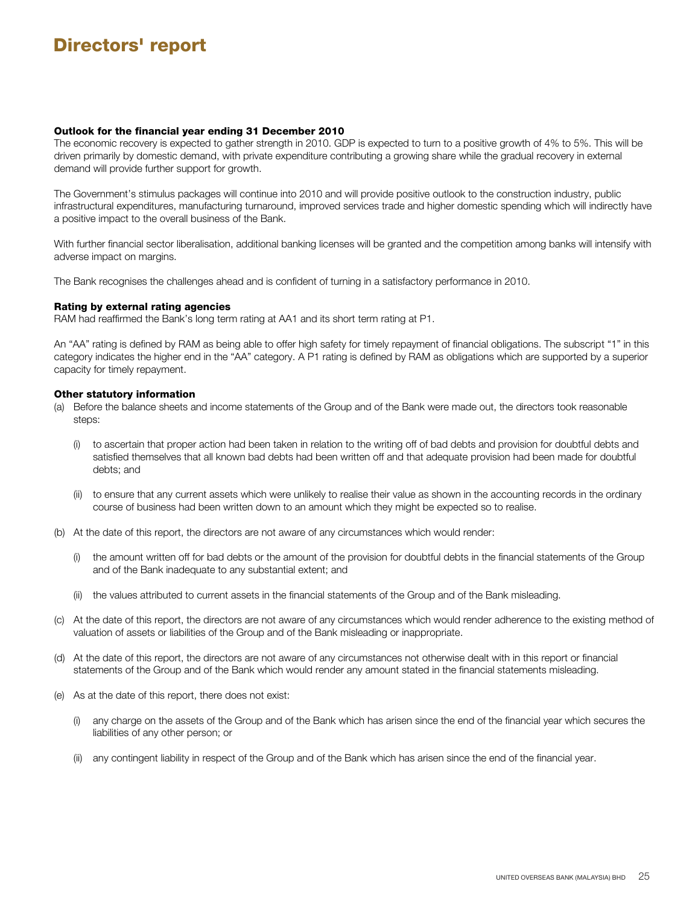# Directors' report

### Outlook for the financial year ending 31 December 2010

The economic recovery is expected to gather strength in 2010. GDP is expected to turn to a positive growth of 4% to 5%. This will be driven primarily by domestic demand, with private expenditure contributing a growing share while the gradual recovery in external demand will provide further support for growth.

The Government's stimulus packages will continue into 2010 and will provide positive outlook to the construction industry, public infrastructural expenditures, manufacturing turnaround, improved services trade and higher domestic spending which will indirectly have a positive impact to the overall business of the Bank.

With further financial sector liberalisation, additional banking licenses will be granted and the competition among banks will intensify with adverse impact on margins.

The Bank recognises the challenges ahead and is confident of turning in a satisfactory performance in 2010.

### Rating by external rating agencies

RAM had reaffirmed the Bank's long term rating at AA1 and its short term rating at P1.

An "AA" rating is defined by RAM as being able to offer high safety for timely repayment of financial obligations. The subscript "1" in this category indicates the higher end in the "AA" category. A P1 rating is defined by RAM as obligations which are supported by a superior capacity for timely repayment.

### Other statutory information

(a) Before the balance sheets and income statements of the Group and of the Bank were made out, the directors took reasonable steps:

   (i) to ascertain that proper action had been taken in relation to the writing off of bad debts and provision for doubtful debts and satisfied themselves that all known bad debts had been written off and that adequate provision had been made for doubtful debts; and

   (ii) to ensure that any current assets which were unlikely to realise their value as shown in the accounting records in the ordinary course of business had been written down to an amount which they might be expected so to realise.

(b) At the date of this report, the directors are not aware of any circumstances which would render:

   (i) the amount written off for bad debts or the amount of the provision for doubtful debts in the financial statements of the Group and of the Bank inadequate to any substantial extent; and

   (ii) the values attributed to current assets in the financial statements of the Group and of the Bank misleading.

(c) At the date of this report, the directors are not aware of any circumstances which would render adherence to the existing method of valuation of assets or liabilities of the Group and of the Bank misleading or inappropriate.

(d) At the date of this report, the directors are not aware of any circumstances not otherwise dealt with in this report or financial statements of the Group and of the Bank which would render any amount stated in the financial statements misleading.

(e) As at the date of this report, there does not exist:

   (i) any charge on the assets of the Group and of the Bank which has arisen since the end of the financial year which secures the liabilities of any other person; or

   (ii) any contingent liability in respect of the Group and of the Bank which has arisen since the end of the financial year.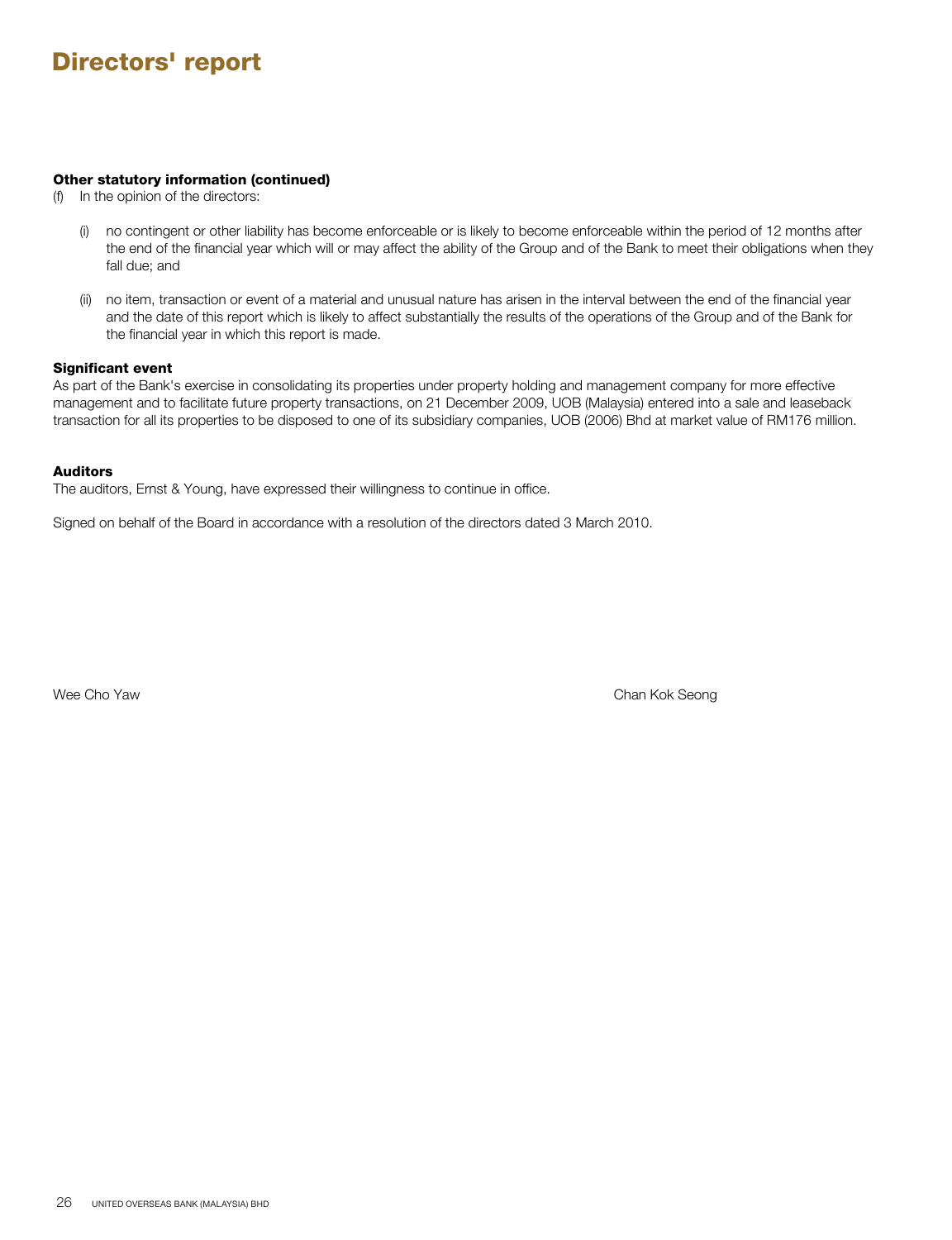# Directors' report

**Other statutory information (continued)**

(f) In the opinion of the directors:

(i) no contingent or other liability has become enforceable or is likely to become enforceable within the period of 12 months after the end of the financial year which will or may affect the ability of the Group and of the Bank to meet their obligations when they fall due; and

(ii) no item, transaction or event of a material and unusual nature has arisen in the interval between the end of the financial year and the date of this report which is likely to affect substantially the results of the operations of the Group and of the Bank for the financial year in which this report is made.

**Significant event**

As part of the Bank's exercise in consolidating its properties under property holding and management company for more effective management and to facilitate future property transactions, on 21 December 2009, UOB (Malaysia) entered into a sale and leaseback transaction for all its properties to be disposed to one of its subsidiary companies, UOB (2006) Bhd at market value of RM176 million.

**Auditors**

The auditors, Ernst & Young, have expressed their willingness to continue in office.

Signed on behalf of the Board in accordance with a resolution of the directors dated 3 March 2010.

Wee Cho Yaw

Chan Kok Seong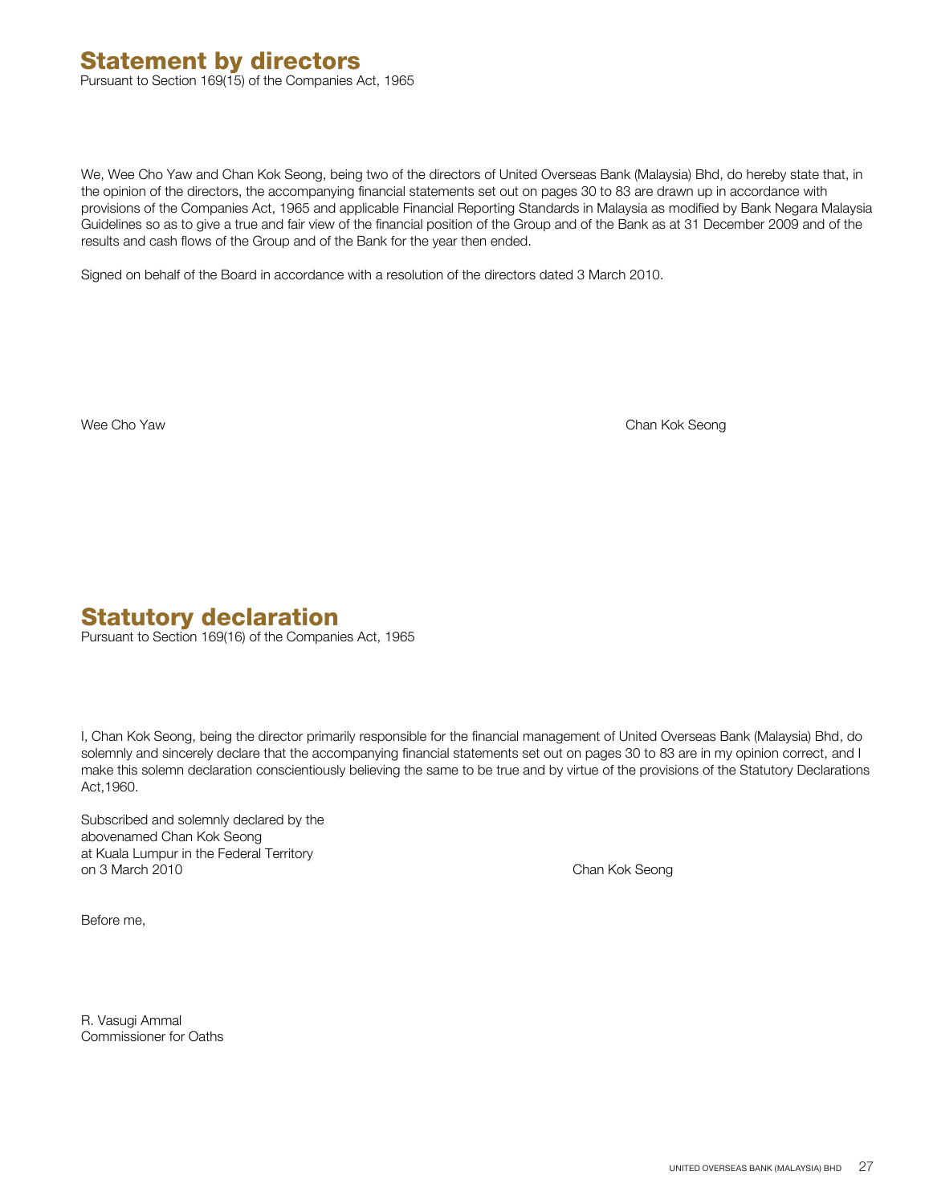# Statement by directors

Pursuant to Section 169(15) of the Companies Act, 1965

We, Wee Cho Yaw and Chan Kok Seong, being two of the directors of United Overseas Bank (Malaysia) Bhd, do hereby state that, in the opinion of the directors, the accompanying financial statements set out on pages 30 to 83 are drawn up in accordance with provisions of the Companies Act, 1965 and applicable Financial Reporting Standards in Malaysia as modified by Bank Negara Malaysia Guidelines so as to give a true and fair view of the financial position of the Group and of the Bank as at 31 December 2009 and of the results and cash flows of the Group and of the Bank for the year then ended.

Signed on behalf of the Board in accordance with a resolution of the directors dated 3 March 2010.

Wee Cho Yaw

Chan Kok Seong

# Statutory declaration

Pursuant to Section 169(16) of the Companies Act, 1965

I, Chan Kok Seong, being the director primarily responsible for the financial management of United Overseas Bank (Malaysia) Bhd, do solemnly and sincerely declare that the accompanying financial statements set out on pages 30 to 83 are in my opinion correct, and I make this solemn declaration conscientiously believing the same to be true and by virtue of the provisions of the Statutory Declarations Act,1960.

Subscribed and solemnly declared by the
abovenamed Chan Kok Seong
at Kuala Lumpur in the Federal Territory
on 3 March 2010

Chan Kok Seong

Before me,

R. Vasugi Ammal
Commissioner for Oaths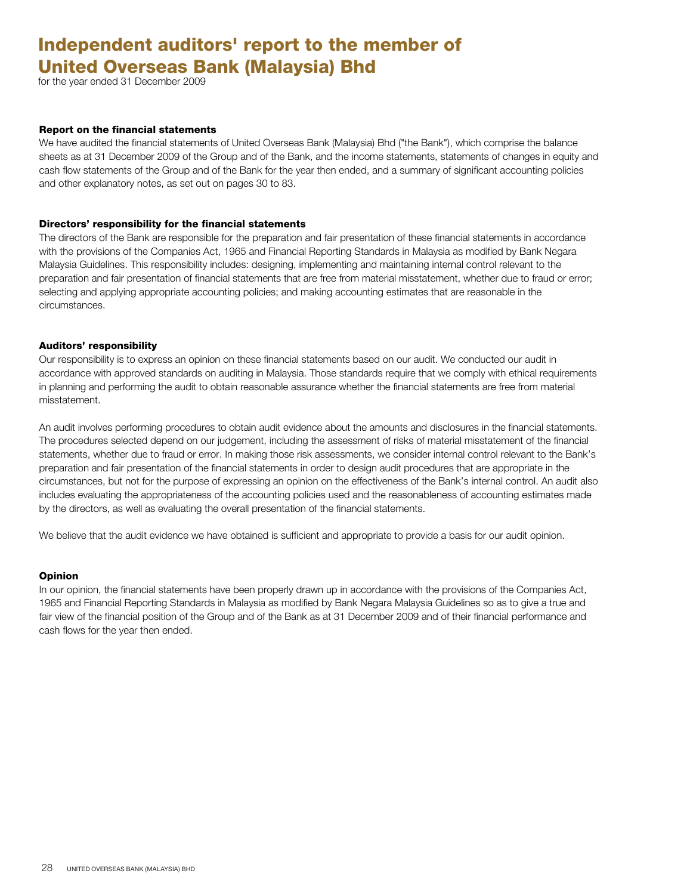# Independent auditors' report to the member of United Overseas Bank (Malaysia) Bhd

for the year ended 31 December 2009

### Report on the financial statements

We have audited the financial statements of United Overseas Bank (Malaysia) Bhd ("the Bank"), which comprise the balance sheets as at 31 December 2009 of the Group and of the Bank, and the income statements, statements of changes in equity and cash flow statements of the Group and of the Bank for the year then ended, and a summary of significant accounting policies and other explanatory notes, as set out on pages 30 to 83.

### Directors' responsibility for the financial statements

The directors of the Bank are responsible for the preparation and fair presentation of these financial statements in accordance with the provisions of the Companies Act, 1965 and Financial Reporting Standards in Malaysia as modified by Bank Negara Malaysia Guidelines. This responsibility includes: designing, implementing and maintaining internal control relevant to the preparation and fair presentation of financial statements that are free from material misstatement, whether due to fraud or error; selecting and applying appropriate accounting policies; and making accounting estimates that are reasonable in the circumstances.

### Auditors' responsibility

Our responsibility is to express an opinion on these financial statements based on our audit. We conducted our audit in accordance with approved standards on auditing in Malaysia. Those standards require that we comply with ethical requirements in planning and performing the audit to obtain reasonable assurance whether the financial statements are free from material misstatement.

An audit involves performing procedures to obtain audit evidence about the amounts and disclosures in the financial statements. The procedures selected depend on our judgement, including the assessment of risks of material misstatement of the financial statements, whether due to fraud or error. In making those risk assessments, we consider internal control relevant to the Bank's preparation and fair presentation of the financial statements in order to design audit procedures that are appropriate in the circumstances, but not for the purpose of expressing an opinion on the effectiveness of the Bank's internal control. An audit also includes evaluating the appropriateness of the accounting policies used and the reasonableness of accounting estimates made by the directors, as well as evaluating the overall presentation of the financial statements.

We believe that the audit evidence we have obtained is sufficient and appropriate to provide a basis for our audit opinion.

### Opinion

In our opinion, the financial statements have been properly drawn up in accordance with the provisions of the Companies Act, 1965 and Financial Reporting Standards in Malaysia as modified by Bank Negara Malaysia Guidelines so as to give a true and fair view of the financial position of the Group and of the Bank as at 31 December 2009 and of their financial performance and cash flows for the year then ended.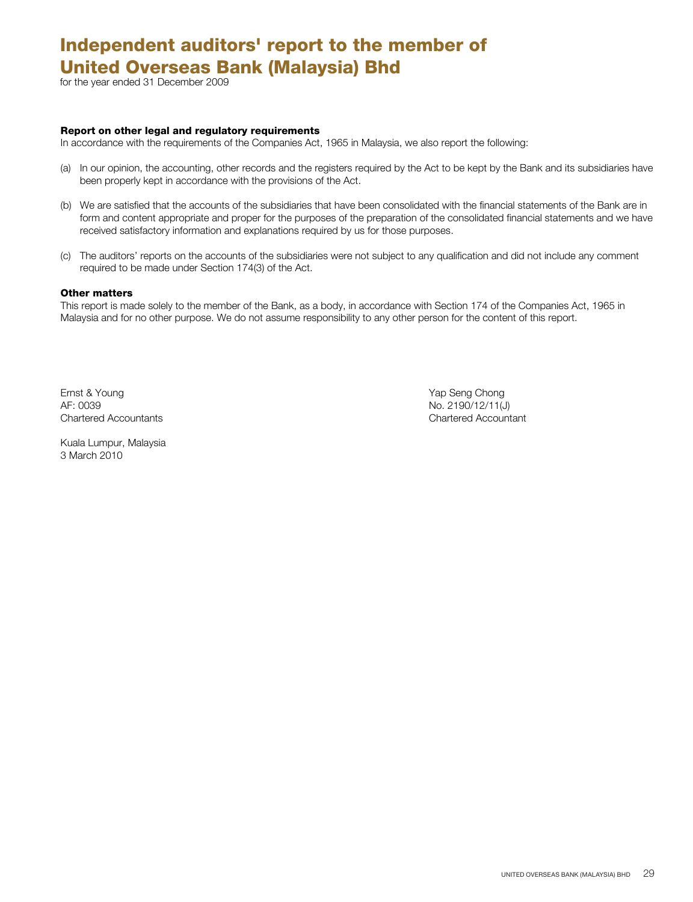# Independent auditors' report to the member of United Overseas Bank (Malaysia) Bhd

for the year ended 31 December 2009

### Report on other legal and regulatory requirements

In accordance with the requirements of the Companies Act, 1965 in Malaysia, we also report the following:

(a) In our opinion, the accounting, other records and the registers required by the Act to be kept by the Bank and its subsidiaries have been properly kept in accordance with the provisions of the Act.

(b) We are satisfied that the accounts of the subsidiaries that have been consolidated with the financial statements of the Bank are in form and content appropriate and proper for the purposes of the preparation of the consolidated financial statements and we have received satisfactory information and explanations required by us for those purposes.

(c) The auditors' reports on the accounts of the subsidiaries were not subject to any qualification and did not include any comment required to be made under Section 174(3) of the Act.

### Other matters

This report is made solely to the member of the Bank, as a body, in accordance with Section 174 of the Companies Act, 1965 in Malaysia and for no other purpose. We do not assume responsibility to any other person for the content of this report.

Ernst & Young
AF: 0039
Chartered Accountants

Yap Seng Chong
No. 2190/12/11(J)
Chartered Accountant

Kuala Lumpur, Malaysia
3 March 2010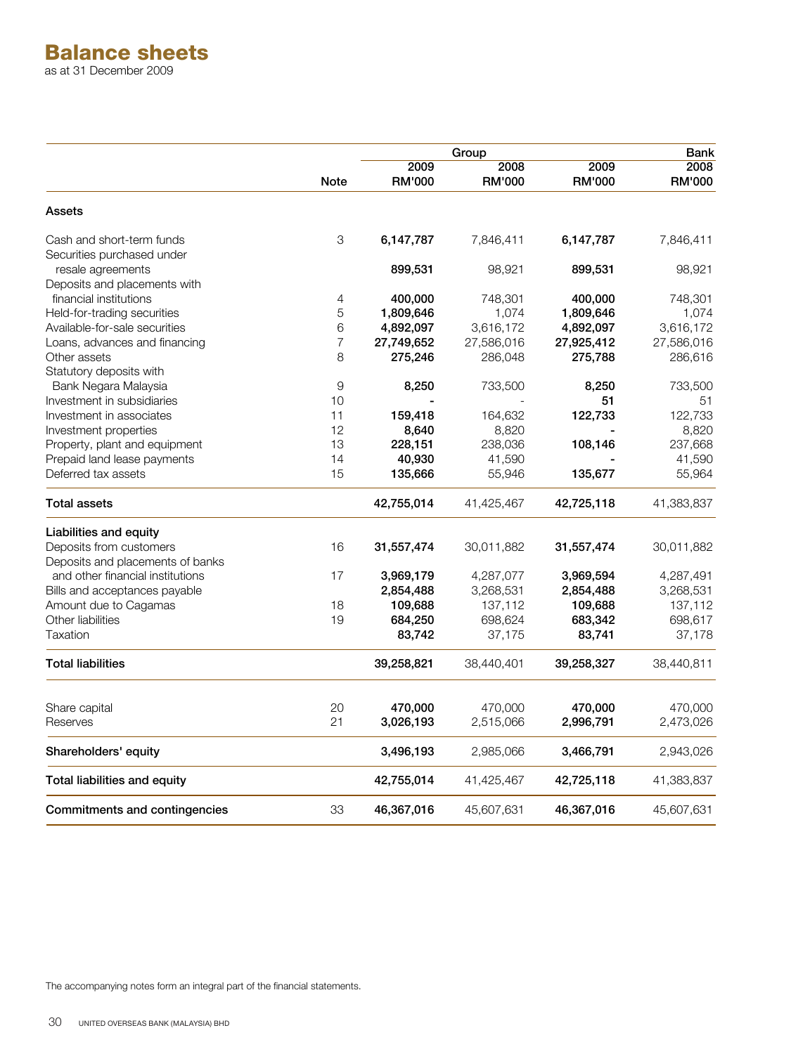# Balance sheets

as at 31 December 2009

| | | Group | | Bank | |
|---|---|---|---|---|---|
| | Note | 2009 RM'000 | 2008 RM'000 | 2009 RM'000 | 2008 RM'000 |
| **Assets** | | | | | |
| Cash and short-term funds | 3 | **6,147,787** | 7,846,411 | **6,147,787** | 7,846,411 |
| Securities purchased under resale agreements | | **899,531** | 98,921 | **899,531** | 98,921 |
| Deposits and placements with financial institutions | 4 | **400,000** | 748,301 | **400,000** | 748,301 |
| Held-for-trading securities | 5 | **1,809,646** | 1,074 | **1,809,646** | 1,074 |
| Available-for-sale securities | 6 | **4,892,097** | 3,616,172 | **4,892,097** | 3,616,172 |
| Loans, advances and financing | 7 | **27,749,652** | 27,586,016 | **27,925,412** | 27,586,016 |
| Other assets | 8 | **275,246** | 286,048 | **275,788** | 286,616 |
| Statutory deposits with Bank Negara Malaysia | 9 | **8,250** | 733,500 | **8,250** | 733,500 |
| Investment in subsidiaries | 10 | **-** | - | **51** | 51 |
| Investment in associates | 11 | **159,418** | 164,632 | **122,733** | 122,733 |
| Investment properties | 12 | **8,640** | 8,820 | **-** | 8,820 |
| Property, plant and equipment | 13 | **228,151** | 238,036 | **108,146** | 237,668 |
| Prepaid land lease payments | 14 | **40,930** | 41,590 | **-** | 41,590 |
| Deferred tax assets | 15 | **135,666** | 55,946 | **135,677** | 55,964 |
| **Total assets** | | **42,755,014** | 41,425,467 | **42,725,118** | 41,383,837 |
| **Liabilities and equity** | | | | | |
| Deposits from customers | 16 | **31,557,474** | 30,011,882 | **31,557,474** | 30,011,882 |
| Deposits and placements of banks and other financial institutions | 17 | **3,969,179** | 4,287,077 | **3,969,594** | 4,287,491 |
| Bills and acceptances payable | | **2,854,488** | 3,268,531 | **2,854,488** | 3,268,531 |
| Amount due to Cagamas | 18 | **109,688** | 137,112 | **109,688** | 137,112 |
| Other liabilities | 19 | **684,250** | 698,624 | **683,342** | 698,617 |
| Taxation | | **83,742** | 37,175 | **83,741** | 37,178 |
| **Total liabilities** | | **39,258,821** | 38,440,401 | **39,258,327** | 38,440,811 |
| Share capital | 20 | **470,000** | 470,000 | **470,000** | 470,000 |
| Reserves | 21 | **3,026,193** | 2,515,066 | **2,996,791** | 2,473,026 |
| **Shareholders' equity** | | **3,496,193** | 2,985,066 | **3,466,791** | 2,943,026 |
| **Total liabilities and equity** | | **42,755,014** | 41,425,467 | **42,725,118** | 41,383,837 |
| **Commitments and contingencies** | 33 | **46,367,016** | 45,607,631 | **46,367,016** | 45,607,631 |

The accompanying notes form an integral part of the financial statements.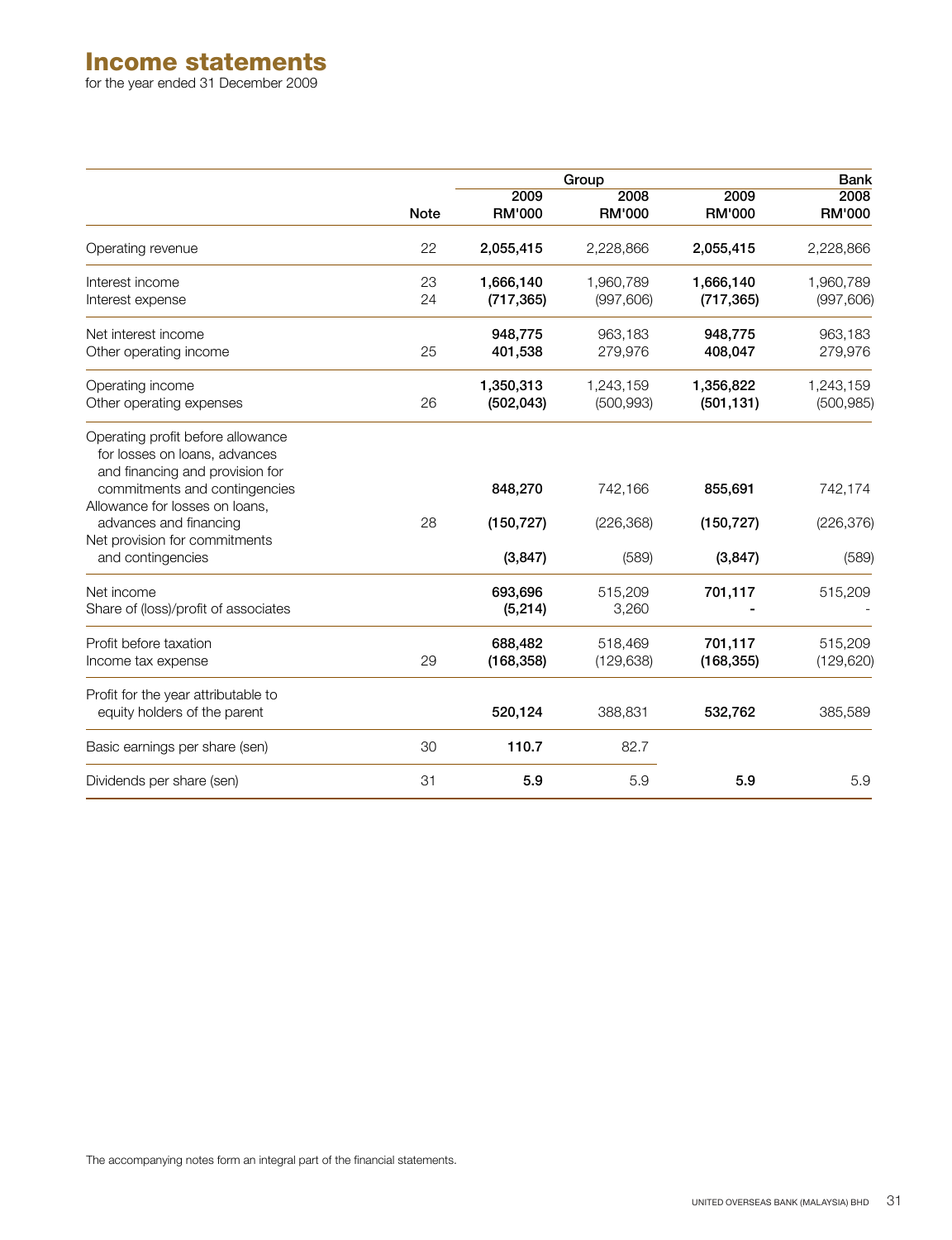# Income statements

for the year ended 31 December 2009

| | | Group | | Bank | |
|---|---|---|---|---|---|
| | Note | 2009 RM'000 | 2008 RM'000 | 2009 RM'000 | 2008 RM'000 |
| Operating revenue | 22 | **2,055,415** | 2,228,866 | **2,055,415** | 2,228,866 |
| Interest income | 23 | **1,666,140** | 1,960,789 | **1,666,140** | 1,960,789 |
| Interest expense | 24 | **(717,365)** | (997,606) | **(717,365)** | (997,606) |
| Net interest income | | **948,775** | 963,183 | **948,775** | 963,183 |
| Other operating income | 25 | **401,538** | 279,976 | **408,047** | 279,976 |
| Operating income | | **1,350,313** | 1,243,159 | **1,356,822** | 1,243,159 |
| Other operating expenses | 26 | **(502,043)** | (500,993) | **(501,131)** | (500,985) |
| Operating profit before allowance for losses on loans, advances and financing and provision for commitments and contingencies | | **848,270** | 742,166 | **855,691** | 742,174 |
| Allowance for losses on loans, advances and financing | 28 | **(150,727)** | (226,368) | **(150,727)** | (226,376) |
| Net provision for commitments and contingencies | | **(3,847)** | (589) | **(3,847)** | (589) |
| Net income | | **693,696** | 515,209 | **701,117** | 515,209 |
| Share of (loss)/profit of associates | | **(5,214)** | 3,260 | **-** | - |
| Profit before taxation | | **688,482** | 518,469 | **701,117** | 515,209 |
| Income tax expense | 29 | **(168,358)** | (129,638) | **(168,355)** | (129,620) |
| Profit for the year attributable to equity holders of the parent | | **520,124** | 388,831 | **532,762** | 385,589 |
| Basic earnings per share (sen) | 30 | **110.7** | 82.7 | | |
| Dividends per share (sen) | 31 | **5.9** | 5.9 | **5.9** | 5.9 |

The accompanying notes form an integral part of the financial statements.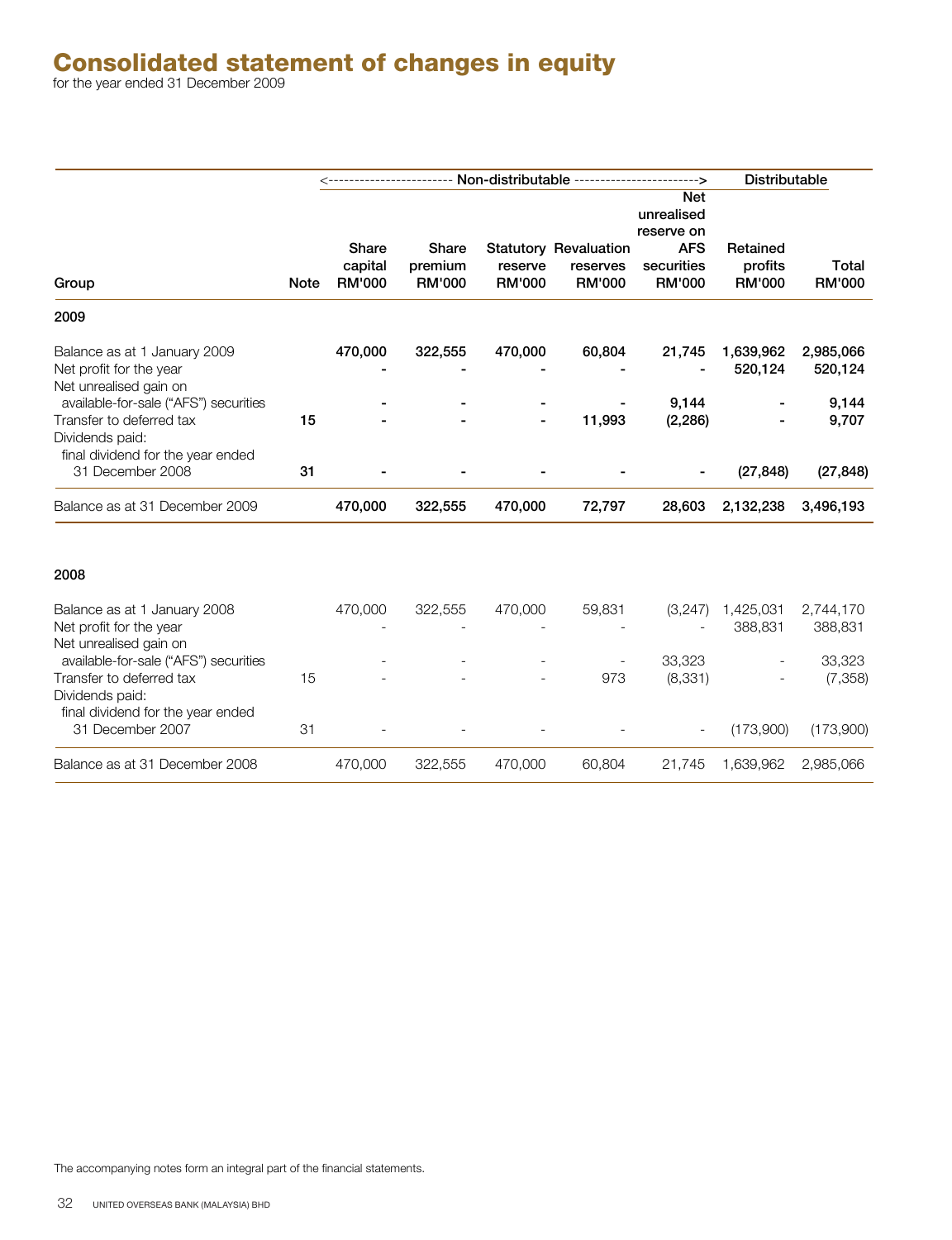# Consolidated statement of changes in equity

for the year ended 31 December 2009

| | | <---------- Non-distributable | | | ----------> | | Distributable | |
|---|---|---|---|---|---|---|---|---|
| Group | Note | Share capital RM'000 | Share premium RM'000 | Statutory reserve RM'000 | Revaluation reserves RM'000 | Net unrealised reserve on AFS securities RM'000 | Retained profits RM'000 | Total RM'000 |
| **2009** | | | | | | | | |
| Balance as at 1 January 2009 | | **470,000** | **322,555** | **470,000** | **60,804** | **21,745** | **1,639,962** | **2,985,066** |
| Net profit for the year | | **-** | **-** | **-** | **-** | **-** | **520,124** | **520,124** |
| Net unrealised gain on available-for-sale ("AFS") securities | | **-** | **-** | **-** | **-** | **9,144** | **-** | **9,144** |
| Transfer to deferred tax | **15** | **-** | **-** | **-** | **11,993** | **(2,286)** | **-** | **9,707** |
| Dividends paid: final dividend for the year ended 31 December 2008 | **31** | **-** | **-** | **-** | **-** | **-** | **(27,848)** | **(27,848)** |
| Balance as at 31 December 2009 | | **470,000** | **322,555** | **470,000** | **72,797** | **28,603** | **2,132,238** | **3,496,193** |
| **2008** | | | | | | | | |
| Balance as at 1 January 2008 | | 470,000 | 322,555 | 470,000 | 59,831 | (3,247) | 1,425,031 | 2,744,170 |
| Net profit for the year | | - | - | - | - | - | 388,831 | 388,831 |
| Net unrealised gain on available-for-sale ("AFS") securities | | - | - | - | - | 33,323 | - | 33,323 |
| Transfer to deferred tax | 15 | - | - | - | 973 | (8,331) | - | (7,358) |
| Dividends paid: final dividend for the year ended 31 December 2007 | 31 | - | - | - | - | - | (173,900) | (173,900) |
| Balance as at 31 December 2008 | | 470,000 | 322,555 | 470,000 | 60,804 | 21,745 | 1,639,962 | 2,985,066 |

The accompanying notes form an integral part of the financial statements.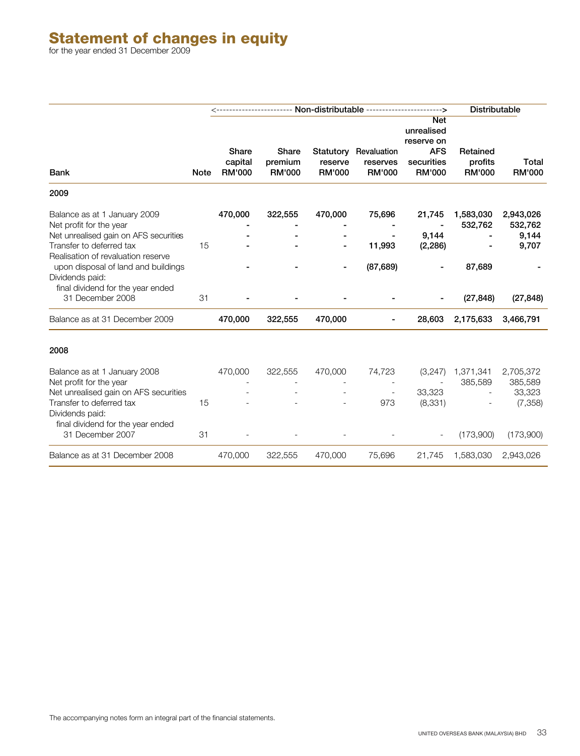# Statement of changes in equity

for the year ended 31 December 2009

| Bank | Note | Non-distributable | | | | | Distributable | |
|---|---|---|---|---|---|---|---|---|
| | | Share capital RM'000 | Share premium RM'000 | Statutory reserve RM'000 | Revaluation reserves RM'000 | Net unrealised reserve on AFS securities RM'000 | Retained profits RM'000 | Total RM'000 |
| **2009** | | | | | | | | |
| Balance as at 1 January 2009 | | **470,000** | **322,555** | **470,000** | **75,696** | **21,745** | **1,583,030** | **2,943,026** |
| Net profit for the year | | **-** | **-** | **-** | **-** | **-** | **532,762** | **532,762** |
| Net unrealised gain on AFS securities | | **-** | **-** | **-** | **-** | **9,144** | **-** | **9,144** |
| Transfer to deferred tax | 15 | **-** | **-** | **-** | **11,993** | **(2,286)** | **-** | **9,707** |
| Realisation of revaluation reserve upon disposal of land and buildings | | **-** | **-** | **-** | **(87,689)** | **-** | **87,689** | **-** |
| Dividends paid: final dividend for the year ended 31 December 2008 | 31 | **-** | **-** | **-** | **-** | **-** | **(27,848)** | **(27,848)** |
| Balance as at 31 December 2009 | | **470,000** | **322,555** | **470,000** | **-** | **28,603** | **2,175,633** | **3,466,791** |
| **2008** | | | | | | | | |
| Balance as at 1 January 2008 | | 470,000 | 322,555 | 470,000 | 74,723 | (3,247) | 1,371,341 | 2,705,372 |
| Net profit for the year | | - | - | - | - | - | 385,589 | 385,589 |
| Net unrealised gain on AFS securities | | - | - | - | - | 33,323 | - | 33,323 |
| Transfer to deferred tax | 15 | - | - | - | 973 | (8,331) | - | (7,358) |
| Dividends paid: final dividend for the year ended 31 December 2007 | 31 | - | - | - | - | - | (173,900) | (173,900) |
| Balance as at 31 December 2008 | | 470,000 | 322,555 | 470,000 | 75,696 | 21,745 | 1,583,030 | 2,943,026 |

The accompanying notes form an integral part of the financial statements.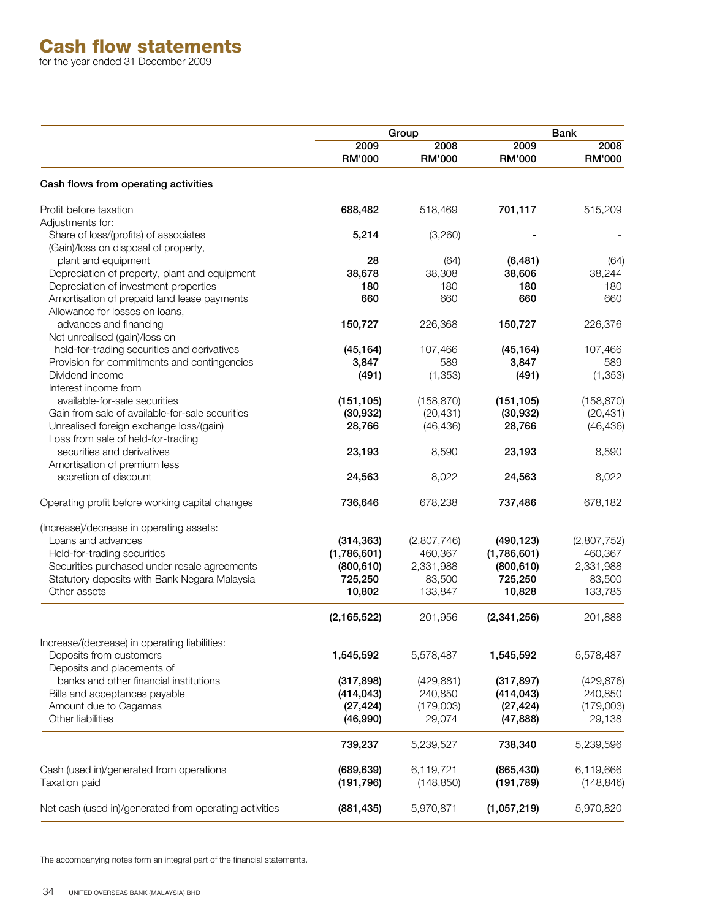# Cash flow statements

for the year ended 31 December 2009

| | Group | | Bank | |
|---|---|---|---|---|
| | 2009 RM'000 | 2008 RM'000 | 2009 RM'000 | 2008 RM'000 |
| **Cash flows from operating activities** | | | | |
| Profit before taxation | **688,482** | 518,469 | **701,117** | 515,209 |
| Adjustments for: | | | | |
| Share of loss/(profits) of associates | **5,214** | (3,260) | **-** | - |
| (Gain)/loss on disposal of property, plant and equipment | **28** | (64) | **(6,481)** | (64) |
| Depreciation of property, plant and equipment | **38,678** | 38,308 | **38,606** | 38,244 |
| Depreciation of investment properties | **180** | 180 | **180** | 180 |
| Amortisation of prepaid land lease payments | **660** | 660 | **660** | 660 |
| Allowance for losses on loans, advances and financing | **150,727** | 226,368 | **150,727** | 226,376 |
| Net unrealised (gain)/loss on held-for-trading securities and derivatives | **(45,164)** | 107,466 | **(45,164)** | 107,466 |
| Provision for commitments and contingencies | **3,847** | 589 | **3,847** | 589 |
| Dividend income | **(491)** | (1,353) | **(491)** | (1,353) |
| Interest income from available-for-sale securities | **(151,105)** | (158,870) | **(151,105)** | (158,870) |
| Gain from sale of available-for-sale securities | **(30,932)** | (20,431) | **(30,932)** | (20,431) |
| Unrealised foreign exchange loss/(gain) | **28,766** | (46,436) | **28,766** | (46,436) |
| Loss from sale of held-for-trading securities and derivatives | **23,193** | 8,590 | **23,193** | 8,590 |
| Amortisation of premium less accretion of discount | **24,563** | 8,022 | **24,563** | 8,022 |
| Operating profit before working capital changes | **736,646** | 678,238 | **737,486** | 678,182 |
| (Increase)/decrease in operating assets: | | | | |
| Loans and advances | **(314,363)** | (2,807,746) | **(490,123)** | (2,807,752) |
| Held-for-trading securities | **(1,786,601)** | 460,367 | **(1,786,601)** | 460,367 |
| Securities purchased under resale agreements | **(800,610)** | 2,331,988 | **(800,610)** | 2,331,988 |
| Statutory deposits with Bank Negara Malaysia | **725,250** | 83,500 | **725,250** | 83,500 |
| Other assets | **10,802** | 133,847 | **10,828** | 133,785 |
| | **(2,165,522)** | 201,956 | **(2,341,256)** | 201,888 |
| Increase/(decrease) in operating liabilities: | | | | |
| Deposits from customers | **1,545,592** | 5,578,487 | **1,545,592** | 5,578,487 |
| Deposits and placements of banks and other financial institutions | **(317,898)** | (429,881) | **(317,897)** | (429,876) |
| Bills and acceptances payable | **(414,043)** | 240,850 | **(414,043)** | 240,850 |
| Amount due to Cagamas | **(27,424)** | (179,003) | **(27,424)** | (179,003) |
| Other liabilities | **(46,990)** | 29,074 | **(47,888)** | 29,138 |
| | **739,237** | 5,239,527 | **738,340** | 5,239,596 |
| Cash (used in)/generated from operations | **(689,639)** | 6,119,721 | **(865,430)** | 6,119,666 |
| Taxation paid | **(191,796)** | (148,850) | **(191,789)** | (148,846) |
| Net cash (used in)/generated from operating activities | **(881,435)** | 5,970,871 | **(1,057,219)** | 5,970,820 |

The accompanying notes form an integral part of the financial statements.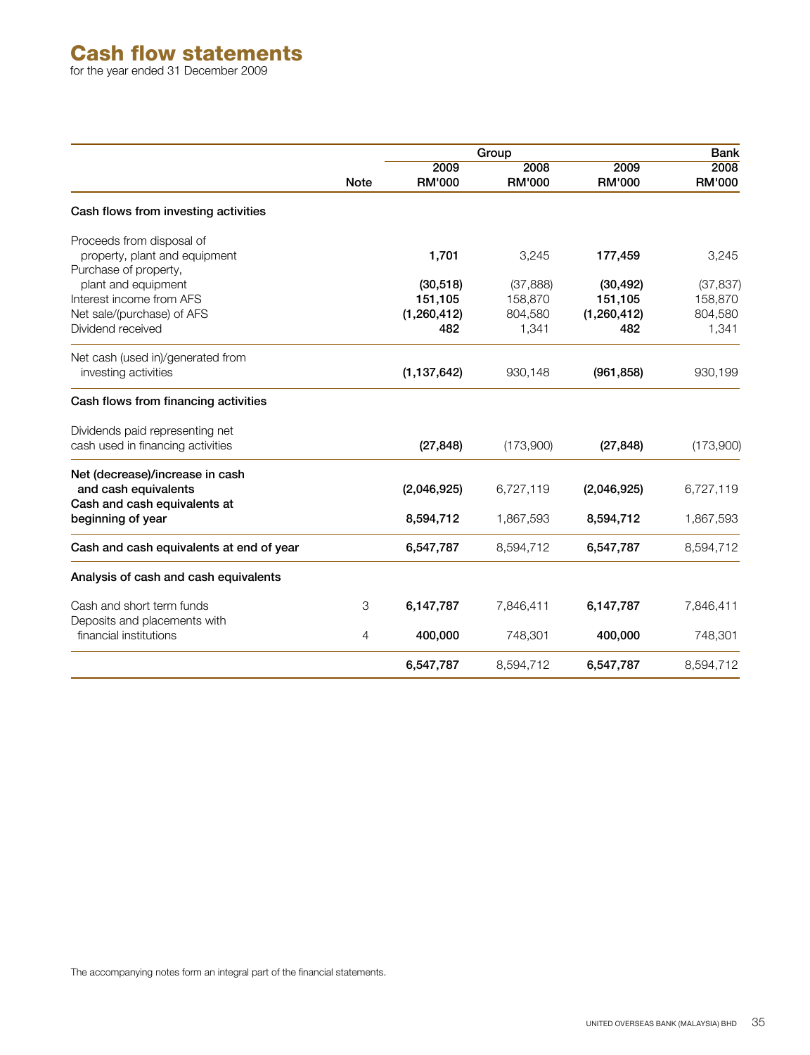# Cash flow statements

for the year ended 31 December 2009

| | | Group | | Bank | |
|---|---|---|---|---|---|
| | Note | 2009 RM'000 | 2008 RM'000 | 2009 RM'000 | 2008 RM'000 |
| **Cash flows from investing activities** | | | | | |
| Proceeds from disposal of property, plant and equipment | | **1,701** | 3,245 | **177,459** | 3,245 |
| Purchase of property, plant and equipment | | **(30,518)** | (37,888) | **(30,492)** | (37,837) |
| Interest income from AFS | | **151,105** | 158,870 | **151,105** | 158,870 |
| Net sale/(purchase) of AFS | | **(1,260,412)** | 804,580 | **(1,260,412)** | 804,580 |
| Dividend received | | **482** | 1,341 | **482** | 1,341 |
| Net cash (used in)/generated from investing activities | | **(1,137,642)** | 930,148 | **(961,858)** | 930,199 |
| **Cash flows from financing activities** | | | | | |
| Dividends paid representing net cash used in financing activities | | **(27,848)** | (173,900) | **(27,848)** | (173,900) |
| **Net (decrease)/increase in cash and cash equivalents** | | **(2,046,925)** | 6,727,119 | **(2,046,925)** | 6,727,119 |
| **Cash and cash equivalents at beginning of year** | | **8,594,712** | 1,867,593 | **8,594,712** | 1,867,593 |
| **Cash and cash equivalents at end of year** | | **6,547,787** | 8,594,712 | **6,547,787** | 8,594,712 |
| **Analysis of cash and cash equivalents** | | | | | |
| Cash and short term funds | 3 | **6,147,787** | 7,846,411 | **6,147,787** | 7,846,411 |
| Deposits and placements with financial institutions | 4 | **400,000** | 748,301 | **400,000** | 748,301 |
| | | **6,547,787** | 8,594,712 | **6,547,787** | 8,594,712 |

The accompanying notes form an integral part of the financial statements.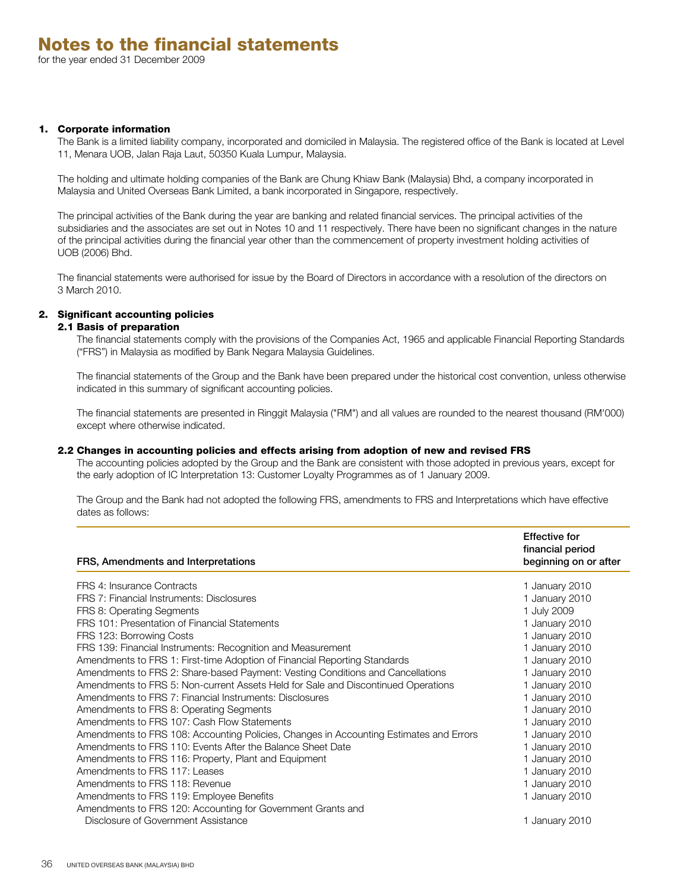# Notes to the financial statements

for the year ended 31 December 2009

## 1. Corporate information

The Bank is a limited liability company, incorporated and domiciled in Malaysia. The registered office of the Bank is located at Level 11, Menara UOB, Jalan Raja Laut, 50350 Kuala Lumpur, Malaysia.

The holding and ultimate holding companies of the Bank are Chung Khiaw Bank (Malaysia) Bhd, a company incorporated in Malaysia and United Overseas Bank Limited, a bank incorporated in Singapore, respectively.

The principal activities of the Bank during the year are banking and related financial services. The principal activities of the subsidiaries and the associates are set out in Notes 10 and 11 respectively. There have been no significant changes in the nature of the principal activities during the financial year other than the commencement of property investment holding activities of UOB (2006) Bhd.

The financial statements were authorised for issue by the Board of Directors in accordance with a resolution of the directors on 3 March 2010.

## 2. Significant accounting policies

### 2.1 Basis of preparation

The financial statements comply with the provisions of the Companies Act, 1965 and applicable Financial Reporting Standards ("FRS") in Malaysia as modified by Bank Negara Malaysia Guidelines.

The financial statements of the Group and the Bank have been prepared under the historical cost convention, unless otherwise indicated in this summary of significant accounting policies.

The financial statements are presented in Ringgit Malaysia ("RM") and all values are rounded to the nearest thousand (RM'000) except where otherwise indicated.

### 2.2 Changes in accounting policies and effects arising from adoption of new and revised FRS

The accounting policies adopted by the Group and the Bank are consistent with those adopted in previous years, except for the early adoption of IC Interpretation 13: Customer Loyalty Programmes as of 1 January 2009.

The Group and the Bank had not adopted the following FRS, amendments to FRS and Interpretations which have effective dates as follows:

| FRS, Amendments and Interpretations | Effective for financial period beginning on or after |
|---|---|
| FRS 4: Insurance Contracts | 1 January 2010 |
| FRS 7: Financial Instruments: Disclosures | 1 January 2010 |
| FRS 8: Operating Segments | 1 July 2009 |
| FRS 101: Presentation of Financial Statements | 1 January 2010 |
| FRS 123: Borrowing Costs | 1 January 2010 |
| FRS 139: Financial Instruments: Recognition and Measurement | 1 January 2010 |
| Amendments to FRS 1: First-time Adoption of Financial Reporting Standards | 1 January 2010 |
| Amendments to FRS 2: Share-based Payment: Vesting Conditions and Cancellations | 1 January 2010 |
| Amendments to FRS 5: Non-current Assets Held for Sale and Discontinued Operations | 1 January 2010 |
| Amendments to FRS 7: Financial Instruments: Disclosures | 1 January 2010 |
| Amendments to FRS 8: Operating Segments | 1 January 2010 |
| Amendments to FRS 107: Cash Flow Statements | 1 January 2010 |
| Amendments to FRS 108: Accounting Policies, Changes in Accounting Estimates and Errors | 1 January 2010 |
| Amendments to FRS 110: Events After the Balance Sheet Date | 1 January 2010 |
| Amendments to FRS 116: Property, Plant and Equipment | 1 January 2010 |
| Amendments to FRS 117: Leases | 1 January 2010 |
| Amendments to FRS 118: Revenue | 1 January 2010 |
| Amendments to FRS 119: Employee Benefits | 1 January 2010 |
| Amendments to FRS 120: Accounting for Government Grants and Disclosure of Government Assistance | 1 January 2010 |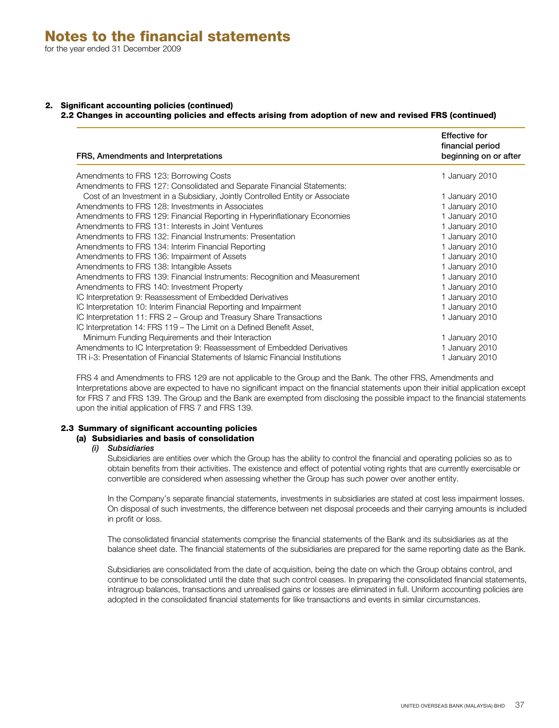# Notes to the financial statements

for the year ended 31 December 2009

## 2. Significant accounting policies (continued)

### 2.2 Changes in accounting policies and effects arising from adoption of new and revised FRS (continued)

| FRS, Amendments and Interpretations | Effective for financial period beginning on or after |
|---|---|
| Amendments to FRS 123: Borrowing Costs | 1 January 2010 |
| Amendments to FRS 127: Consolidated and Separate Financial Statements: Cost of an Investment in a Subsidiary, Jointly Controlled Entity or Associate | 1 January 2010 |
| Amendments to FRS 128: Investments in Associates | 1 January 2010 |
| Amendments to FRS 129: Financial Reporting in Hyperinflationary Economies | 1 January 2010 |
| Amendments to FRS 131: Interests in Joint Ventures | 1 January 2010 |
| Amendments to FRS 132: Financial Instruments: Presentation | 1 January 2010 |
| Amendments to FRS 134: Interim Financial Reporting | 1 January 2010 |
| Amendments to FRS 136: Impairment of Assets | 1 January 2010 |
| Amendments to FRS 138: Intangible Assets | 1 January 2010 |
| Amendments to FRS 139: Financial Instruments: Recognition and Measurement | 1 January 2010 |
| Amendments to FRS 140: Investment Property | 1 January 2010 |
| IC Interpretation 9: Reassessment of Embedded Derivatives | 1 January 2010 |
| IC Interpretation 10: Interim Financial Reporting and Impairment | 1 January 2010 |
| IC Interpretation 11: FRS 2 – Group and Treasury Share Transactions | 1 January 2010 |
| IC Interpretation 14: FRS 119 – The Limit on a Defined Benefit Asset, Minimum Funding Requirements and their Interaction | 1 January 2010 |
| Amendments to IC Interpretation 9: Reassessment of Embedded Derivatives | 1 January 2010 |
| TR i-3: Presentation of Financial Statements of Islamic Financial Institutions | 1 January 2010 |

FRS 4 and Amendments to FRS 129 are not applicable to the Group and the Bank. The other FRS, Amendments and Interpretations above are expected to have no significant impact on the financial statements upon their initial application except for FRS 7 and FRS 139. The Group and the Bank are exempted from disclosing the possible impact to the financial statements upon the initial application of FRS 7 and FRS 139.

### 2.3 Summary of significant accounting policies

#### (a) Subsidiaries and basis of consolidation

*(i) Subsidiaries*

Subsidiaries are entities over which the Group has the ability to control the financial and operating policies so as to obtain benefits from their activities. The existence and effect of potential voting rights that are currently exercisable or convertible are considered when assessing whether the Group has such power over another entity.

In the Company's separate financial statements, investments in subsidiaries are stated at cost less impairment losses. On disposal of such investments, the difference between net disposal proceeds and their carrying amounts is included in profit or loss.

The consolidated financial statements comprise the financial statements of the Bank and its subsidiaries as at the balance sheet date. The financial statements of the subsidiaries are prepared for the same reporting date as the Bank.

Subsidiaries are consolidated from the date of acquisition, being the date on which the Group obtains control, and continue to be consolidated until the date that such control ceases. In preparing the consolidated financial statements, intragroup balances, transactions and unrealised gains or losses are eliminated in full. Uniform accounting policies are adopted in the consolidated financial statements for like transactions and events in similar circumstances.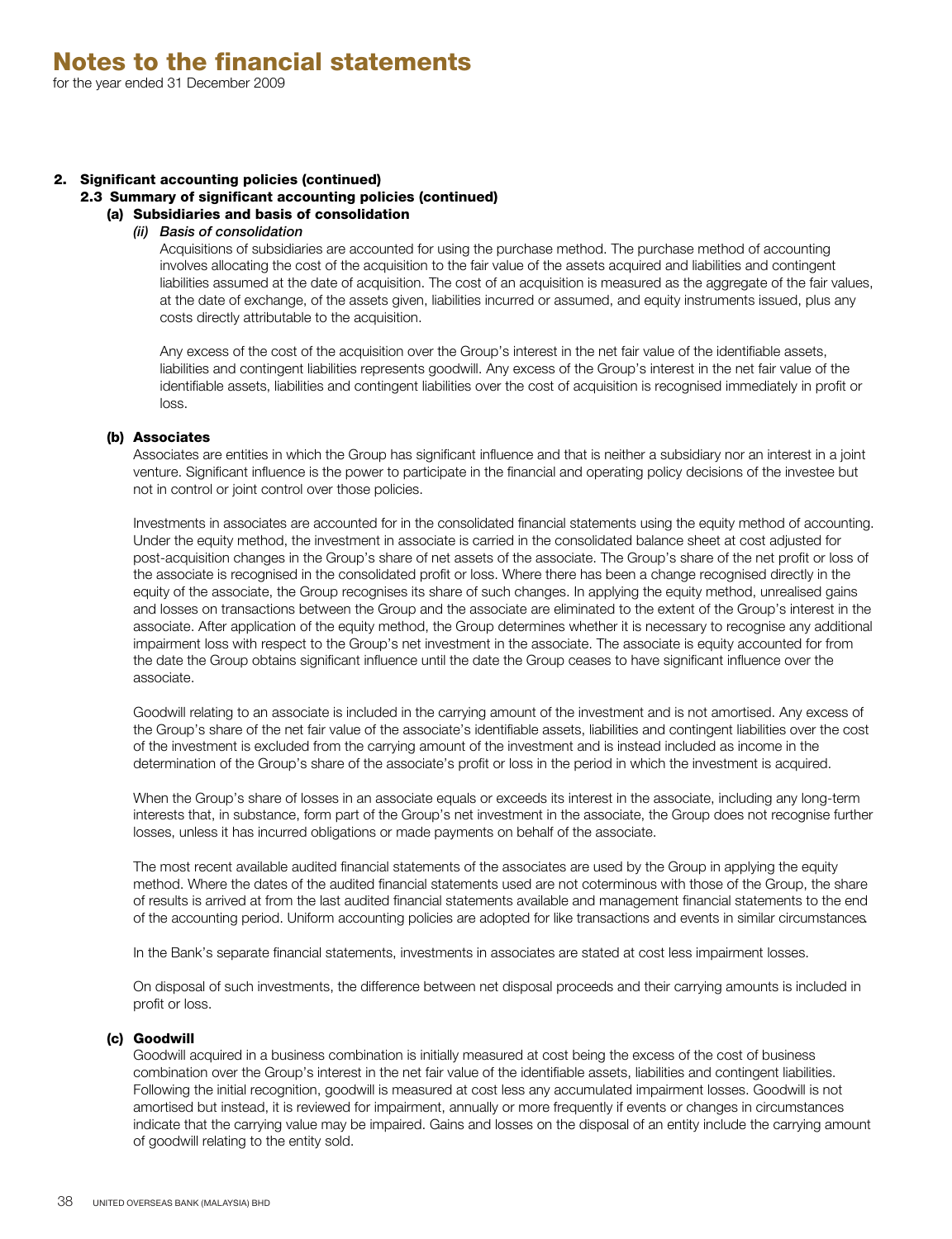## 2. Significant accounting policies (continued)

### 2.3 Summary of significant accounting policies (continued)

#### (a) Subsidiaries and basis of consolidation

*(ii) Basis of consolidation*

Acquisitions of subsidiaries are accounted for using the purchase method. The purchase method of accounting involves allocating the cost of the acquisition to the fair value of the assets acquired and liabilities and contingent liabilities assumed at the date of acquisition. The cost of an acquisition is measured as the aggregate of the fair values, at the date of exchange, of the assets given, liabilities incurred or assumed, and equity instruments issued, plus any costs directly attributable to the acquisition.

Any excess of the cost of the acquisition over the Group's interest in the net fair value of the identifiable assets, liabilities and contingent liabilities represents goodwill. Any excess of the Group's interest in the net fair value of the identifiable assets, liabilities and contingent liabilities over the cost of acquisition is recognised immediately in profit or loss.

#### (b) Associates

Associates are entities in which the Group has significant influence and that is neither a subsidiary nor an interest in a joint venture. Significant influence is the power to participate in the financial and operating policy decisions of the investee but not in control or joint control over those policies.

Investments in associates are accounted for in the consolidated financial statements using the equity method of accounting. Under the equity method, the investment in associate is carried in the consolidated balance sheet at cost adjusted for post-acquisition changes in the Group's share of net assets of the associate. The Group's share of the net profit or loss of the associate is recognised in the consolidated profit or loss. Where there has been a change recognised directly in the equity of the associate, the Group recognises its share of such changes. In applying the equity method, unrealised gains and losses on transactions between the Group and the associate are eliminated to the extent of the Group's interest in the associate. After application of the equity method, the Group determines whether it is necessary to recognise any additional impairment loss with respect to the Group's net investment in the associate. The associate is equity accounted for from the date the Group obtains significant influence until the date the Group ceases to have significant influence over the associate.

Goodwill relating to an associate is included in the carrying amount of the investment and is not amortised. Any excess of the Group's share of the net fair value of the associate's identifiable assets, liabilities and contingent liabilities over the cost of the investment is excluded from the carrying amount of the investment and is instead included as income in the determination of the Group's share of the associate's profit or loss in the period in which the investment is acquired.

When the Group's share of losses in an associate equals or exceeds its interest in the associate, including any long-term interests that, in substance, form part of the Group's net investment in the associate, the Group does not recognise further losses, unless it has incurred obligations or made payments on behalf of the associate.

The most recent available audited financial statements of the associates are used by the Group in applying the equity method. Where the dates of the audited financial statements used are not coterminous with those of the Group, the share of results is arrived at from the last audited financial statements available and management financial statements to the end of the accounting period. Uniform accounting policies are adopted for like transactions and events in similar circumstances.

In the Bank's separate financial statements, investments in associates are stated at cost less impairment losses.

On disposal of such investments, the difference between net disposal proceeds and their carrying amounts is included in profit or loss.

#### (c) Goodwill

Goodwill acquired in a business combination is initially measured at cost being the excess of the cost of business combination over the Group's interest in the net fair value of the identifiable assets, liabilities and contingent liabilities. Following the initial recognition, goodwill is measured at cost less any accumulated impairment losses. Goodwill is not amortised but instead, it is reviewed for impairment, annually or more frequently if events or changes in circumstances indicate that the carrying value may be impaired. Gains and losses on the disposal of an entity include the carrying amount of goodwill relating to the entity sold.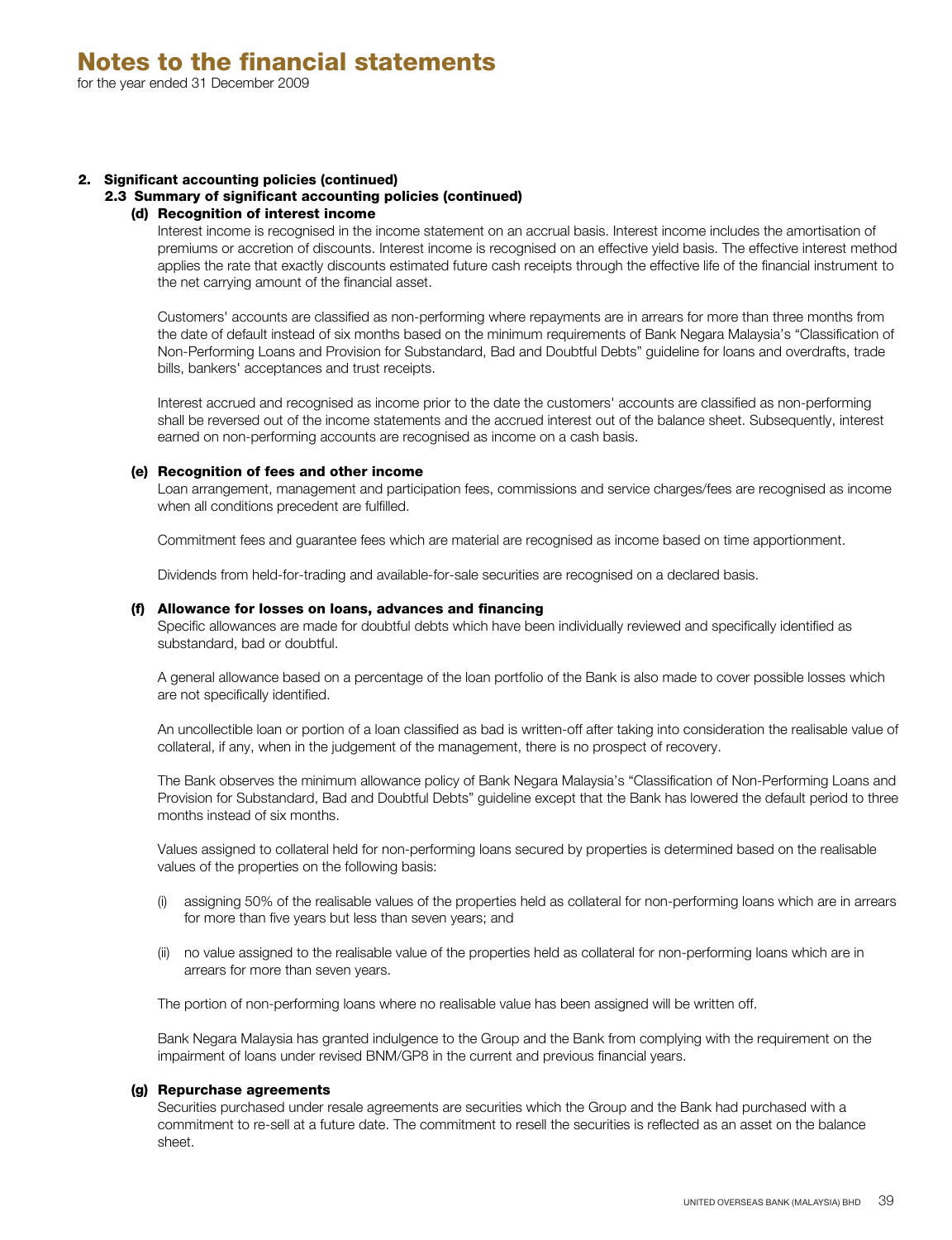# Notes to the financial statements

for the year ended 31 December 2009

## 2. Significant accounting policies (continued)

### 2.3 Summary of significant accounting policies (continued)

#### (d) Recognition of interest income

Interest income is recognised in the income statement on an accrual basis. Interest income includes the amortisation of premiums or accretion of discounts. Interest income is recognised on an effective yield basis. The effective interest method applies the rate that exactly discounts estimated future cash receipts through the effective life of the financial instrument to the net carrying amount of the financial asset.

Customers' accounts are classified as non-performing where repayments are in arrears for more than three months from the date of default instead of six months based on the minimum requirements of Bank Negara Malaysia's "Classification of Non-Performing Loans and Provision for Substandard, Bad and Doubtful Debts" guideline for loans and overdrafts, trade bills, bankers' acceptances and trust receipts.

Interest accrued and recognised as income prior to the date the customers' accounts are classified as non-performing shall be reversed out of the income statements and the accrued interest out of the balance sheet. Subsequently, interest earned on non-performing accounts are recognised as income on a cash basis.

#### (e) Recognition of fees and other income

Loan arrangement, management and participation fees, commissions and service charges/fees are recognised as income when all conditions precedent are fulfilled.

Commitment fees and guarantee fees which are material are recognised as income based on time apportionment.

Dividends from held-for-trading and available-for-sale securities are recognised on a declared basis.

#### (f) Allowance for losses on loans, advances and financing

Specific allowances are made for doubtful debts which have been individually reviewed and specifically identified as substandard, bad or doubtful.

A general allowance based on a percentage of the loan portfolio of the Bank is also made to cover possible losses which are not specifically identified.

An uncollectible loan or portion of a loan classified as bad is written-off after taking into consideration the realisable value of collateral, if any, when in the judgement of the management, there is no prospect of recovery.

The Bank observes the minimum allowance policy of Bank Negara Malaysia's "Classification of Non-Performing Loans and Provision for Substandard, Bad and Doubtful Debts" guideline except that the Bank has lowered the default period to three months instead of six months.

Values assigned to collateral held for non-performing loans secured by properties is determined based on the realisable values of the properties on the following basis:

(i) assigning 50% of the realisable values of the properties held as collateral for non-performing loans which are in arrears for more than five years but less than seven years; and

(ii) no value assigned to the realisable value of the properties held as collateral for non-performing loans which are in arrears for more than seven years.

The portion of non-performing loans where no realisable value has been assigned will be written off.

Bank Negara Malaysia has granted indulgence to the Group and the Bank from complying with the requirement on the impairment of loans under revised BNM/GP8 in the current and previous financial years.

#### (g) Repurchase agreements

Securities purchased under resale agreements are securities which the Group and the Bank had purchased with a commitment to re-sell at a future date. The commitment to resell the securities is reflected as an asset on the balance sheet.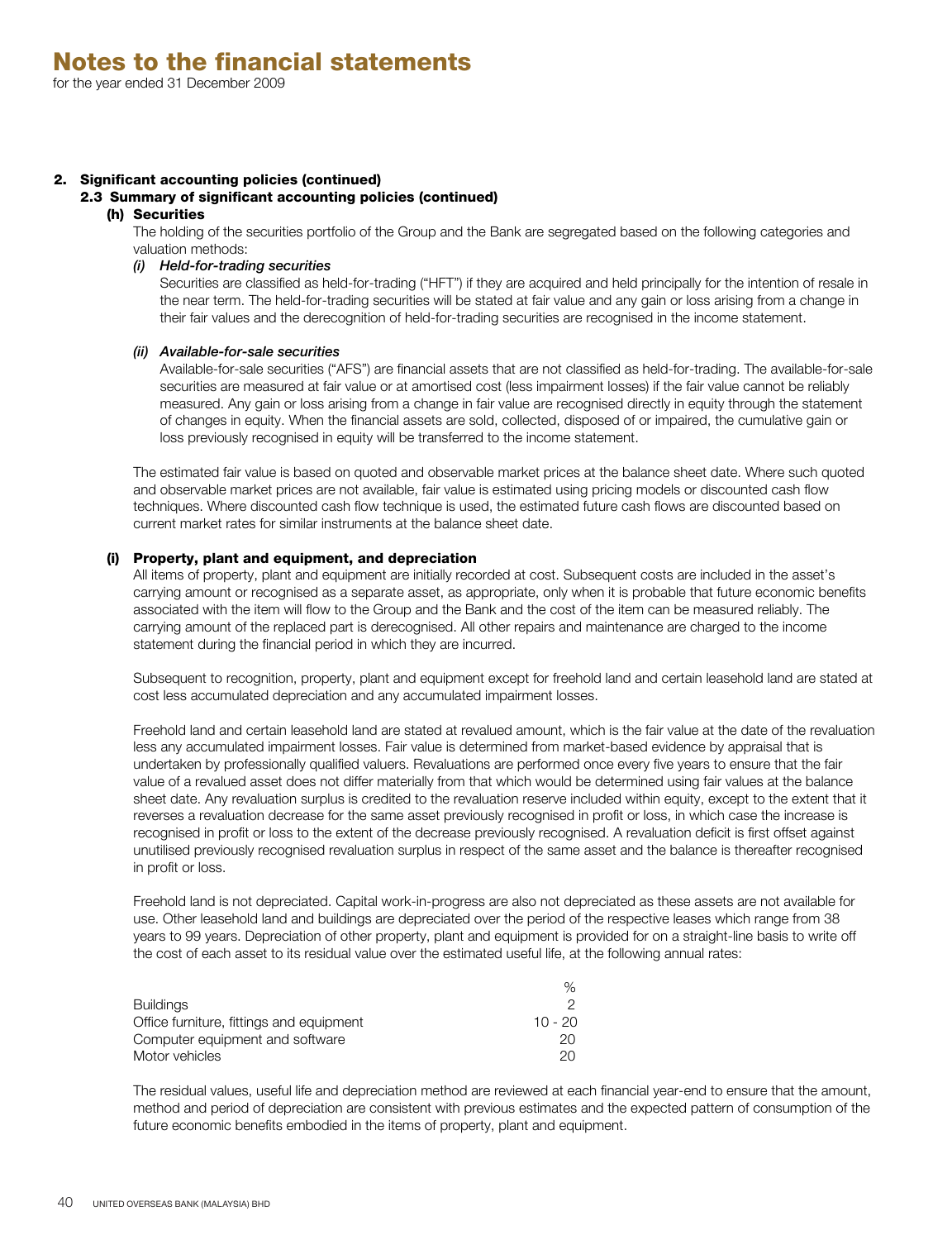# Notes to the financial statements

for the year ended 31 December 2009

## 2. Significant accounting policies (continued)

### 2.3 Summary of significant accounting policies (continued)

#### (h) Securities

The holding of the securities portfolio of the Group and the Bank are segregated based on the following categories and valuation methods:

*(i) Held-for-trading securities*

Securities are classified as held-for-trading ("HFT") if they are acquired and held principally for the intention of resale in the near term. The held-for-trading securities will be stated at fair value and any gain or loss arising from a change in their fair values and the derecognition of held-for-trading securities are recognised in the income statement.

*(ii) Available-for-sale securities*

Available-for-sale securities ("AFS") are financial assets that are not classified as held-for-trading. The available-for-sale securities are measured at fair value or at amortised cost (less impairment losses) if the fair value cannot be reliably measured. Any gain or loss arising from a change in fair value are recognised directly in equity through the statement of changes in equity. When the financial assets are sold, collected, disposed of or impaired, the cumulative gain or loss previously recognised in equity will be transferred to the income statement.

The estimated fair value is based on quoted and observable market prices at the balance sheet date. Where such quoted and observable market prices are not available, fair value is estimated using pricing models or discounted cash flow techniques. Where discounted cash flow technique is used, the estimated future cash flows are discounted based on current market rates for similar instruments at the balance sheet date.

#### (i) Property, plant and equipment, and depreciation

All items of property, plant and equipment are initially recorded at cost. Subsequent costs are included in the asset's carrying amount or recognised as a separate asset, as appropriate, only when it is probable that future economic benefits associated with the item will flow to the Group and the Bank and the cost of the item can be measured reliably. The carrying amount of the replaced part is derecognised. All other repairs and maintenance are charged to the income statement during the financial period in which they are incurred.

Subsequent to recognition, property, plant and equipment except for freehold land and certain leasehold land are stated at cost less accumulated depreciation and any accumulated impairment losses.

Freehold land and certain leasehold land are stated at revalued amount, which is the fair value at the date of the revaluation less any accumulated impairment losses. Fair value is determined from market-based evidence by appraisal that is undertaken by professionally qualified valuers. Revaluations are performed once every five years to ensure that the fair value of a revalued asset does not differ materially from that which would be determined using fair values at the balance sheet date. Any revaluation surplus is credited to the revaluation reserve included within equity, except to the extent that it reverses a revaluation decrease for the same asset previously recognised in profit or loss, in which case the increase is recognised in profit or loss to the extent of the decrease previously recognised. A revaluation deficit is first offset against unutilised previously recognised revaluation surplus in respect of the same asset and the balance is thereafter recognised in profit or loss.

Freehold land is not depreciated. Capital work-in-progress are also not depreciated as these assets are not available for use. Other leasehold land and buildings are depreciated over the period of the respective leases which range from 38 years to 99 years. Depreciation of other property, plant and equipment is provided for on a straight-line basis to write off the cost of each asset to its residual value over the estimated useful life, at the following annual rates:

| | % |
|---|---|
| Buildings | 2 |
| Office furniture, fittings and equipment | 10 - 20 |
| Computer equipment and software | 20 |
| Motor vehicles | 20 |

The residual values, useful life and depreciation method are reviewed at each financial year-end to ensure that the amount, method and period of depreciation are consistent with previous estimates and the expected pattern of consumption of the future economic benefits embodied in the items of property, plant and equipment.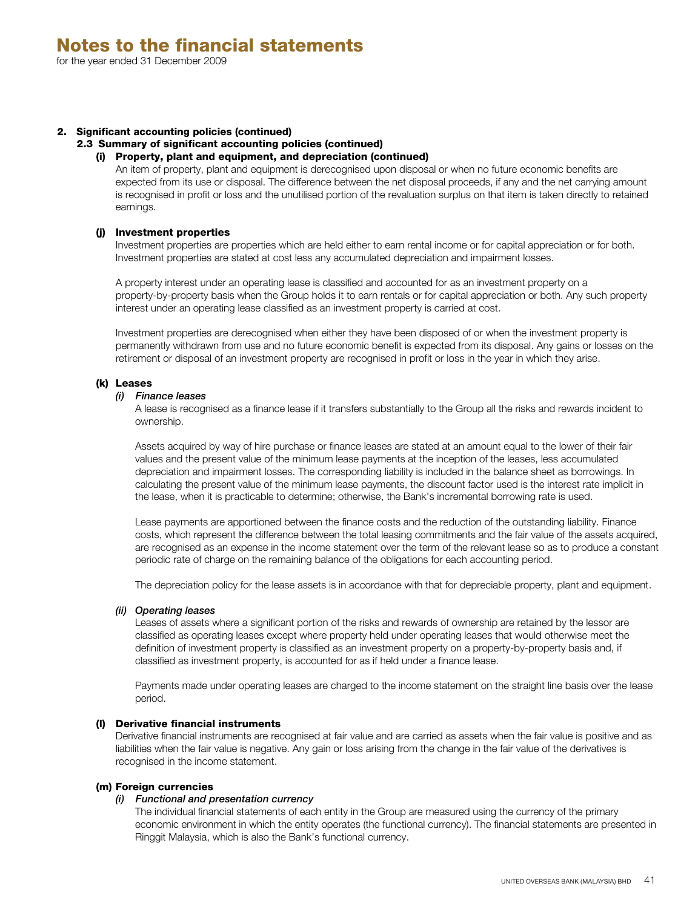## 2. Significant accounting policies (continued)

### 2.3 Summary of significant accounting policies (continued)

#### (i) Property, plant and equipment, and depreciation (continued)

An item of property, plant and equipment is derecognised upon disposal or when no future economic benefits are expected from its use or disposal. The difference between the net disposal proceeds, if any and the net carrying amount is recognised in profit or loss and the unutilised portion of the revaluation surplus on that item is taken directly to retained earnings.

#### (j) Investment properties

Investment properties are properties which are held either to earn rental income or for capital appreciation or for both. Investment properties are stated at cost less any accumulated depreciation and impairment losses.

A property interest under an operating lease is classified and accounted for as an investment property on a property-by-property basis when the Group holds it to earn rentals or for capital appreciation or both. Any such property interest under an operating lease classified as an investment property is carried at cost.

Investment properties are derecognised when either they have been disposed of or when the investment property is permanently withdrawn from use and no future economic benefit is expected from its disposal. Any gains or losses on the retirement or disposal of an investment property are recognised in profit or loss in the year in which they arise.

#### (k) Leases

*(i) Finance leases*

A lease is recognised as a finance lease if it transfers substantially to the Group all the risks and rewards incident to ownership.

Assets acquired by way of hire purchase or finance leases are stated at an amount equal to the lower of their fair values and the present value of the minimum lease payments at the inception of the leases, less accumulated depreciation and impairment losses. The corresponding liability is included in the balance sheet as borrowings. In calculating the present value of the minimum lease payments, the discount factor used is the interest rate implicit in the lease, when it is practicable to determine; otherwise, the Bank's incremental borrowing rate is used.

Lease payments are apportioned between the finance costs and the reduction of the outstanding liability. Finance costs, which represent the difference between the total leasing commitments and the fair value of the assets acquired, are recognised as an expense in the income statement over the term of the relevant lease so as to produce a constant periodic rate of charge on the remaining balance of the obligations for each accounting period.

The depreciation policy for the lease assets is in accordance with that for depreciable property, plant and equipment.

*(ii) Operating leases*

Leases of assets where a significant portion of the risks and rewards of ownership are retained by the lessor are classified as operating leases except where property held under operating leases that would otherwise meet the definition of investment property is classified as an investment property on a property-by-property basis and, if classified as investment property, is accounted for as if held under a finance lease.

Payments made under operating leases are charged to the income statement on the straight line basis over the lease period.

#### (l) Derivative financial instruments

Derivative financial instruments are recognised at fair value and are carried as assets when the fair value is positive and as liabilities when the fair value is negative. Any gain or loss arising from the change in the fair value of the derivatives is recognised in the income statement.

#### (m) Foreign currencies

*(i) Functional and presentation currency*

The individual financial statements of each entity in the Group are measured using the currency of the primary economic environment in which the entity operates (the functional currency). The financial statements are presented in Ringgit Malaysia, which is also the Bank's functional currency.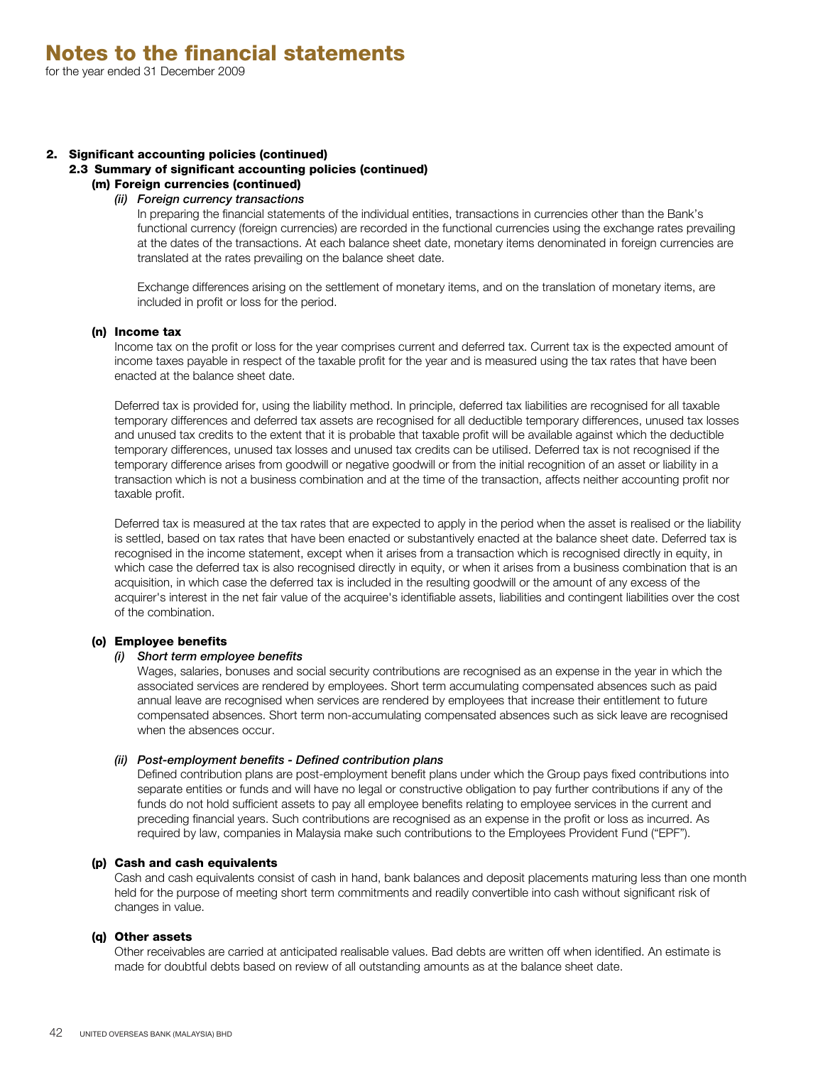# Notes to the financial statements

for the year ended 31 December 2009

## 2. Significant accounting policies (continued)

### 2.3 Summary of significant accounting policies (continued)

#### (m) Foreign currencies (continued)

*(ii) Foreign currency transactions*

In preparing the financial statements of the individual entities, transactions in currencies other than the Bank's functional currency (foreign currencies) are recorded in the functional currencies using the exchange rates prevailing at the dates of the transactions. At each balance sheet date, monetary items denominated in foreign currencies are translated at the rates prevailing on the balance sheet date.

Exchange differences arising on the settlement of monetary items, and on the translation of monetary items, are included in profit or loss for the period.

#### (n) Income tax

Income tax on the profit or loss for the year comprises current and deferred tax. Current tax is the expected amount of income taxes payable in respect of the taxable profit for the year and is measured using the tax rates that have been enacted at the balance sheet date.

Deferred tax is provided for, using the liability method. In principle, deferred tax liabilities are recognised for all taxable temporary differences and deferred tax assets are recognised for all deductible temporary differences, unused tax losses and unused tax credits to the extent that it is probable that taxable profit will be available against which the deductible temporary differences, unused tax losses and unused tax credits can be utilised. Deferred tax is not recognised if the temporary difference arises from goodwill or negative goodwill or from the initial recognition of an asset or liability in a transaction which is not a business combination and at the time of the transaction, affects neither accounting profit nor taxable profit.

Deferred tax is measured at the tax rates that are expected to apply in the period when the asset is realised or the liability is settled, based on tax rates that have been enacted or substantively enacted at the balance sheet date. Deferred tax is recognised in the income statement, except when it arises from a transaction which is recognised directly in equity, in which case the deferred tax is also recognised directly in equity, or when it arises from a business combination that is an acquisition, in which case the deferred tax is included in the resulting goodwill or the amount of any excess of the acquirer's interest in the net fair value of the acquiree's identifiable assets, liabilities and contingent liabilities over the cost of the combination.

#### (o) Employee benefits

*(i) Short term employee benefits*

Wages, salaries, bonuses and social security contributions are recognised as an expense in the year in which the associated services are rendered by employees. Short term accumulating compensated absences such as paid annual leave are recognised when services are rendered by employees that increase their entitlement to future compensated absences. Short term non-accumulating compensated absences such as sick leave are recognised when the absences occur.

*(ii) Post-employment benefits - Defined contribution plans*

Defined contribution plans are post-employment benefit plans under which the Group pays fixed contributions into separate entities or funds and will have no legal or constructive obligation to pay further contributions if any of the funds do not hold sufficient assets to pay all employee benefits relating to employee services in the current and preceding financial years. Such contributions are recognised as an expense in the profit or loss as incurred. As required by law, companies in Malaysia make such contributions to the Employees Provident Fund ("EPF").

#### (p) Cash and cash equivalents

Cash and cash equivalents consist of cash in hand, bank balances and deposit placements maturing less than one month held for the purpose of meeting short term commitments and readily convertible into cash without significant risk of changes in value.

#### (q) Other assets

Other receivables are carried at anticipated realisable values. Bad debts are written off when identified. An estimate is made for doubtful debts based on review of all outstanding amounts as at the balance sheet date.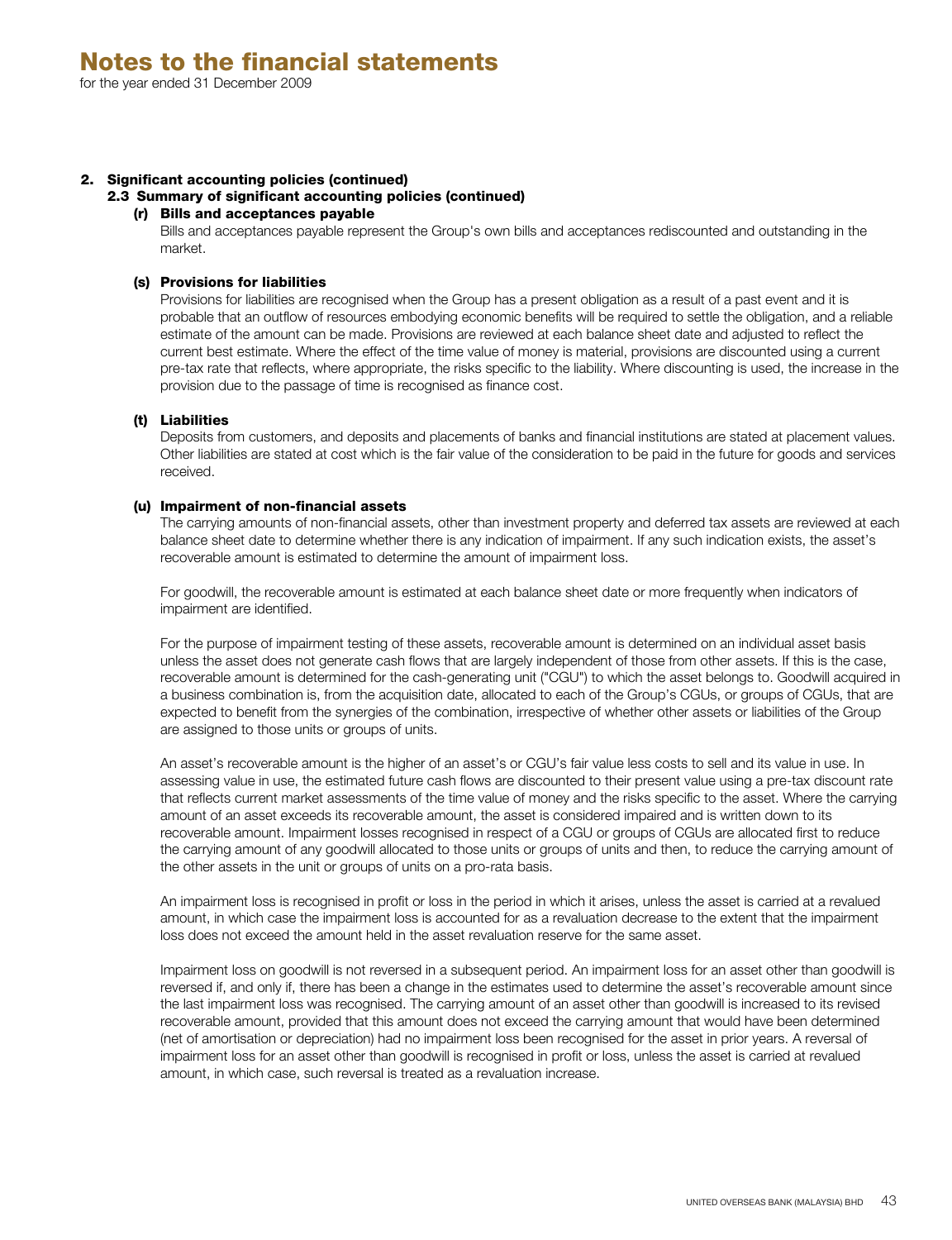# Notes to the financial statements

for the year ended 31 December 2009

## 2. Significant accounting policies (continued)

### 2.3 Summary of significant accounting policies (continued)

#### (r) Bills and acceptances payable

Bills and acceptances payable represent the Group's own bills and acceptances rediscounted and outstanding in the market.

#### (s) Provisions for liabilities

Provisions for liabilities are recognised when the Group has a present obligation as a result of a past event and it is probable that an outflow of resources embodying economic benefits will be required to settle the obligation, and a reliable estimate of the amount can be made. Provisions are reviewed at each balance sheet date and adjusted to reflect the current best estimate. Where the effect of the time value of money is material, provisions are discounted using a current pre-tax rate that reflects, where appropriate, the risks specific to the liability. Where discounting is used, the increase in the provision due to the passage of time is recognised as finance cost.

#### (t) Liabilities

Deposits from customers, and deposits and placements of banks and financial institutions are stated at placement values. Other liabilities are stated at cost which is the fair value of the consideration to be paid in the future for goods and services received.

#### (u) Impairment of non-financial assets

The carrying amounts of non-financial assets, other than investment property and deferred tax assets are reviewed at each balance sheet date to determine whether there is any indication of impairment. If any such indication exists, the asset's recoverable amount is estimated to determine the amount of impairment loss.

For goodwill, the recoverable amount is estimated at each balance sheet date or more frequently when indicators of impairment are identified.

For the purpose of impairment testing of these assets, recoverable amount is determined on an individual asset basis unless the asset does not generate cash flows that are largely independent of those from other assets. If this is the case, recoverable amount is determined for the cash-generating unit ("CGU") to which the asset belongs to. Goodwill acquired in a business combination is, from the acquisition date, allocated to each of the Group's CGUs, or groups of CGUs, that are expected to benefit from the synergies of the combination, irrespective of whether other assets or liabilities of the Group are assigned to those units or groups of units.

An asset's recoverable amount is the higher of an asset's or CGU's fair value less costs to sell and its value in use. In assessing value in use, the estimated future cash flows are discounted to their present value using a pre-tax discount rate that reflects current market assessments of the time value of money and the risks specific to the asset. Where the carrying amount of an asset exceeds its recoverable amount, the asset is considered impaired and is written down to its recoverable amount. Impairment losses recognised in respect of a CGU or groups of CGUs are allocated first to reduce the carrying amount of any goodwill allocated to those units or groups of units and then, to reduce the carrying amount of the other assets in the unit or groups of units on a pro-rata basis.

An impairment loss is recognised in profit or loss in the period in which it arises, unless the asset is carried at a revalued amount, in which case the impairment loss is accounted for as a revaluation decrease to the extent that the impairment loss does not exceed the amount held in the asset revaluation reserve for the same asset.

Impairment loss on goodwill is not reversed in a subsequent period. An impairment loss for an asset other than goodwill is reversed if, and only if, there has been a change in the estimates used to determine the asset's recoverable amount since the last impairment loss was recognised. The carrying amount of an asset other than goodwill is increased to its revised recoverable amount, provided that this amount does not exceed the carrying amount that would have been determined (net of amortisation or depreciation) had no impairment loss been recognised for the asset in prior years. A reversal of impairment loss for an asset other than goodwill is recognised in profit or loss, unless the asset is carried at revalued amount, in which case, such reversal is treated as a revaluation increase.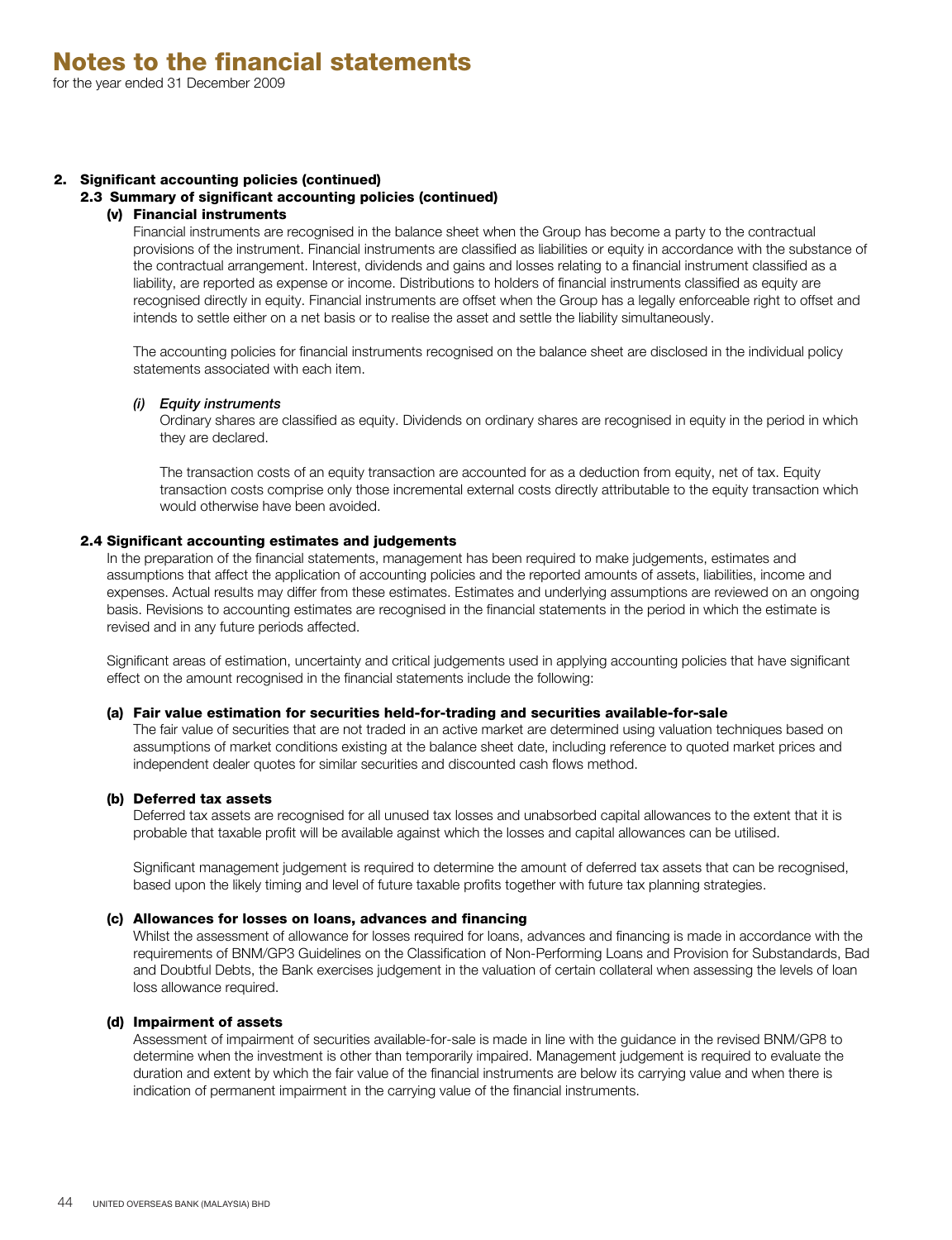# Notes to the financial statements

for the year ended 31 December 2009

## 2. Significant accounting policies (continued)

### 2.3 Summary of significant accounting policies (continued)

#### (v) Financial instruments

Financial instruments are recognised in the balance sheet when the Group has become a party to the contractual provisions of the instrument. Financial instruments are classified as liabilities or equity in accordance with the substance of the contractual arrangement. Interest, dividends and gains and losses relating to a financial instrument classified as a liability, are reported as expense or income. Distributions to holders of financial instruments classified as equity are recognised directly in equity. Financial instruments are offset when the Group has a legally enforceable right to offset and intends to settle either on a net basis or to realise the asset and settle the liability simultaneously.

The accounting policies for financial instruments recognised on the balance sheet are disclosed in the individual policy statements associated with each item.

*(i) Equity instruments*

Ordinary shares are classified as equity. Dividends on ordinary shares are recognised in equity in the period in which they are declared.

The transaction costs of an equity transaction are accounted for as a deduction from equity, net of tax. Equity transaction costs comprise only those incremental external costs directly attributable to the equity transaction which would otherwise have been avoided.

### 2.4 Significant accounting estimates and judgements

In the preparation of the financial statements, management has been required to make judgements, estimates and assumptions that affect the application of accounting policies and the reported amounts of assets, liabilities, income and expenses. Actual results may differ from these estimates. Estimates and underlying assumptions are reviewed on an ongoing basis. Revisions to accounting estimates are recognised in the financial statements in the period in which the estimate is revised and in any future periods affected.

Significant areas of estimation, uncertainty and critical judgements used in applying accounting policies that have significant effect on the amount recognised in the financial statements include the following:

#### (a) Fair value estimation for securities held-for-trading and securities available-for-sale

The fair value of securities that are not traded in an active market are determined using valuation techniques based on assumptions of market conditions existing at the balance sheet date, including reference to quoted market prices and independent dealer quotes for similar securities and discounted cash flows method.

#### (b) Deferred tax assets

Deferred tax assets are recognised for all unused tax losses and unabsorbed capital allowances to the extent that it is probable that taxable profit will be available against which the losses and capital allowances can be utilised.

Significant management judgement is required to determine the amount of deferred tax assets that can be recognised, based upon the likely timing and level of future taxable profits together with future tax planning strategies.

#### (c) Allowances for losses on loans, advances and financing

Whilst the assessment of allowance for losses required for loans, advances and financing is made in accordance with the requirements of BNM/GP3 Guidelines on the Classification of Non-Performing Loans and Provision for Substandards, Bad and Doubtful Debts, the Bank exercises judgement in the valuation of certain collateral when assessing the levels of loan loss allowance required.

#### (d) Impairment of assets

Assessment of impairment of securities available-for-sale is made in line with the guidance in the revised BNM/GP8 to determine when the investment is other than temporarily impaired. Management judgement is required to evaluate the duration and extent by which the fair value of the financial instruments are below its carrying value and when there is indication of permanent impairment in the carrying value of the financial instruments.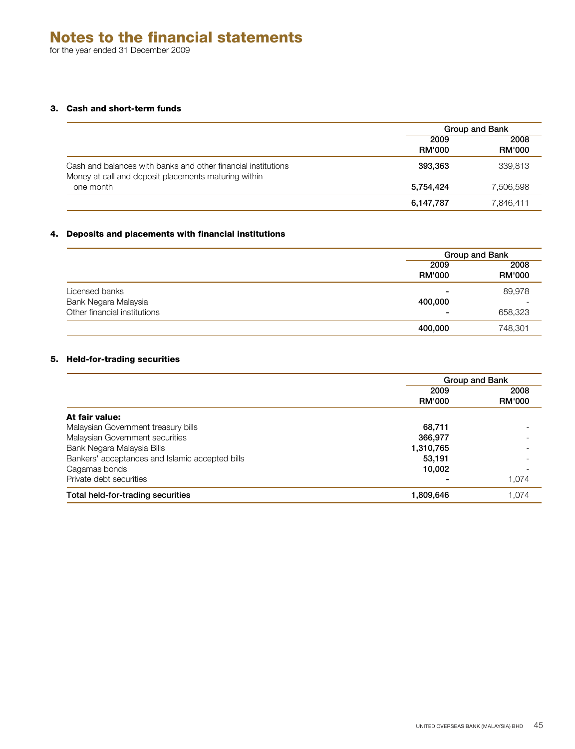# Notes to the financial statements

for the year ended 31 December 2009

### 3. Cash and short-term funds

| | Group and Bank | |
|---|---|---|
| | 2009 RM'000 | 2008 RM'000 |
| Cash and balances with banks and other financial institutions | **393,363** | 339,813 |
| Money at call and deposit placements maturing within one month | **5,754,424** | 7,506,598 |
| | **6,147,787** | 7,846,411 |

### 4. Deposits and placements with financial institutions

| | Group and Bank | |
|---|---|---|
| | 2009 RM'000 | 2008 RM'000 |
| Licensed banks | **-** | 89,978 |
| Bank Negara Malaysia | **400,000** | - |
| Other financial institutions | **-** | 658,323 |
| | **400,000** | 748,301 |

### 5. Held-for-trading securities

| | Group and Bank | |
|---|---|---|
| | 2009 RM'000 | 2008 RM'000 |
| **At fair value:** | | |
| Malaysian Government treasury bills | **68,711** | - |
| Malaysian Government securities | **366,977** | - |
| Bank Negara Malaysia Bills | **1,310,765** | - |
| Bankers' acceptances and Islamic accepted bills | **53,191** | - |
| Cagamas bonds | **10,002** | - |
| Private debt securities | **-** | 1,074 |
| Total held-for-trading securities | **1,809,646** | 1,074 |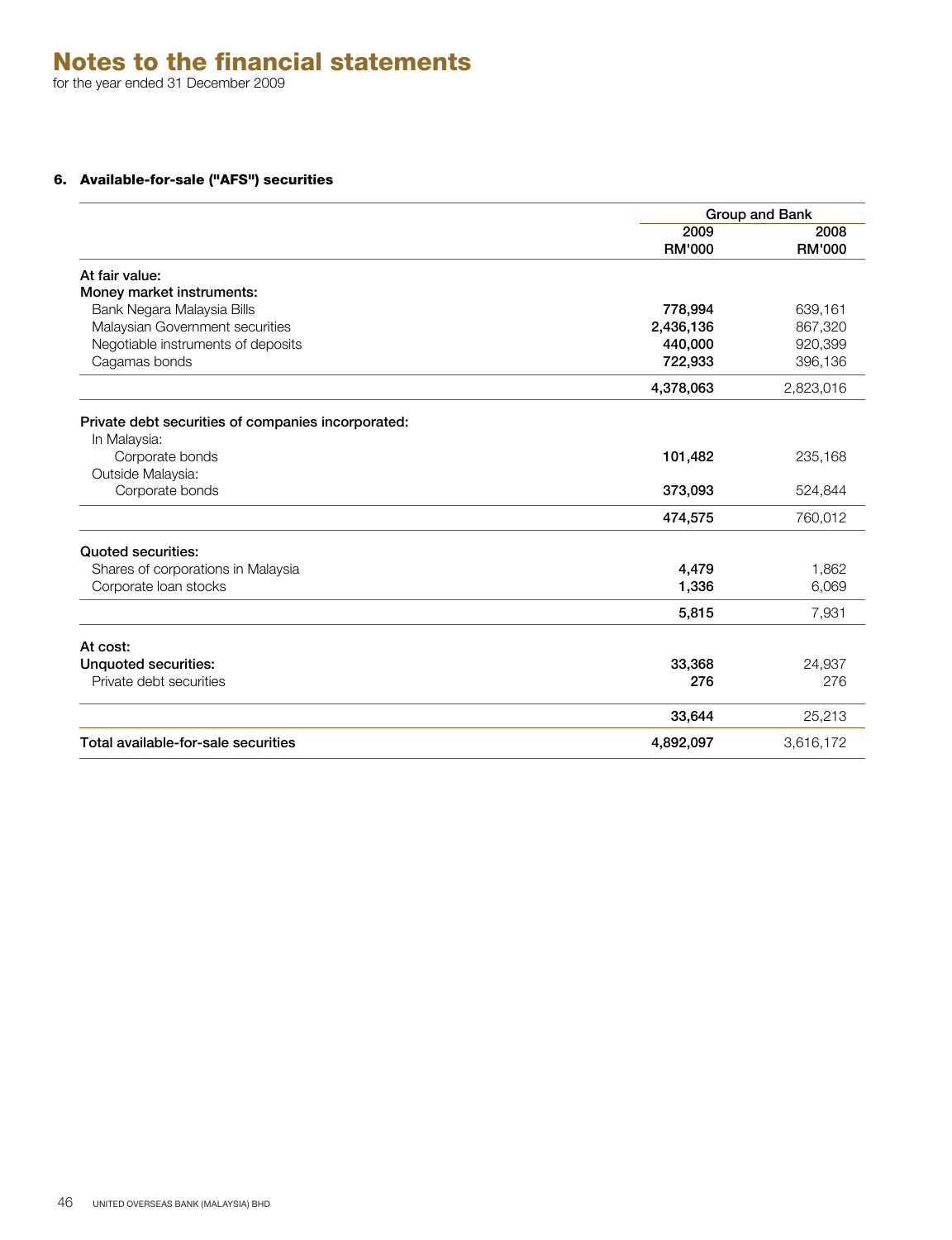# Notes to the financial statements

for the year ended 31 December 2009

### 6. Available-for-sale ("AFS") securities

| | Group and Bank | |
|---|---|---|
| | **2009 RM'000** | **2008 RM'000** |
| **At fair value:** | | |
| **Money market instruments:** | | |
| Bank Negara Malaysia Bills | **778,994** | 639,161 |
| Malaysian Government securities | **2,436,136** | 867,320 |
| Negotiable instruments of deposits | **440,000** | 920,399 |
| Cagamas bonds | **722,933** | 396,136 |
| | **4,378,063** | 2,823,016 |
| **Private debt securities of companies incorporated:** | | |
| In Malaysia: | | |
| Corporate bonds | **101,482** | 235,168 |
| Outside Malaysia: | | |
| Corporate bonds | **373,093** | 524,844 |
| | **474,575** | 760,012 |
| **Quoted securities:** | | |
| Shares of corporations in Malaysia | **4,479** | 1,862 |
| Corporate loan stocks | **1,336** | 6,069 |
| | **5,815** | 7,931 |
| **At cost:** | | |
| **Unquoted securities:** | **33,368** | 24,937 |
| Private debt securities | **276** | 276 |
| | **33,644** | 25,213 |
| **Total available-for-sale securities** | **4,892,097** | 3,616,172 |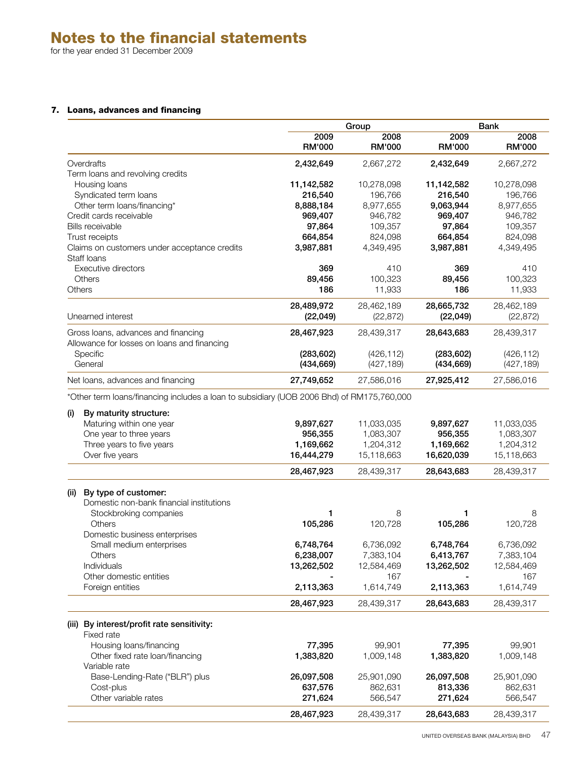# Notes to the financial statements

for the year ended 31 December 2009

## 7. Loans, advances and financing

| | Group | | Bank | |
|---|---|---|---|---|
| | 2009 RM'000 | 2008 RM'000 | 2009 RM'000 | 2008 RM'000 |
| Overdrafts | **2,432,649** | 2,667,272 | **2,432,649** | 2,667,272 |
| Term loans and revolving credits | | | | |
| Housing loans | **11,142,582** | 10,278,098 | **11,142,582** | 10,278,098 |
| Syndicated term loans | **216,540** | 196,766 | **216,540** | 196,766 |
| Other term loans/financing* | **8,888,184** | 8,977,655 | **9,063,944** | 8,977,655 |
| Credit cards receivable | **969,407** | 946,782 | **969,407** | 946,782 |
| Bills receivable | **97,864** | 109,357 | **97,864** | 109,357 |
| Trust receipts | **664,854** | 824,098 | **664,854** | 824,098 |
| Claims on customers under acceptance credits | **3,987,881** | 4,349,495 | **3,987,881** | 4,349,495 |
| Staff loans | | | | |
| Executive directors | **369** | 410 | **369** | 410 |
| Others | **89,456** | 100,323 | **89,456** | 100,323 |
| Others | **186** | 11,933 | **186** | 11,933 |
| | **28,489,972** | 28,462,189 | **28,665,732** | 28,462,189 |
| Unearned interest | **(22,049)** | (22,872) | **(22,049)** | (22,872) |
| Gross loans, advances and financing | **28,467,923** | 28,439,317 | **28,643,683** | 28,439,317 |
| Allowance for losses on loans and financing | | | | |
| Specific | **(283,602)** | (426,112) | **(283,602)** | (426,112) |
| General | **(434,669)** | (427,189) | **(434,669)** | (427,189) |
| Net loans, advances and financing | **27,749,652** | 27,586,016 | **27,925,412** | 27,586,016 |

*Other term loans/financing includes a loan to subsidiary (UOB 2006 Bhd) of RM175,760,000

| | Group | | Bank | |
|---|---|---|---|---|
| | 2009 RM'000 | 2008 RM'000 | 2009 RM'000 | 2008 RM'000 |
| **(i) By maturity structure:** | | | | |
| Maturing within one year | **9,897,627** | 11,033,035 | **9,897,627** | 11,033,035 |
| One year to three years | **956,355** | 1,083,307 | **956,355** | 1,083,307 |
| Three years to five years | **1,169,662** | 1,204,312 | **1,169,662** | 1,204,312 |
| Over five years | **16,444,279** | 15,118,663 | **16,620,039** | 15,118,663 |
| | **28,467,923** | 28,439,317 | **28,643,683** | 28,439,317 |
| **(ii) By type of customer:** | | | | |
| Domestic non-bank financial institutions | | | | |
| Stockbroking companies | **1** | 8 | **1** | 8 |
| Others | **105,286** | 120,728 | **105,286** | 120,728 |
| Domestic business enterprises | | | | |
| Small medium enterprises | **6,748,764** | 6,736,092 | **6,748,764** | 6,736,092 |
| Others | **6,238,007** | 7,383,104 | **6,413,767** | 7,383,104 |
| Individuals | **13,262,502** | 12,584,469 | **13,262,502** | 12,584,469 |
| Other domestic entities | **-** | 167 | **-** | 167 |
| Foreign entities | **2,113,363** | 1,614,749 | **2,113,363** | 1,614,749 |
| | **28,467,923** | 28,439,317 | **28,643,683** | 28,439,317 |
| **(iii) By interest/profit rate sensitivity:** | | | | |
| Fixed rate | | | | |
| Housing loans/financing | **77,395** | 99,901 | **77,395** | 99,901 |
| Other fixed rate loan/financing | **1,383,820** | 1,009,148 | **1,383,820** | 1,009,148 |
| Variable rate | | | | |
| Base-Lending-Rate ("BLR") plus | **26,097,508** | 25,901,090 | **26,097,508** | 25,901,090 |
| Cost-plus | **637,576** | 862,631 | **813,336** | 862,631 |
| Other variable rates | **271,624** | 566,547 | **271,624** | 566,547 |
| | **28,467,923** | 28,439,317 | **28,643,683** | 28,439,317 |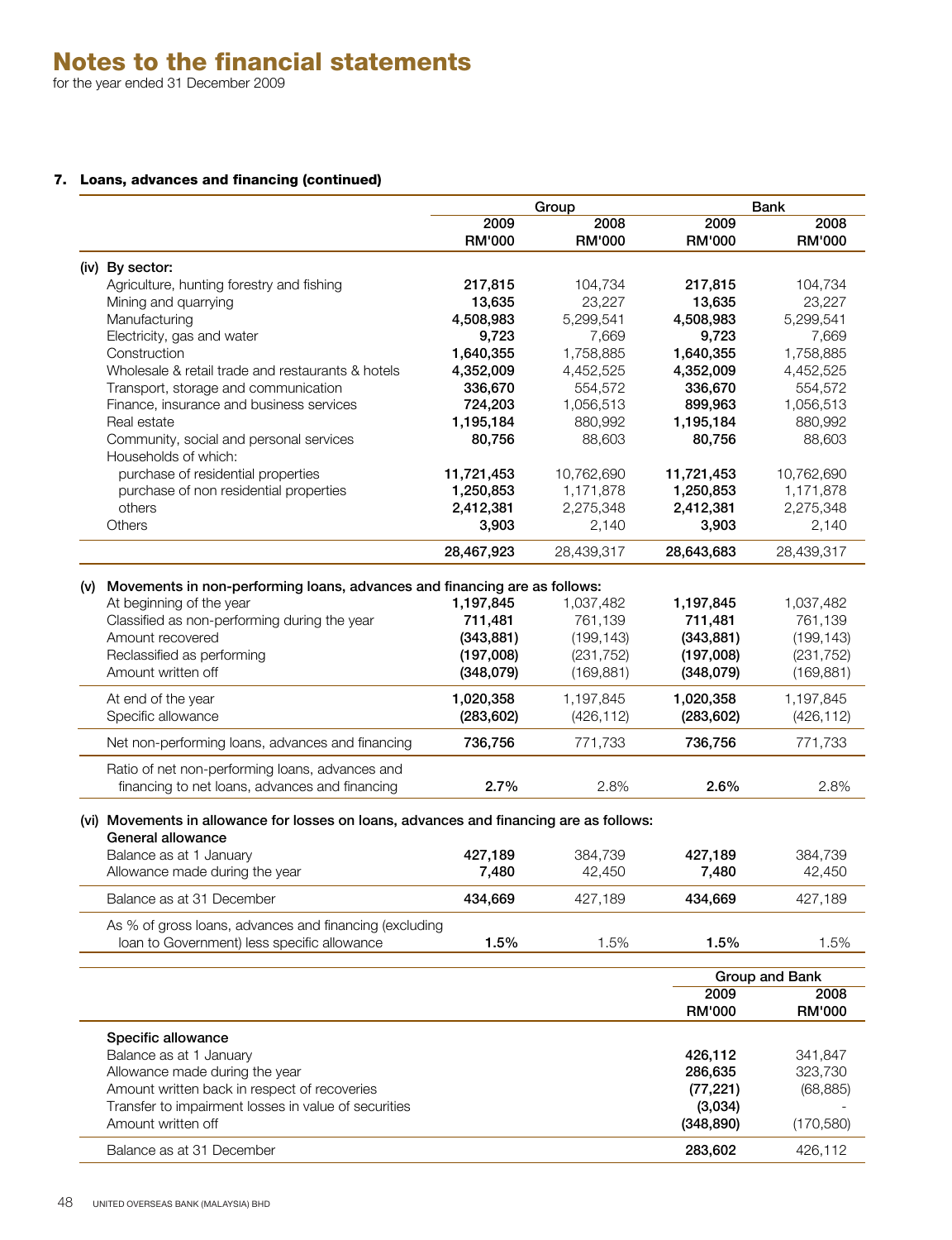# Notes to the financial statements

for the year ended 31 December 2009

## 7. Loans, advances and financing (continued)

| | Group | | Bank | |
|---|---|---|---|---|
| | 2009 RM'000 | 2008 RM'000 | 2009 RM'000 | 2008 RM'000 |
| **(iv) By sector:** | | | | |
| Agriculture, hunting forestry and fishing | **217,815** | 104,734 | **217,815** | 104,734 |
| Mining and quarrying | **13,635** | 23,227 | **13,635** | 23,227 |
| Manufacturing | **4,508,983** | 5,299,541 | **4,508,983** | 5,299,541 |
| Electricity, gas and water | **9,723** | 7,669 | **9,723** | 7,669 |
| Construction | **1,640,355** | 1,758,885 | **1,640,355** | 1,758,885 |
| Wholesale & retail trade and restaurants & hotels | **4,352,009** | 4,452,525 | **4,352,009** | 4,452,525 |
| Transport, storage and communication | **336,670** | 554,572 | **336,670** | 554,572 |
| Finance, insurance and business services | **724,203** | 1,056,513 | **899,963** | 1,056,513 |
| Real estate | **1,195,184** | 880,992 | **1,195,184** | 880,992 |
| Community, social and personal services | **80,756** | 88,603 | **80,756** | 88,603 |
| Households of which: | | | | |
| purchase of residential properties | **11,721,453** | 10,762,690 | **11,721,453** | 10,762,690 |
| purchase of non residential properties | **1,250,853** | 1,171,878 | **1,250,853** | 1,171,878 |
| others | **2,412,381** | 2,275,348 | **2,412,381** | 2,275,348 |
| Others | **3,903** | 2,140 | **3,903** | 2,140 |
| | **28,467,923** | 28,439,317 | **28,643,683** | 28,439,317 |
| **(v) Movements in non-performing loans, advances and financing are as follows:** | | | | |
| At beginning of the year | **1,197,845** | 1,037,482 | **1,197,845** | 1,037,482 |
| Classified as non-performing during the year | **711,481** | 761,139 | **711,481** | 761,139 |
| Amount recovered | **(343,881)** | (199,143) | **(343,881)** | (199,143) |
| Reclassified as performing | **(197,008)** | (231,752) | **(197,008)** | (231,752) |
| Amount written off | **(348,079)** | (169,881) | **(348,079)** | (169,881) |
| At end of the year | **1,020,358** | 1,197,845 | **1,020,358** | 1,197,845 |
| Specific allowance | **(283,602)** | (426,112) | **(283,602)** | (426,112) |
| Net non-performing loans, advances and financing | **736,756** | 771,733 | **736,756** | 771,733 |
| Ratio of net non-performing loans, advances and financing to net loans, advances and financing | **2.7%** | 2.8% | **2.6%** | 2.8% |
| **(vi) Movements in allowance for losses on loans, advances and financing are as follows:** | | | | |
| **General allowance** | | | | |
| Balance as at 1 January | **427,189** | 384,739 | **427,189** | 384,739 |
| Allowance made during the year | **7,480** | 42,450 | **7,480** | 42,450 |
| Balance as at 31 December | **434,669** | 427,189 | **434,669** | 427,189 |
| As % of gross loans, advances and financing (excluding loan to Government) less specific allowance | **1.5%** | 1.5% | **1.5%** | 1.5% |

| | Group and Bank | |
|---|---|---|
| | 2009 RM'000 | 2008 RM'000 |
| **Specific allowance** | | |
| Balance as at 1 January | **426,112** | 341,847 |
| Allowance made during the year | **286,635** | 323,730 |
| Amount written back in respect of recoveries | **(77,221)** | (68,885) |
| Transfer to impairment losses in value of securities | **(3,034)** | - |
| Amount written off | **(348,890)** | (170,580) |
| Balance as at 31 December | **283,602** | 426,112 |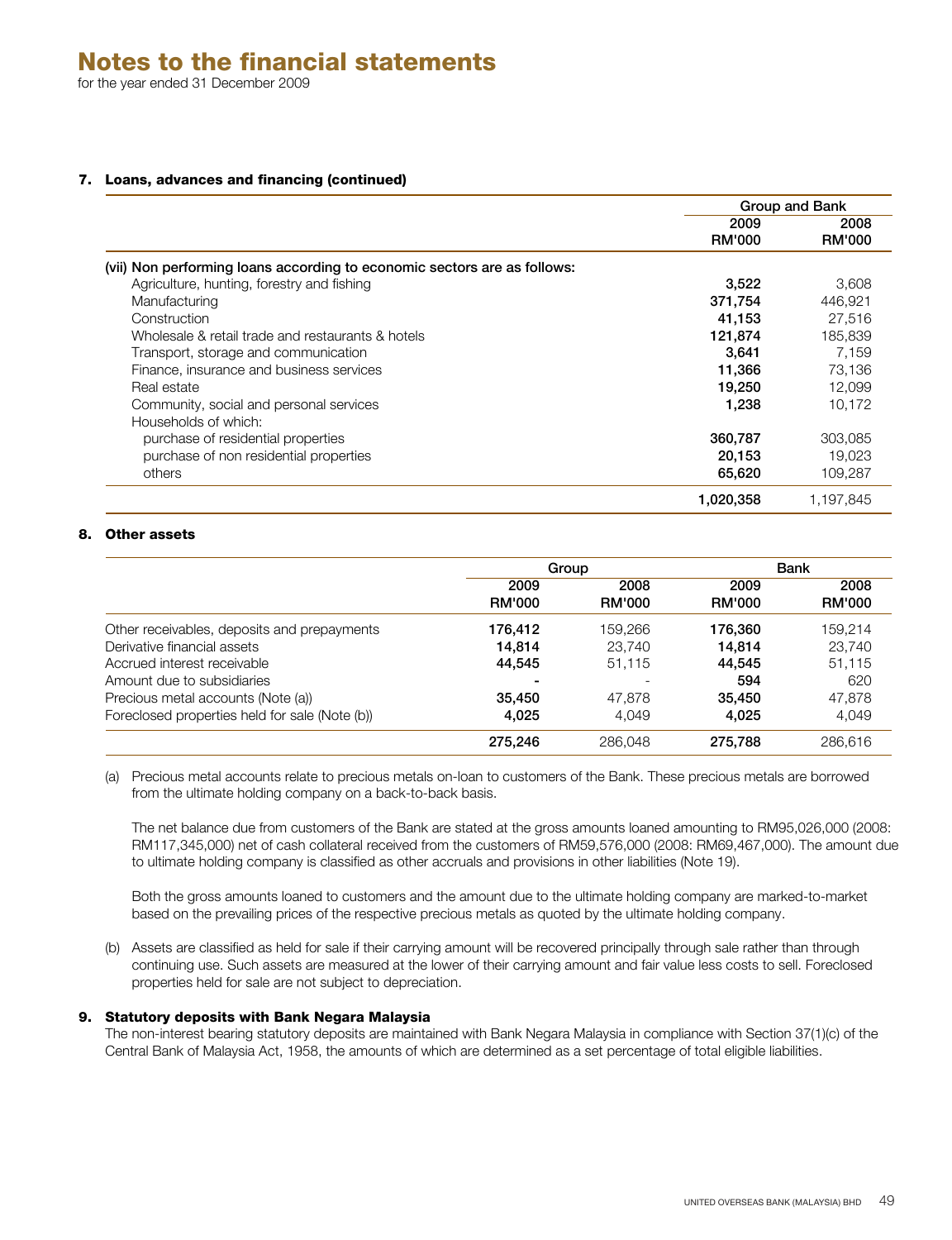# Notes to the financial statements

for the year ended 31 December 2009

## 7. Loans, advances and financing (continued)

| | Group and Bank | |
|---|---|---|
| | 2009 RM'000 | 2008 RM'000 |
| **(vii) Non performing loans according to economic sectors are as follows:** | | |
| Agriculture, hunting, forestry and fishing | **3,522** | 3,608 |
| Manufacturing | **371,754** | 446,921 |
| Construction | **41,153** | 27,516 |
| Wholesale & retail trade and restaurants & hotels | **121,874** | 185,839 |
| Transport, storage and communication | **3,641** | 7,159 |
| Finance, insurance and business services | **11,366** | 73,136 |
| Real estate | **19,250** | 12,099 |
| Community, social and personal services | **1,238** | 10,172 |
| Households of which: | | |
| purchase of residential properties | **360,787** | 303,085 |
| purchase of non residential properties | **20,153** | 19,023 |
| others | **65,620** | 109,287 |
| | **1,020,358** | 1,197,845 |

## 8. Other assets

| | Group | | Bank | |
|---|---|---|---|---|
| | 2009 RM'000 | 2008 RM'000 | 2009 RM'000 | 2008 RM'000 |
| Other receivables, deposits and prepayments | **176,412** | 159,266 | **176,360** | 159,214 |
| Derivative financial assets | **14,814** | 23,740 | **14,814** | 23,740 |
| Accrued interest receivable | **44,545** | 51,115 | **44,545** | 51,115 |
| Amount due to subsidiaries | **-** | - | **594** | 620 |
| Precious metal accounts (Note (a)) | **35,450** | 47,878 | **35,450** | 47,878 |
| Foreclosed properties held for sale (Note (b)) | **4,025** | 4,049 | **4,025** | 4,049 |
| | **275,246** | 286,048 | **275,788** | 286,616 |

(a) Precious metal accounts relate to precious metals on-loan to customers of the Bank. These precious metals are borrowed from the ultimate holding company on a back-to-back basis.

The net balance due from customers of the Bank are stated at the gross amounts loaned amounting to RM95,026,000 (2008: RM117,345,000) net of cash collateral received from the customers of RM59,576,000 (2008: RM69,467,000). The amount due to ultimate holding company is classified as other accruals and provisions in other liabilities (Note 19).

Both the gross amounts loaned to customers and the amount due to the ultimate holding company are marked-to-market based on the prevailing prices of the respective precious metals as quoted by the ultimate holding company.

(b) Assets are classified as held for sale if their carrying amount will be recovered principally through sale rather than through continuing use. Such assets are measured at the lower of their carrying amount and fair value less costs to sell. Foreclosed properties held for sale are not subject to depreciation.

## 9. Statutory deposits with Bank Negara Malaysia

The non-interest bearing statutory deposits are maintained with Bank Negara Malaysia in compliance with Section 37(1)(c) of the Central Bank of Malaysia Act, 1958, the amounts of which are determined as a set percentage of total eligible liabilities.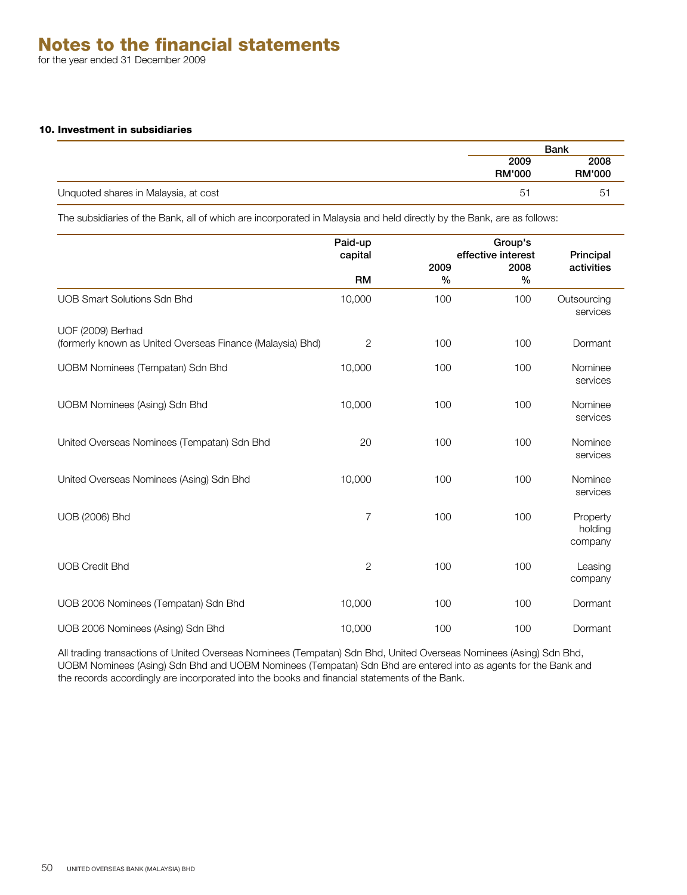# Notes to the financial statements

for the year ended 31 December 2009

### 10. Investment in subsidiaries

| | Bank | |
|---|---|---|
| | 2009<br>RM'000 | 2008<br>RM'000 |
| Unquoted shares in Malaysia, at cost | 51 | 51 |

The subsidiaries of the Bank, all of which are incorporated in Malaysia and held directly by the Bank, are as follows:

| | Paid-up capital | Group's effective interest | | Principal activities |
|---|---|---|---|---|
| | RM | 2009<br>% | 2008<br>% | |
| UOB Smart Solutions Sdn Bhd | 10,000 | 100 | 100 | Outsourcing services |
| UOF (2009) Berhad<br>(formerly known as United Overseas Finance (Malaysia) Bhd) | 2 | 100 | 100 | Dormant |
| UOBM Nominees (Tempatan) Sdn Bhd | 10,000 | 100 | 100 | Nominee services |
| UOBM Nominees (Asing) Sdn Bhd | 10,000 | 100 | 100 | Nominee services |
| United Overseas Nominees (Tempatan) Sdn Bhd | 20 | 100 | 100 | Nominee services |
| United Overseas Nominees (Asing) Sdn Bhd | 10,000 | 100 | 100 | Nominee services |
| UOB (2006) Bhd | 7 | 100 | 100 | Property holding company |
| UOB Credit Bhd | 2 | 100 | 100 | Leasing company |
| UOB 2006 Nominees (Tempatan) Sdn Bhd | 10,000 | 100 | 100 | Dormant |
| UOB 2006 Nominees (Asing) Sdn Bhd | 10,000 | 100 | 100 | Dormant |

All trading transactions of United Overseas Nominees (Tempatan) Sdn Bhd, United Overseas Nominees (Asing) Sdn Bhd, UOBM Nominees (Asing) Sdn Bhd and UOBM Nominees (Tempatan) Sdn Bhd are entered into as agents for the Bank and the records accordingly are incorporated into the books and financial statements of the Bank.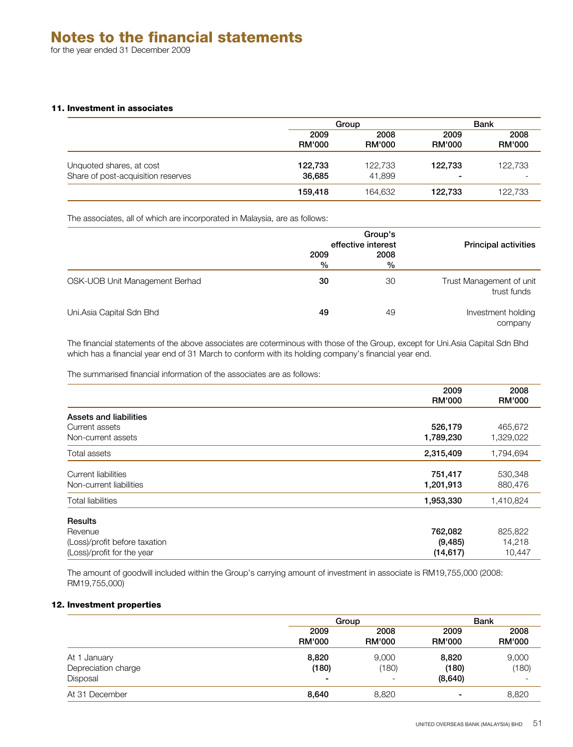# Notes to the financial statements

for the year ended 31 December 2009

## 11. Investment in associates

| | Group | | Bank | |
|---|---|---|---|---|
| | 2009 RM'000 | 2008 RM'000 | 2009 RM'000 | 2008 RM'000 |
| Unquoted shares, at cost | **122,733** | 122,733 | **122,733** | 122,733 |
| Share of post-acquisition reserves | **36,685** | 41,899 | **-** | - |
| | **159,418** | 164,632 | **122,733** | 122,733 |

The associates, all of which are incorporated in Malaysia, are as follows:

| | Group's effective interest | | Principal activities |
|---|---|---|---|
| | 2009 % | 2008 % | |
| OSK-UOB Unit Management Berhad | **30** | 30 | Trust Management of unit trust funds |
| Uni.Asia Capital Sdn Bhd | **49** | 49 | Investment holding company |

The financial statements of the above associates are coterminous with those of the Group, except for Uni.Asia Capital Sdn Bhd which has a financial year end of 31 March to conform with its holding company's financial year end.

The summarised financial information of the associates are as follows:

| | 2009 RM'000 | 2008 RM'000 |
|---|---|---|
| **Assets and liabilities** | | |
| Current assets | **526,179** | 465,672 |
| Non-current assets | **1,789,230** | 1,329,022 |
| Total assets | **2,315,409** | 1,794,694 |
| Current liabilities | **751,417** | 530,348 |
| Non-current liabilities | **1,201,913** | 880,476 |
| Total liabilities | **1,953,330** | 1,410,824 |
| **Results** | | |
| Revenue | **762,082** | 825,822 |
| (Loss)/profit before taxation | **(9,485)** | 14,218 |
| (Loss)/profit for the year | **(14,617)** | 10,447 |

The amount of goodwill included within the Group's carrying amount of investment in associate is RM19,755,000 (2008: RM19,755,000)

## 12. Investment properties

| | Group | | Bank | |
|---|---|---|---|---|
| | 2009 RM'000 | 2008 RM'000 | 2009 RM'000 | 2008 RM'000 |
| At 1 January | **8,820** | 9,000 | **8,820** | 9,000 |
| Depreciation charge | **(180)** | (180) | **(180)** | (180) |
| Disposal | **-** | - | **(8,640)** | - |
| At 31 December | **8,640** | 8,820 | **-** | 8,820 |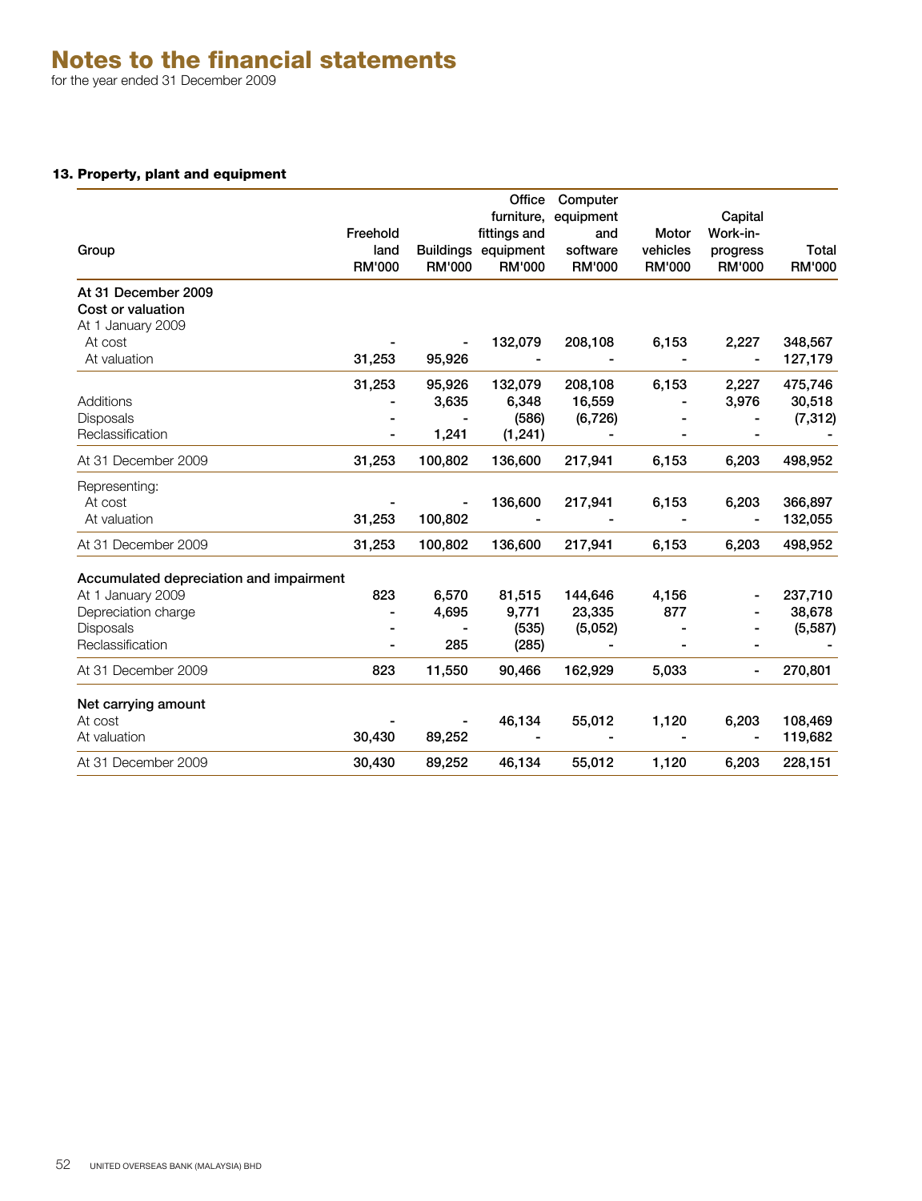# Notes to the financial statements

for the year ended 31 December 2009

### 13. Property, plant and equipment

| Group | Freehold land RM'000 | Buildings RM'000 | Office furniture, fittings and equipment RM'000 | Computer equipment and software RM'000 | Motor vehicles RM'000 | Capital Work-in-progress RM'000 | Total RM'000 |
|---|---|---|---|---|---|---|---|
| **At 31 December 2009** | | | | | | | |
| **Cost or valuation** | | | | | | | |
| At 1 January 2009 | | | | | | | |
| At cost | - | - | 132,079 | 208,108 | 6,153 | 2,227 | 348,567 |
| At valuation | 31,253 | 95,926 | - | - | - | - | 127,179 |
| | 31,253 | 95,926 | 132,079 | 208,108 | 6,153 | 2,227 | 475,746 |
| Additions | - | 3,635 | 6,348 | 16,559 | - | 3,976 | 30,518 |
| Disposals | - | - | (586) | (6,726) | - | - | (7,312) |
| Reclassification | - | 1,241 | (1,241) | - | - | - | - |
| At 31 December 2009 | 31,253 | 100,802 | 136,600 | 217,941 | 6,153 | 6,203 | 498,952 |
| Representing: | | | | | | | |
| At cost | - | - | 136,600 | 217,941 | 6,153 | 6,203 | 366,897 |
| At valuation | 31,253 | 100,802 | - | - | - | - | 132,055 |
| At 31 December 2009 | 31,253 | 100,802 | 136,600 | 217,941 | 6,153 | 6,203 | 498,952 |
| **Accumulated depreciation and impairment** | | | | | | | |
| At 1 January 2009 | 823 | 6,570 | 81,515 | 144,646 | 4,156 | - | 237,710 |
| Depreciation charge | - | 4,695 | 9,771 | 23,335 | 877 | - | 38,678 |
| Disposals | - | - | (535) | (5,052) | - | - | (5,587) |
| Reclassification | - | 285 | (285) | - | - | - | - |
| At 31 December 2009 | 823 | 11,550 | 90,466 | 162,929 | 5,033 | - | 270,801 |
| **Net carrying amount** | | | | | | | |
| At cost | - | - | 46,134 | 55,012 | 1,120 | 6,203 | 108,469 |
| At valuation | 30,430 | 89,252 | - | - | - | - | 119,682 |
| At 31 December 2009 | 30,430 | 89,252 | 46,134 | 55,012 | 1,120 | 6,203 | 228,151 |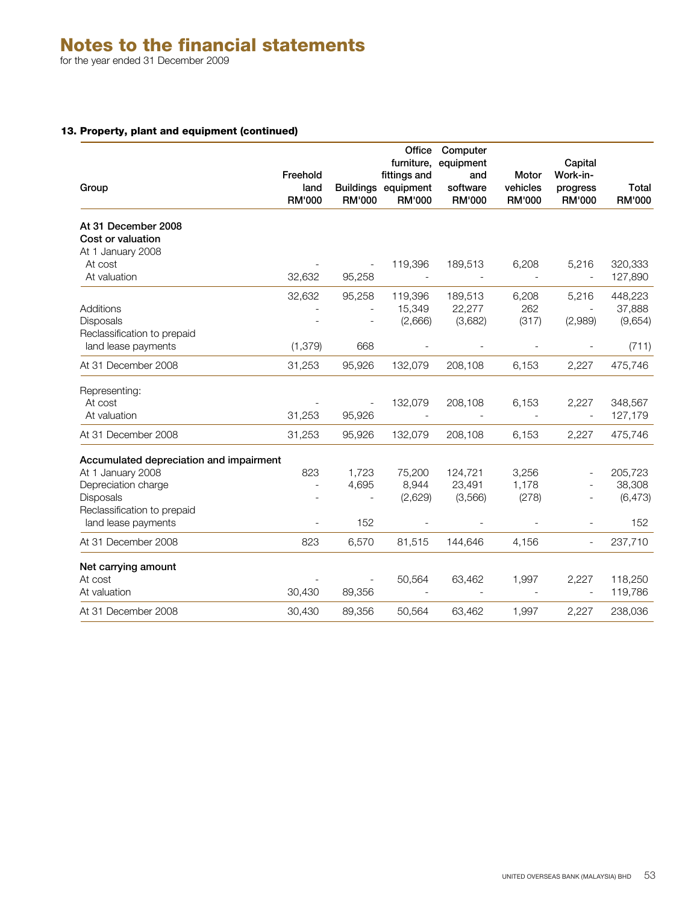# Notes to the financial statements

for the year ended 31 December 2009

### 13. Property, plant and equipment (continued)

| Group | Freehold land RM'000 | Buildings RM'000 | Office furniture, fittings and equipment RM'000 | Computer equipment and software RM'000 | Motor vehicles RM'000 | Capital Work-in-progress RM'000 | Total RM'000 |
|---|---|---|---|---|---|---|---|
| **At 31 December 2008** | | | | | | | |
| **Cost or valuation** | | | | | | | |
| At 1 January 2008 | | | | | | | |
| At cost | - | - | 119,396 | 189,513 | 6,208 | 5,216 | 320,333 |
| At valuation | 32,632 | 95,258 | - | - | - | - | 127,890 |
| | 32,632 | 95,258 | 119,396 | 189,513 | 6,208 | 5,216 | 448,223 |
| Additions | - | - | 15,349 | 22,277 | 262 | - | 37,888 |
| Disposals | - | - | (2,666) | (3,682) | (317) | (2,989) | (9,654) |
| Reclassification to prepaid land lease payments | (1,379) | 668 | - | - | - | - | (711) |
| At 31 December 2008 | 31,253 | 95,926 | 132,079 | 208,108 | 6,153 | 2,227 | 475,746 |
| Representing: | | | | | | | |
| At cost | - | - | 132,079 | 208,108 | 6,153 | 2,227 | 348,567 |
| At valuation | 31,253 | 95,926 | - | - | - | - | 127,179 |
| At 31 December 2008 | 31,253 | 95,926 | 132,079 | 208,108 | 6,153 | 2,227 | 475,746 |
| **Accumulated depreciation and impairment** | | | | | | | |
| At 1 January 2008 | 823 | 1,723 | 75,200 | 124,721 | 3,256 | - | 205,723 |
| Depreciation charge | - | 4,695 | 8,944 | 23,491 | 1,178 | - | 38,308 |
| Disposals | - | - | (2,629) | (3,566) | (278) | - | (6,473) |
| Reclassification to prepaid land lease payments | - | 152 | - | - | - | - | 152 |
| At 31 December 2008 | 823 | 6,570 | 81,515 | 144,646 | 4,156 | - | 237,710 |
| **Net carrying amount** | | | | | | | |
| At cost | - | - | 50,564 | 63,462 | 1,997 | 2,227 | 118,250 |
| At valuation | 30,430 | 89,356 | - | - | - | - | 119,786 |
| At 31 December 2008 | 30,430 | 89,356 | 50,564 | 63,462 | 1,997 | 2,227 | 238,036 |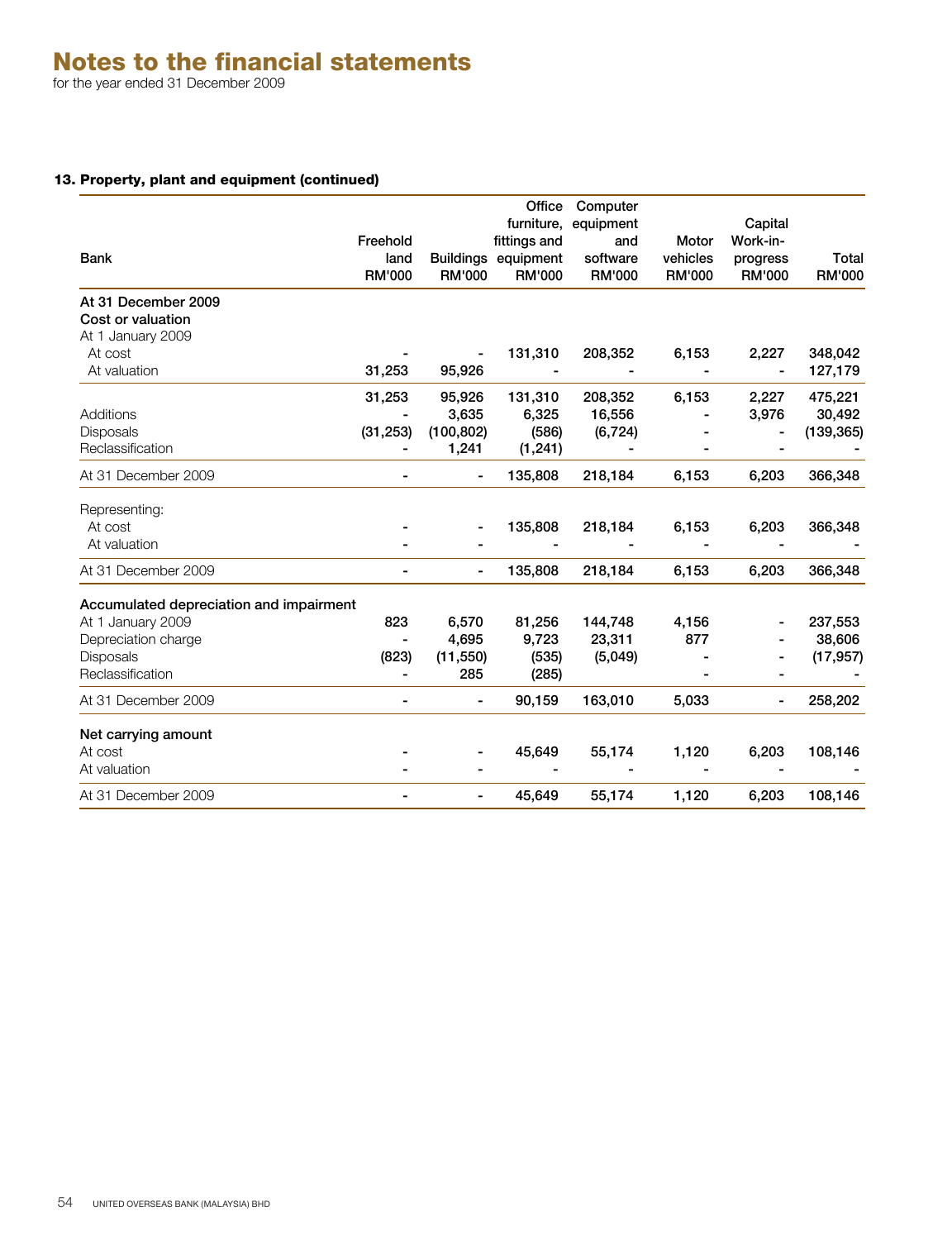# Notes to the financial statements

for the year ended 31 December 2009

### 13. Property, plant and equipment (continued)

| Bank | Freehold land RM'000 | Buildings RM'000 | Office furniture, fittings and equipment RM'000 | Computer equipment and software RM'000 | Motor vehicles RM'000 | Capital Work-in-progress RM'000 | Total RM'000 |
|---|---|---|---|---|---|---|---|
| **At 31 December 2009** | | | | | | | |
| **Cost or valuation** | | | | | | | |
| At 1 January 2009 | | | | | | | |
| At cost | - | - | 131,310 | 208,352 | 6,153 | 2,227 | 348,042 |
| At valuation | 31,253 | 95,926 | - | - | - | - | 127,179 |
| | 31,253 | 95,926 | 131,310 | 208,352 | 6,153 | 2,227 | 475,221 |
| Additions | - | 3,635 | 6,325 | 16,556 | - | 3,976 | 30,492 |
| Disposals | (31,253) | (100,802) | (586) | (6,724) | - | - | (139,365) |
| Reclassification | - | 1,241 | (1,241) | - | - | - | - |
| At 31 December 2009 | - | - | 135,808 | 218,184 | 6,153 | 6,203 | 366,348 |
| Representing: | | | | | | | |
| At cost | - | - | 135,808 | 218,184 | 6,153 | 6,203 | 366,348 |
| At valuation | - | - | - | - | - | - | - |
| At 31 December 2009 | - | - | 135,808 | 218,184 | 6,153 | 6,203 | 366,348 |
| **Accumulated depreciation and impairment** | | | | | | | |
| At 1 January 2009 | 823 | 6,570 | 81,256 | 144,748 | 4,156 | - | 237,553 |
| Depreciation charge | - | 4,695 | 9,723 | 23,311 | 877 | - | 38,606 |
| Disposals | (823) | (11,550) | (535) | (5,049) | - | - | (17,957) |
| Reclassification | - | 285 | (285) | | - | - | - |
| At 31 December 2009 | - | - | 90,159 | 163,010 | 5,033 | - | 258,202 |
| **Net carrying amount** | | | | | | | |
| At cost | - | - | 45,649 | 55,174 | 1,120 | 6,203 | 108,146 |
| At valuation | - | - | - | - | - | - | - |
| At 31 December 2009 | - | - | 45,649 | 55,174 | 1,120 | 6,203 | 108,146 |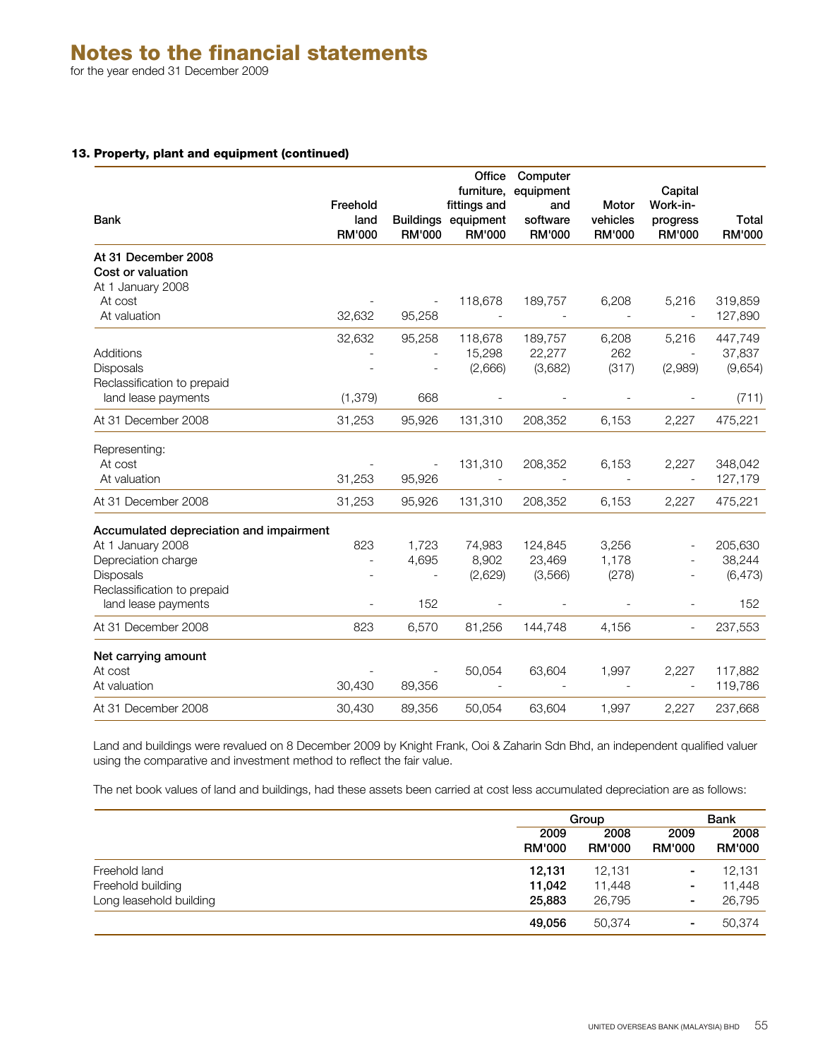# Notes to the financial statements

for the year ended 31 December 2009

### 13. Property, plant and equipment (continued)

| Bank | Freehold land RM'000 | Buildings RM'000 | Office furniture, fittings and equipment RM'000 | Computer equipment and software RM'000 | Motor vehicles RM'000 | Capital Work-in-progress RM'000 | Total RM'000 |
|---|---|---|---|---|---|---|---|
| **At 31 December 2008** | | | | | | | |
| **Cost or valuation** | | | | | | | |
| At 1 January 2008 | | | | | | | |
| At cost | - | - | 118,678 | 189,757 | 6,208 | 5,216 | 319,859 |
| At valuation | 32,632 | 95,258 | - | - | - | - | 127,890 |
| | 32,632 | 95,258 | 118,678 | 189,757 | 6,208 | 5,216 | 447,749 |
| Additions | - | - | 15,298 | 22,277 | 262 | - | 37,837 |
| Disposals | - | - | (2,666) | (3,682) | (317) | (2,989) | (9,654) |
| Reclassification to prepaid land lease payments | (1,379) | 668 | - | - | - | - | (711) |
| At 31 December 2008 | 31,253 | 95,926 | 131,310 | 208,352 | 6,153 | 2,227 | 475,221 |
| Representing: | | | | | | | |
| At cost | - | - | 131,310 | 208,352 | 6,153 | 2,227 | 348,042 |
| At valuation | 31,253 | 95,926 | - | - | - | - | 127,179 |
| At 31 December 2008 | 31,253 | 95,926 | 131,310 | 208,352 | 6,153 | 2,227 | 475,221 |
| **Accumulated depreciation and impairment** | | | | | | | |
| At 1 January 2008 | 823 | 1,723 | 74,983 | 124,845 | 3,256 | - | 205,630 |
| Depreciation charge | - | 4,695 | 8,902 | 23,469 | 1,178 | - | 38,244 |
| Disposals | - | - | (2,629) | (3,566) | (278) | - | (6,473) |
| Reclassification to prepaid land lease payments | - | 152 | - | - | - | - | 152 |
| At 31 December 2008 | 823 | 6,570 | 81,256 | 144,748 | 4,156 | - | 237,553 |
| **Net carrying amount** | | | | | | | |
| At cost | - | - | 50,054 | 63,604 | 1,997 | 2,227 | 117,882 |
| At valuation | 30,430 | 89,356 | - | - | - | - | 119,786 |
| At 31 December 2008 | 30,430 | 89,356 | 50,054 | 63,604 | 1,997 | 2,227 | 237,668 |

Land and buildings were revalued on 8 December 2009 by Knight Frank, Ooi & Zaharin Sdn Bhd, an independent qualified valuer using the comparative and investment method to reflect the fair value.

The net book values of land and buildings, had these assets been carried at cost less accumulated depreciation are as follows:

| | Group | | Bank | |
|---|---|---|---|---|
| | 2009 RM'000 | 2008 RM'000 | 2009 RM'000 | 2008 RM'000 |
| Freehold land | **12,131** | 12,131 | **-** | 12,131 |
| Freehold building | **11,042** | 11,448 | **-** | 11,448 |
| Long leasehold building | **25,883** | 26,795 | **-** | 26,795 |
| | **49,056** | 50,374 | **-** | 50,374 |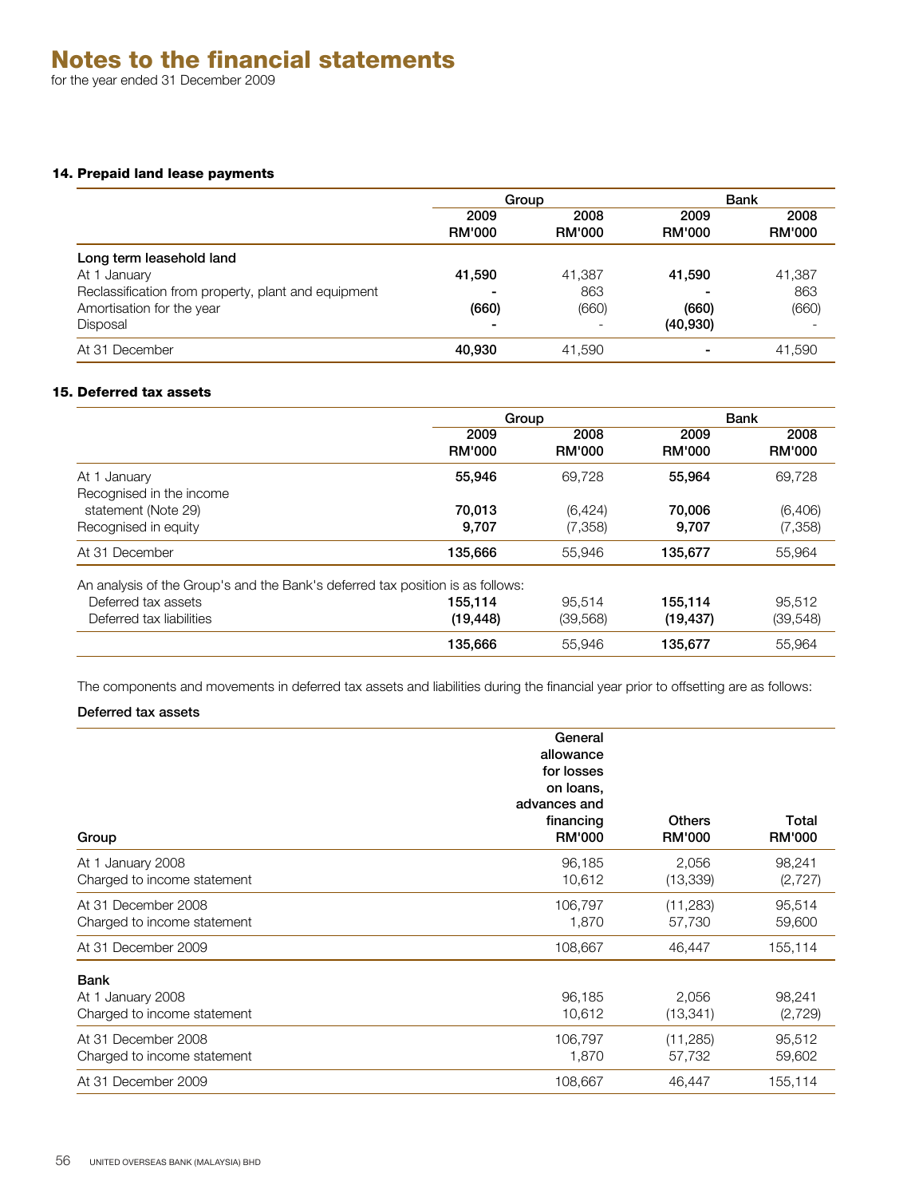# Notes to the financial statements

for the year ended 31 December 2009

### 14. Prepaid land lease payments

| | Group | | Bank | |
|---|---|---|---|---|
| | **2009 RM'000** | **2008 RM'000** | **2009 RM'000** | **2008 RM'000** |
| **Long term leasehold land** | | | | |
| At 1 January | **41,590** | 41,387 | **41,590** | 41,387 |
| Reclassification from property, plant and equipment | **-** | 863 | **-** | 863 |
| Amortisation for the year | **(660)** | (660) | **(660)** | (660) |
| Disposal | **-** | - | **(40,930)** | - |
| At 31 December | **40,930** | 41,590 | **-** | 41,590 |

### 15. Deferred tax assets

| | Group | | Bank | |
|---|---|---|---|---|
| | **2009 RM'000** | **2008 RM'000** | **2009 RM'000** | **2008 RM'000** |
| At 1 January | **55,946** | 69,728 | **55,964** | 69,728 |
| Recognised in the income statement (Note 29) | **70,013** | (6,424) | **70,006** | (6,406) |
| Recognised in equity | **9,707** | (7,358) | **9,707** | (7,358) |
| At 31 December | **135,666** | 55,946 | **135,677** | 55,964 |
| An analysis of the Group's and the Bank's deferred tax position is as follows: | | | | |
| Deferred tax assets | **155,114** | 95,514 | **155,114** | 95,512 |
| Deferred tax liabilities | **(19,448)** | (39,568) | **(19,437)** | (39,548) |
| | **135,666** | 55,946 | **135,677** | 55,964 |

The components and movements in deferred tax assets and liabilities during the financial year prior to offsetting are as follows:

**Deferred tax assets**

| **Group** | **General allowance for losses on loans, advances and financing RM'000** | **Others RM'000** | **Total RM'000** |
|---|---|---|---|
| At 1 January 2008 | 96,185 | 2,056 | 98,241 |
| Charged to income statement | 10,612 | (13,339) | (2,727) |
| At 31 December 2008 | 106,797 | (11,283) | 95,514 |
| Charged to income statement | 1,870 | 57,730 | 59,600 |
| At 31 December 2009 | 108,667 | 46,447 | 155,114 |
| **Bank** | | | |
| At 1 January 2008 | 96,185 | 2,056 | 98,241 |
| Charged to income statement | 10,612 | (13,341) | (2,729) |
| At 31 December 2008 | 106,797 | (11,285) | 95,512 |
| Charged to income statement | 1,870 | 57,732 | 59,602 |
| At 31 December 2009 | 108,667 | 46,447 | 155,114 |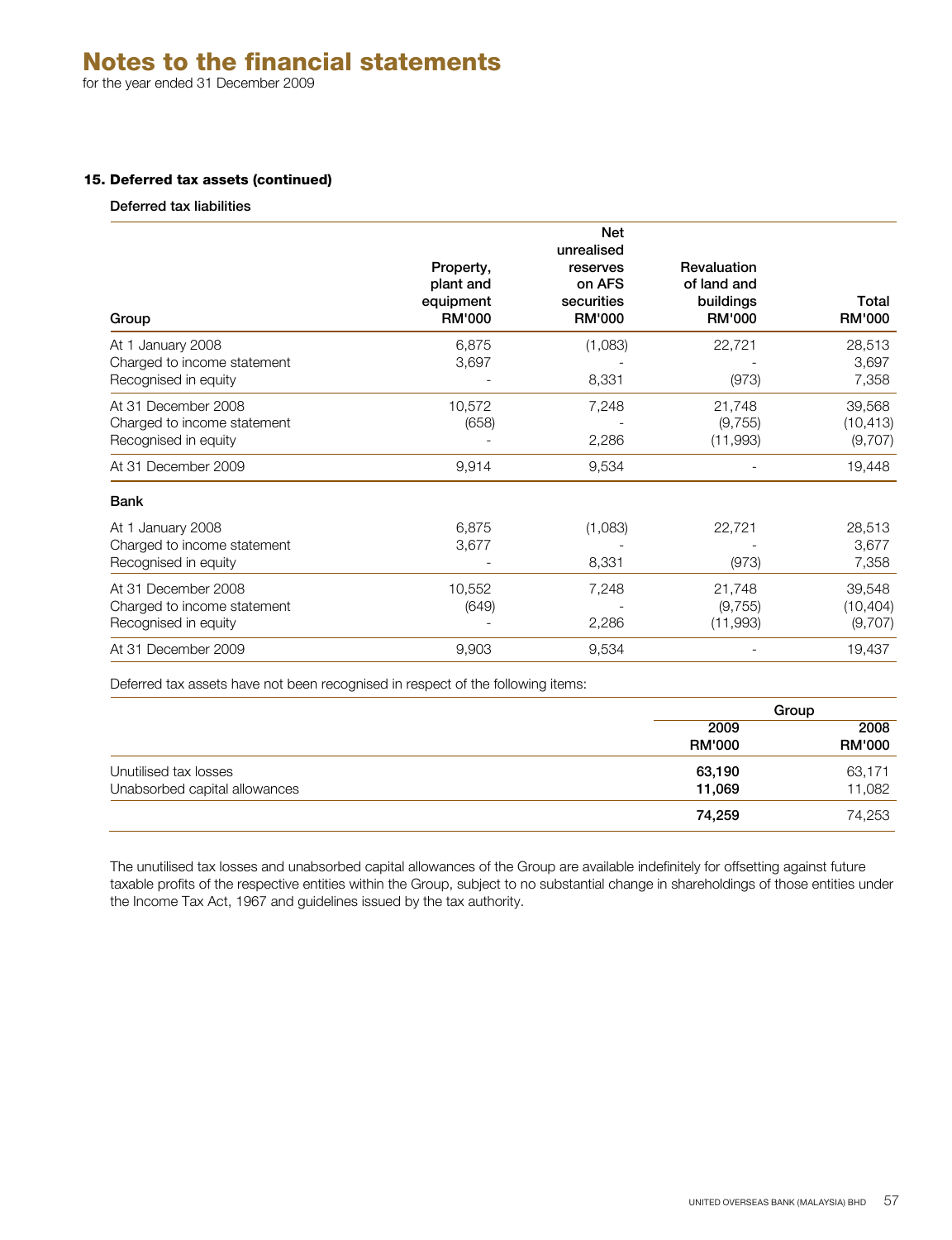# Notes to the financial statements

for the year ended 31 December 2009

### 15. Deferred tax assets (continued)

**Deferred tax liabilities**

| Group | Property, plant and equipment RM'000 | Net unrealised reserves on AFS securities RM'000 | Revaluation of land and buildings RM'000 | Total RM'000 |
|---|---|---|---|---|
| At 1 January 2008 | 6,875 | (1,083) | 22,721 | 28,513 |
| Charged to income statement | 3,697 | - | - | 3,697 |
| Recognised in equity | - | 8,331 | (973) | 7,358 |
| At 31 December 2008 | 10,572 | 7,248 | 21,748 | 39,568 |
| Charged to income statement | (658) | - | (9,755) | (10,413) |
| Recognised in equity | - | 2,286 | (11,993) | (9,707) |
| At 31 December 2009 | 9,914 | 9,534 | - | 19,448 |
| **Bank** | | | | |
| At 1 January 2008 | 6,875 | (1,083) | 22,721 | 28,513 |
| Charged to income statement | 3,677 | - | - | 3,677 |
| Recognised in equity | - | 8,331 | (973) | 7,358 |
| At 31 December 2008 | 10,552 | 7,248 | 21,748 | 39,548 |
| Charged to income statement | (649) | - | (9,755) | (10,404) |
| Recognised in equity | - | 2,286 | (11,993) | (9,707) |
| At 31 December 2009 | 9,903 | 9,534 | - | 19,437 |

Deferred tax assets have not been recognised in respect of the following items:

| | Group | |
|---|---|---|
| | **2009 RM'000** | **2008 RM'000** |
| Unutilised tax losses | **63,190** | 63,171 |
| Unabsorbed capital allowances | **11,069** | 11,082 |
| | **74,259** | 74,253 |

The unutilised tax losses and unabsorbed capital allowances of the Group are available indefinitely for offsetting against future taxable profits of the respective entities within the Group, subject to no substantial change in shareholdings of those entities under the Income Tax Act, 1967 and guidelines issued by the tax authority.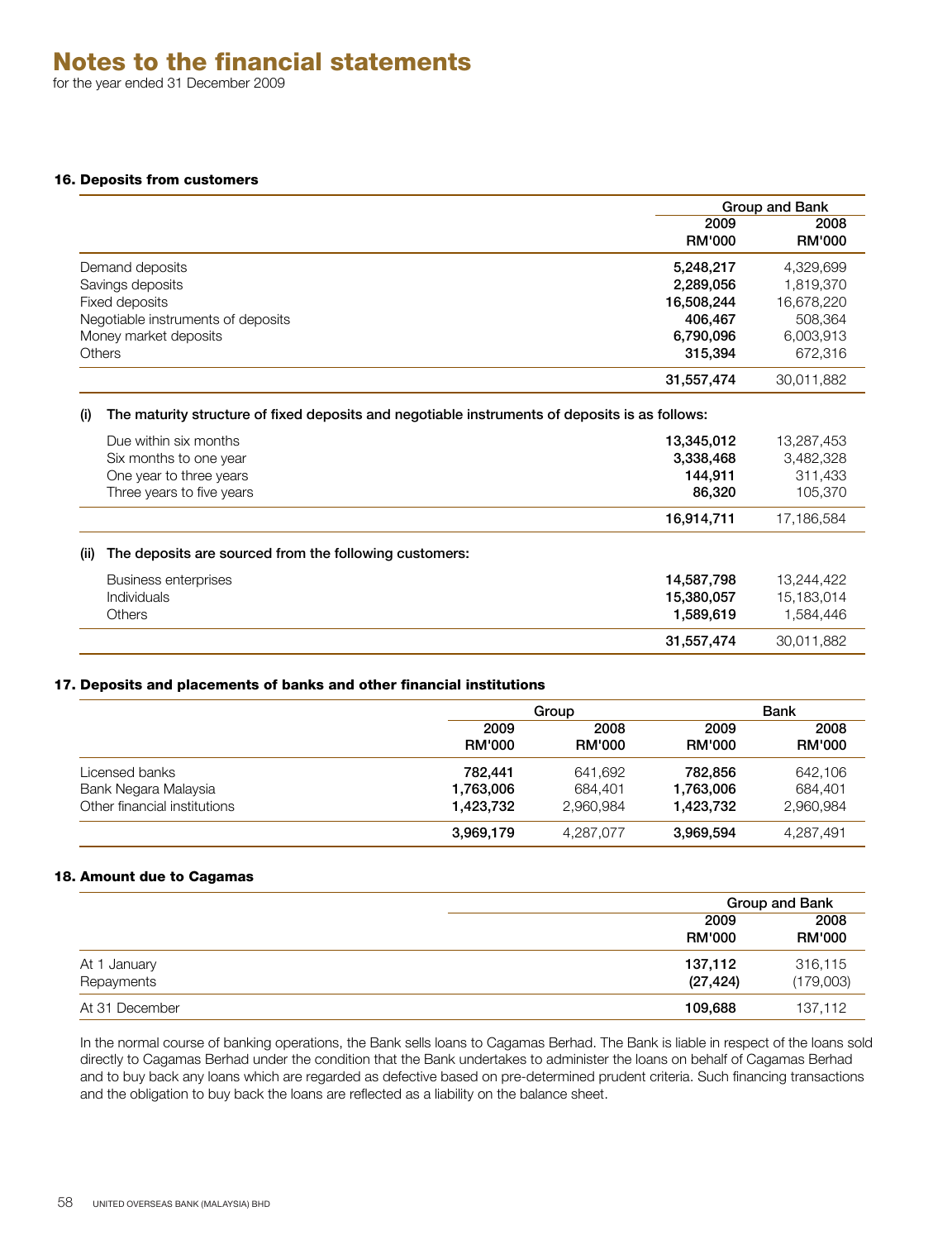# Notes to the financial statements

for the year ended 31 December 2009

### 16. Deposits from customers

| | Group and Bank | |
|---|---|---|
| | **2009 RM'000** | **2008 RM'000** |
| Demand deposits | **5,248,217** | 4,329,699 |
| Savings deposits | **2,289,056** | 1,819,370 |
| Fixed deposits | **16,508,244** | 16,678,220 |
| Negotiable instruments of deposits | **406,467** | 508,364 |
| Money market deposits | **6,790,096** | 6,003,913 |
| Others | **315,394** | 672,316 |
| | **31,557,474** | 30,011,882 |

**(i) The maturity structure of fixed deposits and negotiable instruments of deposits is as follows:**

| | 2009 RM'000 | 2008 RM'000 |
|---|---|---|
| Due within six months | **13,345,012** | 13,287,453 |
| Six months to one year | **3,338,468** | 3,482,328 |
| One year to three years | **144,911** | 311,433 |
| Three years to five years | **86,320** | 105,370 |
| | **16,914,711** | 17,186,584 |

**(ii) The deposits are sourced from the following customers:**

| | 2009 RM'000 | 2008 RM'000 |
|---|---|---|
| Business enterprises | **14,587,798** | 13,244,422 |
| Individuals | **15,380,057** | 15,183,014 |
| Others | **1,589,619** | 1,584,446 |
| | **31,557,474** | 30,011,882 |

### 17. Deposits and placements of banks and other financial institutions

| | Group | | Bank | |
|---|---|---|---|---|
| | **2009 RM'000** | **2008 RM'000** | **2009 RM'000** | **2008 RM'000** |
| Licensed banks | **782,441** | 641,692 | **782,856** | 642,106 |
| Bank Negara Malaysia | **1,763,006** | 684,401 | **1,763,006** | 684,401 |
| Other financial institutions | **1,423,732** | 2,960,984 | **1,423,732** | 2,960,984 |
| | **3,969,179** | 4,287,077 | **3,969,594** | 4,287,491 |

### 18. Amount due to Cagamas

| | Group and Bank | |
|---|---|---|
| | **2009 RM'000** | **2008 RM'000** |
| At 1 January | **137,112** | 316,115 |
| Repayments | **(27,424)** | (179,003) |
| At 31 December | **109,688** | 137,112 |

In the normal course of banking operations, the Bank sells loans to Cagamas Berhad. The Bank is liable in respect of the loans sold directly to Cagamas Berhad under the condition that the Bank undertakes to administer the loans on behalf of Cagamas Berhad and to buy back any loans which are regarded as defective based on pre-determined prudent criteria. Such financing transactions and the obligation to buy back the loans are reflected as a liability on the balance sheet.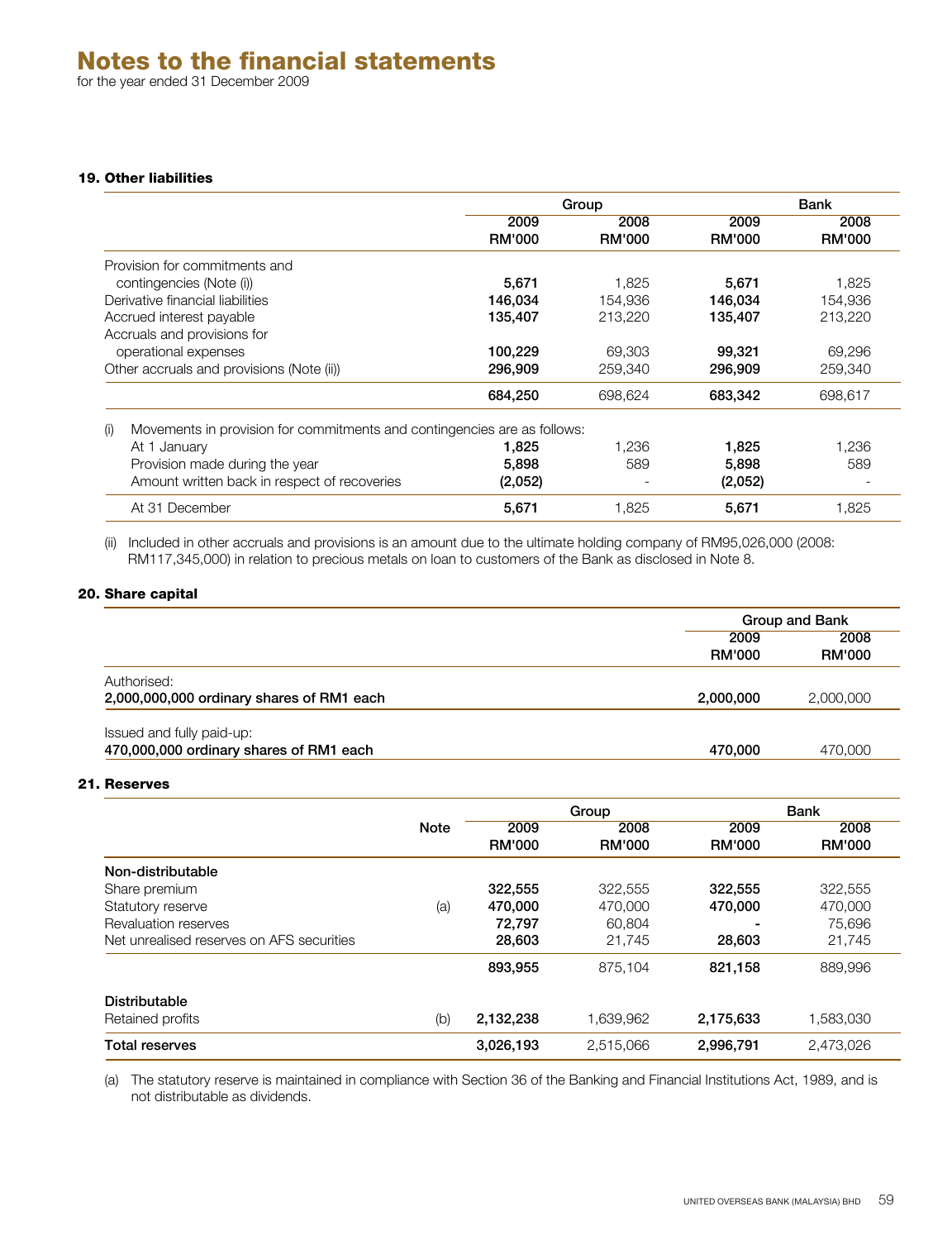# Notes to the financial statements

for the year ended 31 December 2009

### 19. Other liabilities

| | Group | | Bank | |
|---|---|---|---|---|
| | 2009 RM'000 | 2008 RM'000 | 2009 RM'000 | 2008 RM'000 |
| Provision for commitments and contingencies (Note (i)) | **5,671** | 1,825 | **5,671** | 1,825 |
| Derivative financial liabilities | **146,034** | 154,936 | **146,034** | 154,936 |
| Accrued interest payable | **135,407** | 213,220 | **135,407** | 213,220 |
| Accruals and provisions for operational expenses | **100,229** | 69,303 | **99,321** | 69,296 |
| Other accruals and provisions (Note (ii)) | **296,909** | 259,340 | **296,909** | 259,340 |
| | **684,250** | 698,624 | **683,342** | 698,617 |

(i) Movements in provision for commitments and contingencies are as follows:

| | Group 2009 RM'000 | Group 2008 RM'000 | Bank 2009 RM'000 | Bank 2008 RM'000 |
|---|---|---|---|---|
| At 1 January | **1,825** | 1,236 | **1,825** | 1,236 |
| Provision made during the year | **5,898** | 589 | **5,898** | 589 |
| Amount written back in respect of recoveries | **(2,052)** | - | **(2,052)** | - |
| At 31 December | **5,671** | 1,825 | **5,671** | 1,825 |

(ii) Included in other accruals and provisions is an amount due to the ultimate holding company of RM95,026,000 (2008: RM117,345,000) in relation to precious metals on loan to customers of the Bank as disclosed in Note 8.

### 20. Share capital

| | Group and Bank | |
|---|---|---|
| | 2009 RM'000 | 2008 RM'000 |
| Authorised: | | |
| **2,000,000,000 ordinary shares of RM1 each** | **2,000,000** | 2,000,000 |
| Issued and fully paid-up: | | |
| **470,000,000 ordinary shares of RM1 each** | **470,000** | 470,000 |

### 21. Reserves

| | Note | Group | | Bank | |
|---|---|---|---|---|---|
| | | 2009 RM'000 | 2008 RM'000 | 2009 RM'000 | 2008 RM'000 |
| **Non-distributable** | | | | | |
| Share premium | | **322,555** | 322,555 | **322,555** | 322,555 |
| Statutory reserve | (a) | **470,000** | 470,000 | **470,000** | 470,000 |
| Revaluation reserves | | **72,797** | 60,804 | **-** | 75,696 |
| Net unrealised reserves on AFS securities | | **28,603** | 21,745 | **28,603** | 21,745 |
| | | **893,955** | 875,104 | **821,158** | 889,996 |
| **Distributable** | | | | | |
| Retained profits | (b) | **2,132,238** | 1,639,962 | **2,175,633** | 1,583,030 |
| **Total reserves** | | **3,026,193** | 2,515,066 | **2,996,791** | 2,473,026 |

(a) The statutory reserve is maintained in compliance with Section 36 of the Banking and Financial Institutions Act, 1989, and is not distributable as dividends.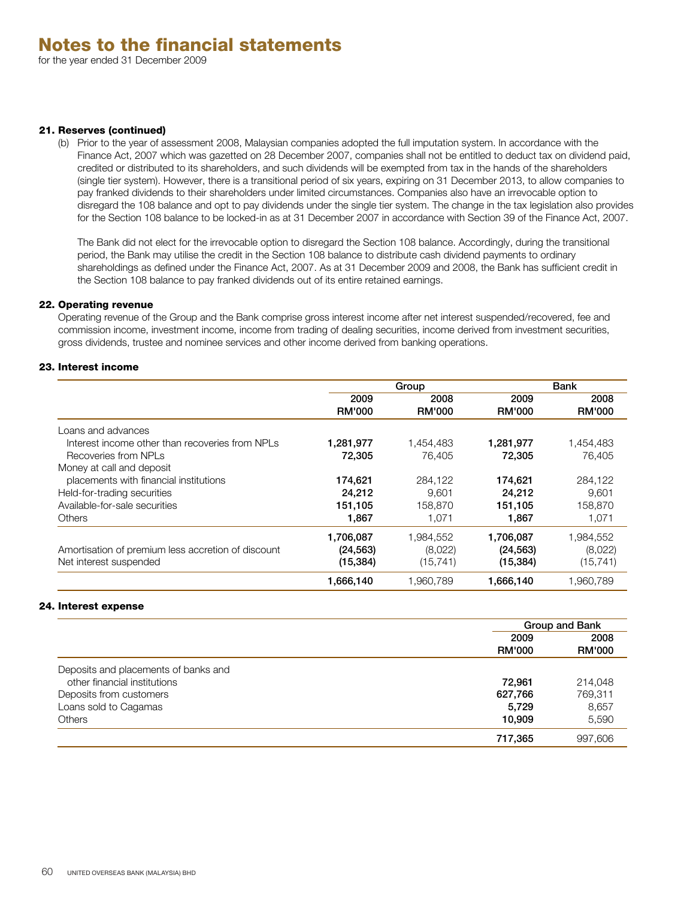# Notes to the financial statements

for the year ended 31 December 2009

## 21. Reserves (continued)

(b) Prior to the year of assessment 2008, Malaysian companies adopted the full imputation system. In accordance with the Finance Act, 2007 which was gazetted on 28 December 2007, companies shall not be entitled to deduct tax on dividend paid, credited or distributed to its shareholders, and such dividends will be exempted from tax in the hands of the shareholders (single tier system). However, there is a transitional period of six years, expiring on 31 December 2013, to allow companies to pay franked dividends to their shareholders under limited circumstances. Companies also have an irrevocable option to disregard the 108 balance and opt to pay dividends under the single tier system. The change in the tax legislation also provides for the Section 108 balance to be locked-in as at 31 December 2007 in accordance with Section 39 of the Finance Act, 2007.

The Bank did not elect for the irrevocable option to disregard the Section 108 balance. Accordingly, during the transitional period, the Bank may utilise the credit in the Section 108 balance to distribute cash dividend payments to ordinary shareholdings as defined under the Finance Act, 2007. As at 31 December 2009 and 2008, the Bank has sufficient credit in the Section 108 balance to pay franked dividends out of its entire retained earnings.

## 22. Operating revenue

Operating revenue of the Group and the Bank comprise gross interest income after net interest suspended/recovered, fee and commission income, investment income, income from trading of dealing securities, income derived from investment securities, gross dividends, trustee and nominee services and other income derived from banking operations.

## 23. Interest income

| | Group | | Bank | |
|---|---|---|---|---|
| | 2009 RM'000 | 2008 RM'000 | 2009 RM'000 | 2008 RM'000 |
| Loans and advances | | | | |
| Interest income other than recoveries from NPLs | **1,281,977** | 1,454,483 | **1,281,977** | 1,454,483 |
| Recoveries from NPLs | **72,305** | 76,405 | **72,305** | 76,405 |
| Money at call and deposit placements with financial institutions | **174,621** | 284,122 | **174,621** | 284,122 |
| Held-for-trading securities | **24,212** | 9,601 | **24,212** | 9,601 |
| Available-for-sale securities | **151,105** | 158,870 | **151,105** | 158,870 |
| Others | **1,867** | 1,071 | **1,867** | 1,071 |
| | **1,706,087** | 1,984,552 | **1,706,087** | 1,984,552 |
| Amortisation of premium less accretion of discount | **(24,563)** | (8,022) | **(24,563)** | (8,022) |
| Net interest suspended | **(15,384)** | (15,741) | **(15,384)** | (15,741) |
| | **1,666,140** | 1,960,789 | **1,666,140** | 1,960,789 |

## 24. Interest expense

| | Group and Bank | |
|---|---|---|
| | 2009 RM'000 | 2008 RM'000 |
| Deposits and placements of banks and other financial institutions | **72,961** | 214,048 |
| Deposits from customers | **627,766** | 769,311 |
| Loans sold to Cagamas | **5,729** | 8,657 |
| Others | **10,909** | 5,590 |
| | **717,365** | 997,606 |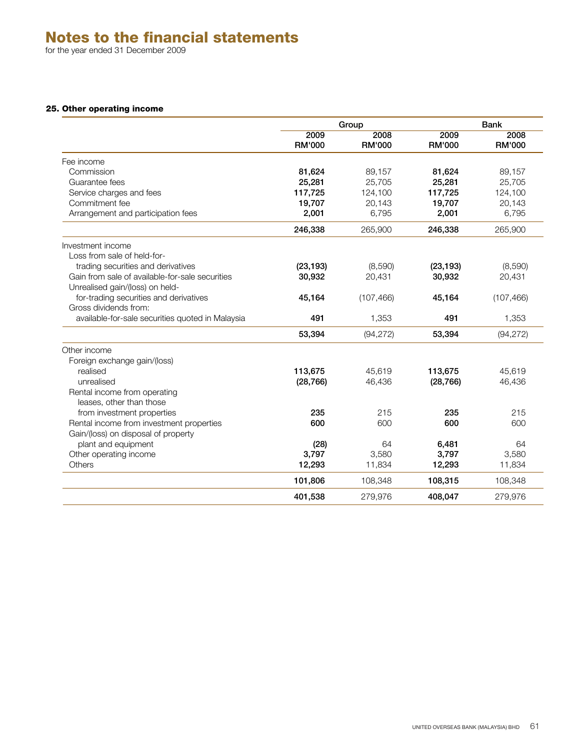# Notes to the financial statements

for the year ended 31 December 2009

### 25. Other operating income

| | Group | | Bank | |
|---|---|---|---|---|
| | 2009 RM'000 | 2008 RM'000 | 2009 RM'000 | 2008 RM'000 |
| Fee income | | | | |
| Commission | **81,624** | 89,157 | **81,624** | 89,157 |
| Guarantee fees | **25,281** | 25,705 | **25,281** | 25,705 |
| Service charges and fees | **117,725** | 124,100 | **117,725** | 124,100 |
| Commitment fee | **19,707** | 20,143 | **19,707** | 20,143 |
| Arrangement and participation fees | **2,001** | 6,795 | **2,001** | 6,795 |
| | **246,338** | 265,900 | **246,338** | 265,900 |
| Investment income | | | | |
| Loss from sale of held-for-trading securities and derivatives | **(23,193)** | (8,590) | **(23,193)** | (8,590) |
| Gain from sale of available-for-sale securities | **30,932** | 20,431 | **30,932** | 20,431 |
| Unrealised gain/(loss) on held-for-trading securities and derivatives | **45,164** | (107,466) | **45,164** | (107,466) |
| Gross dividends from: available-for-sale securities quoted in Malaysia | **491** | 1,353 | **491** | 1,353 |
| | **53,394** | (94,272) | **53,394** | (94,272) |
| Other income | | | | |
| Foreign exchange gain/(loss) | | | | |
| realised | **113,675** | 45,619 | **113,675** | 45,619 |
| unrealised | **(28,766)** | 46,436 | **(28,766)** | 46,436 |
| Rental income from operating leases, other than those from investment properties | **235** | 215 | **235** | 215 |
| Rental income from investment properties | **600** | 600 | **600** | 600 |
| Gain/(loss) on disposal of property plant and equipment | **(28)** | 64 | **6,481** | 64 |
| Other operating income | **3,797** | 3,580 | **3,797** | 3,580 |
| Others | **12,293** | 11,834 | **12,293** | 11,834 |
| | **101,806** | 108,348 | **108,315** | 108,348 |
| | **401,538** | 279,976 | **408,047** | 279,976 |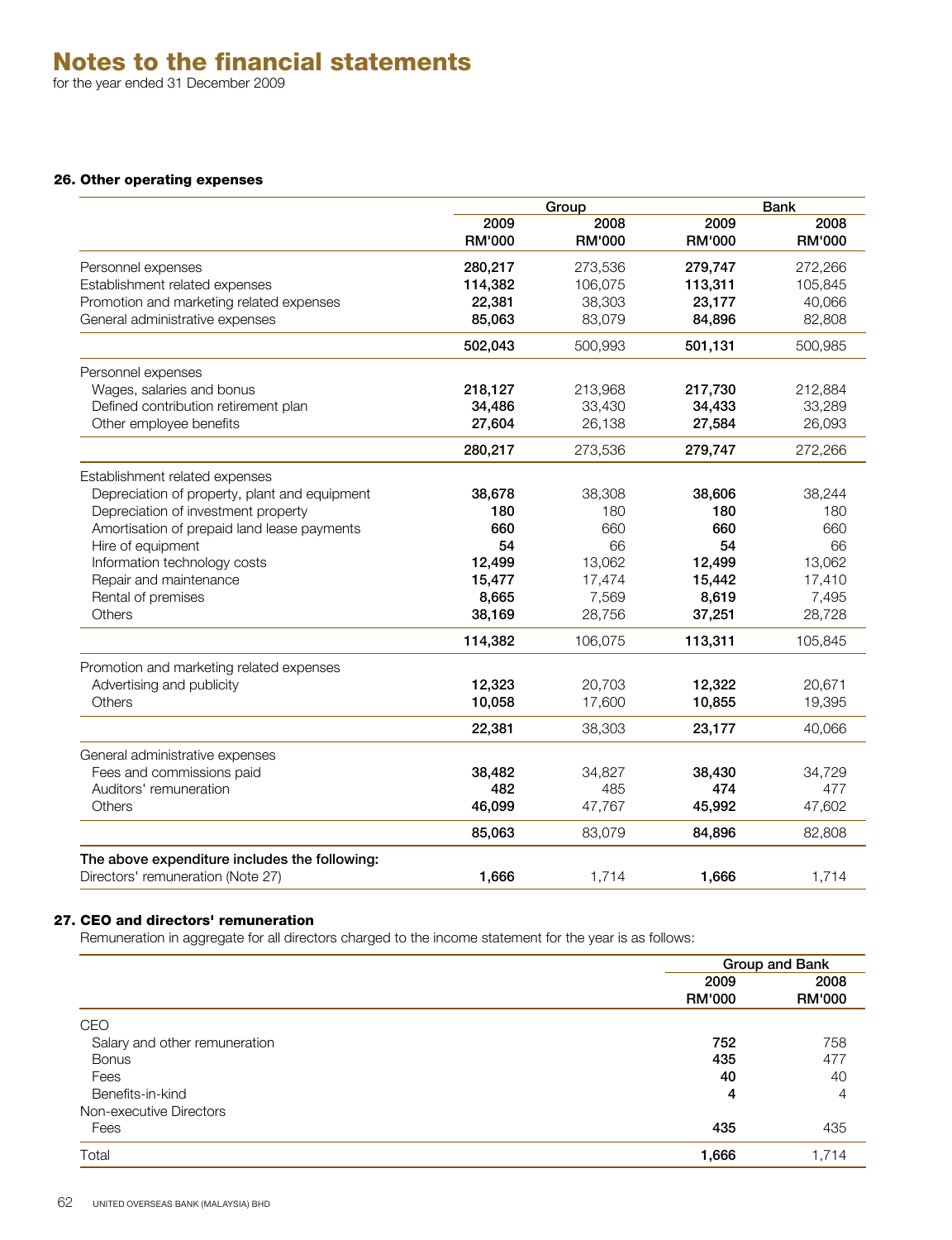# Notes to the financial statements

for the year ended 31 December 2009

### 26. Other operating expenses

| | Group | | Bank | |
|---|---|---|---|---|
| | 2009 RM'000 | 2008 RM'000 | 2009 RM'000 | 2008 RM'000 |
| Personnel expenses | **280,217** | 273,536 | **279,747** | 272,266 |
| Establishment related expenses | **114,382** | 106,075 | **113,311** | 105,845 |
| Promotion and marketing related expenses | **22,381** | 38,303 | **23,177** | 40,066 |
| General administrative expenses | **85,063** | 83,079 | **84,896** | 82,808 |
| | **502,043** | 500,993 | **501,131** | 500,985 |
| Personnel expenses | | | | |
| Wages, salaries and bonus | **218,127** | 213,968 | **217,730** | 212,884 |
| Defined contribution retirement plan | **34,486** | 33,430 | **34,433** | 33,289 |
| Other employee benefits | **27,604** | 26,138 | **27,584** | 26,093 |
| | **280,217** | 273,536 | **279,747** | 272,266 |
| Establishment related expenses | | | | |
| Depreciation of property, plant and equipment | **38,678** | 38,308 | **38,606** | 38,244 |
| Depreciation of investment property | **180** | 180 | **180** | 180 |
| Amortisation of prepaid land lease payments | **660** | 660 | **660** | 660 |
| Hire of equipment | **54** | 66 | **54** | 66 |
| Information technology costs | **12,499** | 13,062 | **12,499** | 13,062 |
| Repair and maintenance | **15,477** | 17,474 | **15,442** | 17,410 |
| Rental of premises | **8,665** | 7,569 | **8,619** | 7,495 |
| Others | **38,169** | 28,756 | **37,251** | 28,728 |
| | **114,382** | 106,075 | **113,311** | 105,845 |
| Promotion and marketing related expenses | | | | |
| Advertising and publicity | **12,323** | 20,703 | **12,322** | 20,671 |
| Others | **10,058** | 17,600 | **10,855** | 19,395 |
| | **22,381** | 38,303 | **23,177** | 40,066 |
| General administrative expenses | | | | |
| Fees and commissions paid | **38,482** | 34,827 | **38,430** | 34,729 |
| Auditors' remuneration | **482** | 485 | **474** | 477 |
| Others | **46,099** | 47,767 | **45,992** | 47,602 |
| | **85,063** | 83,079 | **84,896** | 82,808 |
| **The above expenditure includes the following:** | | | | |
| Directors' remuneration (Note 27) | **1,666** | 1,714 | **1,666** | 1,714 |

### 27. CEO and directors' remuneration

Remuneration in aggregate for all directors charged to the income statement for the year is as follows:

| | Group and Bank | |
|---|---|---|
| | 2009 RM'000 | 2008 RM'000 |
| CEO | | |
| Salary and other remuneration | **752** | 758 |
| Bonus | **435** | 477 |
| Fees | **40** | 40 |
| Benefits-in-kind | **4** | 4 |
| Non-executive Directors | | |
| Fees | **435** | 435 |
| Total | **1,666** | 1,714 |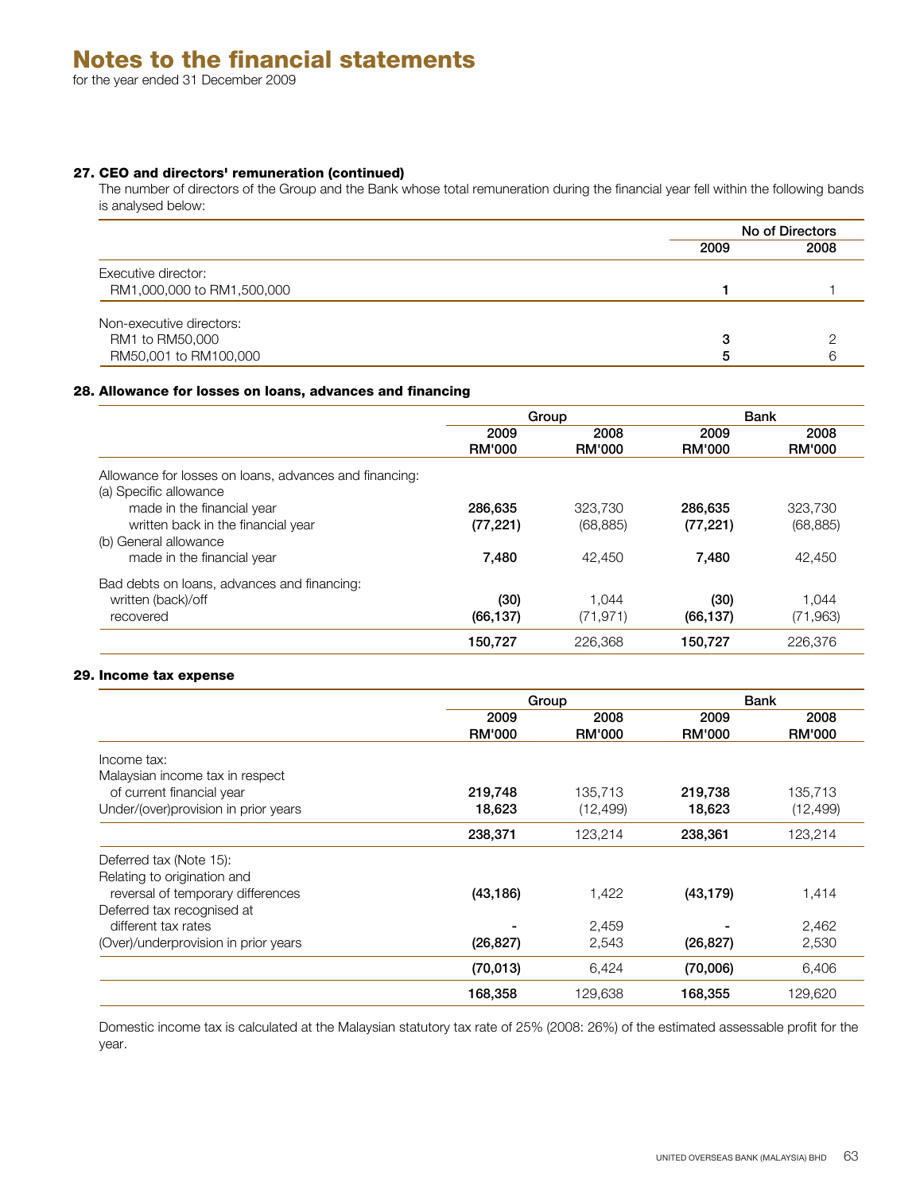# Notes to the financial statements

for the year ended 31 December 2009

### 27. CEO and directors' remuneration (continued)

The number of directors of the Group and the Bank whose total remuneration during the financial year fell within the following bands is analysed below:

| | No of Directors | |
|---|---|---|
| | 2009 | 2008 |
| Executive director: | | |
| RM1,000,000 to RM1,500,000 | **1** | 1 |
| Non-executive directors: | | |
| RM1 to RM50,000 | **3** | 2 |
| RM50,001 to RM100,000 | **5** | 6 |

### 28. Allowance for losses on loans, advances and financing

| | Group | | Bank | |
|---|---|---|---|---|
| | 2009 RM'000 | 2008 RM'000 | 2009 RM'000 | 2008 RM'000 |
| Allowance for losses on loans, advances and financing: | | | | |
| (a) Specific allowance | | | | |
| made in the financial year | **286,635** | 323,730 | **286,635** | 323,730 |
| written back in the financial year | **(77,221)** | (68,885) | **(77,221)** | (68,885) |
| (b) General allowance | | | | |
| made in the financial year | **7,480** | 42,450 | **7,480** | 42,450 |
| Bad debts on loans, advances and financing: | | | | |
| written (back)/off | **(30)** | 1,044 | **(30)** | 1,044 |
| recovered | **(66,137)** | (71,971) | **(66,137)** | (71,963) |
| | **150,727** | 226,368 | **150,727** | 226,376 |

### 29. Income tax expense

| | Group | | Bank | |
|---|---|---|---|---|
| | 2009 RM'000 | 2008 RM'000 | 2009 RM'000 | 2008 RM'000 |
| Income tax: | | | | |
| Malaysian income tax in respect of current financial year | **219,748** | 135,713 | **219,738** | 135,713 |
| Under/(over)provision in prior years | **18,623** | (12,499) | **18,623** | (12,499) |
| | **238,371** | 123,214 | **238,361** | 123,214 |
| Deferred tax (Note 15): | | | | |
| Relating to origination and reversal of temporary differences | **(43,186)** | 1,422 | **(43,179)** | 1,414 |
| Deferred tax recognised at different tax rates | **-** | 2,459 | **-** | 2,462 |
| (Over)/underprovision in prior years | **(26,827)** | 2,543 | **(26,827)** | 2,530 |
| | **(70,013)** | 6,424 | **(70,006)** | 6,406 |
| | **168,358** | 129,638 | **168,355** | 129,620 |

Domestic income tax is calculated at the Malaysian statutory tax rate of 25% (2008: 26%) of the estimated assessable profit for the year.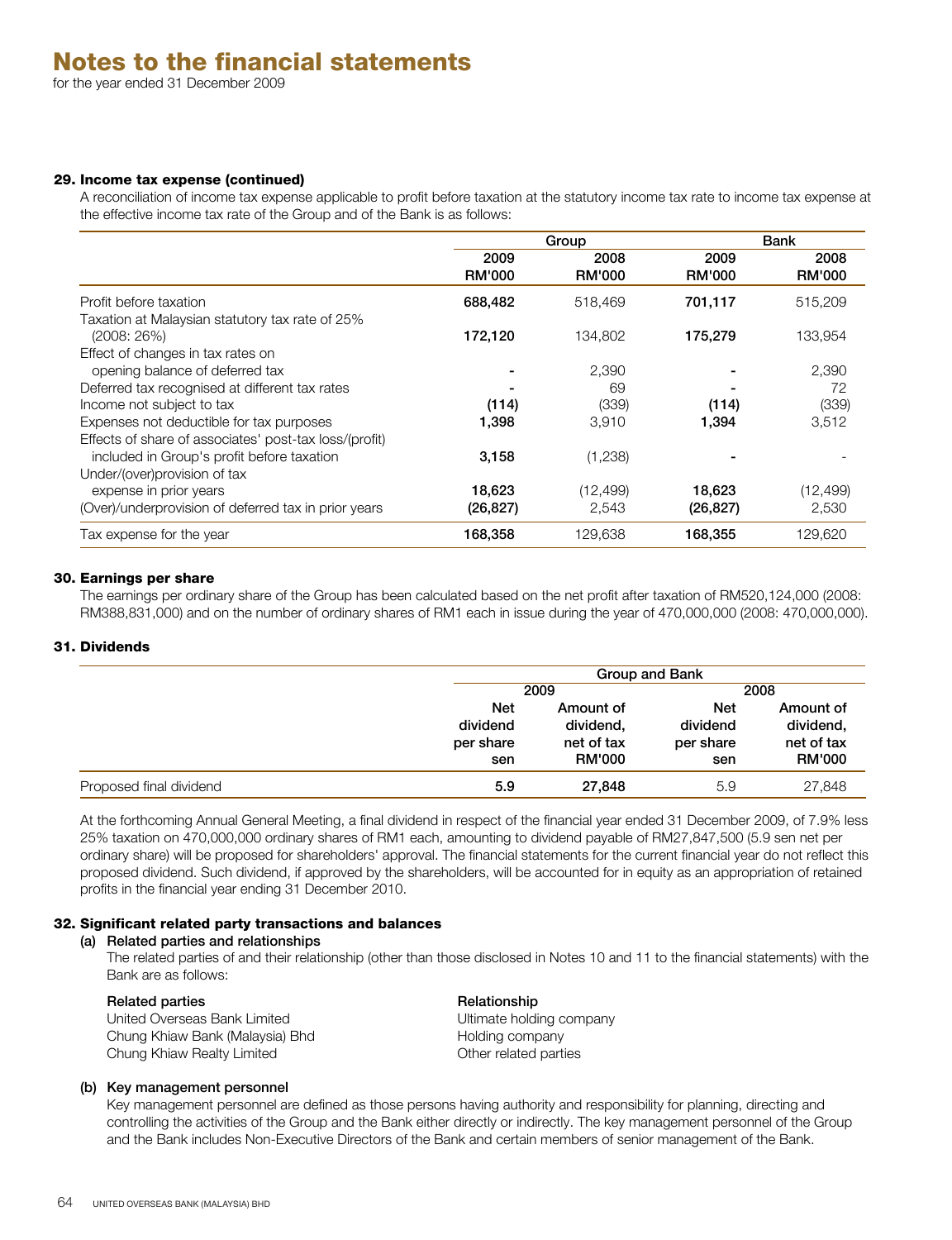# Notes to the financial statements

for the year ended 31 December 2009

### 29. Income tax expense (continued)

A reconciliation of income tax expense applicable to profit before taxation at the statutory income tax rate to income tax expense at the effective income tax rate of the Group and of the Bank is as follows:

| | Group | | Bank | |
|---|---|---|---|---|
| | 2009 RM'000 | 2008 RM'000 | 2009 RM'000 | 2008 RM'000 |
| Profit before taxation | **688,482** | 518,469 | **701,117** | 515,209 |
| Taxation at Malaysian statutory tax rate of 25% (2008: 26%) | **172,120** | 134,802 | **175,279** | 133,954 |
| Effect of changes in tax rates on opening balance of deferred tax | **-** | 2,390 | **-** | 2,390 |
| Deferred tax recognised at different tax rates | **-** | 69 | **-** | 72 |
| Income not subject to tax | **(114)** | (339) | **(114)** | (339) |
| Expenses not deductible for tax purposes | **1,398** | 3,910 | **1,394** | 3,512 |
| Effects of share of associates' post-tax loss/(profit) included in Group's profit before taxation | **3,158** | (1,238) | **-** | - |
| Under/(over)provision of tax expense in prior years | **18,623** | (12,499) | **18,623** | (12,499) |
| (Over)/underprovision of deferred tax in prior years | **(26,827)** | 2,543 | **(26,827)** | 2,530 |
| Tax expense for the year | **168,358** | 129,638 | **168,355** | 129,620 |

### 30. Earnings per share

The earnings per ordinary share of the Group has been calculated based on the net profit after taxation of RM520,124,000 (2008: RM388,831,000) and on the number of ordinary shares of RM1 each in issue during the year of 470,000,000 (2008: 470,000,000).

### 31. Dividends

| | Group and Bank | | | |
|---|---|---|---|---|
| | 2009 | | 2008 | |
| | Net dividend per share sen | Amount of dividend, net of tax RM'000 | Net dividend per share sen | Amount of dividend, net of tax RM'000 |
| Proposed final dividend | **5.9** | **27,848** | 5.9 | 27,848 |

At the forthcoming Annual General Meeting, a final dividend in respect of the financial year ended 31 December 2009, of 7.9% less 25% taxation on 470,000,000 ordinary shares of RM1 each, amounting to dividend payable of RM27,847,500 (5.9 sen net per ordinary share) will be proposed for shareholders' approval. The financial statements for the current financial year do not reflect this proposed dividend. Such dividend, if approved by the shareholders, will be accounted for in equity as an appropriation of retained profits in the financial year ending 31 December 2010.

### 32. Significant related party transactions and balances

**(a) Related parties and relationships**

The related parties of and their relationship (other than those disclosed in Notes 10 and 11 to the financial statements) with the Bank are as follows:

| Related parties | Relationship |
|---|---|
| United Overseas Bank Limited | Ultimate holding company |
| Chung Khiaw Bank (Malaysia) Bhd | Holding company |
| Chung Khiaw Realty Limited | Other related parties |

**(b) Key management personnel**

Key management personnel are defined as those persons having authority and responsibility for planning, directing and controlling the activities of the Group and the Bank either directly or indirectly. The key management personnel of the Group and the Bank includes Non-Executive Directors of the Bank and certain members of senior management of the Bank.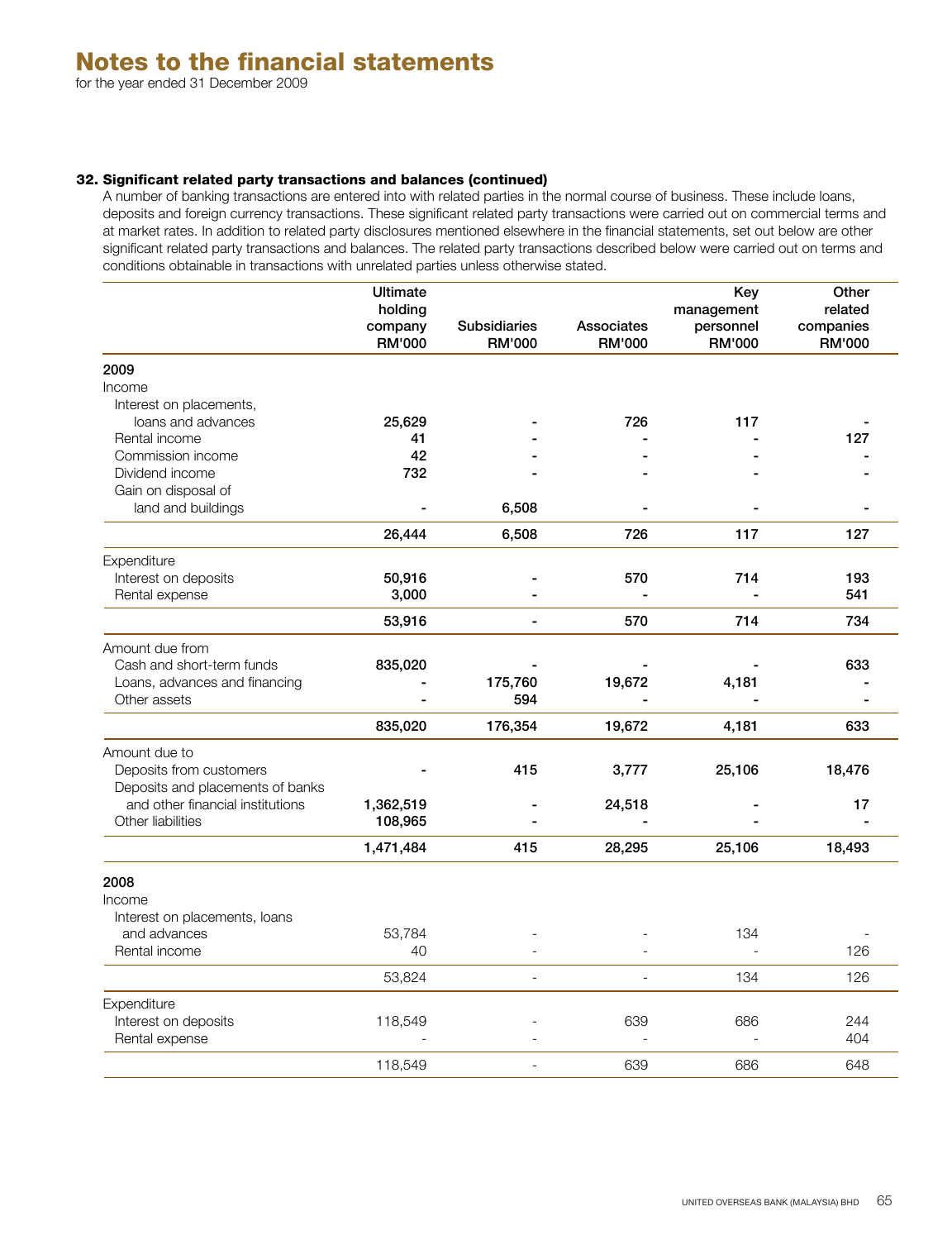# Notes to the financial statements

for the year ended 31 December 2009

### 32. Significant related party transactions and balances (continued)

A number of banking transactions are entered into with related parties in the normal course of business. These include loans, deposits and foreign currency transactions. These significant related party transactions were carried out on commercial terms and at market rates. In addition to related party disclosures mentioned elsewhere in the financial statements, set out below are other significant related party transactions and balances. The related party transactions described below were carried out on terms and conditions obtainable in transactions with unrelated parties unless otherwise stated.

| | Ultimate holding company RM'000 | Subsidiaries RM'000 | Associates RM'000 | Key management personnel RM'000 | Other related companies RM'000 |
|---|---|---|---|---|---|
| **2009** | | | | | |
| Income | | | | | |
| Interest on placements, loans and advances | **25,629** | **-** | **726** | **117** | **-** |
| Rental income | **41** | **-** | **-** | **-** | **127** |
| Commission income | **42** | **-** | **-** | **-** | **-** |
| Dividend income | **732** | **-** | **-** | **-** | **-** |
| Gain on disposal of land and buildings | **-** | **6,508** | **-** | **-** | **-** |
| | **26,444** | **6,508** | **726** | **117** | **127** |
| Expenditure | | | | | |
| Interest on deposits | **50,916** | **-** | **570** | **714** | **193** |
| Rental expense | **3,000** | **-** | **-** | **-** | **541** |
| | **53,916** | **-** | **570** | **714** | **734** |
| Amount due from | | | | | |
| Cash and short-term funds | **835,020** | **-** | **-** | **-** | **633** |
| Loans, advances and financing | **-** | **175,760** | **19,672** | **4,181** | **-** |
| Other assets | **-** | **594** | **-** | **-** | **-** |
| | **835,020** | **176,354** | **19,672** | **4,181** | **633** |
| Amount due to | | | | | |
| Deposits from customers | **-** | **415** | **3,777** | **25,106** | **18,476** |
| Deposits and placements of banks and other financial institutions | **1,362,519** | **-** | **24,518** | **-** | **17** |
| Other liabilities | **108,965** | **-** | **-** | **-** | **-** |
| | **1,471,484** | **415** | **28,295** | **25,106** | **18,493** |
| **2008** | | | | | |
| Income | | | | | |
| Interest on placements, loans and advances | 53,784 | - | - | 134 | - |
| Rental income | 40 | - | - | - | 126 |
| | 53,824 | - | - | 134 | 126 |
| Expenditure | | | | | |
| Interest on deposits | 118,549 | - | 639 | 686 | 244 |
| Rental expense | - | - | - | - | 404 |
| | 118,549 | - | 639 | 686 | 648 |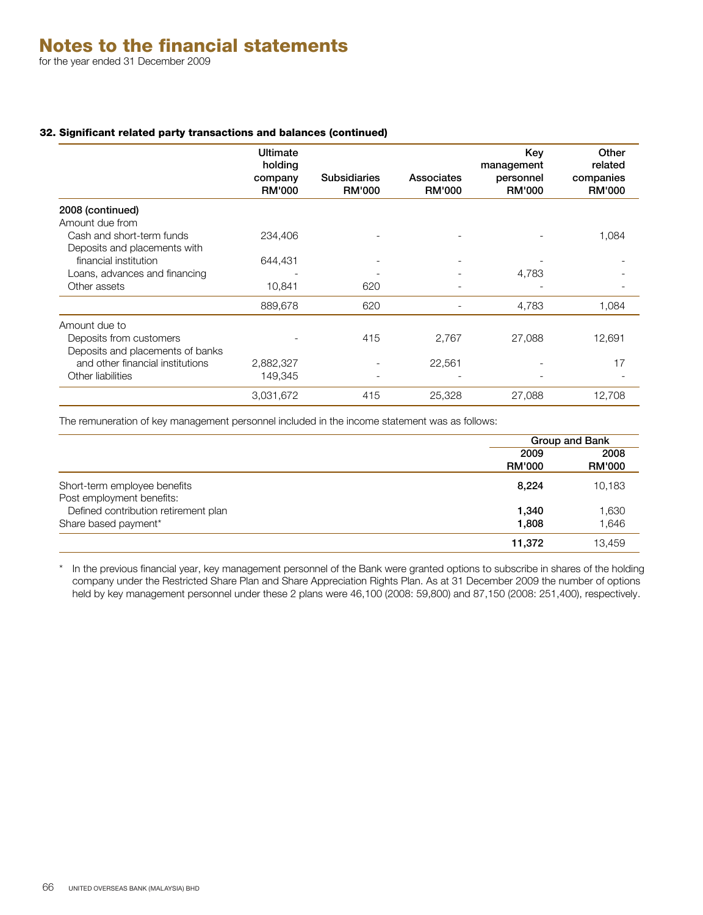# Notes to the financial statements

for the year ended 31 December 2009

### 32. Significant related party transactions and balances (continued)

| | Ultimate holding company RM'000 | Subsidiaries RM'000 | Associates RM'000 | Key management personnel RM'000 | Other related companies RM'000 |
|---|---|---|---|---|---|
| **2008 (continued)** | | | | | |
| Amount due from | | | | | |
| Cash and short-term funds | 234,406 | - | - | - | 1,084 |
| Deposits and placements with financial institution | 644,431 | - | - | - | - |
| Loans, advances and financing | - | - | - | 4,783 | - |
| Other assets | 10,841 | 620 | - | - | - |
| | 889,678 | 620 | - | 4,783 | 1,084 |
| Amount due to | | | | | |
| Deposits from customers | - | 415 | 2,767 | 27,088 | 12,691 |
| Deposits and placements of banks and other financial institutions | 2,882,327 | - | 22,561 | - | 17 |
| Other liabilities | 149,345 | - | - | - | - |
| | 3,031,672 | 415 | 25,328 | 27,088 | 12,708 |

The remuneration of key management personnel included in the income statement was as follows:

| | Group and Bank | |
|---|---|---|
| | **2009 RM'000** | **2008 RM'000** |
| Short-term employee benefits | **8,224** | 10,183 |
| Post employment benefits: | | |
| Defined contribution retirement plan | **1,340** | 1,630 |
| Share based payment* | **1,808** | 1,646 |
| | **11,372** | 13,459 |

\* In the previous financial year, key management personnel of the Bank were granted options to subscribe in shares of the holding company under the Restricted Share Plan and Share Appreciation Rights Plan. As at 31 December 2009 the number of options held by key management personnel under these 2 plans were 46,100 (2008: 59,800) and 87,150 (2008: 251,400), respectively.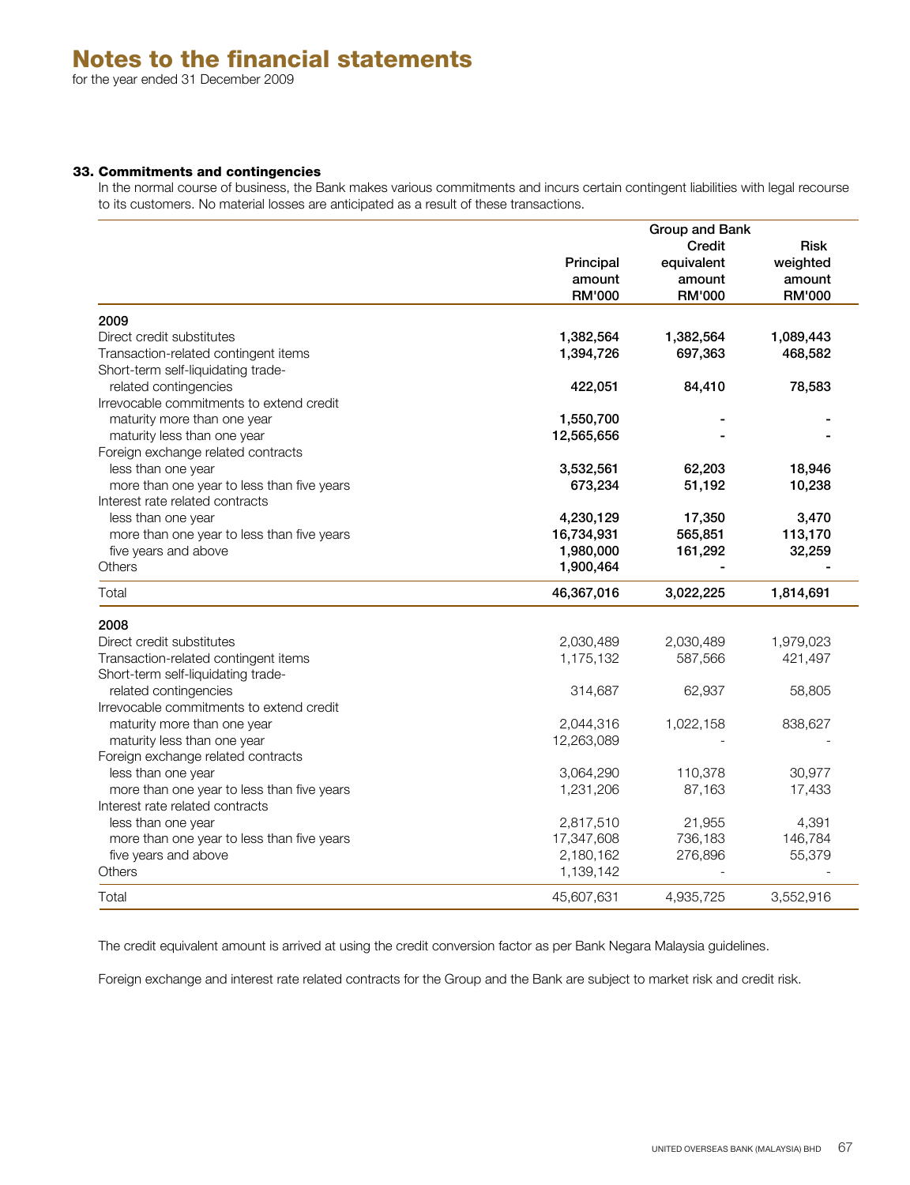# Notes to the financial statements

for the year ended 31 December 2009

### 33. Commitments and contingencies

In the normal course of business, the Bank makes various commitments and incurs certain contingent liabilities with legal recourse to its customers. No material losses are anticipated as a result of these transactions.

| | Group and Bank | | |
|---|---|---|---|
| | Principal amount RM'000 | Credit equivalent amount RM'000 | Risk weighted amount RM'000 |
| **2009** | | | |
| Direct credit substitutes | **1,382,564** | **1,382,564** | **1,089,443** |
| Transaction-related contingent items | **1,394,726** | **697,363** | **468,582** |
| Short-term self-liquidating trade-related contingencies | **422,051** | **84,410** | **78,583** |
| Irrevocable commitments to extend credit | | | |
| maturity more than one year | **1,550,700** | **-** | **-** |
| maturity less than one year | **12,565,656** | **-** | **-** |
| Foreign exchange related contracts | | | |
| less than one year | **3,532,561** | **62,203** | **18,946** |
| more than one year to less than five years | **673,234** | **51,192** | **10,238** |
| Interest rate related contracts | | | |
| less than one year | **4,230,129** | **17,350** | **3,470** |
| more than one year to less than five years | **16,734,931** | **565,851** | **113,170** |
| five years and above | **1,980,000** | **161,292** | **32,259** |
| Others | **1,900,464** | **-** | **-** |
| Total | **46,367,016** | **3,022,225** | **1,814,691** |
| **2008** | | | |
| Direct credit substitutes | 2,030,489 | 2,030,489 | 1,979,023 |
| Transaction-related contingent items | 1,175,132 | 587,566 | 421,497 |
| Short-term self-liquidating trade-related contingencies | 314,687 | 62,937 | 58,805 |
| Irrevocable commitments to extend credit | | | |
| maturity more than one year | 2,044,316 | 1,022,158 | 838,627 |
| maturity less than one year | 12,263,089 | - | - |
| Foreign exchange related contracts | | | |
| less than one year | 3,064,290 | 110,378 | 30,977 |
| more than one year to less than five years | 1,231,206 | 87,163 | 17,433 |
| Interest rate related contracts | | | |
| less than one year | 2,817,510 | 21,955 | 4,391 |
| more than one year to less than five years | 17,347,608 | 736,183 | 146,784 |
| five years and above | 2,180,162 | 276,896 | 55,379 |
| Others | 1,139,142 | - | - |
| Total | 45,607,631 | 4,935,725 | 3,552,916 |

The credit equivalent amount is arrived at using the credit conversion factor as per Bank Negara Malaysia guidelines.

Foreign exchange and interest rate related contracts for the Group and the Bank are subject to market risk and credit risk.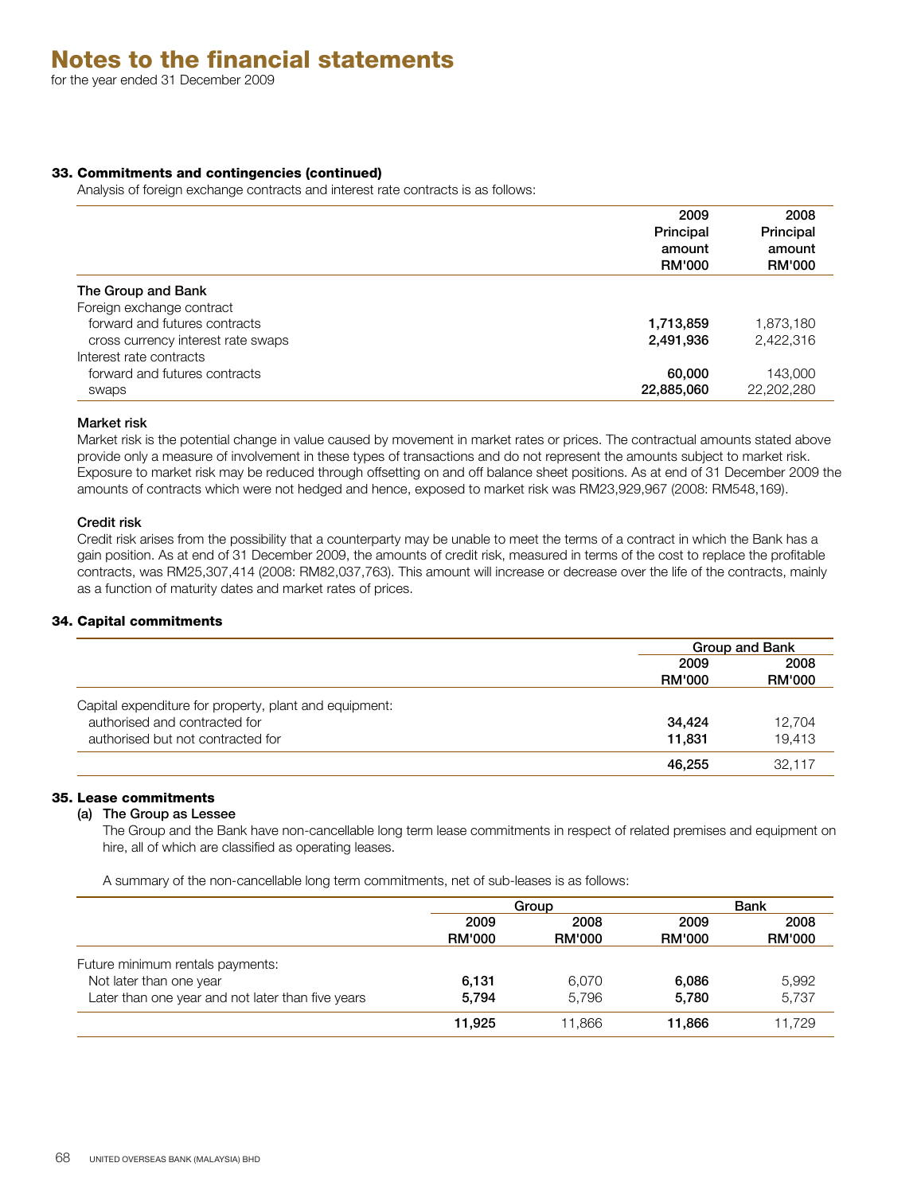# Notes to the financial statements

for the year ended 31 December 2009

### 33. Commitments and contingencies (continued)

Analysis of foreign exchange contracts and interest rate contracts is as follows:

| | 2009 Principal amount RM'000 | 2008 Principal amount RM'000 |
|---|---|---|
| **The Group and Bank** | | |
| Foreign exchange contract | | |
| forward and futures contracts | **1,713,859** | 1,873,180 |
| cross currency interest rate swaps | **2,491,936** | 2,422,316 |
| Interest rate contracts | | |
| forward and futures contracts | **60,000** | 143,000 |
| swaps | **22,885,060** | 22,202,280 |

**Market risk**

Market risk is the potential change in value caused by movement in market rates or prices. The contractual amounts stated above provide only a measure of involvement in these types of transactions and do not represent the amounts subject to market risk. Exposure to market risk may be reduced through offsetting on and off balance sheet positions. As at end of 31 December 2009 the amounts of contracts which were not hedged and hence, exposed to market risk was RM23,929,967 (2008: RM548,169).

**Credit risk**

Credit risk arises from the possibility that a counterparty may be unable to meet the terms of a contract in which the Bank has a gain position. As at end of 31 December 2009, the amounts of credit risk, measured in terms of the cost to replace the profitable contracts, was RM25,307,414 (2008: RM82,037,763). This amount will increase or decrease over the life of the contracts, mainly as a function of maturity dates and market rates of prices.

### 34. Capital commitments

| | Group and Bank | |
|---|---|---|
| | 2009 RM'000 | 2008 RM'000 |
| Capital expenditure for property, plant and equipment: | | |
| authorised and contracted for | **34,424** | 12,704 |
| authorised but not contracted for | **11,831** | 19,413 |
| | **46,255** | 32,117 |

### 35. Lease commitments

**(a) The Group as Lessee**

The Group and the Bank have non-cancellable long term lease commitments in respect of related premises and equipment on hire, all of which are classified as operating leases.

A summary of the non-cancellable long term commitments, net of sub-leases is as follows:

| | Group | | Bank | |
|---|---|---|---|---|
| | 2009 RM'000 | 2008 RM'000 | 2009 RM'000 | 2008 RM'000 |
| Future minimum rentals payments: | | | | |
| Not later than one year | **6,131** | 6,070 | **6,086** | 5,992 |
| Later than one year and not later than five years | **5,794** | 5,796 | **5,780** | 5,737 |
| | **11,925** | 11,866 | **11,866** | 11,729 |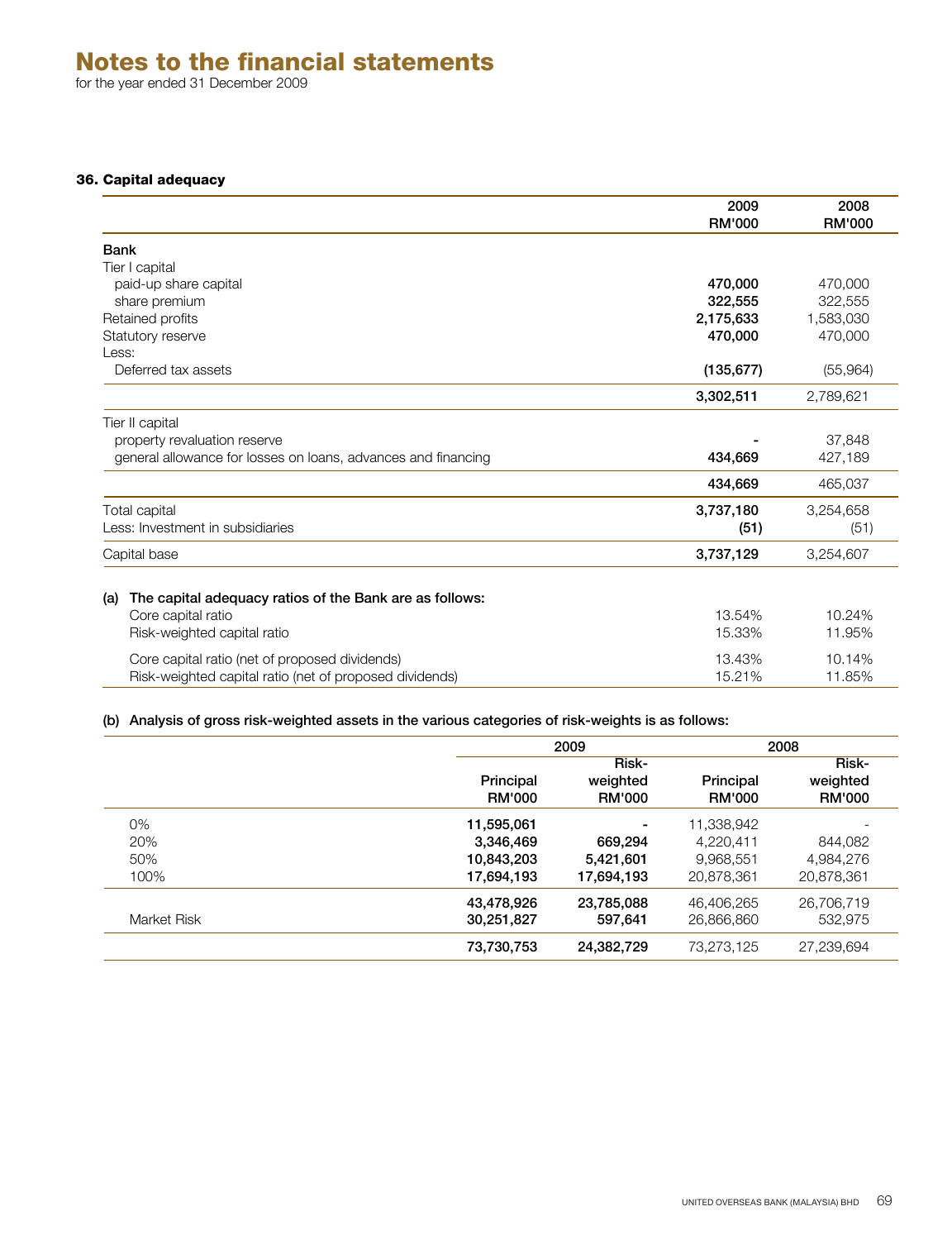# Notes to the financial statements

for the year ended 31 December 2009

### 36. Capital adequacy

| | 2009 RM'000 | 2008 RM'000 |
|---|---|---|
| **Bank** | | |
| Tier I capital | | |
| paid-up share capital | **470,000** | 470,000 |
| share premium | **322,555** | 322,555 |
| Retained profits | **2,175,633** | 1,583,030 |
| Statutory reserve | **470,000** | 470,000 |
| Less: | | |
| Deferred tax assets | **(135,677)** | (55,964) |
| | **3,302,511** | 2,789,621 |
| Tier II capital | | |
| property revaluation reserve | **-** | 37,848 |
| general allowance for losses on loans, advances and financing | **434,669** | 427,189 |
| | **434,669** | 465,037 |
| Total capital | **3,737,180** | 3,254,658 |
| Less: Investment in subsidiaries | **(51)** | (51) |
| Capital base | **3,737,129** | 3,254,607 |

**(a) The capital adequacy ratios of the Bank are as follows:**

| | 2009 | 2008 |
|---|---|---|
| Core capital ratio | 13.54% | 10.24% |
| Risk-weighted capital ratio | 15.33% | 11.95% |
| Core capital ratio (net of proposed dividends) | 13.43% | 10.14% |
| Risk-weighted capital ratio (net of proposed dividends) | 15.21% | 11.85% |

**(b) Analysis of gross risk-weighted assets in the various categories of risk-weights is as follows:**

| | 2009 | | 2008 | |
|---|---|---|---|---|
| | Principal RM'000 | Risk-weighted RM'000 | Principal RM'000 | Risk-weighted RM'000 |
| 0% | **11,595,061** | **-** | 11,338,942 | - |
| 20% | **3,346,469** | **669,294** | 4,220,411 | 844,082 |
| 50% | **10,843,203** | **5,421,601** | 9,968,551 | 4,984,276 |
| 100% | **17,694,193** | **17,694,193** | 20,878,361 | 20,878,361 |
| | **43,478,926** | **23,785,088** | 46,406,265 | 26,706,719 |
| Market Risk | **30,251,827** | **597,641** | 26,866,860 | 532,975 |
| | **73,730,753** | **24,382,729** | 73,273,125 | 27,239,694 |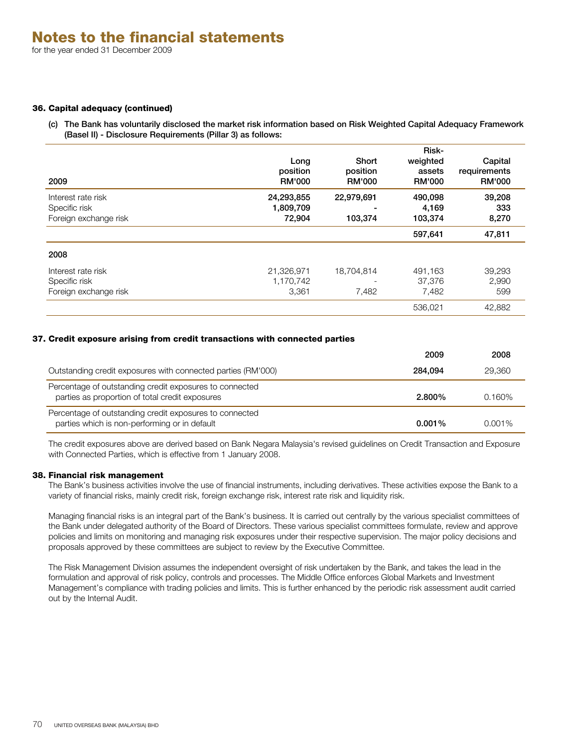# Notes to the financial statements

for the year ended 31 December 2009

### 36. Capital adequacy (continued)

(c) **The Bank has voluntarily disclosed the market risk information based on Risk Weighted Capital Adequacy Framework (Basel II) - Disclosure Requirements (Pillar 3) as follows:**

| 2009 | Long position RM'000 | Short position RM'000 | Risk-weighted assets RM'000 | Capital requirements RM'000 |
|---|---|---|---|---|
| Interest rate risk | **24,293,855** | **22,979,691** | **490,098** | **39,208** |
| Specific risk | **1,809,709** | **-** | **4,169** | **333** |
| Foreign exchange risk | **72,904** | **103,374** | **103,374** | **8,270** |
| | | | **597,641** | **47,811** |
| **2008** | | | | |
| Interest rate risk | 21,326,971 | 18,704,814 | 491,163 | 39,293 |
| Specific risk | 1,170,742 | - | 37,376 | 2,990 |
| Foreign exchange risk | 3,361 | 7,482 | 7,482 | 599 |
| | | | 536,021 | 42,882 |

### 37. Credit exposure arising from credit transactions with connected parties

| | 2009 | 2008 |
|---|---|---|
| Outstanding credit exposures with connected parties (RM'000) | **284,094** | 29,360 |
| Percentage of outstanding credit exposures to connected parties as proportion of total credit exposures | **2.800%** | 0.160% |
| Percentage of outstanding credit exposures to connected parties which is non-performing or in default | **0.001%** | 0.001% |

The credit exposures above are derived based on Bank Negara Malaysia's revised guidelines on Credit Transaction and Exposure with Connected Parties, which is effective from 1 January 2008.

### 38. Financial risk management

The Bank's business activities involve the use of financial instruments, including derivatives. These activities expose the Bank to a variety of financial risks, mainly credit risk, foreign exchange risk, interest rate risk and liquidity risk.

Managing financial risks is an integral part of the Bank's business. It is carried out centrally by the various specialist committees of the Bank under delegated authority of the Board of Directors. These various specialist committees formulate, review and approve policies and limits on monitoring and managing risk exposures under their respective supervision. The major policy decisions and proposals approved by these committees are subject to review by the Executive Committee.

The Risk Management Division assumes the independent oversight of risk undertaken by the Bank, and takes the lead in the formulation and approval of risk policy, controls and processes. The Middle Office enforces Global Markets and Investment Management's compliance with trading policies and limits. This is further enhanced by the periodic risk assessment audit carried out by the Internal Audit.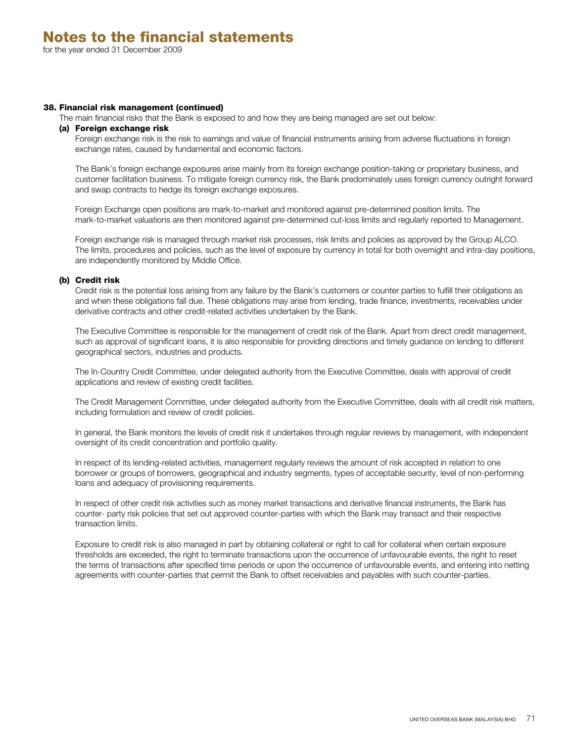# Notes to the financial statements

for the year ended 31 December 2009

## 38. Financial risk management (continued)

The main financial risks that the Bank is exposed to and how they are being managed are set out below:

### (a) Foreign exchange risk

Foreign exchange risk is the risk to earnings and value of financial instruments arising from adverse fluctuations in foreign exchange rates, caused by fundamental and economic factors.

The Bank's foreign exchange exposures arise mainly from its foreign exchange position-taking or proprietary business, and customer facilitation business. To mitigate foreign currency risk, the Bank predominately uses foreign currency outright forward and swap contracts to hedge its foreign exchange exposures.

Foreign Exchange open positions are mark-to-market and monitored against pre-determined position limits. The mark-to-market valuations are then monitored against pre-determined cut-loss limits and regularly reported to Management.

Foreign exchange risk is managed through market risk processes, risk limits and policies as approved by the Group ALCO. The limits, procedures and policies, such as the level of exposure by currency in total for both overnight and intra-day positions, are independently monitored by Middle Office.

### (b) Credit risk

Credit risk is the potential loss arising from any failure by the Bank's customers or counter parties to fulfill their obligations as and when these obligations fall due. These obligations may arise from lending, trade finance, investments, receivables under derivative contracts and other credit-related activities undertaken by the Bank.

The Executive Committee is responsible for the management of credit risk of the Bank. Apart from direct credit management, such as approval of significant loans, it is also responsible for providing directions and timely guidance on lending to different geographical sectors, industries and products.

The In-Country Credit Committee, under delegated authority from the Executive Committee, deals with approval of credit applications and review of existing credit facilities.

The Credit Management Committee, under delegated authority from the Executive Committee, deals with all credit risk matters, including formulation and review of credit policies.

In general, the Bank monitors the levels of credit risk it undertakes through regular reviews by management, with independent oversight of its credit concentration and portfolio quality.

In respect of its lending-related activities, management regularly reviews the amount of risk accepted in relation to one borrower or groups of borrowers, geographical and industry segments, types of acceptable security, level of non-performing loans and adequacy of provisioning requirements.

In respect of other credit risk activities such as money market transactions and derivative financial instruments, the Bank has counter- party risk policies that set out approved counter-parties with which the Bank may transact and their respective transaction limits.

Exposure to credit risk is also managed in part by obtaining collateral or right to call for collateral when certain exposure thresholds are exceeded, the right to terminate transactions upon the occurrence of unfavourable events, the right to reset the terms of transactions after specified time periods or upon the occurrence of unfavourable events, and entering into netting agreements with counter-parties that permit the Bank to offset receivables and payables with such counter-parties.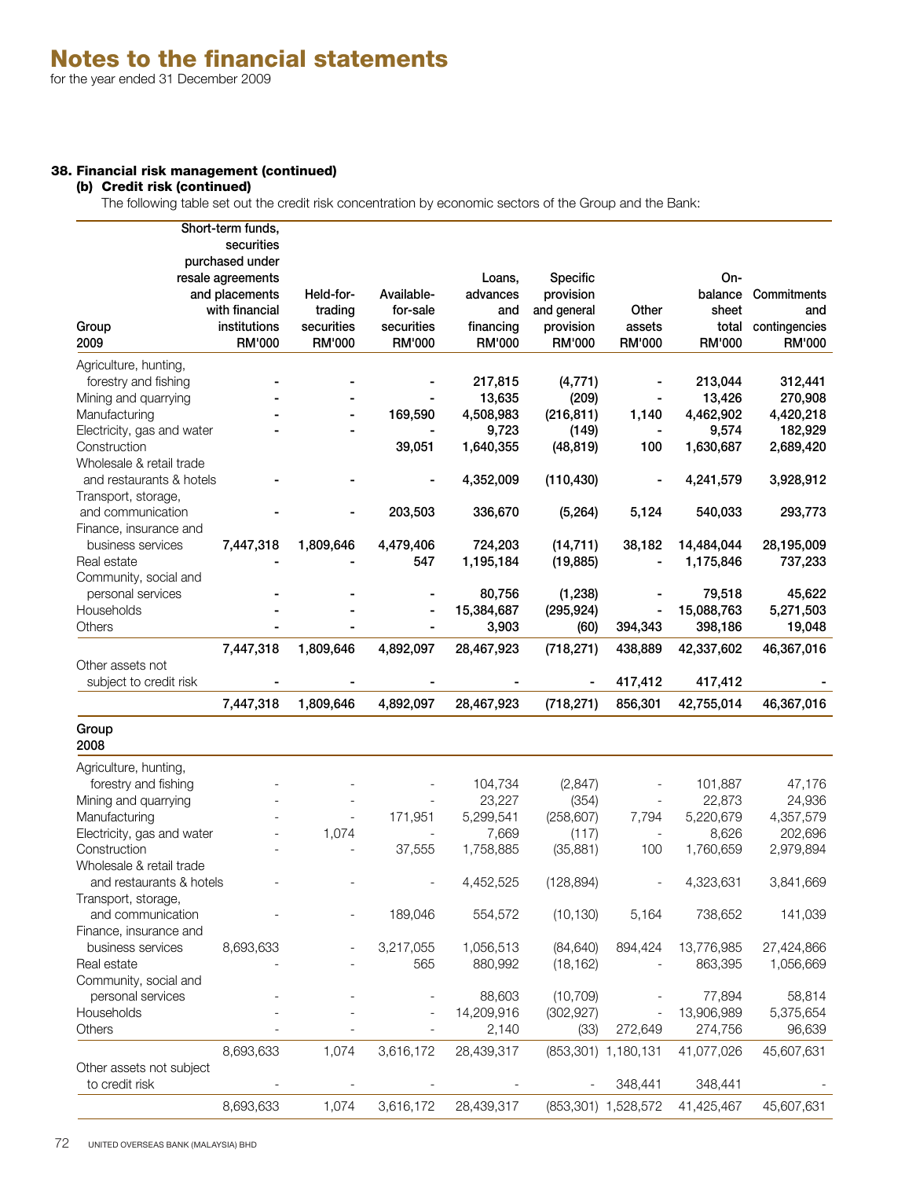# Notes to the financial statements

for the year ended 31 December 2009

### 38. Financial risk management (continued)

#### (b) Credit risk (continued)

The following table set out the credit risk concentration by economic sectors of the Group and the Bank:

| Group 2009 | Short-term funds, securities purchased under resale agreements and placements with financial institutions RM'000 | Held-for-trading securities RM'000 | Available-for-sale securities RM'000 | Loans, advances and financing RM'000 | Specific provision and general provision RM'000 | Other assets RM'000 | On-balance sheet total RM'000 | Commitments and contingencies RM'000 |
|---|---|---|---|---|---|---|---|---|
| Agriculture, hunting, forestry and fishing | - | - | - | 217,815 | (4,771) | - | 213,044 | 312,441 |
| Mining and quarrying | - | - | - | 13,635 | (209) | - | 13,426 | 270,908 |
| Manufacturing | - | - | 169,590 | 4,508,983 | (216,811) | 1,140 | 4,462,902 | 4,420,218 |
| Electricity, gas and water | - | - | - | 9,723 | (149) | - | 9,574 | 182,929 |
| Construction | | | 39,051 | 1,640,355 | (48,819) | 100 | 1,630,687 | 2,689,420 |
| Wholesale & retail trade and restaurants & hotels | - | - | - | 4,352,009 | (110,430) | - | 4,241,579 | 3,928,912 |
| Transport, storage, and communication | - | - | 203,503 | 336,670 | (5,264) | 5,124 | 540,033 | 293,773 |
| Finance, insurance and business services | 7,447,318 | 1,809,646 | 4,479,406 | 724,203 | (14,711) | 38,182 | 14,484,044 | 28,195,009 |
| Real estate | - | - | 547 | 1,195,184 | (19,885) | - | 1,175,846 | 737,233 |
| Community, social and personal services | - | - | - | 80,756 | (1,238) | - | 79,518 | 45,622 |
| Households | - | - | - | 15,384,687 | (295,924) | - | 15,088,763 | 5,271,503 |
| Others | - | - | - | 3,903 | (60) | 394,343 | 398,186 | 19,048 |
| | 7,447,318 | 1,809,646 | 4,892,097 | 28,467,923 | (718,271) | 438,889 | 42,337,602 | 46,367,016 |
| Other assets not subject to credit risk | - | - | - | - | - | 417,412 | 417,412 | - |
| | 7,447,318 | 1,809,646 | 4,892,097 | 28,467,923 | (718,271) | 856,301 | 42,755,014 | 46,367,016 |
| **Group 2008** | | | | | | | | |
| Agriculture, hunting, forestry and fishing | - | - | - | 104,734 | (2,847) | - | 101,887 | 47,176 |
| Mining and quarrying | - | - | - | 23,227 | (354) | - | 22,873 | 24,936 |
| Manufacturing | - | - | 171,951 | 5,299,541 | (258,607) | 7,794 | 5,220,679 | 4,357,579 |
| Electricity, gas and water | - | 1,074 | - | 7,669 | (117) | - | 8,626 | 202,696 |
| Construction | - | - | 37,555 | 1,758,885 | (35,881) | 100 | 1,760,659 | 2,979,894 |
| Wholesale & retail trade and restaurants & hotels | - | - | - | 4,452,525 | (128,894) | - | 4,323,631 | 3,841,669 |
| Transport, storage, and communication | - | - | 189,046 | 554,572 | (10,130) | 5,164 | 738,652 | 141,039 |
| Finance, insurance and business services | 8,693,633 | - | 3,217,055 | 1,056,513 | (84,640) | 894,424 | 13,776,985 | 27,424,866 |
| Real estate | - | - | 565 | 880,992 | (18,162) | - | 863,395 | 1,056,669 |
| Community, social and personal services | - | - | - | 88,603 | (10,709) | - | 77,894 | 58,814 |
| Households | - | - | - | 14,209,916 | (302,927) | - | 13,906,989 | 5,375,654 |
| Others | - | - | - | 2,140 | (33) | 272,649 | 274,756 | 96,639 |
| | 8,693,633 | 1,074 | 3,616,172 | 28,439,317 | (853,301) | 1,180,131 | 41,077,026 | 45,607,631 |
| Other assets not subject to credit risk | - | - | - | - | - | 348,441 | 348,441 | - |
| | 8,693,633 | 1,074 | 3,616,172 | 28,439,317 | (853,301) | 1,528,572 | 41,425,467 | 45,607,631 |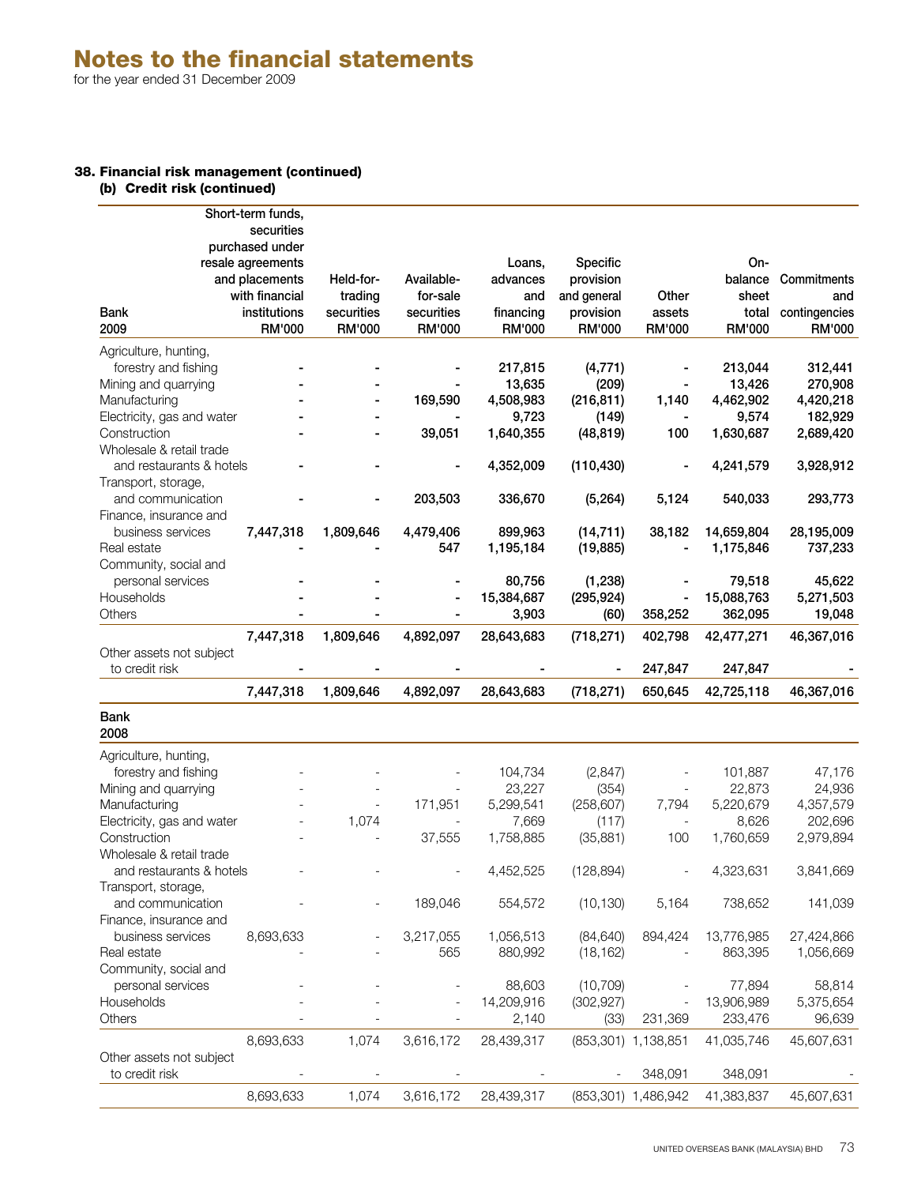# Notes to the financial statements

for the year ended 31 December 2009

## 38. Financial risk management (continued)

### (b) Credit risk (continued)

| Bank 2009 | Short-term funds, securities purchased under resale agreements and placements with financial institutions RM'000 | Held-for-trading securities RM'000 | Available-for-sale securities RM'000 | Loans, advances and financing RM'000 | Specific provision and general provision RM'000 | Other assets RM'000 | On-balance sheet total RM'000 | Commitments and contingencies RM'000 |
|---|---|---|---|---|---|---|---|---|
| Agriculture, hunting, forestry and fishing | - | - | - | 217,815 | (4,771) | - | 213,044 | 312,441 |
| Mining and quarrying | - | - | - | 13,635 | (209) | - | 13,426 | 270,908 |
| Manufacturing | - | - | 169,590 | 4,508,983 | (216,811) | 1,140 | 4,462,902 | 4,420,218 |
| Electricity, gas and water | - | - | - | 9,723 | (149) | - | 9,574 | 182,929 |
| Construction | - | - | 39,051 | 1,640,355 | (48,819) | 100 | 1,630,687 | 2,689,420 |
| Wholesale & retail trade and restaurants & hotels | - | - | - | 4,352,009 | (110,430) | - | 4,241,579 | 3,928,912 |
| Transport, storage, and communication | - | - | 203,503 | 336,670 | (5,264) | 5,124 | 540,033 | 293,773 |
| Finance, insurance and business services | 7,447,318 | 1,809,646 | 4,479,406 | 899,963 | (14,711) | 38,182 | 14,659,804 | 28,195,009 |
| Real estate | - | - | 547 | 1,195,184 | (19,885) | - | 1,175,846 | 737,233 |
| Community, social and personal services | - | - | - | 80,756 | (1,238) | - | 79,518 | 45,622 |
| Households | - | - | - | 15,384,687 | (295,924) | - | 15,088,763 | 5,271,503 |
| Others | - | - | - | 3,903 | (60) | 358,252 | 362,095 | 19,048 |
| | 7,447,318 | 1,809,646 | 4,892,097 | 28,643,683 | (718,271) | 402,798 | 42,477,271 | 46,367,016 |
| Other assets not subject to credit risk | - | - | - | - | - | 247,847 | 247,847 | - |
| | 7,447,318 | 1,809,646 | 4,892,097 | 28,643,683 | (718,271) | 650,645 | 42,725,118 | 46,367,016 |
| **Bank 2008** | | | | | | | | |
| Agriculture, hunting, forestry and fishing | - | - | - | 104,734 | (2,847) | - | 101,887 | 47,176 |
| Mining and quarrying | - | - | - | 23,227 | (354) | - | 22,873 | 24,936 |
| Manufacturing | - | - | 171,951 | 5,299,541 | (258,607) | 7,794 | 5,220,679 | 4,357,579 |
| Electricity, gas and water | - | 1,074 | - | 7,669 | (117) | - | 8,626 | 202,696 |
| Construction | - | - | 37,555 | 1,758,885 | (35,881) | 100 | 1,760,659 | 2,979,894 |
| Wholesale & retail trade and restaurants & hotels | - | - | - | 4,452,525 | (128,894) | - | 4,323,631 | 3,841,669 |
| Transport, storage, and communication | - | - | 189,046 | 554,572 | (10,130) | 5,164 | 738,652 | 141,039 |
| Finance, insurance and business services | 8,693,633 | - | 3,217,055 | 1,056,513 | (84,640) | 894,424 | 13,776,985 | 27,424,866 |
| Real estate | - | - | 565 | 880,992 | (18,162) | - | 863,395 | 1,056,669 |
| Community, social and personal services | - | - | - | 88,603 | (10,709) | - | 77,894 | 58,814 |
| Households | - | - | - | 14,209,916 | (302,927) | - | 13,906,989 | 5,375,654 |
| Others | - | - | - | 2,140 | (33) | 231,369 | 233,476 | 96,639 |
| | 8,693,633 | 1,074 | 3,616,172 | 28,439,317 | (853,301) | 1,138,851 | 41,035,746 | 45,607,631 |
| Other assets not subject to credit risk | - | - | - | - | - | 348,091 | 348,091 | - |
| | 8,693,633 | 1,074 | 3,616,172 | 28,439,317 | (853,301) | 1,486,942 | 41,383,837 | 45,607,631 |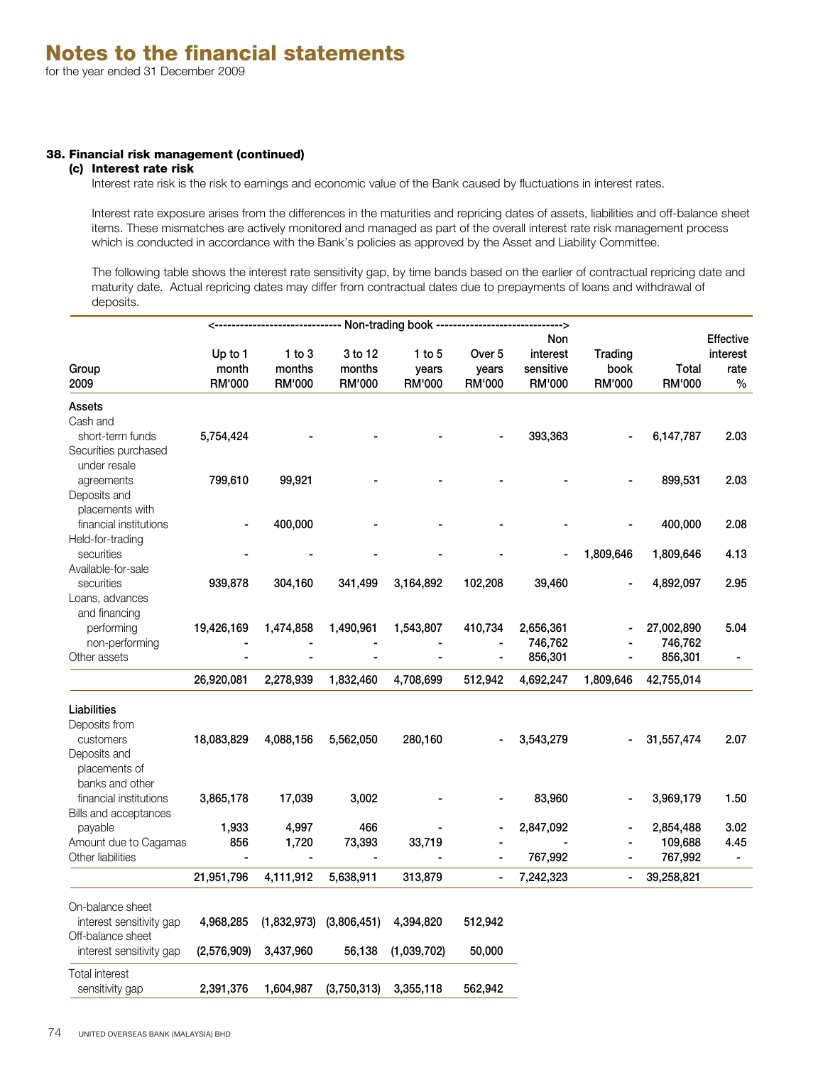# Notes to the financial statements

for the year ended 31 December 2009

## 38. Financial risk management (continued)

### (c) Interest rate risk

Interest rate risk is the risk to earnings and economic value of the Bank caused by fluctuations in interest rates.

Interest rate exposure arises from the differences in the maturities and repricing dates of assets, liabilities and off-balance sheet items. These mismatches are actively monitored and managed as part of the overall interest rate risk management process which is conducted in accordance with the Bank's policies as approved by the Asset and Liability Committee.

The following table shows the interest rate sensitivity gap, by time bands based on the earlier of contractual repricing date and maturity date. Actual repricing dates may differ from contractual dates due to prepayments of loans and withdrawal of deposits.

| Group 2009 | Non-trading book: Up to 1 month RM'000 | 1 to 3 months RM'000 | 3 to 12 months RM'000 | 1 to 5 years RM'000 | Over 5 years RM'000 | Non interest sensitive RM'000 | Trading book RM'000 | Total RM'000 | Effective interest rate % |
|---|---|---|---|---|---|---|---|---|---|
| **Assets** | | | | | | | | | |
| Cash and short-term funds | 5,754,424 | - | - | - | - | 393,363 | - | 6,147,787 | 2.03 |
| Securities purchased under resale agreements | 799,610 | 99,921 | - | - | - | - | - | 899,531 | 2.03 |
| Deposits and placements with financial institutions | - | 400,000 | - | - | - | - | - | 400,000 | 2.08 |
| Held-for-trading securities | - | - | - | - | - | - | 1,809,646 | 1,809,646 | 4.13 |
| Available-for-sale securities | 939,878 | 304,160 | 341,499 | 3,164,892 | 102,208 | 39,460 | - | 4,892,097 | 2.95 |
| Loans, advances and financing performing | 19,426,169 | 1,474,858 | 1,490,961 | 1,543,807 | 410,734 | 2,656,361 | - | 27,002,890 | 5.04 |
| non-performing | - | - | - | - | - | 746,762 | - | 746,762 | |
| Other assets | - | - | - | - | - | 856,301 | - | 856,301 | - |
| | 26,920,081 | 2,278,939 | 1,832,460 | 4,708,699 | 512,942 | 4,692,247 | 1,809,646 | 42,755,014 | |
| **Liabilities** | | | | | | | | | |
| Deposits from customers | 18,083,829 | 4,088,156 | 5,562,050 | 280,160 | - | 3,543,279 | - | 31,557,474 | 2.07 |
| Deposits and placements of banks and other financial institutions | 3,865,178 | 17,039 | 3,002 | - | - | 83,960 | - | 3,969,179 | 1.50 |
| Bills and acceptances payable | 1,933 | 4,997 | 466 | - | - | 2,847,092 | - | 2,854,488 | 3.02 |
| Amount due to Cagamas | 856 | 1,720 | 73,393 | 33,719 | - | - | - | 109,688 | 4.45 |
| Other liabilities | - | - | - | - | - | 767,992 | - | 767,992 | - |
| | 21,951,796 | 4,111,912 | 5,638,911 | 313,879 | - | 7,242,323 | - | 39,258,821 | |
| On-balance sheet interest sensitivity gap | 4,968,285 | (1,832,973) | (3,806,451) | 4,394,820 | 512,942 | | | | |
| Off-balance sheet interest sensitivity gap | (2,576,909) | 3,437,960 | 56,138 | (1,039,702) | 50,000 | | | | |
| Total interest sensitivity gap | 2,391,376 | 1,604,987 | (3,750,313) | 3,355,118 | 562,942 | | | | |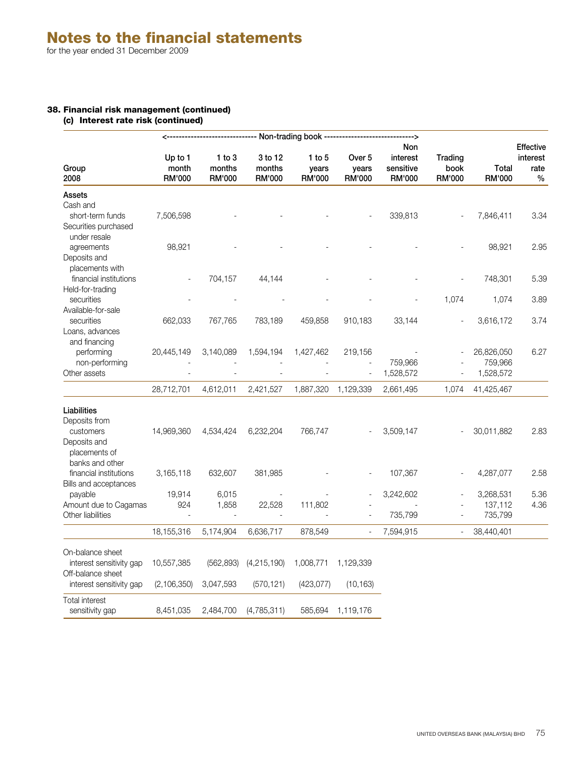# Notes to the financial statements

for the year ended 31 December 2009

## 38. Financial risk management (continued)

### (c) Interest rate risk (continued)

| Group 2008 | <---- Non-trading book ---- Up to 1 month RM'000 | 1 to 3 months RM'000 | 3 to 12 months RM'000 | 1 to 5 years RM'000 | Over 5 years RM'000 | Non interest sensitive RM'000 ----> | Trading book RM'000 | Total RM'000 | Effective interest rate % |
|---|---|---|---|---|---|---|---|---|---|
| **Assets** | | | | | | | | | |
| Cash and short-term funds | 7,506,598 | - | - | - | - | 339,813 | - | 7,846,411 | 3.34 |
| Securities purchased under resale agreements | 98,921 | - | - | - | - | - | - | 98,921 | 2.95 |
| Deposits and placements with financial institutions | - | 704,157 | 44,144 | - | - | - | - | 748,301 | 5.39 |
| Held-for-trading securities | - | - | - | - | - | - | 1,074 | 1,074 | 3.89 |
| Available-for-sale securities | 662,033 | 767,765 | 783,189 | 459,858 | 910,183 | 33,144 | - | 3,616,172 | 3.74 |
| Loans, advances and financing performing | 20,445,149 | 3,140,089 | 1,594,194 | 1,427,462 | 219,156 | - | - | 26,826,050 | 6.27 |
| non-performing | - | - | - | - | - | 759,966 | - | 759,966 | |
| Other assets | - | - | - | - | - | 1,528,572 | - | 1,528,572 | |
| | 28,712,701 | 4,612,011 | 2,421,527 | 1,887,320 | 1,129,339 | 2,661,495 | 1,074 | 41,425,467 | |
| **Liabilities** | | | | | | | | | |
| Deposits from customers | 14,969,360 | 4,534,424 | 6,232,204 | 766,747 | - | 3,509,147 | - | 30,011,882 | 2.83 |
| Deposits and placements of banks and other financial institutions | 3,165,118 | 632,607 | 381,985 | - | - | 107,367 | - | 4,287,077 | 2.58 |
| Bills and acceptances payable | 19,914 | 6,015 | - | - | - | 3,242,602 | - | 3,268,531 | 5.36 |
| Amount due to Cagamas | 924 | 1,858 | 22,528 | 111,802 | - | - | - | 137,112 | 4.36 |
| Other liabilities | - | - | - | - | - | 735,799 | - | 735,799 | |
| | 18,155,316 | 5,174,904 | 6,636,717 | 878,549 | - | 7,594,915 | - | 38,440,401 | |
| On-balance sheet interest sensitivity gap | 10,557,385 | (562,893) | (4,215,190) | 1,008,771 | 1,129,339 | | | | |
| Off-balance sheet interest sensitivity gap | (2,106,350) | 3,047,593 | (570,121) | (423,077) | (10,163) | | | | |
| Total interest sensitivity gap | 8,451,035 | 2,484,700 | (4,785,311) | 585,694 | 1,119,176 | | | | |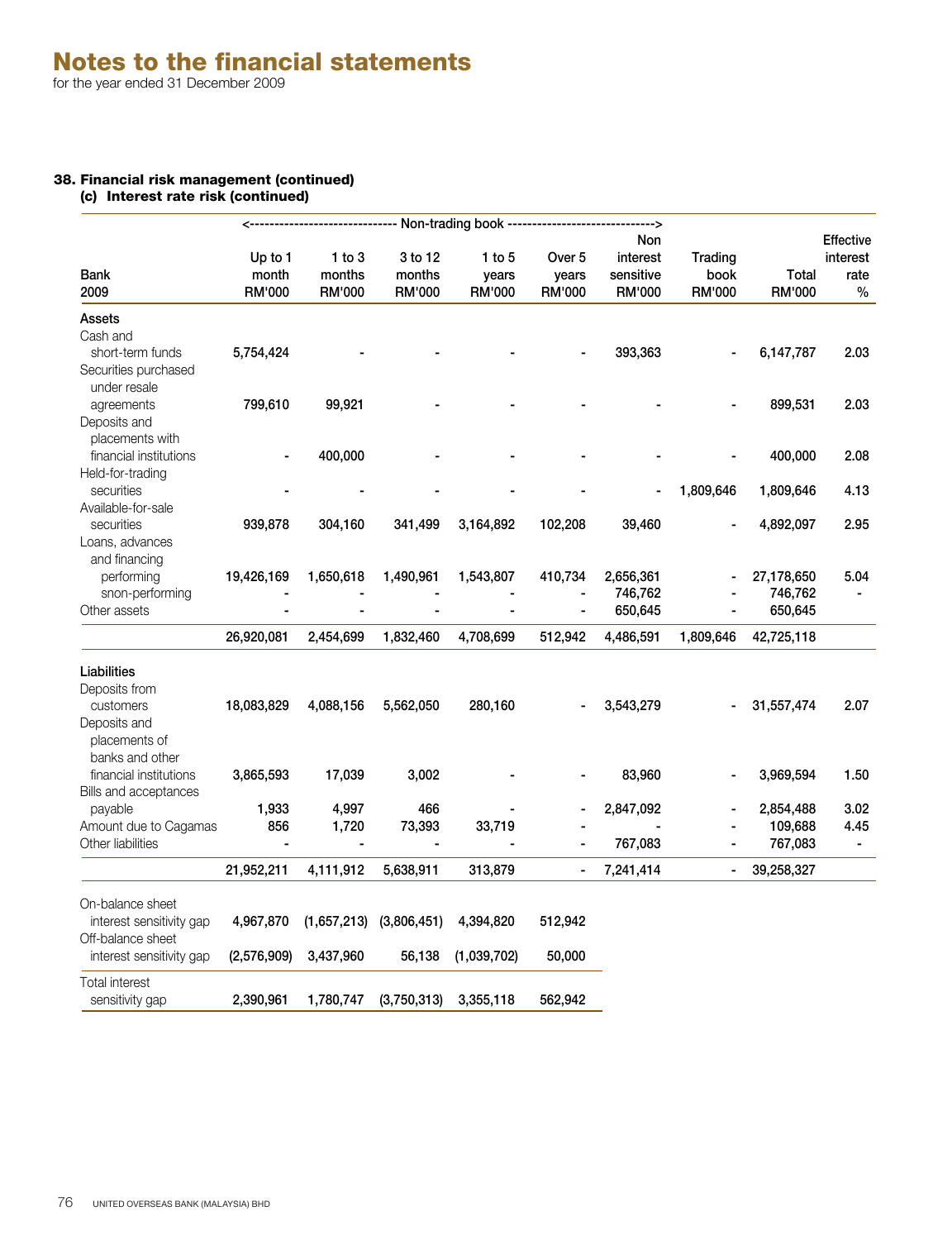# Notes to the financial statements

for the year ended 31 December 2009

**38. Financial risk management (continued)**
**(c) Interest rate risk (continued)**

| Bank 2009 | Non-trading book: Up to 1 month RM'000 | 1 to 3 months RM'000 | 3 to 12 months RM'000 | 1 to 5 years RM'000 | Over 5 years RM'000 | Non interest sensitive RM'000 | Trading book RM'000 | Total RM'000 | Effective interest rate % |
|---|---|---|---|---|---|---|---|---|---|
| **Assets** | | | | | | | | | |
| Cash and short-term funds | 5,754,424 | - | - | - | - | 393,363 | - | 6,147,787 | 2.03 |
| Securities purchased under resale agreements | 799,610 | 99,921 | - | - | - | - | - | 899,531 | 2.03 |
| Deposits and placements with financial institutions | - | 400,000 | - | - | - | - | - | 400,000 | 2.08 |
| Held-for-trading securities | - | - | - | - | - | - | 1,809,646 | 1,809,646 | 4.13 |
| Available-for-sale securities | 939,878 | 304,160 | 341,499 | 3,164,892 | 102,208 | 39,460 | - | 4,892,097 | 2.95 |
| Loans, advances and financing performing | 19,426,169 | 1,650,618 | 1,490,961 | 1,543,807 | 410,734 | 2,656,361 | - | 27,178,650 | 5.04 |
| snon-performing | - | - | - | - | - | 746,762 | - | 746,762 | - |
| Other assets | - | - | - | - | - | 650,645 | - | 650,645 | |
| | 26,920,081 | 2,454,699 | 1,832,460 | 4,708,699 | 512,942 | 4,486,591 | 1,809,646 | 42,725,118 | |
| **Liabilities** | | | | | | | | | |
| Deposits from customers | 18,083,829 | 4,088,156 | 5,562,050 | 280,160 | - | 3,543,279 | - | 31,557,474 | 2.07 |
| Deposits and placements of banks and other financial institutions | 3,865,593 | 17,039 | 3,002 | - | - | 83,960 | - | 3,969,594 | 1.50 |
| Bills and acceptances payable | 1,933 | 4,997 | 466 | - | - | 2,847,092 | - | 2,854,488 | 3.02 |
| Amount due to Cagamas | 856 | 1,720 | 73,393 | 33,719 | - | - | - | 109,688 | 4.45 |
| Other liabilities | - | - | - | - | - | 767,083 | - | 767,083 | - |
| | 21,952,211 | 4,111,912 | 5,638,911 | 313,879 | - | 7,241,414 | - | 39,258,327 | |
| On-balance sheet interest sensitivity gap | 4,967,870 | (1,657,213) | (3,806,451) | 4,394,820 | 512,942 | | | | |
| Off-balance sheet interest sensitivity gap | (2,576,909) | 3,437,960 | 56,138 | (1,039,702) | 50,000 | | | | |
| Total interest sensitivity gap | 2,390,961 | 1,780,747 | (3,750,313) | 3,355,118 | 562,942 | | | | |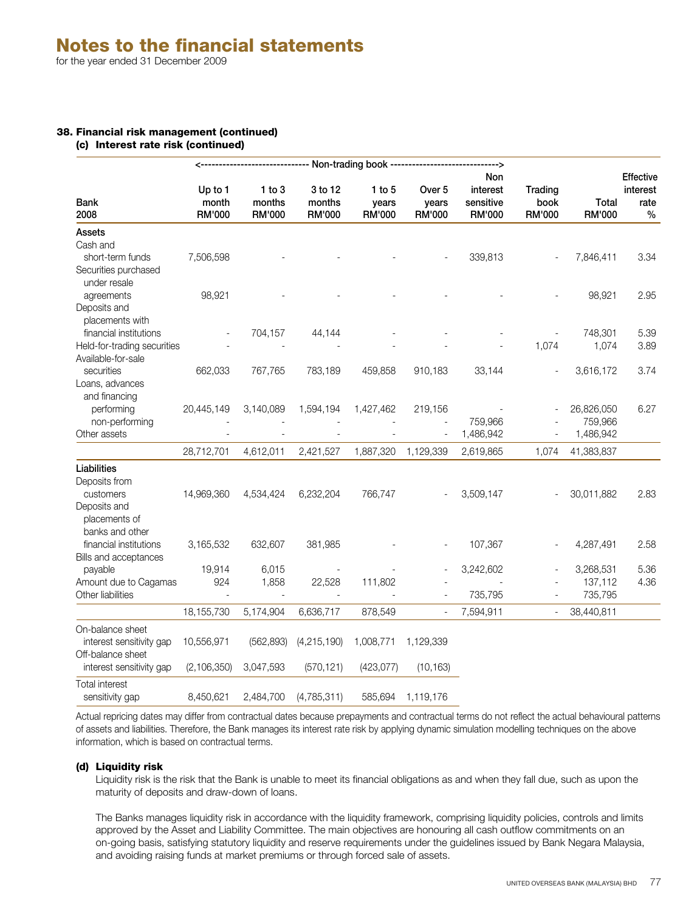# Notes to the financial statements

for the year ended 31 December 2009

### 38. Financial risk management (continued)

#### (c) Interest rate risk (continued)

| Bank 2008 | Non-trading book Up to 1 month RM'000 | 1 to 3 months RM'000 | 3 to 12 months RM'000 | 1 to 5 years RM'000 | Over 5 years RM'000 | Non interest sensitive RM'000 | Trading book RM'000 | Total RM'000 | Effective interest rate % |
|---|---|---|---|---|---|---|---|---|---|
| **Assets** | | | | | | | | | |
| Cash and short-term funds | 7,506,598 | - | - | - | - | 339,813 | - | 7,846,411 | 3.34 |
| Securities purchased under resale agreements | 98,921 | - | - | - | - | - | - | 98,921 | 2.95 |
| Deposits and placements with financial institutions | - | 704,157 | 44,144 | - | - | - | - | 748,301 | 5.39 |
| Held-for-trading securities | - | - | - | - | - | - | 1,074 | 1,074 | 3.89 |
| Available-for-sale securities | 662,033 | 767,765 | 783,189 | 459,858 | 910,183 | 33,144 | - | 3,616,172 | 3.74 |
| Loans, advances and financing | | | | | | | | | |
| performing | 20,445,149 | 3,140,089 | 1,594,194 | 1,427,462 | 219,156 | - | - | 26,826,050 | 6.27 |
| non-performing | - | - | - | - | - | 759,966 | - | 759,966 | |
| Other assets | - | - | - | - | - | 1,486,942 | - | 1,486,942 | |
| | 28,712,701 | 4,612,011 | 2,421,527 | 1,887,320 | 1,129,339 | 2,619,865 | 1,074 | 41,383,837 | |
| **Liabilities** | | | | | | | | | |
| Deposits from customers | 14,969,360 | 4,534,424 | 6,232,204 | 766,747 | - | 3,509,147 | - | 30,011,882 | 2.83 |
| Deposits and placements of banks and other financial institutions | 3,165,532 | 632,607 | 381,985 | - | - | 107,367 | - | 4,287,491 | 2.58 |
| Bills and acceptances payable | 19,914 | 6,015 | - | - | - | 3,242,602 | - | 3,268,531 | 5.36 |
| Amount due to Cagamas | 924 | 1,858 | 22,528 | 111,802 | - | - | - | 137,112 | 4.36 |
| Other liabilities | - | - | - | - | - | 735,795 | - | 735,795 | |
| | 18,155,730 | 5,174,904 | 6,636,717 | 878,549 | - | 7,594,911 | - | 38,440,811 | |
| On-balance sheet interest sensitivity gap | 10,556,971 | (562,893) | (4,215,190) | 1,008,771 | 1,129,339 | | | | |
| Off-balance sheet interest sensitivity gap | (2,106,350) | 3,047,593 | (570,121) | (423,077) | (10,163) | | | | |
| Total interest sensitivity gap | 8,450,621 | 2,484,700 | (4,785,311) | 585,694 | 1,119,176 | | | | |

Actual repricing dates may differ from contractual dates because prepayments and contractual terms do not reflect the actual behavioural patterns of assets and liabilities. Therefore, the Bank manages its interest rate risk by applying dynamic simulation modelling techniques on the above information, which is based on contractual terms.

#### (d) Liquidity risk

Liquidity risk is the risk that the Bank is unable to meet its financial obligations as and when they fall due, such as upon the maturity of deposits and draw-down of loans.

The Banks manages liquidity risk in accordance with the liquidity framework, comprising liquidity policies, controls and limits approved by the Asset and Liability Committee. The main objectives are honouring all cash outflow commitments on an on-going basis, satisfying statutory liquidity and reserve requirements under the guidelines issued by Bank Negara Malaysia, and avoiding raising funds at market premiums or through forced sale of assets.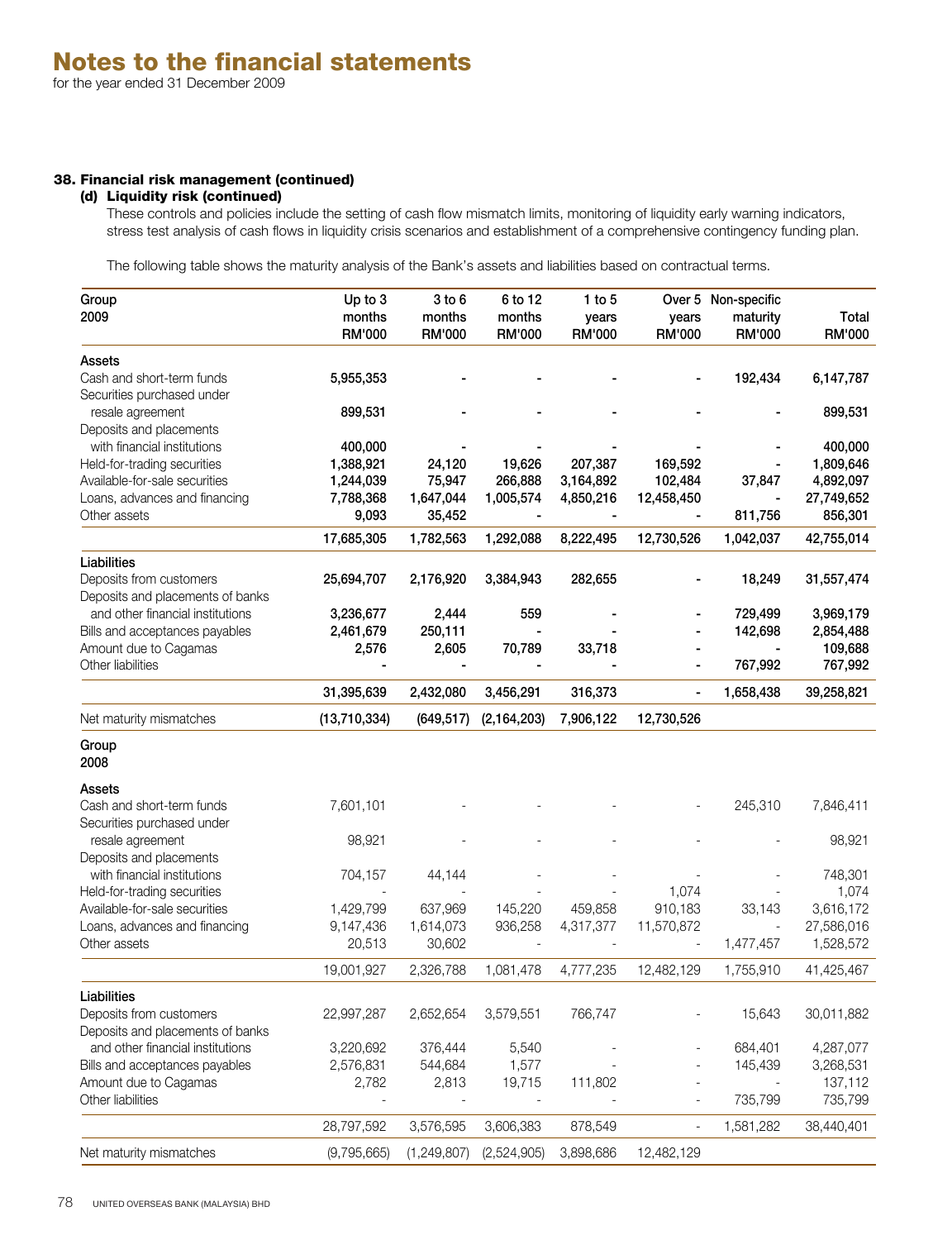# Notes to the financial statements

for the year ended 31 December 2009

### 38. Financial risk management (continued)

#### (d) Liquidity risk (continued)

These controls and policies include the setting of cash flow mismatch limits, monitoring of liquidity early warning indicators, stress test analysis of cash flows in liquidity crisis scenarios and establishment of a comprehensive contingency funding plan.

The following table shows the maturity analysis of the Bank's assets and liabilities based on contractual terms.

| Group 2009 | Up to 3 months RM'000 | 3 to 6 months RM'000 | 6 to 12 months RM'000 | 1 to 5 years RM'000 | Over 5 years RM'000 | Non-specific maturity RM'000 | Total RM'000 |
|---|---|---|---|---|---|---|---|
| **Assets** | | | | | | | |
| Cash and short-term funds | 5,955,353 | - | - | - | - | 192,434 | 6,147,787 |
| Securities purchased under resale agreement | 899,531 | - | - | - | - | - | 899,531 |
| Deposits and placements with financial institutions | 400,000 | - | - | - | - | - | 400,000 |
| Held-for-trading securities | 1,388,921 | 24,120 | 19,626 | 207,387 | 169,592 | - | 1,809,646 |
| Available-for-sale securities | 1,244,039 | 75,947 | 266,888 | 3,164,892 | 102,484 | 37,847 | 4,892,097 |
| Loans, advances and financing | 7,788,368 | 1,647,044 | 1,005,574 | 4,850,216 | 12,458,450 | - | 27,749,652 |
| Other assets | 9,093 | 35,452 | - | - | - | 811,756 | 856,301 |
| | 17,685,305 | 1,782,563 | 1,292,088 | 8,222,495 | 12,730,526 | 1,042,037 | 42,755,014 |
| **Liabilities** | | | | | | | |
| Deposits from customers | 25,694,707 | 2,176,920 | 3,384,943 | 282,655 | - | 18,249 | 31,557,474 |
| Deposits and placements of banks and other financial institutions | 3,236,677 | 2,444 | 559 | - | - | 729,499 | 3,969,179 |
| Bills and acceptances payables | 2,461,679 | 250,111 | - | - | - | 142,698 | 2,854,488 |
| Amount due to Cagamas | 2,576 | 2,605 | 70,789 | 33,718 | - | - | 109,688 |
| Other liabilities | - | - | - | - | - | 767,992 | 767,992 |
| | 31,395,639 | 2,432,080 | 3,456,291 | 316,373 | - | 1,658,438 | 39,258,821 |
| Net maturity mismatches | (13,710,334) | (649,517) | (2,164,203) | 7,906,122 | 12,730,526 | | |
| **Group 2008** | | | | | | | |
| **Assets** | | | | | | | |
| Cash and short-term funds | 7,601,101 | - | - | - | - | 245,310 | 7,846,411 |
| Securities purchased under resale agreement | 98,921 | - | - | - | - | - | 98,921 |
| Deposits and placements with financial institutions | 704,157 | 44,144 | - | - | - | - | 748,301 |
| Held-for-trading securities | - | - | - | - | 1,074 | - | 1,074 |
| Available-for-sale securities | 1,429,799 | 637,969 | 145,220 | 459,858 | 910,183 | 33,143 | 3,616,172 |
| Loans, advances and financing | 9,147,436 | 1,614,073 | 936,258 | 4,317,377 | 11,570,872 | - | 27,586,016 |
| Other assets | 20,513 | 30,602 | - | - | - | 1,477,457 | 1,528,572 |
| | 19,001,927 | 2,326,788 | 1,081,478 | 4,777,235 | 12,482,129 | 1,755,910 | 41,425,467 |
| **Liabilities** | | | | | | | |
| Deposits from customers | 22,997,287 | 2,652,654 | 3,579,551 | 766,747 | - | 15,643 | 30,011,882 |
| Deposits and placements of banks and other financial institutions | 3,220,692 | 376,444 | 5,540 | - | - | 684,401 | 4,287,077 |
| Bills and acceptances payables | 2,576,831 | 544,684 | 1,577 | - | - | 145,439 | 3,268,531 |
| Amount due to Cagamas | 2,782 | 2,813 | 19,715 | 111,802 | - | - | 137,112 |
| Other liabilities | - | - | - | - | - | 735,799 | 735,799 |
| | 28,797,592 | 3,576,595 | 3,606,383 | 878,549 | - | 1,581,282 | 38,440,401 |
| Net maturity mismatches | (9,795,665) | (1,249,807) | (2,524,905) | 3,898,686 | 12,482,129 | | |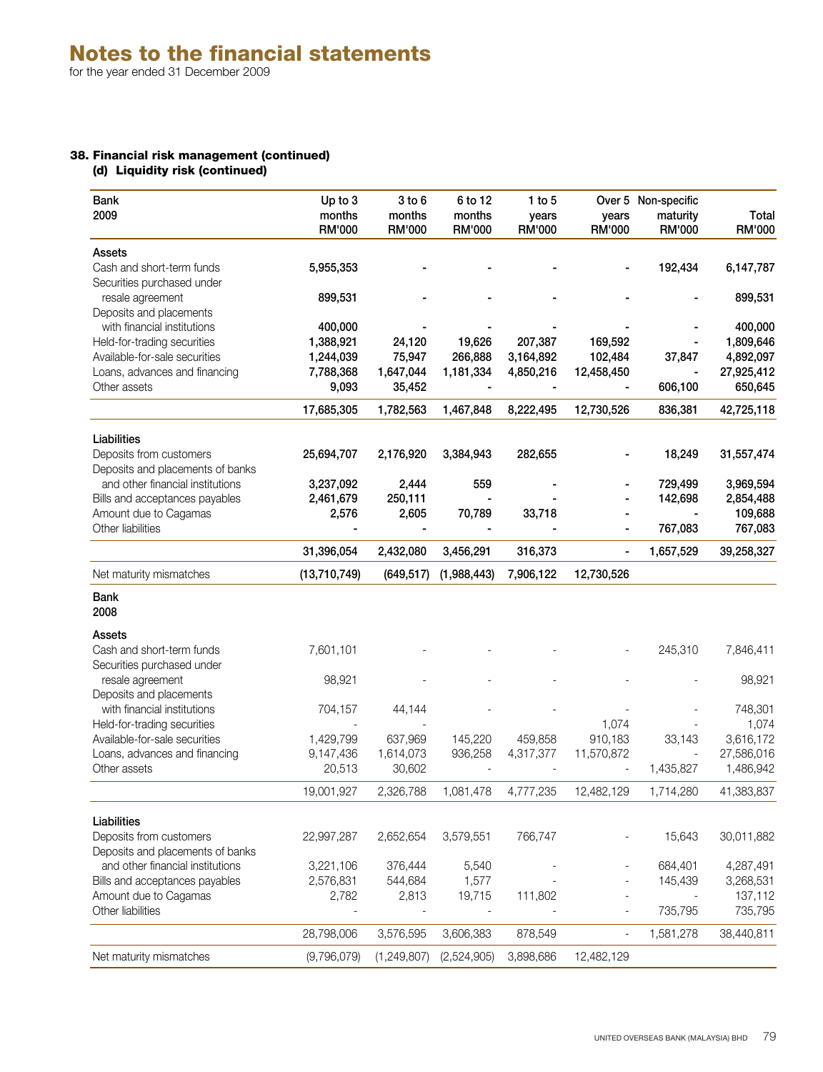# Notes to the financial statements

for the year ended 31 December 2009

### 38. Financial risk management (continued)

#### (d) Liquidity risk (continued)

| Bank 2009 | Up to 3 months RM'000 | 3 to 6 months RM'000 | 6 to 12 months RM'000 | 1 to 5 years RM'000 | Over 5 years RM'000 | Non-specific maturity RM'000 | Total RM'000 |
|---|---|---|---|---|---|---|---|
| **Assets** | | | | | | | |
| Cash and short-term funds | 5,955,353 | - | - | - | - | 192,434 | 6,147,787 |
| Securities purchased under resale agreement | 899,531 | - | - | - | - | - | 899,531 |
| Deposits and placements with financial institutions | 400,000 | - | - | - | - | - | 400,000 |
| Held-for-trading securities | 1,388,921 | 24,120 | 19,626 | 207,387 | 169,592 | - | 1,809,646 |
| Available-for-sale securities | 1,244,039 | 75,947 | 266,888 | 3,164,892 | 102,484 | 37,847 | 4,892,097 |
| Loans, advances and financing | 7,788,368 | 1,647,044 | 1,181,334 | 4,850,216 | 12,458,450 | - | 27,925,412 |
| Other assets | 9,093 | 35,452 | - | - | - | 606,100 | 650,645 |
| | 17,685,305 | 1,782,563 | 1,467,848 | 8,222,495 | 12,730,526 | 836,381 | 42,725,118 |
| **Liabilities** | | | | | | | |
| Deposits from customers | 25,694,707 | 2,176,920 | 3,384,943 | 282,655 | - | 18,249 | 31,557,474 |
| Deposits and placements of banks and other financial institutions | 3,237,092 | 2,444 | 559 | - | - | 729,499 | 3,969,594 |
| Bills and acceptances payables | 2,461,679 | 250,111 | - | - | - | 142,698 | 2,854,488 |
| Amount due to Cagamas | 2,576 | 2,605 | 70,789 | 33,718 | - | - | 109,688 |
| Other liabilities | - | - | - | - | - | 767,083 | 767,083 |
| | 31,396,054 | 2,432,080 | 3,456,291 | 316,373 | - | 1,657,529 | 39,258,327 |
| Net maturity mismatches | (13,710,749) | (649,517) | (1,988,443) | 7,906,122 | 12,730,526 | | |

| Bank 2008 | Up to 3 months RM'000 | 3 to 6 months RM'000 | 6 to 12 months RM'000 | 1 to 5 years RM'000 | Over 5 years RM'000 | Non-specific maturity RM'000 | Total RM'000 |
|---|---|---|---|---|---|---|---|
| **Assets** | | | | | | | |
| Cash and short-term funds | 7,601,101 | - | - | - | - | 245,310 | 7,846,411 |
| Securities purchased under resale agreement | 98,921 | - | - | - | - | - | 98,921 |
| Deposits and placements with financial institutions | 704,157 | 44,144 | - | - | - | - | 748,301 |
| Held-for-trading securities | - | - | - | - | 1,074 | - | 1,074 |
| Available-for-sale securities | 1,429,799 | 637,969 | 145,220 | 459,858 | 910,183 | 33,143 | 3,616,172 |
| Loans, advances and financing | 9,147,436 | 1,614,073 | 936,258 | 4,317,377 | 11,570,872 | - | 27,586,016 |
| Other assets | 20,513 | 30,602 | - | - | - | 1,435,827 | 1,486,942 |
| | 19,001,927 | 2,326,788 | 1,081,478 | 4,777,235 | 12,482,129 | 1,714,280 | 41,383,837 |
| **Liabilities** | | | | | | | |
| Deposits from customers | 22,997,287 | 2,652,654 | 3,579,551 | 766,747 | - | 15,643 | 30,011,882 |
| Deposits and placements of banks and other financial institutions | 3,221,106 | 376,444 | 5,540 | - | - | 684,401 | 4,287,491 |
| Bills and acceptances payables | 2,576,831 | 544,684 | 1,577 | - | - | 145,439 | 3,268,531 |
| Amount due to Cagamas | 2,782 | 2,813 | 19,715 | 111,802 | - | - | 137,112 |
| Other liabilities | - | - | - | - | - | 735,795 | 735,795 |
| | 28,798,006 | 3,576,595 | 3,606,383 | 878,549 | - | 1,581,278 | 38,440,811 |
| Net maturity mismatches | (9,796,079) | (1,249,807) | (2,524,905) | 3,898,686 | 12,482,129 | | |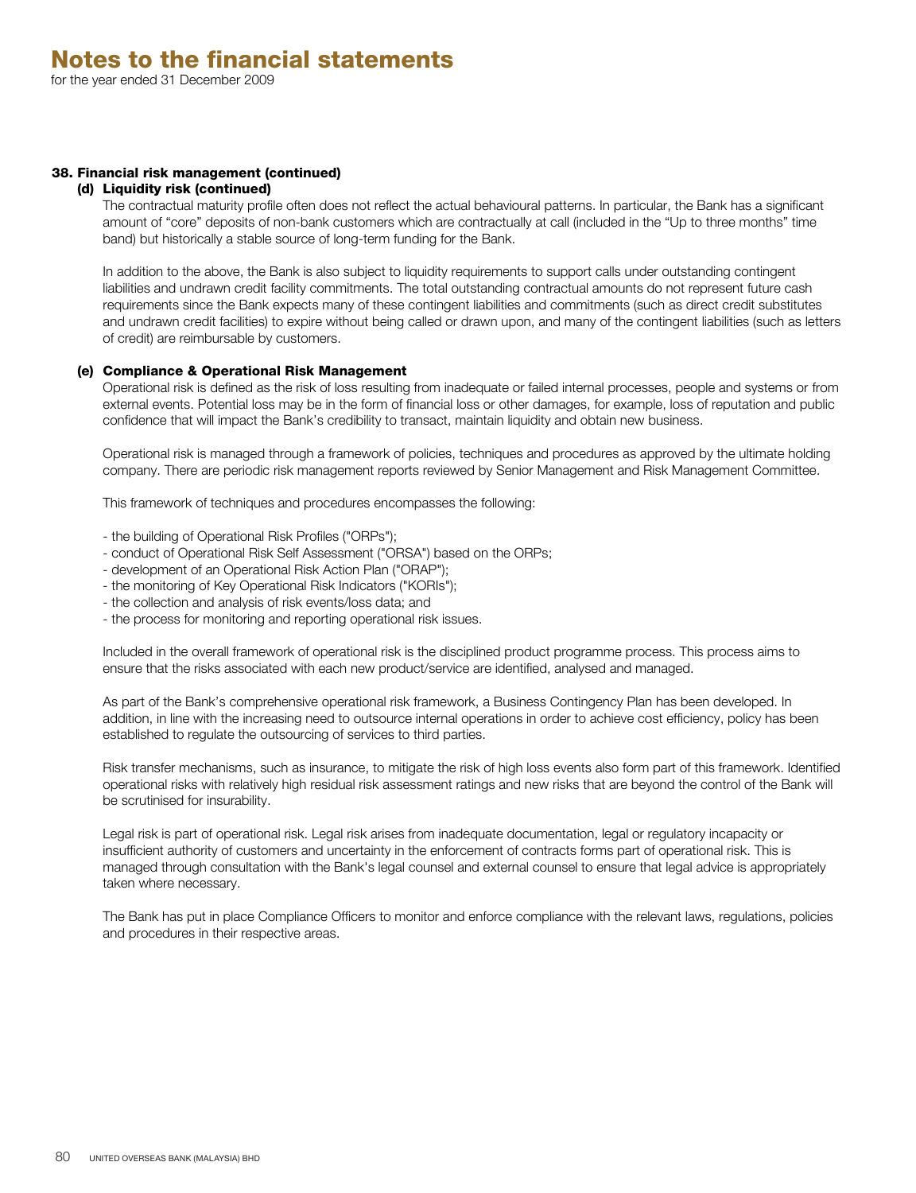# Notes to the financial statements

for the year ended 31 December 2009

### 38. Financial risk management (continued)

#### (d) Liquidity risk (continued)

The contractual maturity profile often does not reflect the actual behavioural patterns. In particular, the Bank has a significant amount of "core" deposits of non-bank customers which are contractually at call (included in the "Up to three months" time band) but historically a stable source of long-term funding for the Bank.

In addition to the above, the Bank is also subject to liquidity requirements to support calls under outstanding contingent liabilities and undrawn credit facility commitments. The total outstanding contractual amounts do not represent future cash requirements since the Bank expects many of these contingent liabilities and commitments (such as direct credit substitutes and undrawn credit facilities) to expire without being called or drawn upon, and many of the contingent liabilities (such as letters of credit) are reimbursable by customers.

#### (e) Compliance & Operational Risk Management

Operational risk is defined as the risk of loss resulting from inadequate or failed internal processes, people and systems or from external events. Potential loss may be in the form of financial loss or other damages, for example, loss of reputation and public confidence that will impact the Bank's credibility to transact, maintain liquidity and obtain new business.

Operational risk is managed through a framework of policies, techniques and procedures as approved by the ultimate holding company. There are periodic risk management reports reviewed by Senior Management and Risk Management Committee.

This framework of techniques and procedures encompasses the following:

- the building of Operational Risk Profiles ("ORPs");
- conduct of Operational Risk Self Assessment ("ORSA") based on the ORPs;
- development of an Operational Risk Action Plan ("ORAP");
- the monitoring of Key Operational Risk Indicators ("KORIs");
- the collection and analysis of risk events/loss data; and
- the process for monitoring and reporting operational risk issues.

Included in the overall framework of operational risk is the disciplined product programme process. This process aims to ensure that the risks associated with each new product/service are identified, analysed and managed.

As part of the Bank's comprehensive operational risk framework, a Business Contingency Plan has been developed. In addition, in line with the increasing need to outsource internal operations in order to achieve cost efficiency, policy has been established to regulate the outsourcing of services to third parties.

Risk transfer mechanisms, such as insurance, to mitigate the risk of high loss events also form part of this framework. Identified operational risks with relatively high residual risk assessment ratings and new risks that are beyond the control of the Bank will be scrutinised for insurability.

Legal risk is part of operational risk. Legal risk arises from inadequate documentation, legal or regulatory incapacity or insufficient authority of customers and uncertainty in the enforcement of contracts forms part of operational risk. This is managed through consultation with the Bank's legal counsel and external counsel to ensure that legal advice is appropriately taken where necessary.

The Bank has put in place Compliance Officers to monitor and enforce compliance with the relevant laws, regulations, policies and procedures in their respective areas.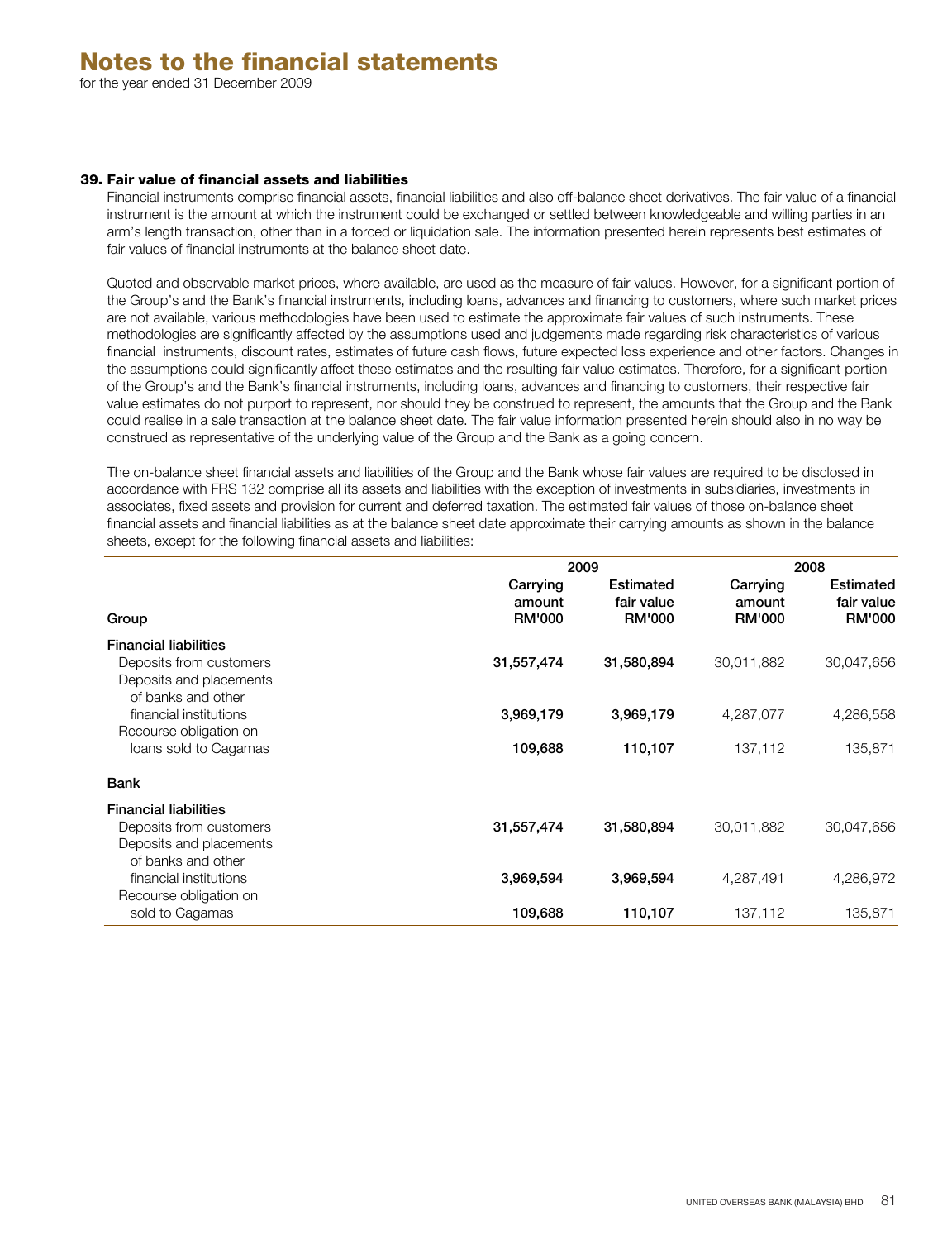# Notes to the financial statements

for the year ended 31 December 2009

### 39. Fair value of financial assets and liabilities

Financial instruments comprise financial assets, financial liabilities and also off-balance sheet derivatives. The fair value of a financial instrument is the amount at which the instrument could be exchanged or settled between knowledgeable and willing parties in an arm's length transaction, other than in a forced or liquidation sale. The information presented herein represents best estimates of fair values of financial instruments at the balance sheet date.

Quoted and observable market prices, where available, are used as the measure of fair values. However, for a significant portion of the Group's and the Bank's financial instruments, including loans, advances and financing to customers, where such market prices are not available, various methodologies have been used to estimate the approximate fair values of such instruments. These methodologies are significantly affected by the assumptions used and judgements made regarding risk characteristics of various financial instruments, discount rates, estimates of future cash flows, future expected loss experience and other factors. Changes in the assumptions could significantly affect these estimates and the resulting fair value estimates. Therefore, for a significant portion of the Group's and the Bank's financial instruments, including loans, advances and financing to customers, their respective fair value estimates do not purport to represent, nor should they be construed to represent, the amounts that the Group and the Bank could realise in a sale transaction at the balance sheet date. The fair value information presented herein should also in no way be construed as representative of the underlying value of the Group and the Bank as a going concern.

The on-balance sheet financial assets and liabilities of the Group and the Bank whose fair values are required to be disclosed in accordance with FRS 132 comprise all its assets and liabilities with the exception of investments in subsidiaries, investments in associates, fixed assets and provision for current and deferred taxation. The estimated fair values of those on-balance sheet financial assets and financial liabilities as at the balance sheet date approximate their carrying amounts as shown in the balance sheets, except for the following financial assets and liabilities:

| | 2009 | | 2008 | |
|---|---|---|---|---|
| Group | Carrying amount RM'000 | Estimated fair value RM'000 | Carrying amount RM'000 | Estimated fair value RM'000 |
| **Financial liabilities** | | | | |
| Deposits from customers | **31,557,474** | **31,580,894** | 30,011,882 | 30,047,656 |
| Deposits and placements of banks and other financial institutions | **3,969,179** | **3,969,179** | 4,287,077 | 4,286,558 |
| Recourse obligation on loans sold to Cagamas | **109,688** | **110,107** | 137,112 | 135,871 |
| **Bank** | | | | |
| **Financial liabilities** | | | | |
| Deposits from customers | **31,557,474** | **31,580,894** | 30,011,882 | 30,047,656 |
| Deposits and placements of banks and other financial institutions | **3,969,594** | **3,969,594** | 4,287,491 | 4,286,972 |
| Recourse obligation on sold to Cagamas | **109,688** | **110,107** | 137,112 | 135,871 |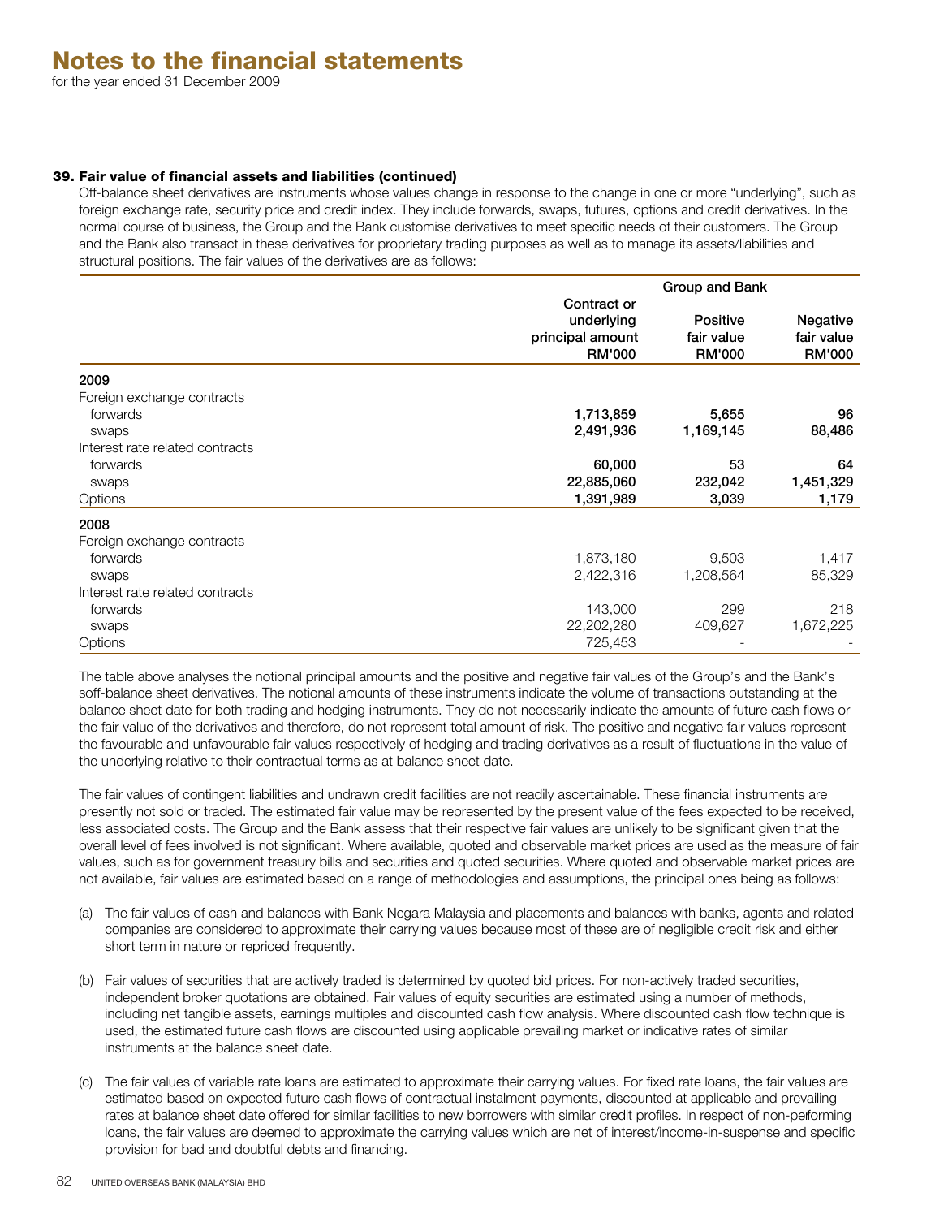# Notes to the financial statements

for the year ended 31 December 2009

### 39. Fair value of financial assets and liabilities (continued)

Off-balance sheet derivatives are instruments whose values change in response to the change in one or more "underlying", such as foreign exchange rate, security price and credit index. They include forwards, swaps, futures, options and credit derivatives. In the normal course of business, the Group and the Bank customise derivatives to meet specific needs of their customers. The Group and the Bank also transact in these derivatives for proprietary trading purposes as well as to manage its assets/liabilities and structural positions. The fair values of the derivatives are as follows:

| | Group and Bank | | |
|---|---|---|---|
| | Contract or underlying principal amount RM'000 | Positive fair value RM'000 | Negative fair value RM'000 |
| **2009** | | | |
| Foreign exchange contracts | | | |
| forwards | **1,713,859** | **5,655** | **96** |
| swaps | **2,491,936** | **1,169,145** | **88,486** |
| Interest rate related contracts | | | |
| forwards | **60,000** | **53** | **64** |
| swaps | **22,885,060** | **232,042** | **1,451,329** |
| Options | **1,391,989** | **3,039** | **1,179** |
| **2008** | | | |
| Foreign exchange contracts | | | |
| forwards | 1,873,180 | 9,503 | 1,417 |
| swaps | 2,422,316 | 1,208,564 | 85,329 |
| Interest rate related contracts | | | |
| forwards | 143,000 | 299 | 218 |
| swaps | 22,202,280 | 409,627 | 1,672,225 |
| Options | 725,453 | - | - |

The table above analyses the notional principal amounts and the positive and negative fair values of the Group's and the Bank's soff-balance sheet derivatives. The notional amounts of these instruments indicate the volume of transactions outstanding at the balance sheet date for both trading and hedging instruments. They do not necessarily indicate the amounts of future cash flows or the fair value of the derivatives and therefore, do not represent total amount of risk. The positive and negative fair values represent the favourable and unfavourable fair values respectively of hedging and trading derivatives as a result of fluctuations in the value of the underlying relative to their contractual terms as at balance sheet date.

The fair values of contingent liabilities and undrawn credit facilities are not readily ascertainable. These financial instruments are presently not sold or traded. The estimated fair value may be represented by the present value of the fees expected to be received, less associated costs. The Group and the Bank assess that their respective fair values are unlikely to be significant given that the overall level of fees involved is not significant. Where available, quoted and observable market prices are used as the measure of fair values, such as for government treasury bills and securities and quoted securities. Where quoted and observable market prices are not available, fair values are estimated based on a range of methodologies and assumptions, the principal ones being as follows:

(a) The fair values of cash and balances with Bank Negara Malaysia and placements and balances with banks, agents and related companies are considered to approximate their carrying values because most of these are of negligible credit risk and either short term in nature or repriced frequently.

(b) Fair values of securities that are actively traded is determined by quoted bid prices. For non-actively traded securities, independent broker quotations are obtained. Fair values of equity securities are estimated using a number of methods, including net tangible assets, earnings multiples and discounted cash flow analysis. Where discounted cash flow technique is used, the estimated future cash flows are discounted using applicable prevailing market or indicative rates of similar instruments at the balance sheet date.

(c) The fair values of variable rate loans are estimated to approximate their carrying values. For fixed rate loans, the fair values are estimated based on expected future cash flows of contractual instalment payments, discounted at applicable and prevailing rates at balance sheet date offered for similar facilities to new borrowers with similar credit profiles. In respect of non-peforming loans, the fair values are deemed to approximate the carrying values which are net of interest/income-in-suspense and specific provision for bad and doubtful debts and financing.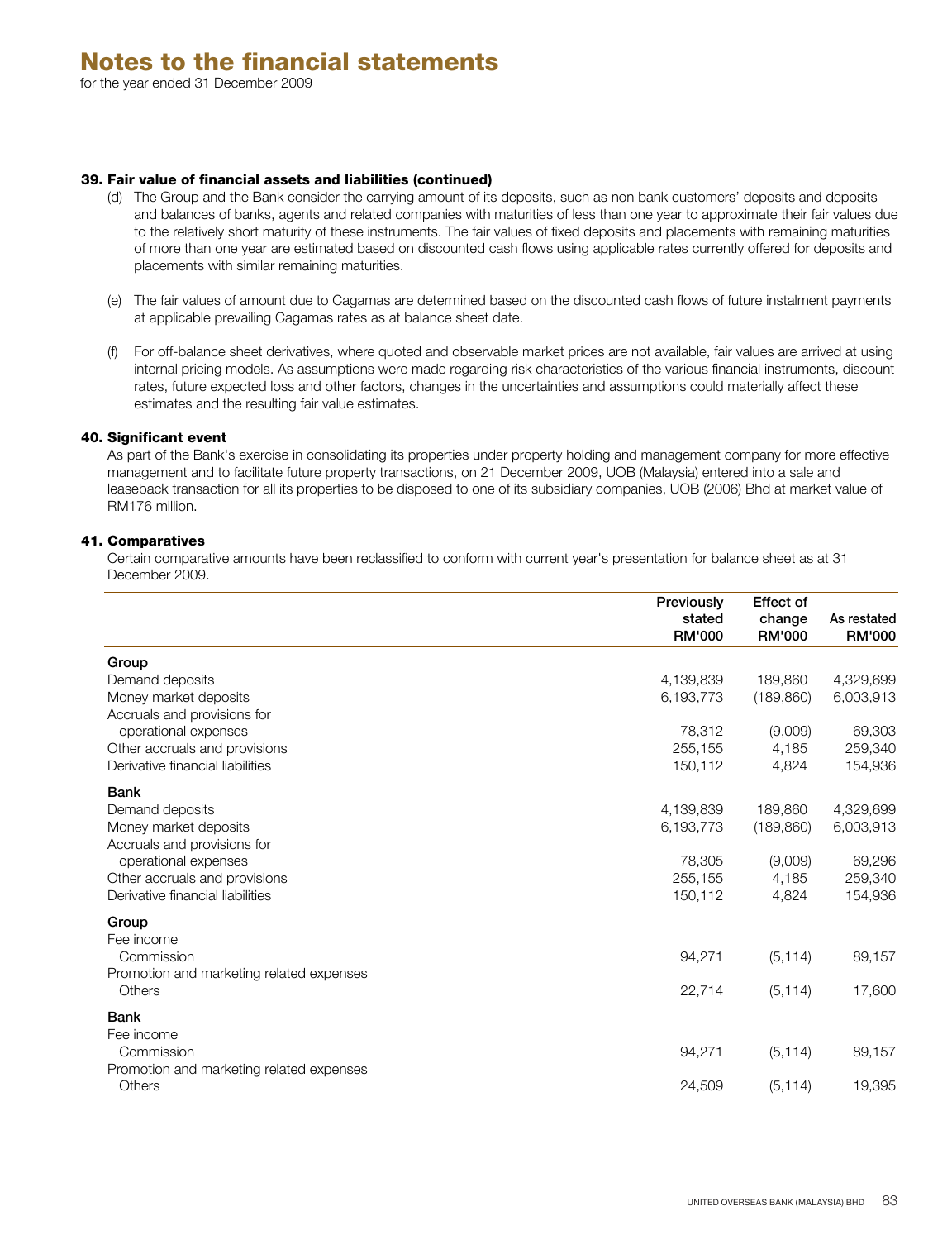# Notes to the financial statements

for the year ended 31 December 2009

### 39. Fair value of financial assets and liabilities (continued)

(d) The Group and the Bank consider the carrying amount of its deposits, such as non bank customers' deposits and deposits and balances of banks, agents and related companies with maturities of less than one year to approximate their fair values due to the relatively short maturity of these instruments. The fair values of fixed deposits and placements with remaining maturities of more than one year are estimated based on discounted cash flows using applicable rates currently offered for deposits and placements with similar remaining maturities.

(e) The fair values of amount due to Cagamas are determined based on the discounted cash flows of future instalment payments at applicable prevailing Cagamas rates as at balance sheet date.

(f) For off-balance sheet derivatives, where quoted and observable market prices are not available, fair values are arrived at using internal pricing models. As assumptions were made regarding risk characteristics of the various financial instruments, discount rates, future expected loss and other factors, changes in the uncertainties and assumptions could materially affect these estimates and the resulting fair value estimates.

### 40. Significant event

As part of the Bank's exercise in consolidating its properties under property holding and management company for more effective management and to facilitate future property transactions, on 21 December 2009, UOB (Malaysia) entered into a sale and leaseback transaction for all its properties to be disposed to one of its subsidiary companies, UOB (2006) Bhd at market value of RM176 million.

### 41. Comparatives

Certain comparative amounts have been reclassified to conform with current year's presentation for balance sheet as at 31 December 2009.

| | Previously stated RM'000 | Effect of change RM'000 | As restated RM'000 |
|---|---|---|---|
| **Group** | | | |
| Demand deposits | 4,139,839 | 189,860 | 4,329,699 |
| Money market deposits | 6,193,773 | (189,860) | 6,003,913 |
| Accruals and provisions for operational expenses | 78,312 | (9,009) | 69,303 |
| Other accruals and provisions | 255,155 | 4,185 | 259,340 |
| Derivative financial liabilities | 150,112 | 4,824 | 154,936 |
| **Bank** | | | |
| Demand deposits | 4,139,839 | 189,860 | 4,329,699 |
| Money market deposits | 6,193,773 | (189,860) | 6,003,913 |
| Accruals and provisions for operational expenses | 78,305 | (9,009) | 69,296 |
| Other accruals and provisions | 255,155 | 4,185 | 259,340 |
| Derivative financial liabilities | 150,112 | 4,824 | 154,936 |
| **Group** | | | |
| Fee income | | | |
| Commission | 94,271 | (5,114) | 89,157 |
| Promotion and marketing related expenses | | | |
| Others | 22,714 | (5,114) | 17,600 |
| **Bank** | | | |
| Fee income | | | |
| Commission | 94,271 | (5,114) | 89,157 |
| Promotion and marketing related expenses | | | |
| Others | 24,509 | (5,114) | 19,395 |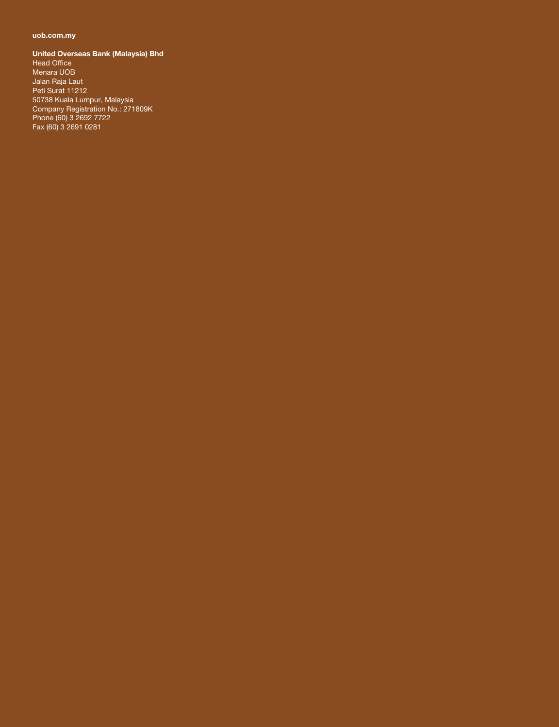**uob.com.my**

**United Overseas Bank (Malaysia) Bhd**
Head Office
Menara UOB
Jalan Raja Laut
Peti Surat 11212
50738 Kuala Lumpur, Malaysia
Company Registration No.: 271809K
Phone (60) 3 2692 7722
Fax (60) 3 2691 0281